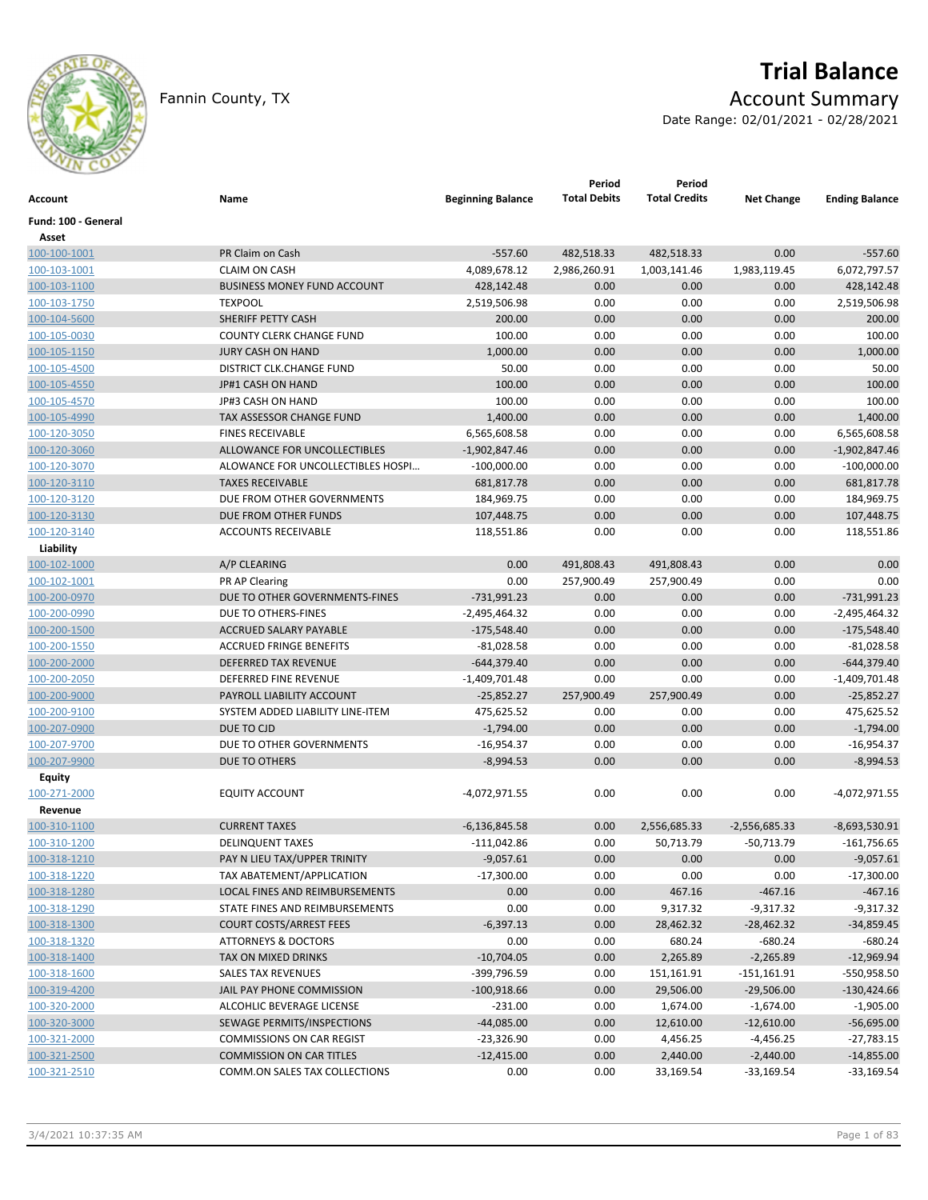# Trial Balance

Fannin County, TX

## Account Summary

Date Range: 02/01/2021 - 02/28/2021

| Account | Name | Beginning Balance | Period Total Debits | Period Total Credits | Net Change | Ending Balance |
|---|---|---|---|---|---|---|
| **Fund: 100 - General** | | | | | | |
| **Asset** | | | | | | |
| 100-100-1001 | PR Claim on Cash | -557.60 | 482,518.33 | 482,518.33 | 0.00 | -557.60 |
| 100-103-1001 | CLAIM ON CASH | 4,089,678.12 | 2,986,260.91 | 1,003,141.46 | 1,983,119.45 | 6,072,797.57 |
| 100-103-1100 | BUSINESS MONEY FUND ACCOUNT | 428,142.48 | 0.00 | 0.00 | 0.00 | 428,142.48 |
| 100-103-1750 | TEXPOOL | 2,519,506.98 | 0.00 | 0.00 | 0.00 | 2,519,506.98 |
| 100-104-5600 | SHERIFF PETTY CASH | 200.00 | 0.00 | 0.00 | 0.00 | 200.00 |
| 100-105-0030 | COUNTY CLERK CHANGE FUND | 100.00 | 0.00 | 0.00 | 0.00 | 100.00 |
| 100-105-1150 | JURY CASH ON HAND | 1,000.00 | 0.00 | 0.00 | 0.00 | 1,000.00 |
| 100-105-4500 | DISTRICT CLK.CHANGE FUND | 50.00 | 0.00 | 0.00 | 0.00 | 50.00 |
| 100-105-4550 | JP#1 CASH ON HAND | 100.00 | 0.00 | 0.00 | 0.00 | 100.00 |
| 100-105-4570 | JP#3 CASH ON HAND | 100.00 | 0.00 | 0.00 | 0.00 | 100.00 |
| 100-105-4990 | TAX ASSESSOR CHANGE FUND | 1,400.00 | 0.00 | 0.00 | 0.00 | 1,400.00 |
| 100-120-3050 | FINES RECEIVABLE | 6,565,608.58 | 0.00 | 0.00 | 0.00 | 6,565,608.58 |
| 100-120-3060 | ALLOWANCE FOR UNCOLLECTIBLES | -1,902,847.46 | 0.00 | 0.00 | 0.00 | -1,902,847.46 |
| 100-120-3070 | ALOWANCE FOR UNCOLLECTIBLES HOSPI… | -100,000.00 | 0.00 | 0.00 | 0.00 | -100,000.00 |
| 100-120-3110 | TAXES RECEIVABLE | 681,817.78 | 0.00 | 0.00 | 0.00 | 681,817.78 |
| 100-120-3120 | DUE FROM OTHER GOVERNMENTS | 184,969.75 | 0.00 | 0.00 | 0.00 | 184,969.75 |
| 100-120-3130 | DUE FROM OTHER FUNDS | 107,448.75 | 0.00 | 0.00 | 0.00 | 107,448.75 |
| 100-120-3140 | ACCOUNTS RECEIVABLE | 118,551.86 | 0.00 | 0.00 | 0.00 | 118,551.86 |
| **Liability** | | | | | | |
| 100-102-1000 | A/P CLEARING | 0.00 | 491,808.43 | 491,808.43 | 0.00 | 0.00 |
| 100-102-1001 | PR AP Clearing | 0.00 | 257,900.49 | 257,900.49 | 0.00 | 0.00 |
| 100-200-0970 | DUE TO OTHER GOVERNMENTS-FINES | -731,991.23 | 0.00 | 0.00 | 0.00 | -731,991.23 |
| 100-200-0990 | DUE TO OTHERS-FINES | -2,495,464.32 | 0.00 | 0.00 | 0.00 | -2,495,464.32 |
| 100-200-1500 | ACCRUED SALARY PAYABLE | -175,548.40 | 0.00 | 0.00 | 0.00 | -175,548.40 |
| 100-200-1550 | ACCRUED FRINGE BENEFITS | -81,028.58 | 0.00 | 0.00 | 0.00 | -81,028.58 |
| 100-200-2000 | DEFERRED TAX REVENUE | -644,379.40 | 0.00 | 0.00 | 0.00 | -644,379.40 |
| 100-200-2050 | DEFERRED FINE REVENUE | -1,409,701.48 | 0.00 | 0.00 | 0.00 | -1,409,701.48 |
| 100-200-9000 | PAYROLL LIABILITY ACCOUNT | -25,852.27 | 257,900.49 | 257,900.49 | 0.00 | -25,852.27 |
| 100-200-9100 | SYSTEM ADDED LIABILITY LINE-ITEM | 475,625.52 | 0.00 | 0.00 | 0.00 | 475,625.52 |
| 100-207-0900 | DUE TO CJD | -1,794.00 | 0.00 | 0.00 | 0.00 | -1,794.00 |
| 100-207-9700 | DUE TO OTHER GOVERNMENTS | -16,954.37 | 0.00 | 0.00 | 0.00 | -16,954.37 |
| 100-207-9900 | DUE TO OTHERS | -8,994.53 | 0.00 | 0.00 | 0.00 | -8,994.53 |
| **Equity** | | | | | | |
| 100-271-2000 | EQUITY ACCOUNT | -4,072,971.55 | 0.00 | 0.00 | 0.00 | -4,072,971.55 |
| **Revenue** | | | | | | |
| 100-310-1100 | CURRENT TAXES | -6,136,845.58 | 0.00 | 2,556,685.33 | -2,556,685.33 | -8,693,530.91 |
| 100-310-1200 | DELINQUENT TAXES | -111,042.86 | 0.00 | 50,713.79 | -50,713.79 | -161,756.65 |
| 100-318-1210 | PAY N LIEU TAX/UPPER TRINITY | -9,057.61 | 0.00 | 0.00 | 0.00 | -9,057.61 |
| 100-318-1220 | TAX ABATEMENT/APPLICATION | -17,300.00 | 0.00 | 0.00 | 0.00 | -17,300.00 |
| 100-318-1280 | LOCAL FINES AND REIMBURSEMENTS | 0.00 | 0.00 | 467.16 | -467.16 | -467.16 |
| 100-318-1290 | STATE FINES AND REIMBURSEMENTS | 0.00 | 0.00 | 9,317.32 | -9,317.32 | -9,317.32 |
| 100-318-1300 | COURT COSTS/ARREST FEES | -6,397.13 | 0.00 | 28,462.32 | -28,462.32 | -34,859.45 |
| 100-318-1320 | ATTORNEYS & DOCTORS | 0.00 | 0.00 | 680.24 | -680.24 | -680.24 |
| 100-318-1400 | TAX ON MIXED DRINKS | -10,704.05 | 0.00 | 2,265.89 | -2,265.89 | -12,969.94 |
| 100-318-1600 | SALES TAX REVENUES | -399,796.59 | 0.00 | 151,161.91 | -151,161.91 | -550,958.50 |
| 100-319-4200 | JAIL PAY PHONE COMMISSION | -100,918.66 | 0.00 | 29,506.00 | -29,506.00 | -130,424.66 |
| 100-320-2000 | ALCOHLIC BEVERAGE LICENSE | -231.00 | 0.00 | 1,674.00 | -1,674.00 | -1,905.00 |
| 100-320-3000 | SEWAGE PERMITS/INSPECTIONS | -44,085.00 | 0.00 | 12,610.00 | -12,610.00 | -56,695.00 |
| 100-321-2000 | COMMISSIONS ON CAR REGIST | -23,326.90 | 0.00 | 4,456.25 | -4,456.25 | -27,783.15 |
| 100-321-2500 | COMMISSION ON CAR TITLES | -12,415.00 | 0.00 | 2,440.00 | -2,440.00 | -14,855.00 |
| 100-321-2510 | COMM.ON SALES TAX COLLECTIONS | 0.00 | 0.00 | 33,169.54 | -33,169.54 | -33,169.54 |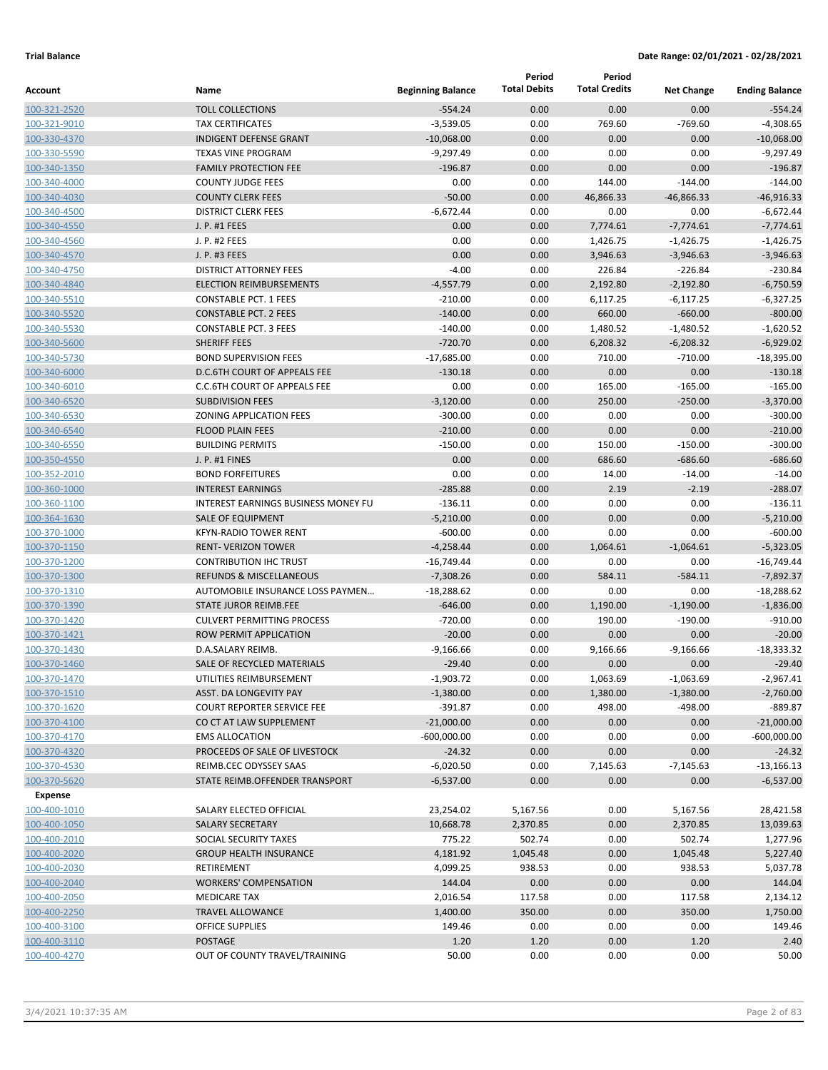**Trial Balance** **Date Range: 02/01/2021 - 02/28/2021**

| Account | Name | Beginning Balance | Period Total Debits | Period Total Credits | Net Change | Ending Balance |
|---|---|---|---|---|---|---|
| 100-321-2520 | TOLL COLLECTIONS | -554.24 | 0.00 | 0.00 | 0.00 | -554.24 |
| 100-321-9010 | TAX CERTIFICATES | -3,539.05 | 0.00 | 769.60 | -769.60 | -4,308.65 |
| 100-330-4370 | INDIGENT DEFENSE GRANT | -10,068.00 | 0.00 | 0.00 | 0.00 | -10,068.00 |
| 100-330-5590 | TEXAS VINE PROGRAM | -9,297.49 | 0.00 | 0.00 | 0.00 | -9,297.49 |
| 100-340-1350 | FAMILY PROTECTION FEE | -196.87 | 0.00 | 0.00 | 0.00 | -196.87 |
| 100-340-4000 | COUNTY JUDGE FEES | 0.00 | 0.00 | 144.00 | -144.00 | -144.00 |
| 100-340-4030 | COUNTY CLERK FEES | -50.00 | 0.00 | 46,866.33 | -46,866.33 | -46,916.33 |
| 100-340-4500 | DISTRICT CLERK FEES | -6,672.44 | 0.00 | 0.00 | 0.00 | -6,672.44 |
| 100-340-4550 | J. P. #1 FEES | 0.00 | 0.00 | 7,774.61 | -7,774.61 | -7,774.61 |
| 100-340-4560 | J. P. #2 FEES | 0.00 | 0.00 | 1,426.75 | -1,426.75 | -1,426.75 |
| 100-340-4570 | J. P. #3 FEES | 0.00 | 0.00 | 3,946.63 | -3,946.63 | -3,946.63 |
| 100-340-4750 | DISTRICT ATTORNEY FEES | -4.00 | 0.00 | 226.84 | -226.84 | -230.84 |
| 100-340-4840 | ELECTION REIMBURSEMENTS | -4,557.79 | 0.00 | 2,192.80 | -2,192.80 | -6,750.59 |
| 100-340-5510 | CONSTABLE PCT. 1 FEES | -210.00 | 0.00 | 6,117.25 | -6,117.25 | -6,327.25 |
| 100-340-5520 | CONSTABLE PCT. 2 FEES | -140.00 | 0.00 | 660.00 | -660.00 | -800.00 |
| 100-340-5530 | CONSTABLE PCT. 3 FEES | -140.00 | 0.00 | 1,480.52 | -1,480.52 | -1,620.52 |
| 100-340-5600 | SHERIFF FEES | -720.70 | 0.00 | 6,208.32 | -6,208.32 | -6,929.02 |
| 100-340-5730 | BOND SUPERVISION FEES | -17,685.00 | 0.00 | 710.00 | -710.00 | -18,395.00 |
| 100-340-6000 | D.C.6TH COURT OF APPEALS FEE | -130.18 | 0.00 | 0.00 | 0.00 | -130.18 |
| 100-340-6010 | C.C.6TH COURT OF APPEALS FEE | 0.00 | 0.00 | 165.00 | -165.00 | -165.00 |
| 100-340-6520 | SUBDIVISION FEES | -3,120.00 | 0.00 | 250.00 | -250.00 | -3,370.00 |
| 100-340-6530 | ZONING APPLICATION FEES | -300.00 | 0.00 | 0.00 | 0.00 | -300.00 |
| 100-340-6540 | FLOOD PLAIN FEES | -210.00 | 0.00 | 0.00 | 0.00 | -210.00 |
| 100-340-6550 | BUILDING PERMITS | -150.00 | 0.00 | 150.00 | -150.00 | -300.00 |
| 100-350-4550 | J. P. #1 FINES | 0.00 | 0.00 | 686.60 | -686.60 | -686.60 |
| 100-352-2010 | BOND FORFEITURES | 0.00 | 0.00 | 14.00 | -14.00 | -14.00 |
| 100-360-1000 | INTEREST EARNINGS | -285.88 | 0.00 | 2.19 | -2.19 | -288.07 |
| 100-360-1100 | INTEREST EARNINGS BUSINESS MONEY FU | -136.11 | 0.00 | 0.00 | 0.00 | -136.11 |
| 100-364-1630 | SALE OF EQUIPMENT | -5,210.00 | 0.00 | 0.00 | 0.00 | -5,210.00 |
| 100-370-1000 | KFYN-RADIO TOWER RENT | -600.00 | 0.00 | 0.00 | 0.00 | -600.00 |
| 100-370-1150 | RENT- VERIZON TOWER | -4,258.44 | 0.00 | 1,064.61 | -1,064.61 | -5,323.05 |
| 100-370-1200 | CONTRIBUTION IHC TRUST | -16,749.44 | 0.00 | 0.00 | 0.00 | -16,749.44 |
| 100-370-1300 | REFUNDS & MISCELLANEOUS | -7,308.26 | 0.00 | 584.11 | -584.11 | -7,892.37 |
| 100-370-1310 | AUTOMOBILE INSURANCE LOSS PAYMEN... | -18,288.62 | 0.00 | 0.00 | 0.00 | -18,288.62 |
| 100-370-1390 | STATE JUROR REIMB.FEE | -646.00 | 0.00 | 1,190.00 | -1,190.00 | -1,836.00 |
| 100-370-1420 | CULVERT PERMITTING PROCESS | -720.00 | 0.00 | 190.00 | -190.00 | -910.00 |
| 100-370-1421 | ROW PERMIT APPLICATION | -20.00 | 0.00 | 0.00 | 0.00 | -20.00 |
| 100-370-1430 | D.A.SALARY REIMB. | -9,166.66 | 0.00 | 9,166.66 | -9,166.66 | -18,333.32 |
| 100-370-1460 | SALE OF RECYCLED MATERIALS | -29.40 | 0.00 | 0.00 | 0.00 | -29.40 |
| 100-370-1470 | UTILITIES REIMBURSEMENT | -1,903.72 | 0.00 | 1,063.69 | -1,063.69 | -2,967.41 |
| 100-370-1510 | ASST. DA LONGEVITY PAY | -1,380.00 | 0.00 | 1,380.00 | -1,380.00 | -2,760.00 |
| 100-370-1620 | COURT REPORTER SERVICE FEE | -391.87 | 0.00 | 498.00 | -498.00 | -889.87 |
| 100-370-4100 | CO CT AT LAW SUPPLEMENT | -21,000.00 | 0.00 | 0.00 | 0.00 | -21,000.00 |
| 100-370-4170 | EMS ALLOCATION | -600,000.00 | 0.00 | 0.00 | 0.00 | -600,000.00 |
| 100-370-4320 | PROCEEDS OF SALE OF LIVESTOCK | -24.32 | 0.00 | 0.00 | 0.00 | -24.32 |
| 100-370-4530 | REIMB.CEC ODYSSEY SAAS | -6,020.50 | 0.00 | 7,145.63 | -7,145.63 | -13,166.13 |
| 100-370-5620 | STATE REIMB.OFFENDER TRANSPORT | -6,537.00 | 0.00 | 0.00 | 0.00 | -6,537.00 |
| **Expense** | | | | | | |
| 100-400-1010 | SALARY ELECTED OFFICIAL | 23,254.02 | 5,167.56 | 0.00 | 5,167.56 | 28,421.58 |
| 100-400-1050 | SALARY SECRETARY | 10,668.78 | 2,370.85 | 0.00 | 2,370.85 | 13,039.63 |
| 100-400-2010 | SOCIAL SECURITY TAXES | 775.22 | 502.74 | 0.00 | 502.74 | 1,277.96 |
| 100-400-2020 | GROUP HEALTH INSURANCE | 4,181.92 | 1,045.48 | 0.00 | 1,045.48 | 5,227.40 |
| 100-400-2030 | RETIREMENT | 4,099.25 | 938.53 | 0.00 | 938.53 | 5,037.78 |
| 100-400-2040 | WORKERS' COMPENSATION | 144.04 | 0.00 | 0.00 | 0.00 | 144.04 |
| 100-400-2050 | MEDICARE TAX | 2,016.54 | 117.58 | 0.00 | 117.58 | 2,134.12 |
| 100-400-2250 | TRAVEL ALLOWANCE | 1,400.00 | 350.00 | 0.00 | 350.00 | 1,750.00 |
| 100-400-3100 | OFFICE SUPPLIES | 149.46 | 0.00 | 0.00 | 0.00 | 149.46 |
| 100-400-3110 | POSTAGE | 1.20 | 1.20 | 0.00 | 1.20 | 2.40 |
| 100-400-4270 | OUT OF COUNTY TRAVEL/TRAINING | 50.00 | 0.00 | 0.00 | 0.00 | 50.00 |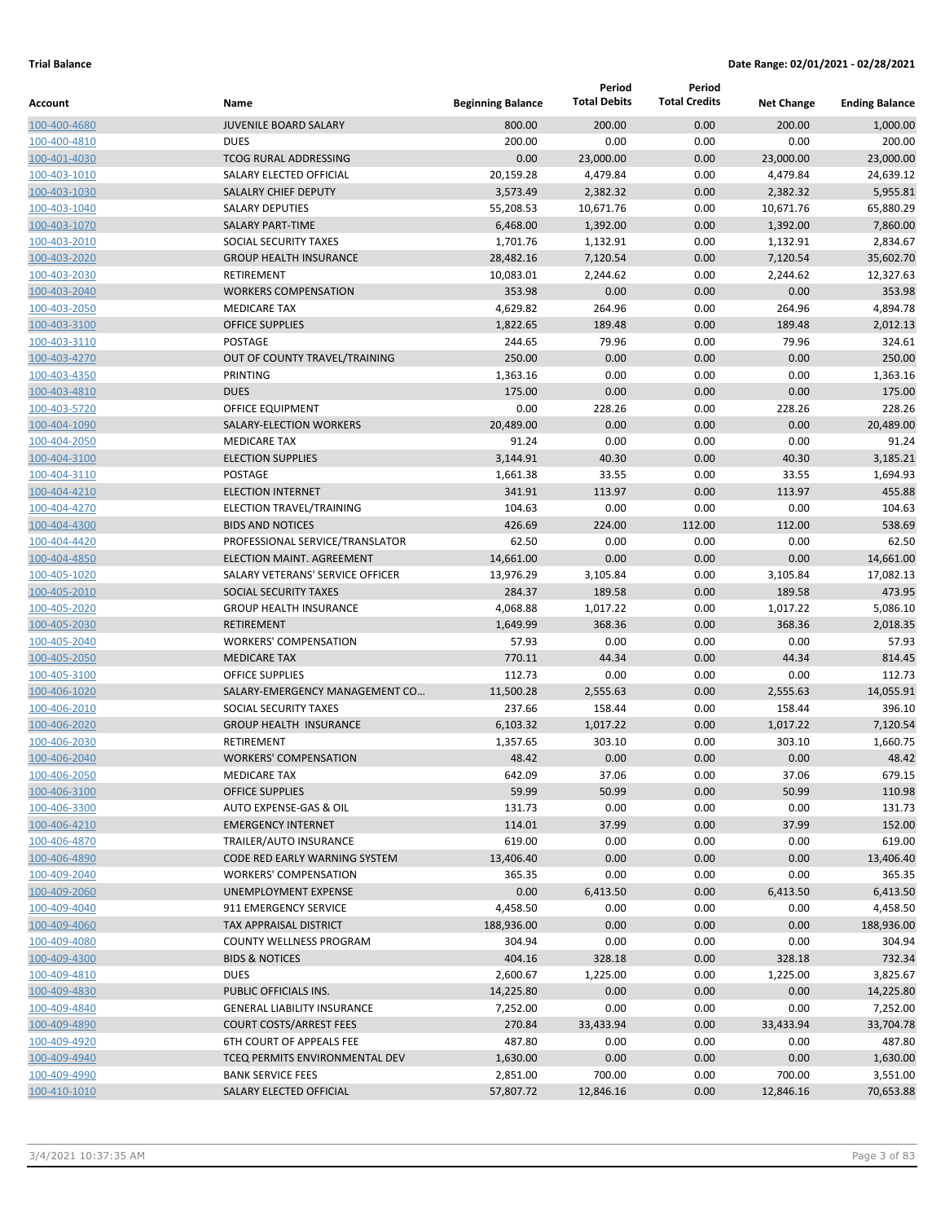**Trial Balance** **Date Range: 02/01/2021 - 02/28/2021**

| Account | Name | Beginning Balance | Period Total Debits | Period Total Credits | Net Change | Ending Balance |
|---|---|---|---|---|---|---|
| 100-400-4680 | JUVENILE BOARD SALARY | 800.00 | 200.00 | 0.00 | 200.00 | 1,000.00 |
| 100-400-4810 | DUES | 200.00 | 0.00 | 0.00 | 0.00 | 200.00 |
| 100-401-4030 | TCOG RURAL ADDRESSING | 0.00 | 23,000.00 | 0.00 | 23,000.00 | 23,000.00 |
| 100-403-1010 | SALARY ELECTED OFFICIAL | 20,159.28 | 4,479.84 | 0.00 | 4,479.84 | 24,639.12 |
| 100-403-1030 | SALALRY CHIEF DEPUTY | 3,573.49 | 2,382.32 | 0.00 | 2,382.32 | 5,955.81 |
| 100-403-1040 | SALARY DEPUTIES | 55,208.53 | 10,671.76 | 0.00 | 10,671.76 | 65,880.29 |
| 100-403-1070 | SALARY PART-TIME | 6,468.00 | 1,392.00 | 0.00 | 1,392.00 | 7,860.00 |
| 100-403-2010 | SOCIAL SECURITY TAXES | 1,701.76 | 1,132.91 | 0.00 | 1,132.91 | 2,834.67 |
| 100-403-2020 | GROUP HEALTH INSURANCE | 28,482.16 | 7,120.54 | 0.00 | 7,120.54 | 35,602.70 |
| 100-403-2030 | RETIREMENT | 10,083.01 | 2,244.62 | 0.00 | 2,244.62 | 12,327.63 |
| 100-403-2040 | WORKERS COMPENSATION | 353.98 | 0.00 | 0.00 | 0.00 | 353.98 |
| 100-403-2050 | MEDICARE TAX | 4,629.82 | 264.96 | 0.00 | 264.96 | 4,894.78 |
| 100-403-3100 | OFFICE SUPPLIES | 1,822.65 | 189.48 | 0.00 | 189.48 | 2,012.13 |
| 100-403-3110 | POSTAGE | 244.65 | 79.96 | 0.00 | 79.96 | 324.61 |
| 100-403-4270 | OUT OF COUNTY TRAVEL/TRAINING | 250.00 | 0.00 | 0.00 | 0.00 | 250.00 |
| 100-403-4350 | PRINTING | 1,363.16 | 0.00 | 0.00 | 0.00 | 1,363.16 |
| 100-403-4810 | DUES | 175.00 | 0.00 | 0.00 | 0.00 | 175.00 |
| 100-403-5720 | OFFICE EQUIPMENT | 0.00 | 228.26 | 0.00 | 228.26 | 228.26 |
| 100-404-1090 | SALARY-ELECTION WORKERS | 20,489.00 | 0.00 | 0.00 | 0.00 | 20,489.00 |
| 100-404-2050 | MEDICARE TAX | 91.24 | 0.00 | 0.00 | 0.00 | 91.24 |
| 100-404-3100 | ELECTION SUPPLIES | 3,144.91 | 40.30 | 0.00 | 40.30 | 3,185.21 |
| 100-404-3110 | POSTAGE | 1,661.38 | 33.55 | 0.00 | 33.55 | 1,694.93 |
| 100-404-4210 | ELECTION INTERNET | 341.91 | 113.97 | 0.00 | 113.97 | 455.88 |
| 100-404-4270 | ELECTION TRAVEL/TRAINING | 104.63 | 0.00 | 0.00 | 0.00 | 104.63 |
| 100-404-4300 | BIDS AND NOTICES | 426.69 | 224.00 | 112.00 | 112.00 | 538.69 |
| 100-404-4420 | PROFESSIONAL SERVICE/TRANSLATOR | 62.50 | 0.00 | 0.00 | 0.00 | 62.50 |
| 100-404-4850 | ELECTION MAINT. AGREEMENT | 14,661.00 | 0.00 | 0.00 | 0.00 | 14,661.00 |
| 100-405-1020 | SALARY VETERANS' SERVICE OFFICER | 13,976.29 | 3,105.84 | 0.00 | 3,105.84 | 17,082.13 |
| 100-405-2010 | SOCIAL SECURITY TAXES | 284.37 | 189.58 | 0.00 | 189.58 | 473.95 |
| 100-405-2020 | GROUP HEALTH INSURANCE | 4,068.88 | 1,017.22 | 0.00 | 1,017.22 | 5,086.10 |
| 100-405-2030 | RETIREMENT | 1,649.99 | 368.36 | 0.00 | 368.36 | 2,018.35 |
| 100-405-2040 | WORKERS' COMPENSATION | 57.93 | 0.00 | 0.00 | 0.00 | 57.93 |
| 100-405-2050 | MEDICARE TAX | 770.11 | 44.34 | 0.00 | 44.34 | 814.45 |
| 100-405-3100 | OFFICE SUPPLIES | 112.73 | 0.00 | 0.00 | 0.00 | 112.73 |
| 100-406-1020 | SALARY-EMERGENCY MANAGEMENT CO... | 11,500.28 | 2,555.63 | 0.00 | 2,555.63 | 14,055.91 |
| 100-406-2010 | SOCIAL SECURITY TAXES | 237.66 | 158.44 | 0.00 | 158.44 | 396.10 |
| 100-406-2020 | GROUP HEALTH INSURANCE | 6,103.32 | 1,017.22 | 0.00 | 1,017.22 | 7,120.54 |
| 100-406-2030 | RETIREMENT | 1,357.65 | 303.10 | 0.00 | 303.10 | 1,660.75 |
| 100-406-2040 | WORKERS' COMPENSATION | 48.42 | 0.00 | 0.00 | 0.00 | 48.42 |
| 100-406-2050 | MEDICARE TAX | 642.09 | 37.06 | 0.00 | 37.06 | 679.15 |
| 100-406-3100 | OFFICE SUPPLIES | 59.99 | 50.99 | 0.00 | 50.99 | 110.98 |
| 100-406-3300 | AUTO EXPENSE-GAS & OIL | 131.73 | 0.00 | 0.00 | 0.00 | 131.73 |
| 100-406-4210 | EMERGENCY INTERNET | 114.01 | 37.99 | 0.00 | 37.99 | 152.00 |
| 100-406-4870 | TRAILER/AUTO INSURANCE | 619.00 | 0.00 | 0.00 | 0.00 | 619.00 |
| 100-406-4890 | CODE RED EARLY WARNING SYSTEM | 13,406.40 | 0.00 | 0.00 | 0.00 | 13,406.40 |
| 100-409-2040 | WORKERS' COMPENSATION | 365.35 | 0.00 | 0.00 | 0.00 | 365.35 |
| 100-409-2060 | UNEMPLOYMENT EXPENSE | 0.00 | 6,413.50 | 0.00 | 6,413.50 | 6,413.50 |
| 100-409-4040 | 911 EMERGENCY SERVICE | 4,458.50 | 0.00 | 0.00 | 0.00 | 4,458.50 |
| 100-409-4060 | TAX APPRAISAL DISTRICT | 188,936.00 | 0.00 | 0.00 | 0.00 | 188,936.00 |
| 100-409-4080 | COUNTY WELLNESS PROGRAM | 304.94 | 0.00 | 0.00 | 0.00 | 304.94 |
| 100-409-4300 | BIDS & NOTICES | 404.16 | 328.18 | 0.00 | 328.18 | 732.34 |
| 100-409-4810 | DUES | 2,600.67 | 1,225.00 | 0.00 | 1,225.00 | 3,825.67 |
| 100-409-4830 | PUBLIC OFFICIALS INS. | 14,225.80 | 0.00 | 0.00 | 0.00 | 14,225.80 |
| 100-409-4840 | GENERAL LIABILITY INSURANCE | 7,252.00 | 0.00 | 0.00 | 0.00 | 7,252.00 |
| 100-409-4890 | COURT COSTS/ARREST FEES | 270.84 | 33,433.94 | 0.00 | 33,433.94 | 33,704.78 |
| 100-409-4920 | 6TH COURT OF APPEALS FEE | 487.80 | 0.00 | 0.00 | 0.00 | 487.80 |
| 100-409-4940 | TCEQ PERMITS ENVIRONMENTAL DEV | 1,630.00 | 0.00 | 0.00 | 0.00 | 1,630.00 |
| 100-409-4990 | BANK SERVICE FEES | 2,851.00 | 700.00 | 0.00 | 700.00 | 3,551.00 |
| 100-410-1010 | SALARY ELECTED OFFICIAL | 57,807.72 | 12,846.16 | 0.00 | 12,846.16 | 70,653.88 |

3/4/2021 10:37:35 AM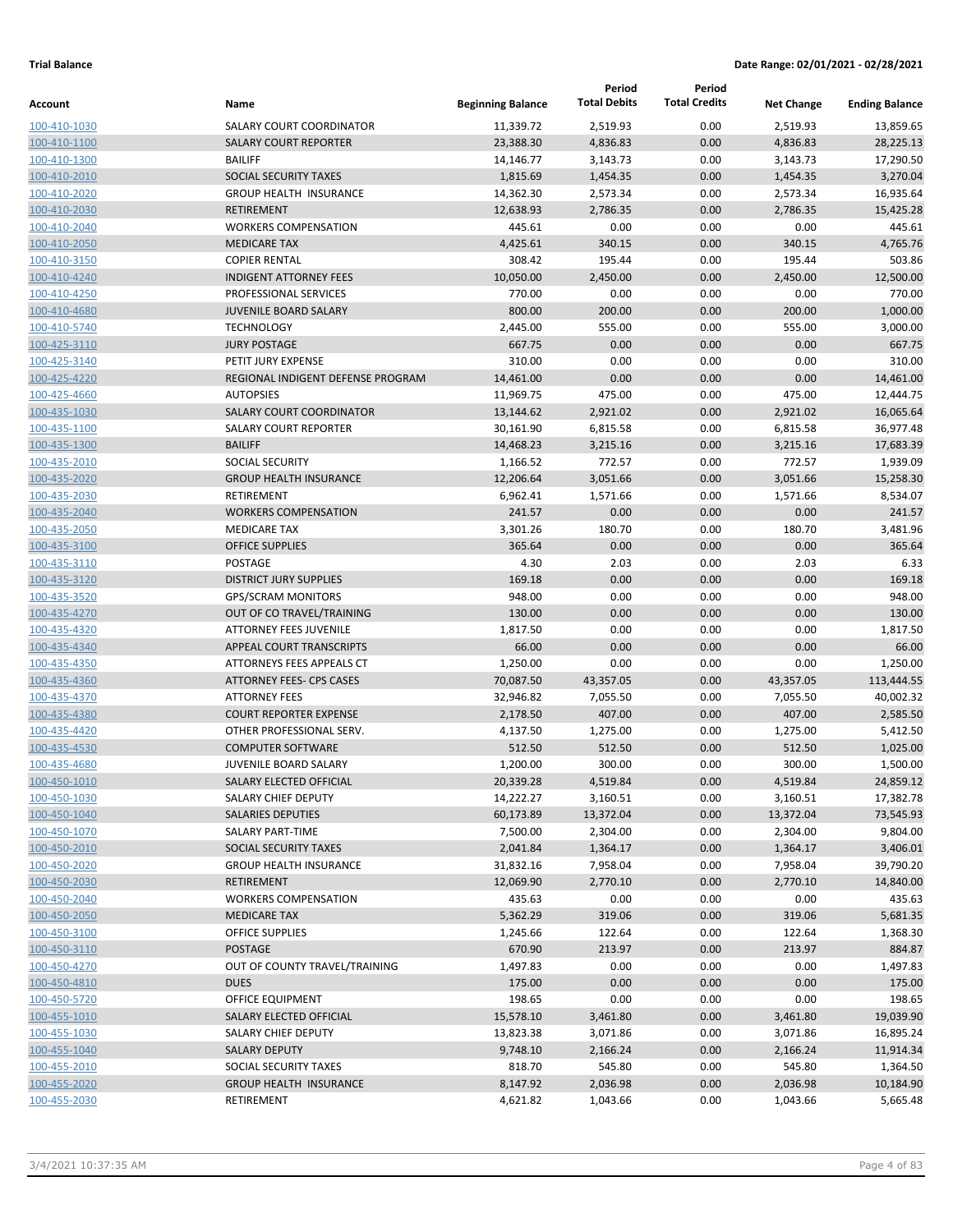**Trial Balance**

**Date Range: 02/01/2021 - 02/28/2021**

| Account | Name | Beginning Balance | Period Total Debits | Period Total Credits | Net Change | Ending Balance |
|---|---|---|---|---|---|---|
| 100-410-1030 | SALARY COURT COORDINATOR | 11,339.72 | 2,519.93 | 0.00 | 2,519.93 | 13,859.65 |
| 100-410-1100 | SALARY COURT REPORTER | 23,388.30 | 4,836.83 | 0.00 | 4,836.83 | 28,225.13 |
| 100-410-1300 | BAILIFF | 14,146.77 | 3,143.73 | 0.00 | 3,143.73 | 17,290.50 |
| 100-410-2010 | SOCIAL SECURITY TAXES | 1,815.69 | 1,454.35 | 0.00 | 1,454.35 | 3,270.04 |
| 100-410-2020 | GROUP HEALTH INSURANCE | 14,362.30 | 2,573.34 | 0.00 | 2,573.34 | 16,935.64 |
| 100-410-2030 | RETIREMENT | 12,638.93 | 2,786.35 | 0.00 | 2,786.35 | 15,425.28 |
| 100-410-2040 | WORKERS COMPENSATION | 445.61 | 0.00 | 0.00 | 0.00 | 445.61 |
| 100-410-2050 | MEDICARE TAX | 4,425.61 | 340.15 | 0.00 | 340.15 | 4,765.76 |
| 100-410-3150 | COPIER RENTAL | 308.42 | 195.44 | 0.00 | 195.44 | 503.86 |
| 100-410-4240 | INDIGENT ATTORNEY FEES | 10,050.00 | 2,450.00 | 0.00 | 2,450.00 | 12,500.00 |
| 100-410-4250 | PROFESSIONAL SERVICES | 770.00 | 0.00 | 0.00 | 0.00 | 770.00 |
| 100-410-4680 | JUVENILE BOARD SALARY | 800.00 | 200.00 | 0.00 | 200.00 | 1,000.00 |
| 100-410-5740 | TECHNOLOGY | 2,445.00 | 555.00 | 0.00 | 555.00 | 3,000.00 |
| 100-425-3110 | JURY POSTAGE | 667.75 | 0.00 | 0.00 | 0.00 | 667.75 |
| 100-425-3140 | PETIT JURY EXPENSE | 310.00 | 0.00 | 0.00 | 0.00 | 310.00 |
| 100-425-4220 | REGIONAL INDIGENT DEFENSE PROGRAM | 14,461.00 | 0.00 | 0.00 | 0.00 | 14,461.00 |
| 100-425-4660 | AUTOPSIES | 11,969.75 | 475.00 | 0.00 | 475.00 | 12,444.75 |
| 100-435-1030 | SALARY COURT COORDINATOR | 13,144.62 | 2,921.02 | 0.00 | 2,921.02 | 16,065.64 |
| 100-435-1100 | SALARY COURT REPORTER | 30,161.90 | 6,815.58 | 0.00 | 6,815.58 | 36,977.48 |
| 100-435-1300 | BAILIFF | 14,468.23 | 3,215.16 | 0.00 | 3,215.16 | 17,683.39 |
| 100-435-2010 | SOCIAL SECURITY | 1,166.52 | 772.57 | 0.00 | 772.57 | 1,939.09 |
| 100-435-2020 | GROUP HEALTH INSURANCE | 12,206.64 | 3,051.66 | 0.00 | 3,051.66 | 15,258.30 |
| 100-435-2030 | RETIREMENT | 6,962.41 | 1,571.66 | 0.00 | 1,571.66 | 8,534.07 |
| 100-435-2040 | WORKERS COMPENSATION | 241.57 | 0.00 | 0.00 | 0.00 | 241.57 |
| 100-435-2050 | MEDICARE TAX | 3,301.26 | 180.70 | 0.00 | 180.70 | 3,481.96 |
| 100-435-3100 | OFFICE SUPPLIES | 365.64 | 0.00 | 0.00 | 0.00 | 365.64 |
| 100-435-3110 | POSTAGE | 4.30 | 2.03 | 0.00 | 2.03 | 6.33 |
| 100-435-3120 | DISTRICT JURY SUPPLIES | 169.18 | 0.00 | 0.00 | 0.00 | 169.18 |
| 100-435-3520 | GPS/SCRAM MONITORS | 948.00 | 0.00 | 0.00 | 0.00 | 948.00 |
| 100-435-4270 | OUT OF CO TRAVEL/TRAINING | 130.00 | 0.00 | 0.00 | 0.00 | 130.00 |
| 100-435-4320 | ATTORNEY FEES JUVENILE | 1,817.50 | 0.00 | 0.00 | 0.00 | 1,817.50 |
| 100-435-4340 | APPEAL COURT TRANSCRIPTS | 66.00 | 0.00 | 0.00 | 0.00 | 66.00 |
| 100-435-4350 | ATTORNEYS FEES APPEALS CT | 1,250.00 | 0.00 | 0.00 | 0.00 | 1,250.00 |
| 100-435-4360 | ATTORNEY FEES- CPS CASES | 70,087.50 | 43,357.05 | 0.00 | 43,357.05 | 113,444.55 |
| 100-435-4370 | ATTORNEY FEES | 32,946.82 | 7,055.50 | 0.00 | 7,055.50 | 40,002.32 |
| 100-435-4380 | COURT REPORTER EXPENSE | 2,178.50 | 407.00 | 0.00 | 407.00 | 2,585.50 |
| 100-435-4420 | OTHER PROFESSIONAL SERV. | 4,137.50 | 1,275.00 | 0.00 | 1,275.00 | 5,412.50 |
| 100-435-4530 | COMPUTER SOFTWARE | 512.50 | 512.50 | 0.00 | 512.50 | 1,025.00 |
| 100-435-4680 | JUVENILE BOARD SALARY | 1,200.00 | 300.00 | 0.00 | 300.00 | 1,500.00 |
| 100-450-1010 | SALARY ELECTED OFFICIAL | 20,339.28 | 4,519.84 | 0.00 | 4,519.84 | 24,859.12 |
| 100-450-1030 | SALARY CHIEF DEPUTY | 14,222.27 | 3,160.51 | 0.00 | 3,160.51 | 17,382.78 |
| 100-450-1040 | SALARIES DEPUTIES | 60,173.89 | 13,372.04 | 0.00 | 13,372.04 | 73,545.93 |
| 100-450-1070 | SALARY PART-TIME | 7,500.00 | 2,304.00 | 0.00 | 2,304.00 | 9,804.00 |
| 100-450-2010 | SOCIAL SECURITY TAXES | 2,041.84 | 1,364.17 | 0.00 | 1,364.17 | 3,406.01 |
| 100-450-2020 | GROUP HEALTH INSURANCE | 31,832.16 | 7,958.04 | 0.00 | 7,958.04 | 39,790.20 |
| 100-450-2030 | RETIREMENT | 12,069.90 | 2,770.10 | 0.00 | 2,770.10 | 14,840.00 |
| 100-450-2040 | WORKERS COMPENSATION | 435.63 | 0.00 | 0.00 | 0.00 | 435.63 |
| 100-450-2050 | MEDICARE TAX | 5,362.29 | 319.06 | 0.00 | 319.06 | 5,681.35 |
| 100-450-3100 | OFFICE SUPPLIES | 1,245.66 | 122.64 | 0.00 | 122.64 | 1,368.30 |
| 100-450-3110 | POSTAGE | 670.90 | 213.97 | 0.00 | 213.97 | 884.87 |
| 100-450-4270 | OUT OF COUNTY TRAVEL/TRAINING | 1,497.83 | 0.00 | 0.00 | 0.00 | 1,497.83 |
| 100-450-4810 | DUES | 175.00 | 0.00 | 0.00 | 0.00 | 175.00 |
| 100-450-5720 | OFFICE EQUIPMENT | 198.65 | 0.00 | 0.00 | 0.00 | 198.65 |
| 100-455-1010 | SALARY ELECTED OFFICIAL | 15,578.10 | 3,461.80 | 0.00 | 3,461.80 | 19,039.90 |
| 100-455-1030 | SALARY CHIEF DEPUTY | 13,823.38 | 3,071.86 | 0.00 | 3,071.86 | 16,895.24 |
| 100-455-1040 | SALARY DEPUTY | 9,748.10 | 2,166.24 | 0.00 | 2,166.24 | 11,914.34 |
| 100-455-2010 | SOCIAL SECURITY TAXES | 818.70 | 545.80 | 0.00 | 545.80 | 1,364.50 |
| 100-455-2020 | GROUP HEALTH INSURANCE | 8,147.92 | 2,036.98 | 0.00 | 2,036.98 | 10,184.90 |
| 100-455-2030 | RETIREMENT | 4,621.82 | 1,043.66 | 0.00 | 1,043.66 | 5,665.48 |

3/4/2021 10:37:35 AM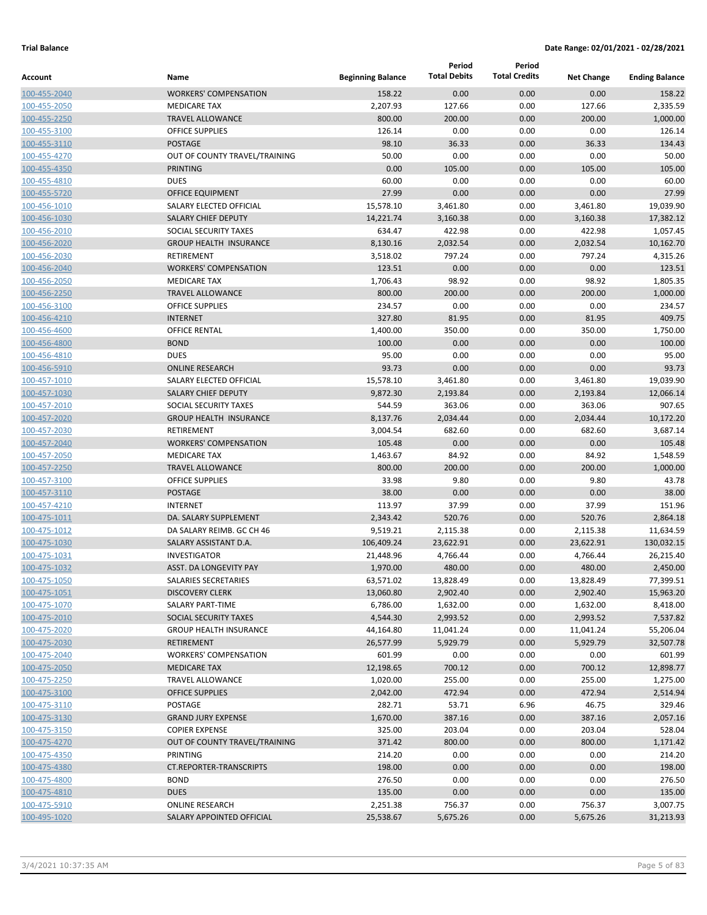**Trial Balance** **Date Range: 02/01/2021 - 02/28/2021**

| Account | Name | Beginning Balance | Period Total Debits | Period Total Credits | Net Change | Ending Balance |
|---|---|---|---|---|---|---|
| 100-455-2040 | WORKERS' COMPENSATION | 158.22 | 0.00 | 0.00 | 0.00 | 158.22 |
| 100-455-2050 | MEDICARE TAX | 2,207.93 | 127.66 | 0.00 | 127.66 | 2,335.59 |
| 100-455-2250 | TRAVEL ALLOWANCE | 800.00 | 200.00 | 0.00 | 200.00 | 1,000.00 |
| 100-455-3100 | OFFICE SUPPLIES | 126.14 | 0.00 | 0.00 | 0.00 | 126.14 |
| 100-455-3110 | POSTAGE | 98.10 | 36.33 | 0.00 | 36.33 | 134.43 |
| 100-455-4270 | OUT OF COUNTY TRAVEL/TRAINING | 50.00 | 0.00 | 0.00 | 0.00 | 50.00 |
| 100-455-4350 | PRINTING | 0.00 | 105.00 | 0.00 | 105.00 | 105.00 |
| 100-455-4810 | DUES | 60.00 | 0.00 | 0.00 | 0.00 | 60.00 |
| 100-455-5720 | OFFICE EQUIPMENT | 27.99 | 0.00 | 0.00 | 0.00 | 27.99 |
| 100-456-1010 | SALARY ELECTED OFFICIAL | 15,578.10 | 3,461.80 | 0.00 | 3,461.80 | 19,039.90 |
| 100-456-1030 | SALARY CHIEF DEPUTY | 14,221.74 | 3,160.38 | 0.00 | 3,160.38 | 17,382.12 |
| 100-456-2010 | SOCIAL SECURITY TAXES | 634.47 | 422.98 | 0.00 | 422.98 | 1,057.45 |
| 100-456-2020 | GROUP HEALTH INSURANCE | 8,130.16 | 2,032.54 | 0.00 | 2,032.54 | 10,162.70 |
| 100-456-2030 | RETIREMENT | 3,518.02 | 797.24 | 0.00 | 797.24 | 4,315.26 |
| 100-456-2040 | WORKERS' COMPENSATION | 123.51 | 0.00 | 0.00 | 0.00 | 123.51 |
| 100-456-2050 | MEDICARE TAX | 1,706.43 | 98.92 | 0.00 | 98.92 | 1,805.35 |
| 100-456-2250 | TRAVEL ALLOWANCE | 800.00 | 200.00 | 0.00 | 200.00 | 1,000.00 |
| 100-456-3100 | OFFICE SUPPLIES | 234.57 | 0.00 | 0.00 | 0.00 | 234.57 |
| 100-456-4210 | INTERNET | 327.80 | 81.95 | 0.00 | 81.95 | 409.75 |
| 100-456-4600 | OFFICE RENTAL | 1,400.00 | 350.00 | 0.00 | 350.00 | 1,750.00 |
| 100-456-4800 | BOND | 100.00 | 0.00 | 0.00 | 0.00 | 100.00 |
| 100-456-4810 | DUES | 95.00 | 0.00 | 0.00 | 0.00 | 95.00 |
| 100-456-5910 | ONLINE RESEARCH | 93.73 | 0.00 | 0.00 | 0.00 | 93.73 |
| 100-457-1010 | SALARY ELECTED OFFICIAL | 15,578.10 | 3,461.80 | 0.00 | 3,461.80 | 19,039.90 |
| 100-457-1030 | SALARY CHIEF DEPUTY | 9,872.30 | 2,193.84 | 0.00 | 2,193.84 | 12,066.14 |
| 100-457-2010 | SOCIAL SECURITY TAXES | 544.59 | 363.06 | 0.00 | 363.06 | 907.65 |
| 100-457-2020 | GROUP HEALTH INSURANCE | 8,137.76 | 2,034.44 | 0.00 | 2,034.44 | 10,172.20 |
| 100-457-2030 | RETIREMENT | 3,004.54 | 682.60 | 0.00 | 682.60 | 3,687.14 |
| 100-457-2040 | WORKERS' COMPENSATION | 105.48 | 0.00 | 0.00 | 0.00 | 105.48 |
| 100-457-2050 | MEDICARE TAX | 1,463.67 | 84.92 | 0.00 | 84.92 | 1,548.59 |
| 100-457-2250 | TRAVEL ALLOWANCE | 800.00 | 200.00 | 0.00 | 200.00 | 1,000.00 |
| 100-457-3100 | OFFICE SUPPLIES | 33.98 | 9.80 | 0.00 | 9.80 | 43.78 |
| 100-457-3110 | POSTAGE | 38.00 | 0.00 | 0.00 | 0.00 | 38.00 |
| 100-457-4210 | INTERNET | 113.97 | 37.99 | 0.00 | 37.99 | 151.96 |
| 100-475-1011 | DA. SALARY SUPPLEMENT | 2,343.42 | 520.76 | 0.00 | 520.76 | 2,864.18 |
| 100-475-1012 | DA SALARY REIMB. GC CH 46 | 9,519.21 | 2,115.38 | 0.00 | 2,115.38 | 11,634.59 |
| 100-475-1030 | SALARY ASSISTANT D.A. | 106,409.24 | 23,622.91 | 0.00 | 23,622.91 | 130,032.15 |
| 100-475-1031 | INVESTIGATOR | 21,448.96 | 4,766.44 | 0.00 | 4,766.44 | 26,215.40 |
| 100-475-1032 | ASST. DA LONGEVITY PAY | 1,970.00 | 480.00 | 0.00 | 480.00 | 2,450.00 |
| 100-475-1050 | SALARIES SECRETARIES | 63,571.02 | 13,828.49 | 0.00 | 13,828.49 | 77,399.51 |
| 100-475-1051 | DISCOVERY CLERK | 13,060.80 | 2,902.40 | 0.00 | 2,902.40 | 15,963.20 |
| 100-475-1070 | SALARY PART-TIME | 6,786.00 | 1,632.00 | 0.00 | 1,632.00 | 8,418.00 |
| 100-475-2010 | SOCIAL SECURITY TAXES | 4,544.30 | 2,993.52 | 0.00 | 2,993.52 | 7,537.82 |
| 100-475-2020 | GROUP HEALTH INSURANCE | 44,164.80 | 11,041.24 | 0.00 | 11,041.24 | 55,206.04 |
| 100-475-2030 | RETIREMENT | 26,577.99 | 5,929.79 | 0.00 | 5,929.79 | 32,507.78 |
| 100-475-2040 | WORKERS' COMPENSATION | 601.99 | 0.00 | 0.00 | 0.00 | 601.99 |
| 100-475-2050 | MEDICARE TAX | 12,198.65 | 700.12 | 0.00 | 700.12 | 12,898.77 |
| 100-475-2250 | TRAVEL ALLOWANCE | 1,020.00 | 255.00 | 0.00 | 255.00 | 1,275.00 |
| 100-475-3100 | OFFICE SUPPLIES | 2,042.00 | 472.94 | 0.00 | 472.94 | 2,514.94 |
| 100-475-3110 | POSTAGE | 282.71 | 53.71 | 6.96 | 46.75 | 329.46 |
| 100-475-3130 | GRAND JURY EXPENSE | 1,670.00 | 387.16 | 0.00 | 387.16 | 2,057.16 |
| 100-475-3150 | COPIER EXPENSE | 325.00 | 203.04 | 0.00 | 203.04 | 528.04 |
| 100-475-4270 | OUT OF COUNTY TRAVEL/TRAINING | 371.42 | 800.00 | 0.00 | 800.00 | 1,171.42 |
| 100-475-4350 | PRINTING | 214.20 | 0.00 | 0.00 | 0.00 | 214.20 |
| 100-475-4380 | CT.REPORTER-TRANSCRIPTS | 198.00 | 0.00 | 0.00 | 0.00 | 198.00 |
| 100-475-4800 | BOND | 276.50 | 0.00 | 0.00 | 0.00 | 276.50 |
| 100-475-4810 | DUES | 135.00 | 0.00 | 0.00 | 0.00 | 135.00 |
| 100-475-5910 | ONLINE RESEARCH | 2,251.38 | 756.37 | 0.00 | 756.37 | 3,007.75 |
| 100-495-1020 | SALARY APPOINTED OFFICIAL | 25,538.67 | 5,675.26 | 0.00 | 5,675.26 | 31,213.93 |

3/4/2021 10:37:35 AM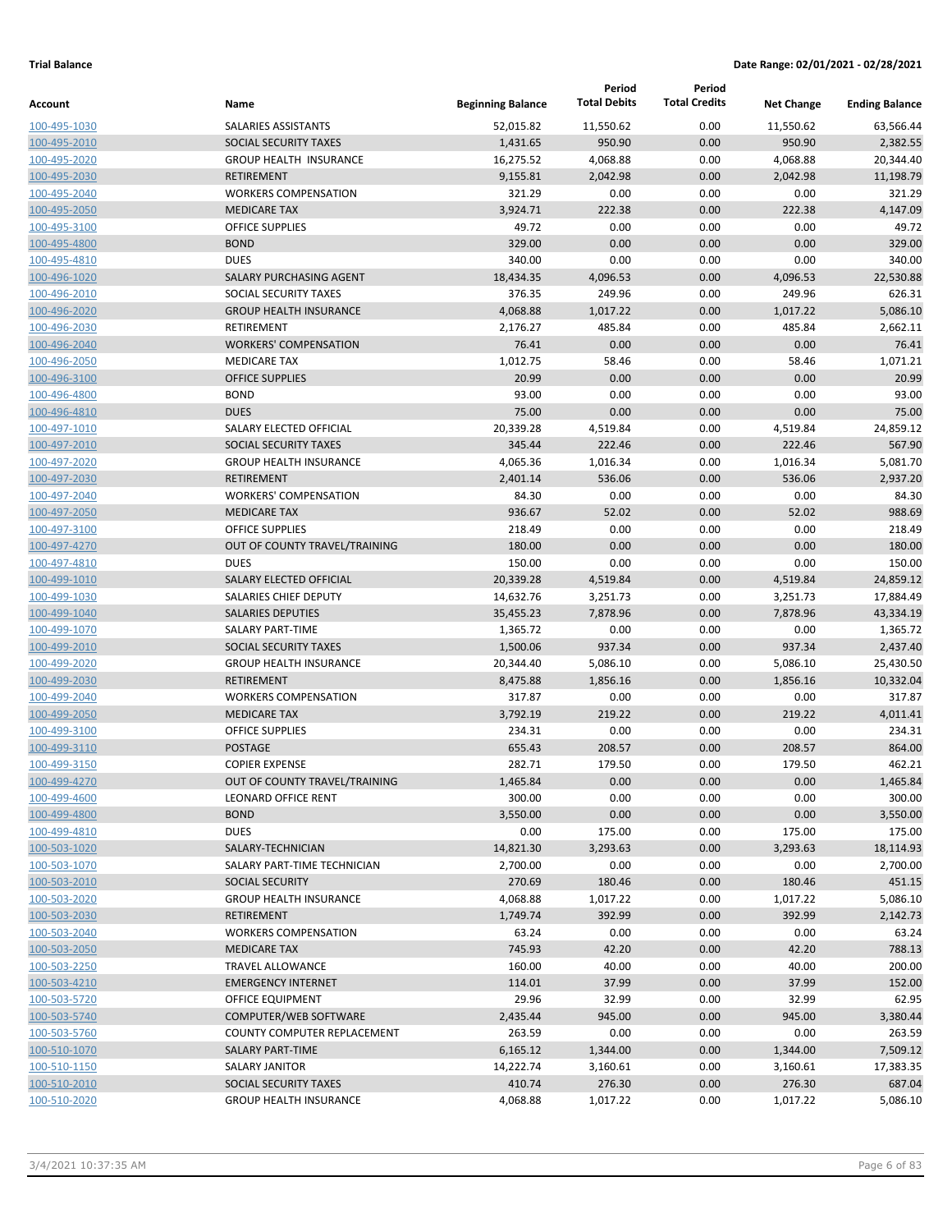**Trial Balance** **Date Range: 02/01/2021 - 02/28/2021**

| Account | Name | Beginning Balance | Period Total Debits | Period Total Credits | Net Change | Ending Balance |
|---|---|---|---|---|---|---|
| 100-495-1030 | SALARIES ASSISTANTS | 52,015.82 | 11,550.62 | 0.00 | 11,550.62 | 63,566.44 |
| 100-495-2010 | SOCIAL SECURITY TAXES | 1,431.65 | 950.90 | 0.00 | 950.90 | 2,382.55 |
| 100-495-2020 | GROUP HEALTH INSURANCE | 16,275.52 | 4,068.88 | 0.00 | 4,068.88 | 20,344.40 |
| 100-495-2030 | RETIREMENT | 9,155.81 | 2,042.98 | 0.00 | 2,042.98 | 11,198.79 |
| 100-495-2040 | WORKERS COMPENSATION | 321.29 | 0.00 | 0.00 | 0.00 | 321.29 |
| 100-495-2050 | MEDICARE TAX | 3,924.71 | 222.38 | 0.00 | 222.38 | 4,147.09 |
| 100-495-3100 | OFFICE SUPPLIES | 49.72 | 0.00 | 0.00 | 0.00 | 49.72 |
| 100-495-4800 | BOND | 329.00 | 0.00 | 0.00 | 0.00 | 329.00 |
| 100-495-4810 | DUES | 340.00 | 0.00 | 0.00 | 0.00 | 340.00 |
| 100-496-1020 | SALARY PURCHASING AGENT | 18,434.35 | 4,096.53 | 0.00 | 4,096.53 | 22,530.88 |
| 100-496-2010 | SOCIAL SECURITY TAXES | 376.35 | 249.96 | 0.00 | 249.96 | 626.31 |
| 100-496-2020 | GROUP HEALTH INSURANCE | 4,068.88 | 1,017.22 | 0.00 | 1,017.22 | 5,086.10 |
| 100-496-2030 | RETIREMENT | 2,176.27 | 485.84 | 0.00 | 485.84 | 2,662.11 |
| 100-496-2040 | WORKERS' COMPENSATION | 76.41 | 0.00 | 0.00 | 0.00 | 76.41 |
| 100-496-2050 | MEDICARE TAX | 1,012.75 | 58.46 | 0.00 | 58.46 | 1,071.21 |
| 100-496-3100 | OFFICE SUPPLIES | 20.99 | 0.00 | 0.00 | 0.00 | 20.99 |
| 100-496-4800 | BOND | 93.00 | 0.00 | 0.00 | 0.00 | 93.00 |
| 100-496-4810 | DUES | 75.00 | 0.00 | 0.00 | 0.00 | 75.00 |
| 100-497-1010 | SALARY ELECTED OFFICIAL | 20,339.28 | 4,519.84 | 0.00 | 4,519.84 | 24,859.12 |
| 100-497-2010 | SOCIAL SECURITY TAXES | 345.44 | 222.46 | 0.00 | 222.46 | 567.90 |
| 100-497-2020 | GROUP HEALTH INSURANCE | 4,065.36 | 1,016.34 | 0.00 | 1,016.34 | 5,081.70 |
| 100-497-2030 | RETIREMENT | 2,401.14 | 536.06 | 0.00 | 536.06 | 2,937.20 |
| 100-497-2040 | WORKERS' COMPENSATION | 84.30 | 0.00 | 0.00 | 0.00 | 84.30 |
| 100-497-2050 | MEDICARE TAX | 936.67 | 52.02 | 0.00 | 52.02 | 988.69 |
| 100-497-3100 | OFFICE SUPPLIES | 218.49 | 0.00 | 0.00 | 0.00 | 218.49 |
| 100-497-4270 | OUT OF COUNTY TRAVEL/TRAINING | 180.00 | 0.00 | 0.00 | 0.00 | 180.00 |
| 100-497-4810 | DUES | 150.00 | 0.00 | 0.00 | 0.00 | 150.00 |
| 100-499-1010 | SALARY ELECTED OFFICIAL | 20,339.28 | 4,519.84 | 0.00 | 4,519.84 | 24,859.12 |
| 100-499-1030 | SALARIES CHIEF DEPUTY | 14,632.76 | 3,251.73 | 0.00 | 3,251.73 | 17,884.49 |
| 100-499-1040 | SALARIES DEPUTIES | 35,455.23 | 7,878.96 | 0.00 | 7,878.96 | 43,334.19 |
| 100-499-1070 | SALARY PART-TIME | 1,365.72 | 0.00 | 0.00 | 0.00 | 1,365.72 |
| 100-499-2010 | SOCIAL SECURITY TAXES | 1,500.06 | 937.34 | 0.00 | 937.34 | 2,437.40 |
| 100-499-2020 | GROUP HEALTH INSURANCE | 20,344.40 | 5,086.10 | 0.00 | 5,086.10 | 25,430.50 |
| 100-499-2030 | RETIREMENT | 8,475.88 | 1,856.16 | 0.00 | 1,856.16 | 10,332.04 |
| 100-499-2040 | WORKERS COMPENSATION | 317.87 | 0.00 | 0.00 | 0.00 | 317.87 |
| 100-499-2050 | MEDICARE TAX | 3,792.19 | 219.22 | 0.00 | 219.22 | 4,011.41 |
| 100-499-3100 | OFFICE SUPPLIES | 234.31 | 0.00 | 0.00 | 0.00 | 234.31 |
| 100-499-3110 | POSTAGE | 655.43 | 208.57 | 0.00 | 208.57 | 864.00 |
| 100-499-3150 | COPIER EXPENSE | 282.71 | 179.50 | 0.00 | 179.50 | 462.21 |
| 100-499-4270 | OUT OF COUNTY TRAVEL/TRAINING | 1,465.84 | 0.00 | 0.00 | 0.00 | 1,465.84 |
| 100-499-4600 | LEONARD OFFICE RENT | 300.00 | 0.00 | 0.00 | 0.00 | 300.00 |
| 100-499-4800 | BOND | 3,550.00 | 0.00 | 0.00 | 0.00 | 3,550.00 |
| 100-499-4810 | DUES | 0.00 | 175.00 | 0.00 | 175.00 | 175.00 |
| 100-503-1020 | SALARY-TECHNICIAN | 14,821.30 | 3,293.63 | 0.00 | 3,293.63 | 18,114.93 |
| 100-503-1070 | SALARY PART-TIME TECHNICIAN | 2,700.00 | 0.00 | 0.00 | 0.00 | 2,700.00 |
| 100-503-2010 | SOCIAL SECURITY | 270.69 | 180.46 | 0.00 | 180.46 | 451.15 |
| 100-503-2020 | GROUP HEALTH INSURANCE | 4,068.88 | 1,017.22 | 0.00 | 1,017.22 | 5,086.10 |
| 100-503-2030 | RETIREMENT | 1,749.74 | 392.99 | 0.00 | 392.99 | 2,142.73 |
| 100-503-2040 | WORKERS COMPENSATION | 63.24 | 0.00 | 0.00 | 0.00 | 63.24 |
| 100-503-2050 | MEDICARE TAX | 745.93 | 42.20 | 0.00 | 42.20 | 788.13 |
| 100-503-2250 | TRAVEL ALLOWANCE | 160.00 | 40.00 | 0.00 | 40.00 | 200.00 |
| 100-503-4210 | EMERGENCY INTERNET | 114.01 | 37.99 | 0.00 | 37.99 | 152.00 |
| 100-503-5720 | OFFICE EQUIPMENT | 29.96 | 32.99 | 0.00 | 32.99 | 62.95 |
| 100-503-5740 | COMPUTER/WEB SOFTWARE | 2,435.44 | 945.00 | 0.00 | 945.00 | 3,380.44 |
| 100-503-5760 | COUNTY COMPUTER REPLACEMENT | 263.59 | 0.00 | 0.00 | 0.00 | 263.59 |
| 100-510-1070 | SALARY PART-TIME | 6,165.12 | 1,344.00 | 0.00 | 1,344.00 | 7,509.12 |
| 100-510-1150 | SALARY JANITOR | 14,222.74 | 3,160.61 | 0.00 | 3,160.61 | 17,383.35 |
| 100-510-2010 | SOCIAL SECURITY TAXES | 410.74 | 276.30 | 0.00 | 276.30 | 687.04 |
| 100-510-2020 | GROUP HEALTH INSURANCE | 4,068.88 | 1,017.22 | 0.00 | 1,017.22 | 5,086.10 |

3/4/2021 10:37:35 AM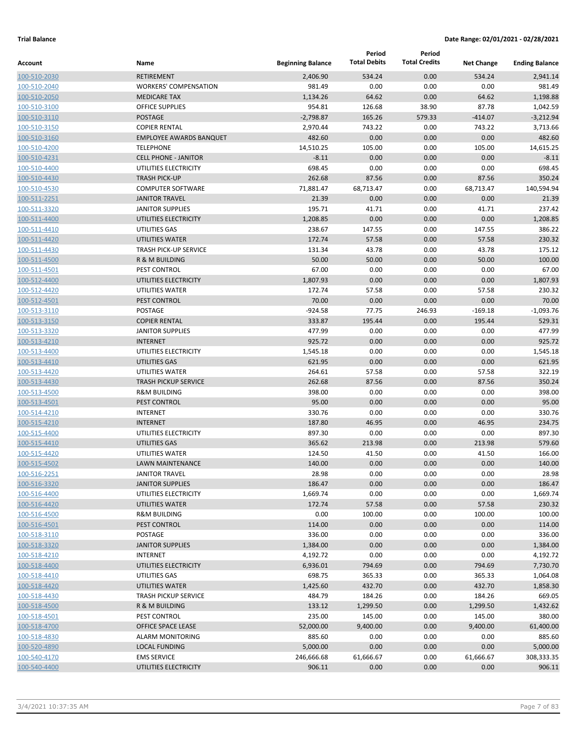**Trial Balance** **Date Range: 02/01/2021 - 02/28/2021**

| Account | Name | Beginning Balance | Period Total Debits | Period Total Credits | Net Change | Ending Balance |
|---|---|---|---|---|---|---|
| 100-510-2030 | RETIREMENT | 2,406.90 | 534.24 | 0.00 | 534.24 | 2,941.14 |
| 100-510-2040 | WORKERS' COMPENSATION | 981.49 | 0.00 | 0.00 | 0.00 | 981.49 |
| 100-510-2050 | MEDICARE TAX | 1,134.26 | 64.62 | 0.00 | 64.62 | 1,198.88 |
| 100-510-3100 | OFFICE SUPPLIES | 954.81 | 126.68 | 38.90 | 87.78 | 1,042.59 |
| 100-510-3110 | POSTAGE | -2,798.87 | 165.26 | 579.33 | -414.07 | -3,212.94 |
| 100-510-3150 | COPIER RENTAL | 2,970.44 | 743.22 | 0.00 | 743.22 | 3,713.66 |
| 100-510-3160 | EMPLOYEE AWARDS BANQUET | 482.60 | 0.00 | 0.00 | 0.00 | 482.60 |
| 100-510-4200 | TELEPHONE | 14,510.25 | 105.00 | 0.00 | 105.00 | 14,615.25 |
| 100-510-4231 | CELL PHONE - JANITOR | -8.11 | 0.00 | 0.00 | 0.00 | -8.11 |
| 100-510-4400 | UTILITIES ELECTRICITY | 698.45 | 0.00 | 0.00 | 0.00 | 698.45 |
| 100-510-4430 | TRASH PICK-UP | 262.68 | 87.56 | 0.00 | 87.56 | 350.24 |
| 100-510-4530 | COMPUTER SOFTWARE | 71,881.47 | 68,713.47 | 0.00 | 68,713.47 | 140,594.94 |
| 100-511-2251 | JANITOR TRAVEL | 21.39 | 0.00 | 0.00 | 0.00 | 21.39 |
| 100-511-3320 | JANITOR SUPPLIES | 195.71 | 41.71 | 0.00 | 41.71 | 237.42 |
| 100-511-4400 | UTILITIES ELECTRICITY | 1,208.85 | 0.00 | 0.00 | 0.00 | 1,208.85 |
| 100-511-4410 | UTILITIES GAS | 238.67 | 147.55 | 0.00 | 147.55 | 386.22 |
| 100-511-4420 | UTILITIES WATER | 172.74 | 57.58 | 0.00 | 57.58 | 230.32 |
| 100-511-4430 | TRASH PICK-UP SERVICE | 131.34 | 43.78 | 0.00 | 43.78 | 175.12 |
| 100-511-4500 | R & M BUILDING | 50.00 | 50.00 | 0.00 | 50.00 | 100.00 |
| 100-511-4501 | PEST CONTROL | 67.00 | 0.00 | 0.00 | 0.00 | 67.00 |
| 100-512-4400 | UTILITIES ELECTRICITY | 1,807.93 | 0.00 | 0.00 | 0.00 | 1,807.93 |
| 100-512-4420 | UTILITIES WATER | 172.74 | 57.58 | 0.00 | 57.58 | 230.32 |
| 100-512-4501 | PEST CONTROL | 70.00 | 0.00 | 0.00 | 0.00 | 70.00 |
| 100-513-3110 | POSTAGE | -924.58 | 77.75 | 246.93 | -169.18 | -1,093.76 |
| 100-513-3150 | COPIER RENTAL | 333.87 | 195.44 | 0.00 | 195.44 | 529.31 |
| 100-513-3320 | JANITOR SUPPLIES | 477.99 | 0.00 | 0.00 | 0.00 | 477.99 |
| 100-513-4210 | INTERNET | 925.72 | 0.00 | 0.00 | 0.00 | 925.72 |
| 100-513-4400 | UTILITIES ELECTRICITY | 1,545.18 | 0.00 | 0.00 | 0.00 | 1,545.18 |
| 100-513-4410 | UTILITIES GAS | 621.95 | 0.00 | 0.00 | 0.00 | 621.95 |
| 100-513-4420 | UTILITIES WATER | 264.61 | 57.58 | 0.00 | 57.58 | 322.19 |
| 100-513-4430 | TRASH PICKUP SERVICE | 262.68 | 87.56 | 0.00 | 87.56 | 350.24 |
| 100-513-4500 | R&M BUILDING | 398.00 | 0.00 | 0.00 | 0.00 | 398.00 |
| 100-513-4501 | PEST CONTROL | 95.00 | 0.00 | 0.00 | 0.00 | 95.00 |
| 100-514-4210 | INTERNET | 330.76 | 0.00 | 0.00 | 0.00 | 330.76 |
| 100-515-4210 | INTERNET | 187.80 | 46.95 | 0.00 | 46.95 | 234.75 |
| 100-515-4400 | UTILITIES ELECTRICITY | 897.30 | 0.00 | 0.00 | 0.00 | 897.30 |
| 100-515-4410 | UTILITIES GAS | 365.62 | 213.98 | 0.00 | 213.98 | 579.60 |
| 100-515-4420 | UTILITIES WATER | 124.50 | 41.50 | 0.00 | 41.50 | 166.00 |
| 100-515-4502 | LAWN MAINTENANCE | 140.00 | 0.00 | 0.00 | 0.00 | 140.00 |
| 100-516-2251 | JANITOR TRAVEL | 28.98 | 0.00 | 0.00 | 0.00 | 28.98 |
| 100-516-3320 | JANITOR SUPPLIES | 186.47 | 0.00 | 0.00 | 0.00 | 186.47 |
| 100-516-4400 | UTILITIES ELECTRICITY | 1,669.74 | 0.00 | 0.00 | 0.00 | 1,669.74 |
| 100-516-4420 | UTILITIES WATER | 172.74 | 57.58 | 0.00 | 57.58 | 230.32 |
| 100-516-4500 | R&M BUILDING | 0.00 | 100.00 | 0.00 | 100.00 | 100.00 |
| 100-516-4501 | PEST CONTROL | 114.00 | 0.00 | 0.00 | 0.00 | 114.00 |
| 100-518-3110 | POSTAGE | 336.00 | 0.00 | 0.00 | 0.00 | 336.00 |
| 100-518-3320 | JANITOR SUPPLIES | 1,384.00 | 0.00 | 0.00 | 0.00 | 1,384.00 |
| 100-518-4210 | INTERNET | 4,192.72 | 0.00 | 0.00 | 0.00 | 4,192.72 |
| 100-518-4400 | UTILITIES ELECTRICITY | 6,936.01 | 794.69 | 0.00 | 794.69 | 7,730.70 |
| 100-518-4410 | UTILITIES GAS | 698.75 | 365.33 | 0.00 | 365.33 | 1,064.08 |
| 100-518-4420 | UTILITIES WATER | 1,425.60 | 432.70 | 0.00 | 432.70 | 1,858.30 |
| 100-518-4430 | TRASH PICKUP SERVICE | 484.79 | 184.26 | 0.00 | 184.26 | 669.05 |
| 100-518-4500 | R & M BUILDING | 133.12 | 1,299.50 | 0.00 | 1,299.50 | 1,432.62 |
| 100-518-4501 | PEST CONTROL | 235.00 | 145.00 | 0.00 | 145.00 | 380.00 |
| 100-518-4700 | OFFICE SPACE LEASE | 52,000.00 | 9,400.00 | 0.00 | 9,400.00 | 61,400.00 |
| 100-518-4830 | ALARM MONITORING | 885.60 | 0.00 | 0.00 | 0.00 | 885.60 |
| 100-520-4890 | LOCAL FUNDING | 5,000.00 | 0.00 | 0.00 | 0.00 | 5,000.00 |
| 100-540-4170 | EMS SERVICE | 246,666.68 | 61,666.67 | 0.00 | 61,666.67 | 308,333.35 |
| 100-540-4400 | UTILITIES ELECTRICITY | 906.11 | 0.00 | 0.00 | 0.00 | 906.11 |

3/4/2021 10:37:35 AM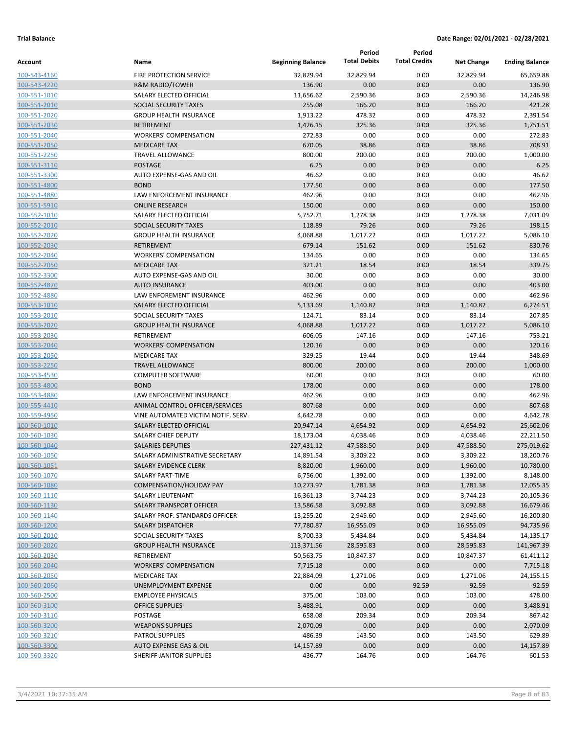**Trial Balance** **Date Range: 02/01/2021 - 02/28/2021**

| Account | Name | Beginning Balance | Period Total Debits | Period Total Credits | Net Change | Ending Balance |
|---|---|---|---|---|---|---|
| 100-543-4160 | FIRE PROTECTION SERVICE | 32,829.94 | 32,829.94 | 0.00 | 32,829.94 | 65,659.88 |
| 100-543-4220 | R&M RADIO/TOWER | 136.90 | 0.00 | 0.00 | 0.00 | 136.90 |
| 100-551-1010 | SALARY ELECTED OFFICIAL | 11,656.62 | 2,590.36 | 0.00 | 2,590.36 | 14,246.98 |
| 100-551-2010 | SOCIAL SECURITY TAXES | 255.08 | 166.20 | 0.00 | 166.20 | 421.28 |
| 100-551-2020 | GROUP HEALTH INSURANCE | 1,913.22 | 478.32 | 0.00 | 478.32 | 2,391.54 |
| 100-551-2030 | RETIREMENT | 1,426.15 | 325.36 | 0.00 | 325.36 | 1,751.51 |
| 100-551-2040 | WORKERS' COMPENSATION | 272.83 | 0.00 | 0.00 | 0.00 | 272.83 |
| 100-551-2050 | MEDICARE TAX | 670.05 | 38.86 | 0.00 | 38.86 | 708.91 |
| 100-551-2250 | TRAVEL ALLOWANCE | 800.00 | 200.00 | 0.00 | 200.00 | 1,000.00 |
| 100-551-3110 | POSTAGE | 6.25 | 0.00 | 0.00 | 0.00 | 6.25 |
| 100-551-3300 | AUTO EXPENSE-GAS AND OIL | 46.62 | 0.00 | 0.00 | 0.00 | 46.62 |
| 100-551-4800 | BOND | 177.50 | 0.00 | 0.00 | 0.00 | 177.50 |
| 100-551-4880 | LAW ENFORCEMENT INSURANCE | 462.96 | 0.00 | 0.00 | 0.00 | 462.96 |
| 100-551-5910 | ONLINE RESEARCH | 150.00 | 0.00 | 0.00 | 0.00 | 150.00 |
| 100-552-1010 | SALARY ELECTED OFFICIAL | 5,752.71 | 1,278.38 | 0.00 | 1,278.38 | 7,031.09 |
| 100-552-2010 | SOCIAL SECURITY TAXES | 118.89 | 79.26 | 0.00 | 79.26 | 198.15 |
| 100-552-2020 | GROUP HEALTH INSURANCE | 4,068.88 | 1,017.22 | 0.00 | 1,017.22 | 5,086.10 |
| 100-552-2030 | RETIREMENT | 679.14 | 151.62 | 0.00 | 151.62 | 830.76 |
| 100-552-2040 | WORKERS' COMPENSATION | 134.65 | 0.00 | 0.00 | 0.00 | 134.65 |
| 100-552-2050 | MEDICARE TAX | 321.21 | 18.54 | 0.00 | 18.54 | 339.75 |
| 100-552-3300 | AUTO EXPENSE-GAS AND OIL | 30.00 | 0.00 | 0.00 | 0.00 | 30.00 |
| 100-552-4870 | AUTO INSURANCE | 403.00 | 0.00 | 0.00 | 0.00 | 403.00 |
| 100-552-4880 | LAW ENFOREMENT INSURANCE | 462.96 | 0.00 | 0.00 | 0.00 | 462.96 |
| 100-553-1010 | SALARY ELECTED OFFICIAL | 5,133.69 | 1,140.82 | 0.00 | 1,140.82 | 6,274.51 |
| 100-553-2010 | SOCIAL SECURITY TAXES | 124.71 | 83.14 | 0.00 | 83.14 | 207.85 |
| 100-553-2020 | GROUP HEALTH INSURANCE | 4,068.88 | 1,017.22 | 0.00 | 1,017.22 | 5,086.10 |
| 100-553-2030 | RETIREMENT | 606.05 | 147.16 | 0.00 | 147.16 | 753.21 |
| 100-553-2040 | WORKERS' COMPENSATION | 120.16 | 0.00 | 0.00 | 0.00 | 120.16 |
| 100-553-2050 | MEDICARE TAX | 329.25 | 19.44 | 0.00 | 19.44 | 348.69 |
| 100-553-2250 | TRAVEL ALLOWANCE | 800.00 | 200.00 | 0.00 | 200.00 | 1,000.00 |
| 100-553-4530 | COMPUTER SOFTWARE | 60.00 | 0.00 | 0.00 | 0.00 | 60.00 |
| 100-553-4800 | BOND | 178.00 | 0.00 | 0.00 | 0.00 | 178.00 |
| 100-553-4880 | LAW ENFORCEMENT INSURANCE | 462.96 | 0.00 | 0.00 | 0.00 | 462.96 |
| 100-555-4410 | ANIMAL CONTROL OFFICER/SERVICES | 807.68 | 0.00 | 0.00 | 0.00 | 807.68 |
| 100-559-4950 | VINE AUTOMATED VICTIM NOTIF. SERV. | 4,642.78 | 0.00 | 0.00 | 0.00 | 4,642.78 |
| 100-560-1010 | SALARY ELECTED OFFICIAL | 20,947.14 | 4,654.92 | 0.00 | 4,654.92 | 25,602.06 |
| 100-560-1030 | SALARY CHIEF DEPUTY | 18,173.04 | 4,038.46 | 0.00 | 4,038.46 | 22,211.50 |
| 100-560-1040 | SALARIES DEPUTIES | 227,431.12 | 47,588.50 | 0.00 | 47,588.50 | 275,019.62 |
| 100-560-1050 | SALARY ADMINISTRATIVE SECRETARY | 14,891.54 | 3,309.22 | 0.00 | 3,309.22 | 18,200.76 |
| 100-560-1051 | SALARY EVIDENCE CLERK | 8,820.00 | 1,960.00 | 0.00 | 1,960.00 | 10,780.00 |
| 100-560-1070 | SALARY PART-TIME | 6,756.00 | 1,392.00 | 0.00 | 1,392.00 | 8,148.00 |
| 100-560-1080 | COMPENSATION/HOLIDAY PAY | 10,273.97 | 1,781.38 | 0.00 | 1,781.38 | 12,055.35 |
| 100-560-1110 | SALARY LIEUTENANT | 16,361.13 | 3,744.23 | 0.00 | 3,744.23 | 20,105.36 |
| 100-560-1130 | SALARY TRANSPORT OFFICER | 13,586.58 | 3,092.88 | 0.00 | 3,092.88 | 16,679.46 |
| 100-560-1140 | SALARY PROF. STANDARDS OFFICER | 13,255.20 | 2,945.60 | 0.00 | 2,945.60 | 16,200.80 |
| 100-560-1200 | SALARY DISPATCHER | 77,780.87 | 16,955.09 | 0.00 | 16,955.09 | 94,735.96 |
| 100-560-2010 | SOCIAL SECURITY TAXES | 8,700.33 | 5,434.84 | 0.00 | 5,434.84 | 14,135.17 |
| 100-560-2020 | GROUP HEALTH INSURANCE | 113,371.56 | 28,595.83 | 0.00 | 28,595.83 | 141,967.39 |
| 100-560-2030 | RETIREMENT | 50,563.75 | 10,847.37 | 0.00 | 10,847.37 | 61,411.12 |
| 100-560-2040 | WORKERS' COMPENSATION | 7,715.18 | 0.00 | 0.00 | 0.00 | 7,715.18 |
| 100-560-2050 | MEDICARE TAX | 22,884.09 | 1,271.06 | 0.00 | 1,271.06 | 24,155.15 |
| 100-560-2060 | UNEMPLOYMENT EXPENSE | 0.00 | 0.00 | 92.59 | -92.59 | -92.59 |
| 100-560-2500 | EMPLOYEE PHYSICALS | 375.00 | 103.00 | 0.00 | 103.00 | 478.00 |
| 100-560-3100 | OFFICE SUPPLIES | 3,488.91 | 0.00 | 0.00 | 0.00 | 3,488.91 |
| 100-560-3110 | POSTAGE | 658.08 | 209.34 | 0.00 | 209.34 | 867.42 |
| 100-560-3200 | WEAPONS SUPPLIES | 2,070.09 | 0.00 | 0.00 | 0.00 | 2,070.09 |
| 100-560-3210 | PATROL SUPPLIES | 486.39 | 143.50 | 0.00 | 143.50 | 629.89 |
| 100-560-3300 | AUTO EXPENSE GAS & OIL | 14,157.89 | 0.00 | 0.00 | 0.00 | 14,157.89 |
| 100-560-3320 | SHERIFF JANITOR SUPPLIES | 436.77 | 164.76 | 0.00 | 164.76 | 601.53 |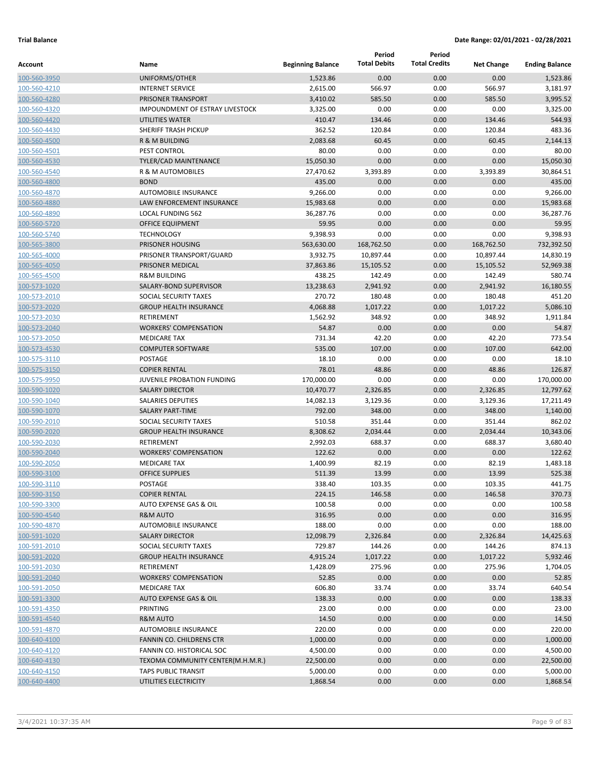**Trial Balance** **Date Range: 02/01/2021 - 02/28/2021**

| Account | Name | Beginning Balance | Period Total Debits | Period Total Credits | Net Change | Ending Balance |
|---|---|---|---|---|---|---|
| 100-560-3950 | UNIFORMS/OTHER | 1,523.86 | 0.00 | 0.00 | 0.00 | 1,523.86 |
| 100-560-4210 | INTERNET SERVICE | 2,615.00 | 566.97 | 0.00 | 566.97 | 3,181.97 |
| 100-560-4280 | PRISONER TRANSPORT | 3,410.02 | 585.50 | 0.00 | 585.50 | 3,995.52 |
| 100-560-4320 | IMPOUNDMENT OF ESTRAY LIVESTOCK | 3,325.00 | 0.00 | 0.00 | 0.00 | 3,325.00 |
| 100-560-4420 | UTILITIES WATER | 410.47 | 134.46 | 0.00 | 134.46 | 544.93 |
| 100-560-4430 | SHERIFF TRASH PICKUP | 362.52 | 120.84 | 0.00 | 120.84 | 483.36 |
| 100-560-4500 | R & M BUILDING | 2,083.68 | 60.45 | 0.00 | 60.45 | 2,144.13 |
| 100-560-4501 | PEST CONTROL | 80.00 | 0.00 | 0.00 | 0.00 | 80.00 |
| 100-560-4530 | TYLER/CAD MAINTENANCE | 15,050.30 | 0.00 | 0.00 | 0.00 | 15,050.30 |
| 100-560-4540 | R & M AUTOMOBILES | 27,470.62 | 3,393.89 | 0.00 | 3,393.89 | 30,864.51 |
| 100-560-4800 | BOND | 435.00 | 0.00 | 0.00 | 0.00 | 435.00 |
| 100-560-4870 | AUTOMOBILE INSURANCE | 9,266.00 | 0.00 | 0.00 | 0.00 | 9,266.00 |
| 100-560-4880 | LAW ENFORCEMENT INSURANCE | 15,983.68 | 0.00 | 0.00 | 0.00 | 15,983.68 |
| 100-560-4890 | LOCAL FUNDING 562 | 36,287.76 | 0.00 | 0.00 | 0.00 | 36,287.76 |
| 100-560-5720 | OFFICE EQUIPMENT | 59.95 | 0.00 | 0.00 | 0.00 | 59.95 |
| 100-560-5740 | TECHNOLOGY | 9,398.93 | 0.00 | 0.00 | 0.00 | 9,398.93 |
| 100-565-3800 | PRISONER HOUSING | 563,630.00 | 168,762.50 | 0.00 | 168,762.50 | 732,392.50 |
| 100-565-4000 | PRISONER TRANSPORT/GUARD | 3,932.75 | 10,897.44 | 0.00 | 10,897.44 | 14,830.19 |
| 100-565-4050 | PRISONER MEDICAL | 37,863.86 | 15,105.52 | 0.00 | 15,105.52 | 52,969.38 |
| 100-565-4500 | R&M BUILDING | 438.25 | 142.49 | 0.00 | 142.49 | 580.74 |
| 100-573-1020 | SALARY-BOND SUPERVISOR | 13,238.63 | 2,941.92 | 0.00 | 2,941.92 | 16,180.55 |
| 100-573-2010 | SOCIAL SECURITY TAXES | 270.72 | 180.48 | 0.00 | 180.48 | 451.20 |
| 100-573-2020 | GROUP HEALTH INSURANCE | 4,068.88 | 1,017.22 | 0.00 | 1,017.22 | 5,086.10 |
| 100-573-2030 | RETIREMENT | 1,562.92 | 348.92 | 0.00 | 348.92 | 1,911.84 |
| 100-573-2040 | WORKERS' COMPENSATION | 54.87 | 0.00 | 0.00 | 0.00 | 54.87 |
| 100-573-2050 | MEDICARE TAX | 731.34 | 42.20 | 0.00 | 42.20 | 773.54 |
| 100-573-4530 | COMPUTER SOFTWARE | 535.00 | 107.00 | 0.00 | 107.00 | 642.00 |
| 100-575-3110 | POSTAGE | 18.10 | 0.00 | 0.00 | 0.00 | 18.10 |
| 100-575-3150 | COPIER RENTAL | 78.01 | 48.86 | 0.00 | 48.86 | 126.87 |
| 100-575-9950 | JUVENILE PROBATION FUNDING | 170,000.00 | 0.00 | 0.00 | 0.00 | 170,000.00 |
| 100-590-1020 | SALARY DIRECTOR | 10,470.77 | 2,326.85 | 0.00 | 2,326.85 | 12,797.62 |
| 100-590-1040 | SALARIES DEPUTIES | 14,082.13 | 3,129.36 | 0.00 | 3,129.36 | 17,211.49 |
| 100-590-1070 | SALARY PART-TIME | 792.00 | 348.00 | 0.00 | 348.00 | 1,140.00 |
| 100-590-2010 | SOCIAL SECURITY TAXES | 510.58 | 351.44 | 0.00 | 351.44 | 862.02 |
| 100-590-2020 | GROUP HEALTH INSURANCE | 8,308.62 | 2,034.44 | 0.00 | 2,034.44 | 10,343.06 |
| 100-590-2030 | RETIREMENT | 2,992.03 | 688.37 | 0.00 | 688.37 | 3,680.40 |
| 100-590-2040 | WORKERS' COMPENSATION | 122.62 | 0.00 | 0.00 | 0.00 | 122.62 |
| 100-590-2050 | MEDICARE TAX | 1,400.99 | 82.19 | 0.00 | 82.19 | 1,483.18 |
| 100-590-3100 | OFFICE SUPPLIES | 511.39 | 13.99 | 0.00 | 13.99 | 525.38 |
| 100-590-3110 | POSTAGE | 338.40 | 103.35 | 0.00 | 103.35 | 441.75 |
| 100-590-3150 | COPIER RENTAL | 224.15 | 146.58 | 0.00 | 146.58 | 370.73 |
| 100-590-3300 | AUTO EXPENSE GAS & OIL | 100.58 | 0.00 | 0.00 | 0.00 | 100.58 |
| 100-590-4540 | R&M AUTO | 316.95 | 0.00 | 0.00 | 0.00 | 316.95 |
| 100-590-4870 | AUTOMOBILE INSURANCE | 188.00 | 0.00 | 0.00 | 0.00 | 188.00 |
| 100-591-1020 | SALARY DIRECTOR | 12,098.79 | 2,326.84 | 0.00 | 2,326.84 | 14,425.63 |
| 100-591-2010 | SOCIAL SECURITY TAXES | 729.87 | 144.26 | 0.00 | 144.26 | 874.13 |
| 100-591-2020 | GROUP HEALTH INSURANCE | 4,915.24 | 1,017.22 | 0.00 | 1,017.22 | 5,932.46 |
| 100-591-2030 | RETIREMENT | 1,428.09 | 275.96 | 0.00 | 275.96 | 1,704.05 |
| 100-591-2040 | WORKERS' COMPENSATION | 52.85 | 0.00 | 0.00 | 0.00 | 52.85 |
| 100-591-2050 | MEDICARE TAX | 606.80 | 33.74 | 0.00 | 33.74 | 640.54 |
| 100-591-3300 | AUTO EXPENSE GAS & OIL | 138.33 | 0.00 | 0.00 | 0.00 | 138.33 |
| 100-591-4350 | PRINTING | 23.00 | 0.00 | 0.00 | 0.00 | 23.00 |
| 100-591-4540 | R&M AUTO | 14.50 | 0.00 | 0.00 | 0.00 | 14.50 |
| 100-591-4870 | AUTOMOBILE INSURANCE | 220.00 | 0.00 | 0.00 | 0.00 | 220.00 |
| 100-640-4100 | FANNIN CO. CHILDRENS CTR | 1,000.00 | 0.00 | 0.00 | 0.00 | 1,000.00 |
| 100-640-4120 | FANNIN CO. HISTORICAL SOC | 4,500.00 | 0.00 | 0.00 | 0.00 | 4,500.00 |
| 100-640-4130 | TEXOMA COMMUNITY CENTER(M.H.M.R.) | 22,500.00 | 0.00 | 0.00 | 0.00 | 22,500.00 |
| 100-640-4150 | TAPS PUBLIC TRANSIT | 5,000.00 | 0.00 | 0.00 | 0.00 | 5,000.00 |
| 100-640-4400 | UTILITIES ELECTRICITY | 1,868.54 | 0.00 | 0.00 | 0.00 | 1,868.54 |

3/4/2021 10:37:35 AM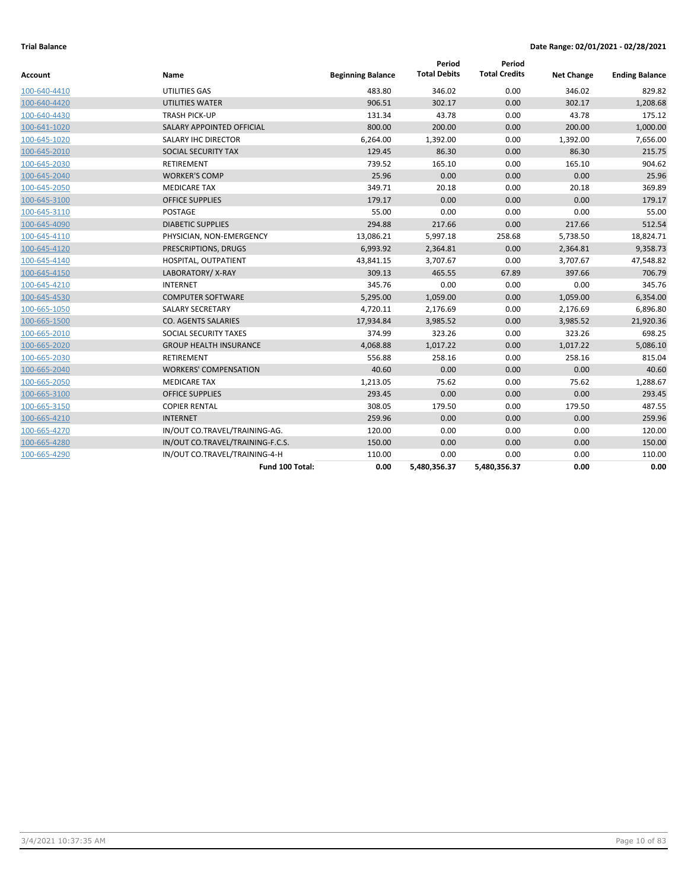**Trial Balance** **Date Range: 02/01/2021 - 02/28/2021**

| Account | Name | Beginning Balance | Period Total Debits | Period Total Credits | Net Change | Ending Balance |
|---|---|---|---|---|---|---|
| 100-640-4410 | UTILITIES GAS | 483.80 | 346.02 | 0.00 | 346.02 | 829.82 |
| 100-640-4420 | UTILITIES WATER | 906.51 | 302.17 | 0.00 | 302.17 | 1,208.68 |
| 100-640-4430 | TRASH PICK-UP | 131.34 | 43.78 | 0.00 | 43.78 | 175.12 |
| 100-641-1020 | SALARY APPOINTED OFFICIAL | 800.00 | 200.00 | 0.00 | 200.00 | 1,000.00 |
| 100-645-1020 | SALARY IHC DIRECTOR | 6,264.00 | 1,392.00 | 0.00 | 1,392.00 | 7,656.00 |
| 100-645-2010 | SOCIAL SECURITY TAX | 129.45 | 86.30 | 0.00 | 86.30 | 215.75 |
| 100-645-2030 | RETIREMENT | 739.52 | 165.10 | 0.00 | 165.10 | 904.62 |
| 100-645-2040 | WORKER'S COMP | 25.96 | 0.00 | 0.00 | 0.00 | 25.96 |
| 100-645-2050 | MEDICARE TAX | 349.71 | 20.18 | 0.00 | 20.18 | 369.89 |
| 100-645-3100 | OFFICE SUPPLIES | 179.17 | 0.00 | 0.00 | 0.00 | 179.17 |
| 100-645-3110 | POSTAGE | 55.00 | 0.00 | 0.00 | 0.00 | 55.00 |
| 100-645-4090 | DIABETIC SUPPLIES | 294.88 | 217.66 | 0.00 | 217.66 | 512.54 |
| 100-645-4110 | PHYSICIAN, NON-EMERGENCY | 13,086.21 | 5,997.18 | 258.68 | 5,738.50 | 18,824.71 |
| 100-645-4120 | PRESCRIPTIONS, DRUGS | 6,993.92 | 2,364.81 | 0.00 | 2,364.81 | 9,358.73 |
| 100-645-4140 | HOSPITAL, OUTPATIENT | 43,841.15 | 3,707.67 | 0.00 | 3,707.67 | 47,548.82 |
| 100-645-4150 | LABORATORY/ X-RAY | 309.13 | 465.55 | 67.89 | 397.66 | 706.79 |
| 100-645-4210 | INTERNET | 345.76 | 0.00 | 0.00 | 0.00 | 345.76 |
| 100-645-4530 | COMPUTER SOFTWARE | 5,295.00 | 1,059.00 | 0.00 | 1,059.00 | 6,354.00 |
| 100-665-1050 | SALARY SECRETARY | 4,720.11 | 2,176.69 | 0.00 | 2,176.69 | 6,896.80 |
| 100-665-1500 | CO. AGENTS SALARIES | 17,934.84 | 3,985.52 | 0.00 | 3,985.52 | 21,920.36 |
| 100-665-2010 | SOCIAL SECURITY TAXES | 374.99 | 323.26 | 0.00 | 323.26 | 698.25 |
| 100-665-2020 | GROUP HEALTH INSURANCE | 4,068.88 | 1,017.22 | 0.00 | 1,017.22 | 5,086.10 |
| 100-665-2030 | RETIREMENT | 556.88 | 258.16 | 0.00 | 258.16 | 815.04 |
| 100-665-2040 | WORKERS' COMPENSATION | 40.60 | 0.00 | 0.00 | 0.00 | 40.60 |
| 100-665-2050 | MEDICARE TAX | 1,213.05 | 75.62 | 0.00 | 75.62 | 1,288.67 |
| 100-665-3100 | OFFICE SUPPLIES | 293.45 | 0.00 | 0.00 | 0.00 | 293.45 |
| 100-665-3150 | COPIER RENTAL | 308.05 | 179.50 | 0.00 | 179.50 | 487.55 |
| 100-665-4210 | INTERNET | 259.96 | 0.00 | 0.00 | 0.00 | 259.96 |
| 100-665-4270 | IN/OUT CO.TRAVEL/TRAINING-AG. | 120.00 | 0.00 | 0.00 | 0.00 | 120.00 |
| 100-665-4280 | IN/OUT CO.TRAVEL/TRAINING-F.C.S. | 150.00 | 0.00 | 0.00 | 0.00 | 150.00 |
| 100-665-4290 | IN/OUT CO.TRAVEL/TRAINING-4-H | 110.00 | 0.00 | 0.00 | 0.00 | 110.00 |
| | **Fund 100 Total:** | **0.00** | **5,480,356.37** | **5,480,356.37** | **0.00** | **0.00** |

3/4/2021 10:37:35 AM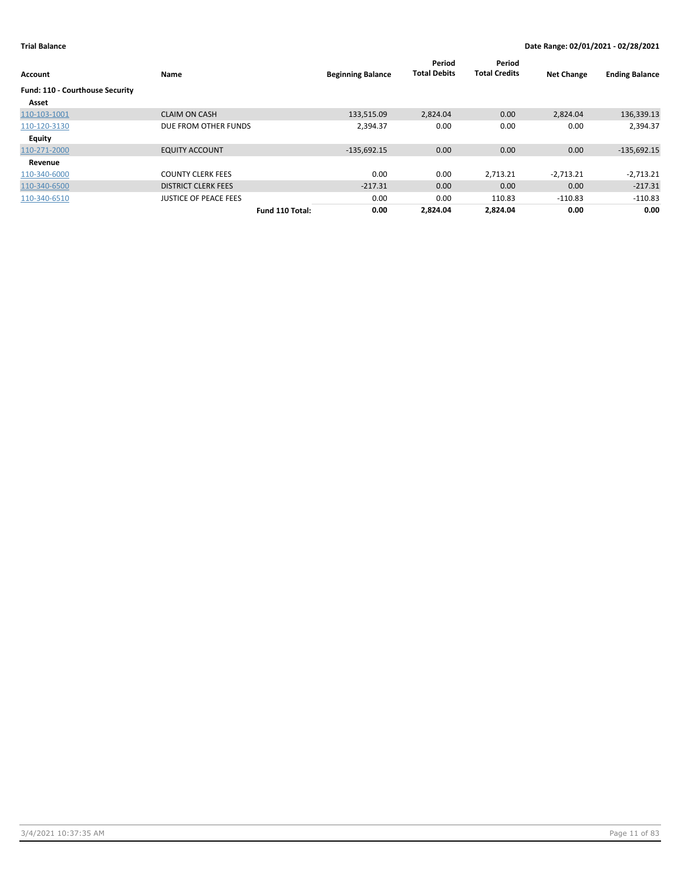**Trial Balance** **Date Range: 02/01/2021 - 02/28/2021**

| Account | Name | Beginning Balance | Period Total Debits | Period Total Credits | Net Change | Ending Balance |
|---|---|---|---|---|---|---|
| **Fund: 110 - Courthouse Security** | | | | | | |
| **Asset** | | | | | | |
| 110-103-1001 | CLAIM ON CASH | 133,515.09 | 2,824.04 | 0.00 | 2,824.04 | 136,339.13 |
| 110-120-3130 | DUE FROM OTHER FUNDS | 2,394.37 | 0.00 | 0.00 | 0.00 | 2,394.37 |
| **Equity** | | | | | | |
| 110-271-2000 | EQUITY ACCOUNT | -135,692.15 | 0.00 | 0.00 | 0.00 | -135,692.15 |
| **Revenue** | | | | | | |
| 110-340-6000 | COUNTY CLERK FEES | 0.00 | 0.00 | 2,713.21 | -2,713.21 | -2,713.21 |
| 110-340-6500 | DISTRICT CLERK FEES | -217.31 | 0.00 | 0.00 | 0.00 | -217.31 |
| 110-340-6510 | JUSTICE OF PEACE FEES | 0.00 | 0.00 | 110.83 | -110.83 | -110.83 |
| | **Fund 110 Total:** | **0.00** | **2,824.04** | **2,824.04** | **0.00** | **0.00** |

3/4/2021 10:37:35 AM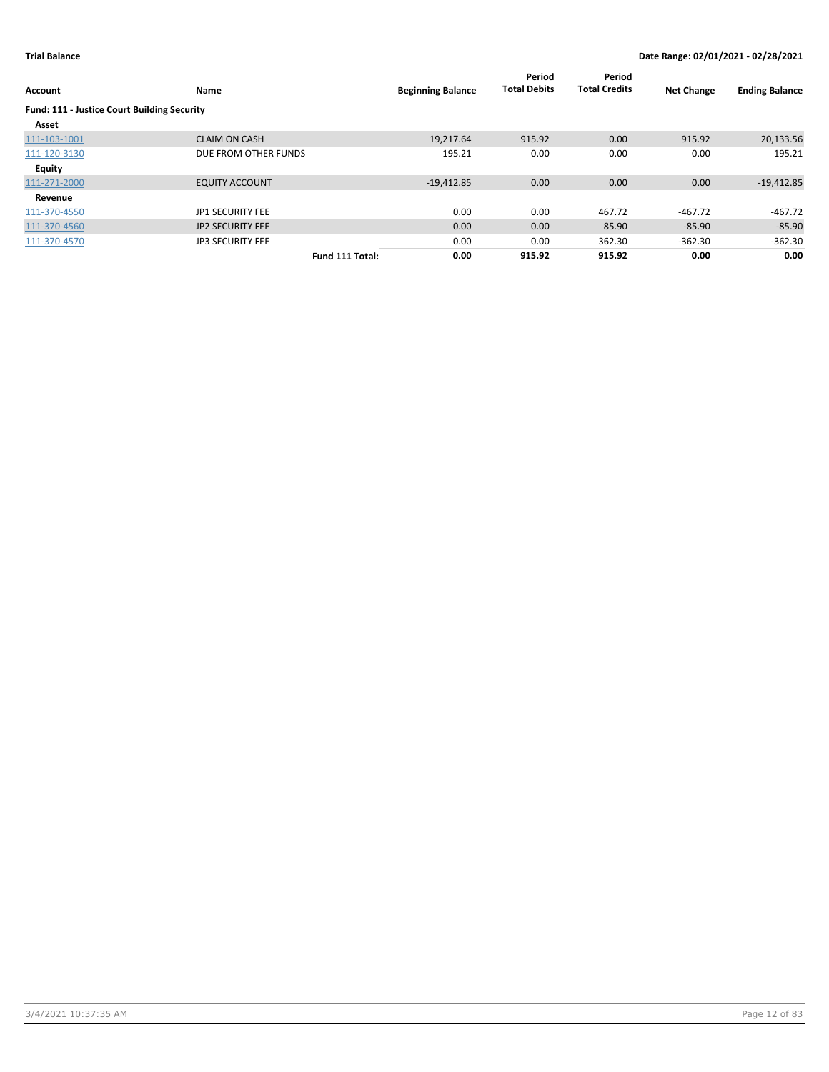**Trial Balance**

**Date Range: 02/01/2021 - 02/28/2021**

| Account | Name | | Beginning Balance | Period Total Debits | Period Total Credits | Net Change | Ending Balance |
|---|---|---|---|---|---|---|---|
| **Fund: 111 - Justice Court Building Security** | | | | | | | |
| **Asset** | | | | | | | |
| 111-103-1001 | CLAIM ON CASH | | 19,217.64 | 915.92 | 0.00 | 915.92 | 20,133.56 |
| 111-120-3130 | DUE FROM OTHER FUNDS | | 195.21 | 0.00 | 0.00 | 0.00 | 195.21 |
| **Equity** | | | | | | | |
| 111-271-2000 | EQUITY ACCOUNT | | -19,412.85 | 0.00 | 0.00 | 0.00 | -19,412.85 |
| **Revenue** | | | | | | | |
| 111-370-4550 | JP1 SECURITY FEE | | 0.00 | 0.00 | 467.72 | -467.72 | -467.72 |
| 111-370-4560 | JP2 SECURITY FEE | | 0.00 | 0.00 | 85.90 | -85.90 | -85.90 |
| 111-370-4570 | JP3 SECURITY FEE | | 0.00 | 0.00 | 362.30 | -362.30 | -362.30 |
| | | **Fund 111 Total:** | **0.00** | **915.92** | **915.92** | **0.00** | **0.00** |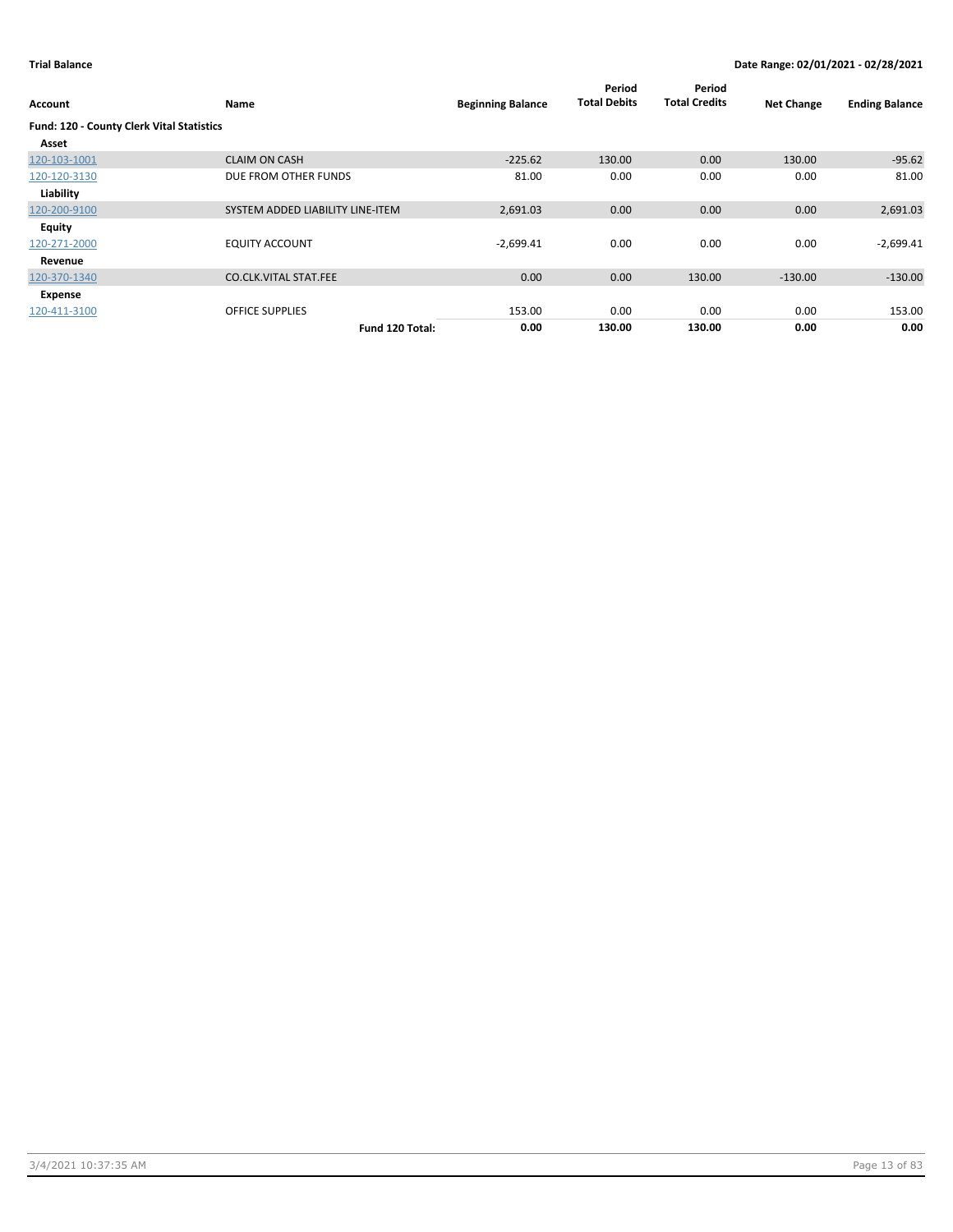**Trial Balance** — Date Range: 02/01/2021 - 02/28/2021

| Account | Name | Beginning Balance | Period Total Debits | Period Total Credits | Net Change | Ending Balance |
|---|---|---|---|---|---|---|
| **Fund: 120 - County Clerk Vital Statistics** | | | | | | |
| **Asset** | | | | | | |
| 120-103-1001 | CLAIM ON CASH | -225.62 | 130.00 | 0.00 | 130.00 | -95.62 |
| 120-120-3130 | DUE FROM OTHER FUNDS | 81.00 | 0.00 | 0.00 | 0.00 | 81.00 |
| **Liability** | | | | | | |
| 120-200-9100 | SYSTEM ADDED LIABILITY LINE-ITEM | 2,691.03 | 0.00 | 0.00 | 0.00 | 2,691.03 |
| **Equity** | | | | | | |
| 120-271-2000 | EQUITY ACCOUNT | -2,699.41 | 0.00 | 0.00 | 0.00 | -2,699.41 |
| **Revenue** | | | | | | |
| 120-370-1340 | CO.CLK.VITAL STAT.FEE | 0.00 | 0.00 | 130.00 | -130.00 | -130.00 |
| **Expense** | | | | | | |
| 120-411-3100 | OFFICE SUPPLIES | 153.00 | 0.00 | 0.00 | 0.00 | 153.00 |
| | **Fund 120 Total:** | **0.00** | **130.00** | **130.00** | **0.00** | **0.00** |

3/4/2021 10:37:35 AM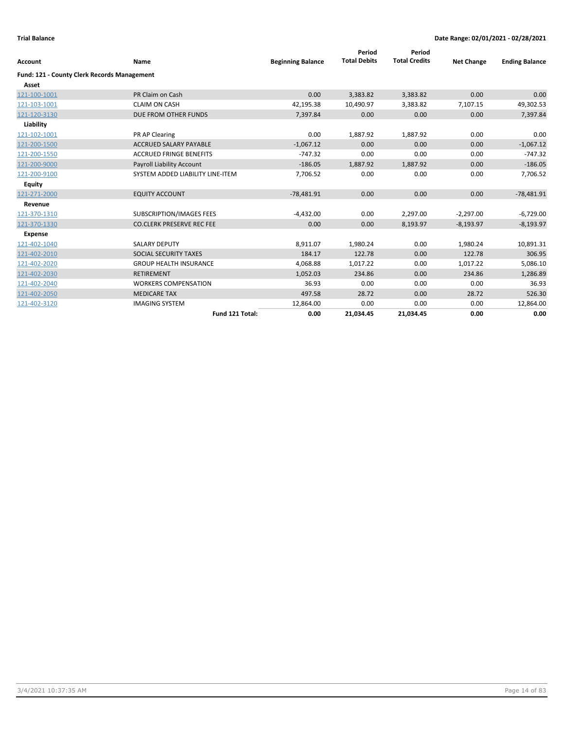**Trial Balance** **Date Range: 02/01/2021 - 02/28/2021**

| Account | Name | Beginning Balance | Period Total Debits | Period Total Credits | Net Change | Ending Balance |
|---|---|---|---|---|---|---|
| **Fund: 121 - County Clerk Records Management** | | | | | | |
| **Asset** | | | | | | |
| 121-100-1001 | PR Claim on Cash | 0.00 | 3,383.82 | 3,383.82 | 0.00 | 0.00 |
| 121-103-1001 | CLAIM ON CASH | 42,195.38 | 10,490.97 | 3,383.82 | 7,107.15 | 49,302.53 |
| 121-120-3130 | DUE FROM OTHER FUNDS | 7,397.84 | 0.00 | 0.00 | 0.00 | 7,397.84 |
| **Liability** | | | | | | |
| 121-102-1001 | PR AP Clearing | 0.00 | 1,887.92 | 1,887.92 | 0.00 | 0.00 |
| 121-200-1500 | ACCRUED SALARY PAYABLE | -1,067.12 | 0.00 | 0.00 | 0.00 | -1,067.12 |
| 121-200-1550 | ACCRUED FRINGE BENEFITS | -747.32 | 0.00 | 0.00 | 0.00 | -747.32 |
| 121-200-9000 | Payroll Liability Account | -186.05 | 1,887.92 | 1,887.92 | 0.00 | -186.05 |
| 121-200-9100 | SYSTEM ADDED LIABILITY LINE-ITEM | 7,706.52 | 0.00 | 0.00 | 0.00 | 7,706.52 |
| **Equity** | | | | | | |
| 121-271-2000 | EQUITY ACCOUNT | -78,481.91 | 0.00 | 0.00 | 0.00 | -78,481.91 |
| **Revenue** | | | | | | |
| 121-370-1310 | SUBSCRIPTION/IMAGES FEES | -4,432.00 | 0.00 | 2,297.00 | -2,297.00 | -6,729.00 |
| 121-370-1330 | CO.CLERK PRESERVE REC FEE | 0.00 | 0.00 | 8,193.97 | -8,193.97 | -8,193.97 |
| **Expense** | | | | | | |
| 121-402-1040 | SALARY DEPUTY | 8,911.07 | 1,980.24 | 0.00 | 1,980.24 | 10,891.31 |
| 121-402-2010 | SOCIAL SECURITY TAXES | 184.17 | 122.78 | 0.00 | 122.78 | 306.95 |
| 121-402-2020 | GROUP HEALTH INSURANCE | 4,068.88 | 1,017.22 | 0.00 | 1,017.22 | 5,086.10 |
| 121-402-2030 | RETIREMENT | 1,052.03 | 234.86 | 0.00 | 234.86 | 1,286.89 |
| 121-402-2040 | WORKERS COMPENSATION | 36.93 | 0.00 | 0.00 | 0.00 | 36.93 |
| 121-402-2050 | MEDICARE TAX | 497.58 | 28.72 | 0.00 | 28.72 | 526.30 |
| 121-402-3120 | IMAGING SYSTEM | 12,864.00 | 0.00 | 0.00 | 0.00 | 12,864.00 |
| | **Fund 121 Total:** | **0.00** | **21,034.45** | **21,034.45** | **0.00** | **0.00** |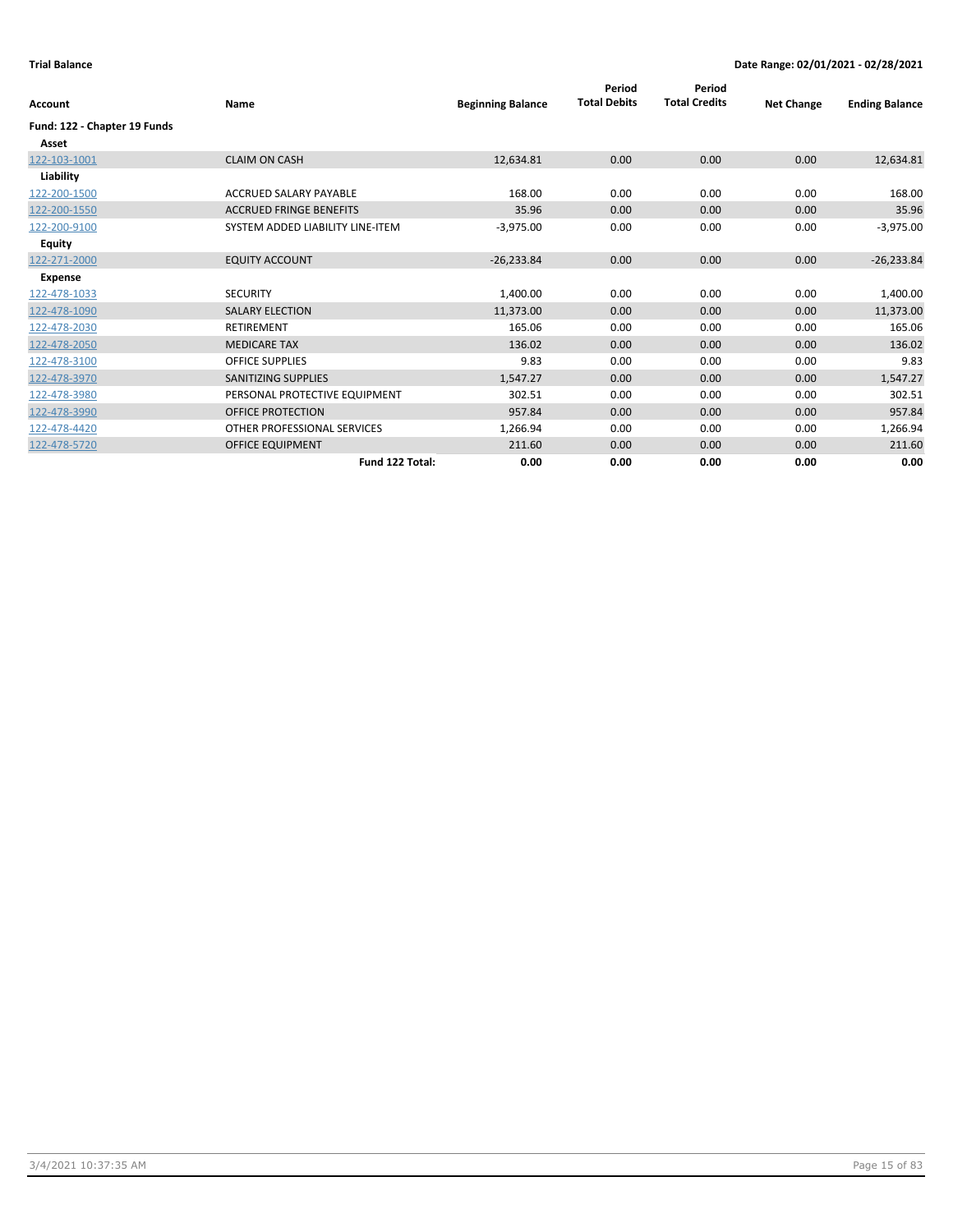**Trial Balance** | **Date Range: 02/01/2021 - 02/28/2021**

| Account | Name | Beginning Balance | Period Total Debits | Period Total Credits | Net Change | Ending Balance |
|---|---|---|---|---|---|---|
| **Fund: 122 - Chapter 19 Funds** | | | | | | |
| **Asset** | | | | | | |
| 122-103-1001 | CLAIM ON CASH | 12,634.81 | 0.00 | 0.00 | 0.00 | 12,634.81 |
| **Liability** | | | | | | |
| 122-200-1500 | ACCRUED SALARY PAYABLE | 168.00 | 0.00 | 0.00 | 0.00 | 168.00 |
| 122-200-1550 | ACCRUED FRINGE BENEFITS | 35.96 | 0.00 | 0.00 | 0.00 | 35.96 |
| 122-200-9100 | SYSTEM ADDED LIABILITY LINE-ITEM | -3,975.00 | 0.00 | 0.00 | 0.00 | -3,975.00 |
| **Equity** | | | | | | |
| 122-271-2000 | EQUITY ACCOUNT | -26,233.84 | 0.00 | 0.00 | 0.00 | -26,233.84 |
| **Expense** | | | | | | |
| 122-478-1033 | SECURITY | 1,400.00 | 0.00 | 0.00 | 0.00 | 1,400.00 |
| 122-478-1090 | SALARY ELECTION | 11,373.00 | 0.00 | 0.00 | 0.00 | 11,373.00 |
| 122-478-2030 | RETIREMENT | 165.06 | 0.00 | 0.00 | 0.00 | 165.06 |
| 122-478-2050 | MEDICARE TAX | 136.02 | 0.00 | 0.00 | 0.00 | 136.02 |
| 122-478-3100 | OFFICE SUPPLIES | 9.83 | 0.00 | 0.00 | 0.00 | 9.83 |
| 122-478-3970 | SANITIZING SUPPLIES | 1,547.27 | 0.00 | 0.00 | 0.00 | 1,547.27 |
| 122-478-3980 | PERSONAL PROTECTIVE EQUIPMENT | 302.51 | 0.00 | 0.00 | 0.00 | 302.51 |
| 122-478-3990 | OFFICE PROTECTION | 957.84 | 0.00 | 0.00 | 0.00 | 957.84 |
| 122-478-4420 | OTHER PROFESSIONAL SERVICES | 1,266.94 | 0.00 | 0.00 | 0.00 | 1,266.94 |
| 122-478-5720 | OFFICE EQUIPMENT | 211.60 | 0.00 | 0.00 | 0.00 | 211.60 |
| | **Fund 122 Total:** | **0.00** | **0.00** | **0.00** | **0.00** | **0.00** |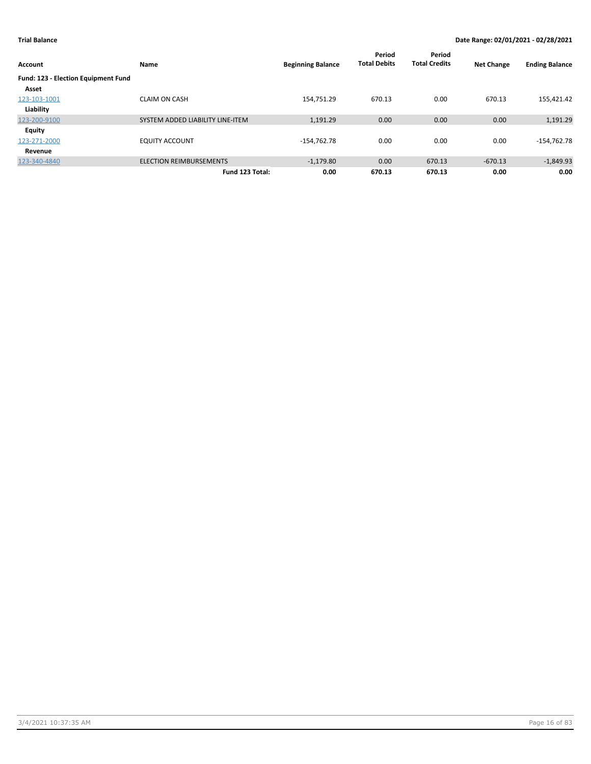**Trial Balance** **Date Range: 02/01/2021 - 02/28/2021**

| Account | Name | Beginning Balance | Period Total Debits | Period Total Credits | Net Change | Ending Balance |
|---|---|---|---|---|---|---|
| **Fund: 123 - Election Equipment Fund** | | | | | | |
| **Asset** | | | | | | |
| 123-103-1001 | CLAIM ON CASH | 154,751.29 | 670.13 | 0.00 | 670.13 | 155,421.42 |
| **Liability** | | | | | | |
| 123-200-9100 | SYSTEM ADDED LIABILITY LINE-ITEM | 1,191.29 | 0.00 | 0.00 | 0.00 | 1,191.29 |
| **Equity** | | | | | | |
| 123-271-2000 | EQUITY ACCOUNT | -154,762.78 | 0.00 | 0.00 | 0.00 | -154,762.78 |
| **Revenue** | | | | | | |
| 123-340-4840 | ELECTION REIMBURSEMENTS | -1,179.80 | 0.00 | 670.13 | -670.13 | -1,849.93 |
| | **Fund 123 Total:** | **0.00** | **670.13** | **670.13** | **0.00** | **0.00** |

3/4/2021 10:37:35 AM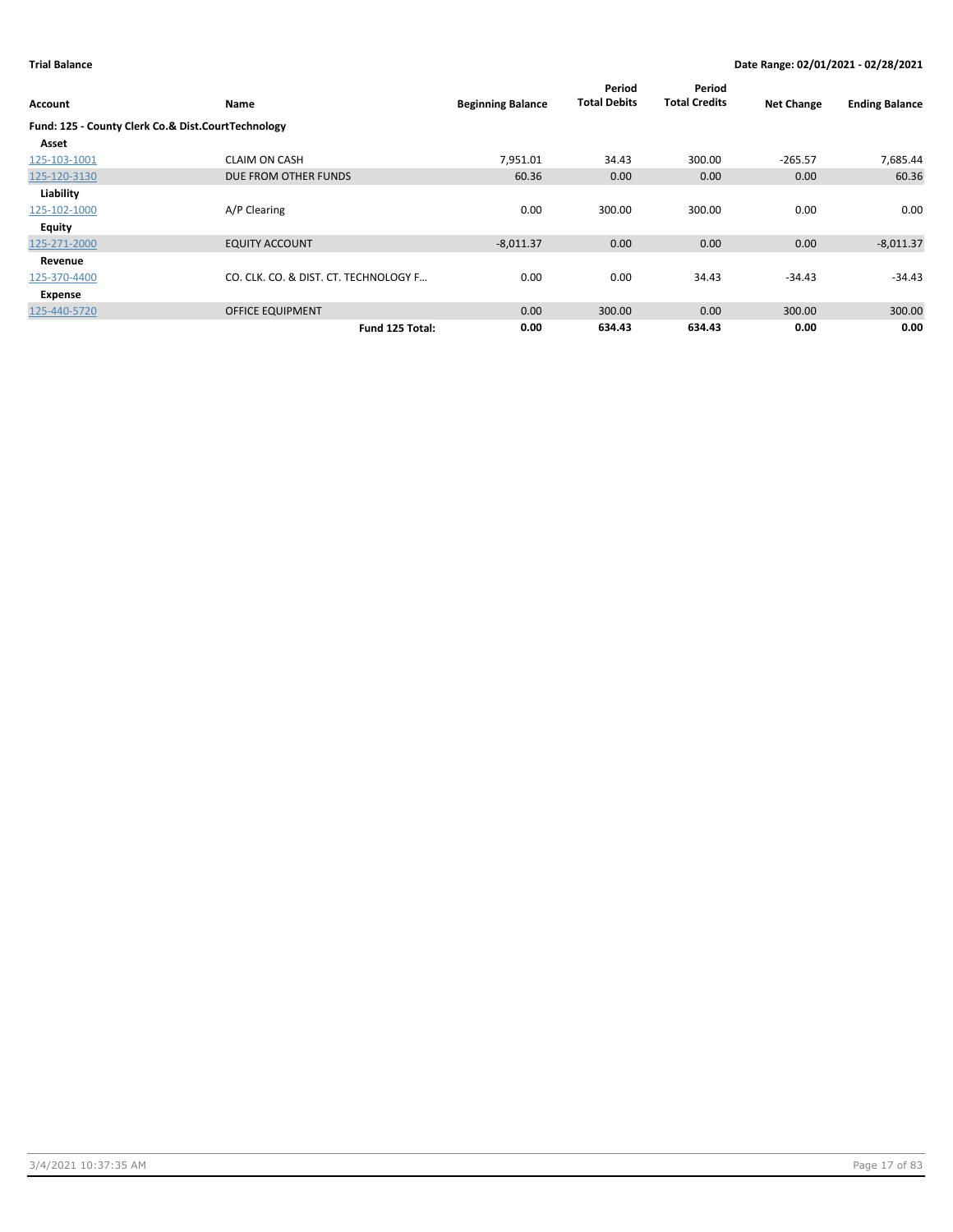**Trial Balance** **Date Range: 02/01/2021 - 02/28/2021**

| Account | Name | Beginning Balance | Period Total Debits | Period Total Credits | Net Change | Ending Balance |
|---|---|---|---|---|---|---|
| **Fund: 125 - County Clerk Co.& Dist.CourtTechnology** | | | | | | |
| **Asset** | | | | | | |
| 125-103-1001 | CLAIM ON CASH | 7,951.01 | 34.43 | 300.00 | -265.57 | 7,685.44 |
| 125-120-3130 | DUE FROM OTHER FUNDS | 60.36 | 0.00 | 0.00 | 0.00 | 60.36 |
| **Liability** | | | | | | |
| 125-102-1000 | A/P Clearing | 0.00 | 300.00 | 300.00 | 0.00 | 0.00 |
| **Equity** | | | | | | |
| 125-271-2000 | EQUITY ACCOUNT | -8,011.37 | 0.00 | 0.00 | 0.00 | -8,011.37 |
| **Revenue** | | | | | | |
| 125-370-4400 | CO. CLK. CO. & DIST. CT. TECHNOLOGY F… | 0.00 | 0.00 | 34.43 | -34.43 | -34.43 |
| **Expense** | | | | | | |
| 125-440-5720 | OFFICE EQUIPMENT | 0.00 | 300.00 | 0.00 | 300.00 | 300.00 |
| | **Fund 125 Total:** | **0.00** | **634.43** | **634.43** | **0.00** | **0.00** |

3/4/2021 10:37:35 AM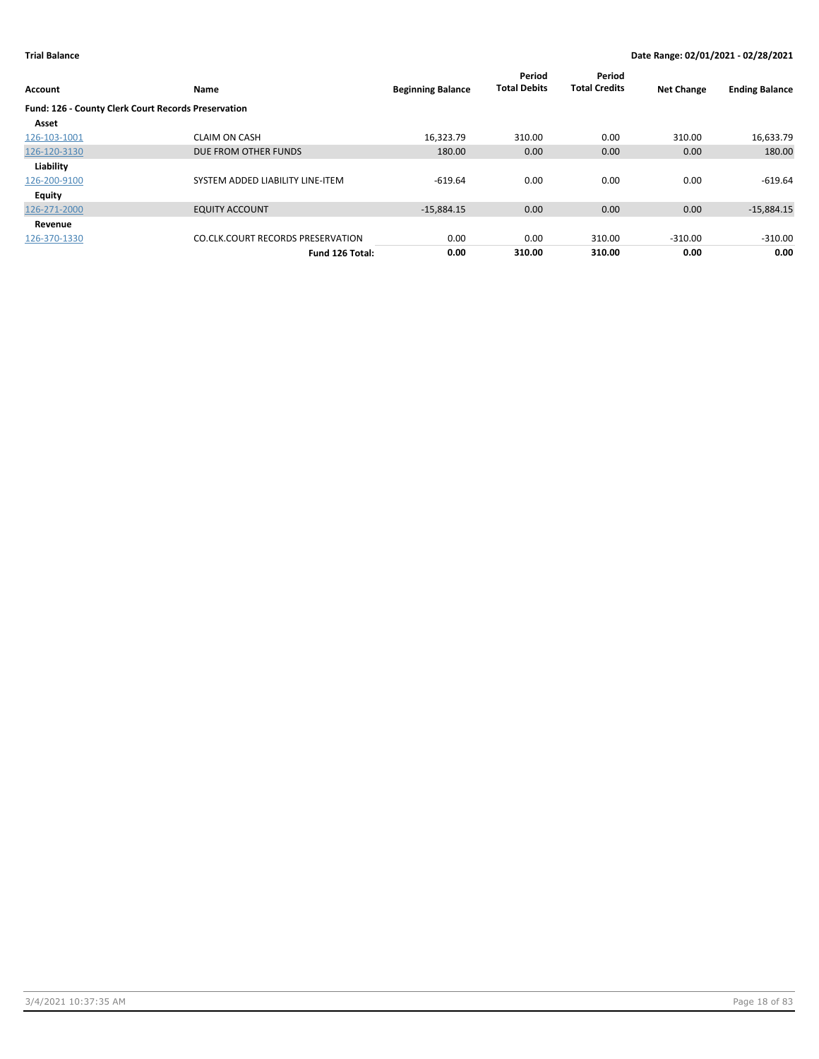**Trial Balance** | **Date Range: 02/01/2021 - 02/28/2021**

| Account | Name | Beginning Balance | Period Total Debits | Period Total Credits | Net Change | Ending Balance |
|---|---|---|---|---|---|---|
| **Fund: 126 - County Clerk Court Records Preservation** | | | | | | |
| **Asset** | | | | | | |
| 126-103-1001 | CLAIM ON CASH | 16,323.79 | 310.00 | 0.00 | 310.00 | 16,633.79 |
| 126-120-3130 | DUE FROM OTHER FUNDS | 180.00 | 0.00 | 0.00 | 0.00 | 180.00 |
| **Liability** | | | | | | |
| 126-200-9100 | SYSTEM ADDED LIABILITY LINE-ITEM | -619.64 | 0.00 | 0.00 | 0.00 | -619.64 |
| **Equity** | | | | | | |
| 126-271-2000 | EQUITY ACCOUNT | -15,884.15 | 0.00 | 0.00 | 0.00 | -15,884.15 |
| **Revenue** | | | | | | |
| 126-370-1330 | CO.CLK.COURT RECORDS PRESERVATION | 0.00 | 0.00 | 310.00 | -310.00 | -310.00 |
| | **Fund 126 Total:** | **0.00** | **310.00** | **310.00** | **0.00** | **0.00** |

3/4/2021 10:37:35 AM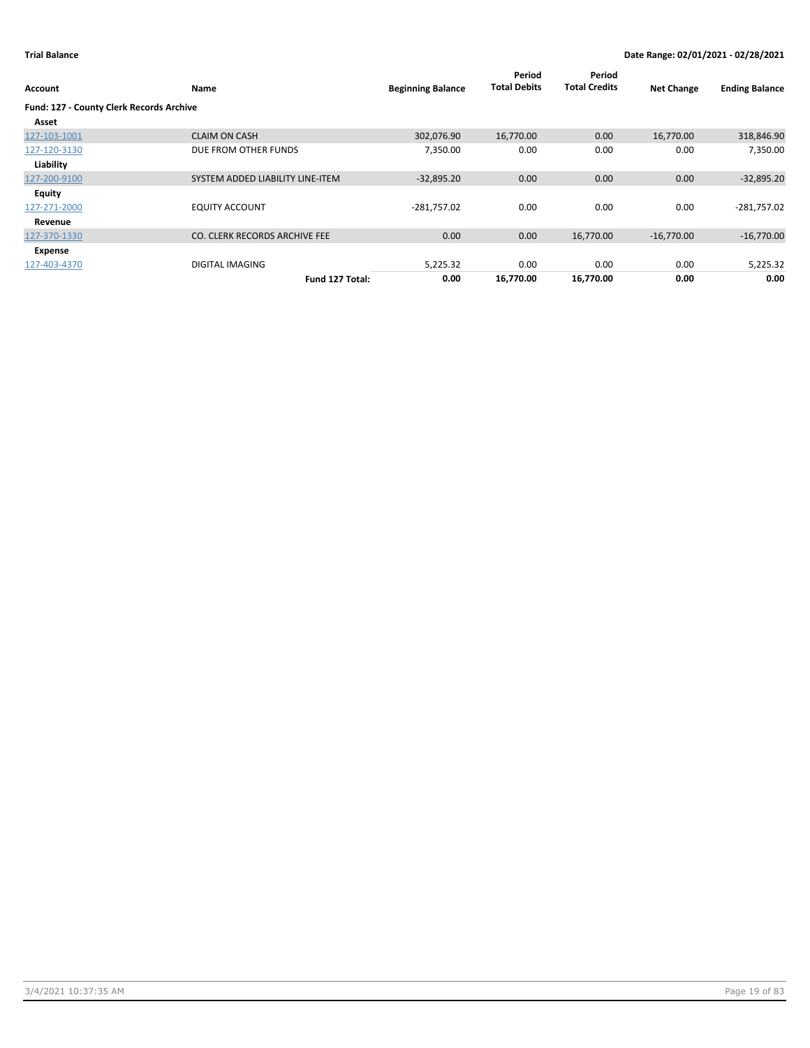**Trial Balance** | **Date Range: 02/01/2021 - 02/28/2021**

| Account | Name | Beginning Balance | Period Total Debits | Period Total Credits | Net Change | Ending Balance |
|---|---|---|---|---|---|---|
| **Fund: 127 - County Clerk Records Archive** | | | | | | |
| **Asset** | | | | | | |
| 127-103-1001 | CLAIM ON CASH | 302,076.90 | 16,770.00 | 0.00 | 16,770.00 | 318,846.90 |
| 127-120-3130 | DUE FROM OTHER FUNDS | 7,350.00 | 0.00 | 0.00 | 0.00 | 7,350.00 |
| **Liability** | | | | | | |
| 127-200-9100 | SYSTEM ADDED LIABILITY LINE-ITEM | -32,895.20 | 0.00 | 0.00 | 0.00 | -32,895.20 |
| **Equity** | | | | | | |
| 127-271-2000 | EQUITY ACCOUNT | -281,757.02 | 0.00 | 0.00 | 0.00 | -281,757.02 |
| **Revenue** | | | | | | |
| 127-370-1330 | CO. CLERK RECORDS ARCHIVE FEE | 0.00 | 0.00 | 16,770.00 | -16,770.00 | -16,770.00 |
| **Expense** | | | | | | |
| 127-403-4370 | DIGITAL IMAGING | 5,225.32 | 0.00 | 0.00 | 0.00 | 5,225.32 |
| | **Fund 127 Total:** | **0.00** | **16,770.00** | **16,770.00** | **0.00** | **0.00** |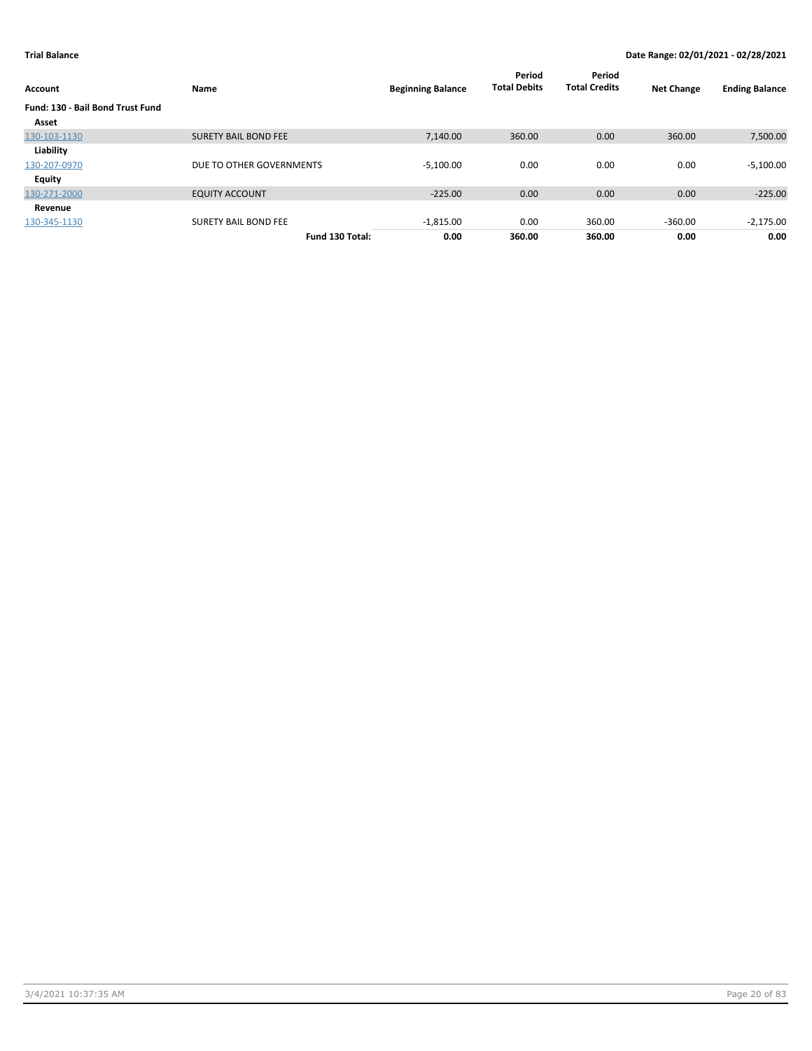**Trial Balance** — **Date Range: 02/01/2021 - 02/28/2021**

| Account | Name | Beginning Balance | Period Total Debits | Period Total Credits | Net Change | Ending Balance |
|---|---|---|---|---|---|---|
| **Fund: 130 - Bail Bond Trust Fund** | | | | | | |
| **Asset** | | | | | | |
| 130-103-1130 | SURETY BAIL BOND FEE | 7,140.00 | 360.00 | 0.00 | 360.00 | 7,500.00 |
| **Liability** | | | | | | |
| 130-207-0970 | DUE TO OTHER GOVERNMENTS | -5,100.00 | 0.00 | 0.00 | 0.00 | -5,100.00 |
| **Equity** | | | | | | |
| 130-271-2000 | EQUITY ACCOUNT | -225.00 | 0.00 | 0.00 | 0.00 | -225.00 |
| **Revenue** | | | | | | |
| 130-345-1130 | SURETY BAIL BOND FEE | -1,815.00 | 0.00 | 360.00 | -360.00 | -2,175.00 |
| | **Fund 130 Total:** | **0.00** | **360.00** | **360.00** | **0.00** | **0.00** |

3/4/2021 10:37:35 AM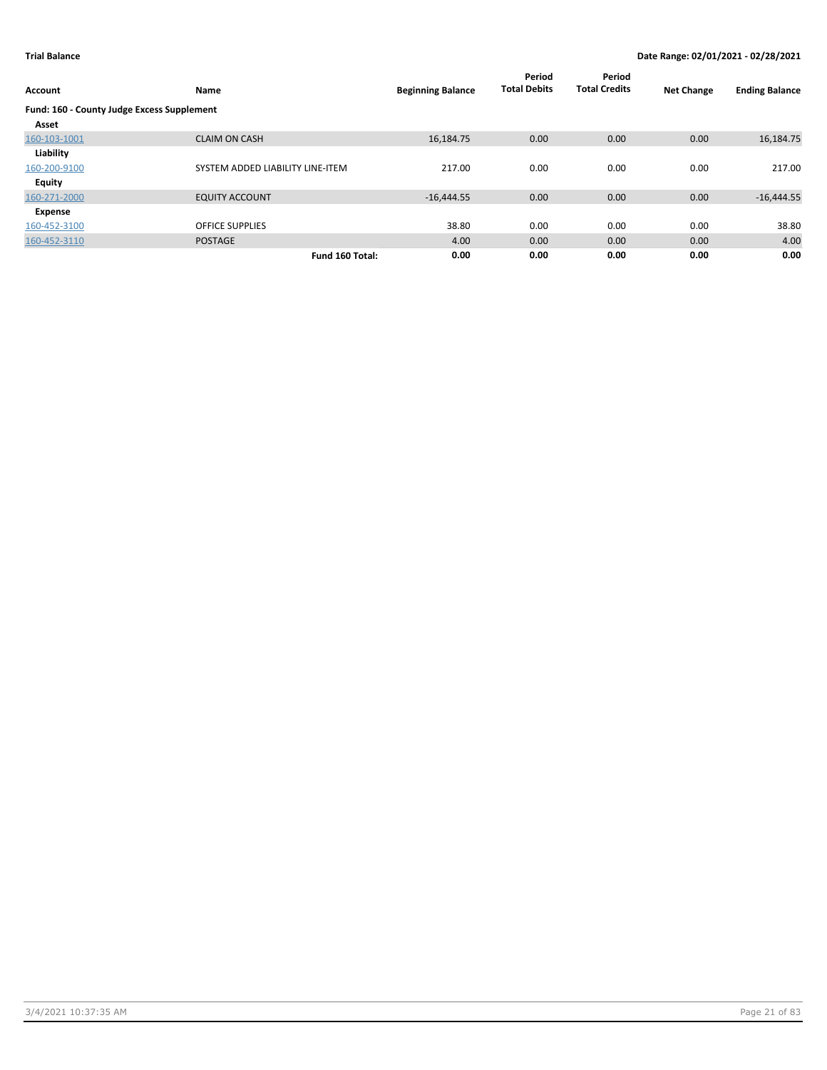**Trial Balance** | **Date Range: 02/01/2021 - 02/28/2021**

| Account | Name | Beginning Balance | Period Total Debits | Period Total Credits | Net Change | Ending Balance |
|---|---|---|---|---|---|---|
| **Fund: 160 - County Judge Excess Supplement** | | | | | | |
| **Asset** | | | | | | |
| 160-103-1001 | CLAIM ON CASH | 16,184.75 | 0.00 | 0.00 | 0.00 | 16,184.75 |
| **Liability** | | | | | | |
| 160-200-9100 | SYSTEM ADDED LIABILITY LINE-ITEM | 217.00 | 0.00 | 0.00 | 0.00 | 217.00 |
| **Equity** | | | | | | |
| 160-271-2000 | EQUITY ACCOUNT | -16,444.55 | 0.00 | 0.00 | 0.00 | -16,444.55 |
| **Expense** | | | | | | |
| 160-452-3100 | OFFICE SUPPLIES | 38.80 | 0.00 | 0.00 | 0.00 | 38.80 |
| 160-452-3110 | POSTAGE | 4.00 | 0.00 | 0.00 | 0.00 | 4.00 |
| | **Fund 160 Total:** | **0.00** | **0.00** | **0.00** | **0.00** | **0.00** |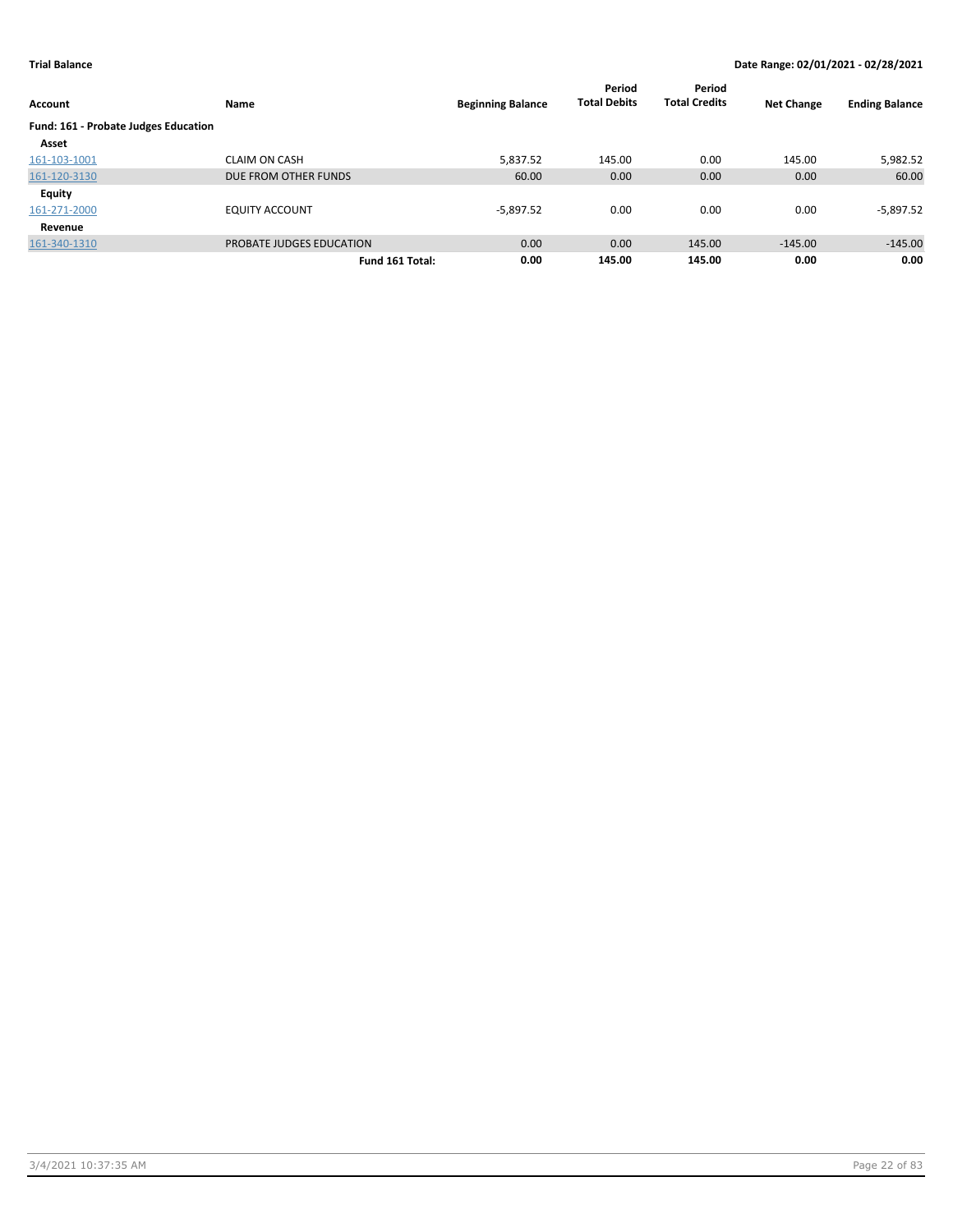**Trial Balance** — Date Range: 02/01/2021 - 02/28/2021

| Account | Name | Beginning Balance | Period Total Debits | Period Total Credits | Net Change | Ending Balance |
|---|---|---|---|---|---|---|
| **Fund: 161 - Probate Judges Education** | | | | | | |
| **Asset** | | | | | | |
| 161-103-1001 | CLAIM ON CASH | 5,837.52 | 145.00 | 0.00 | 145.00 | 5,982.52 |
| 161-120-3130 | DUE FROM OTHER FUNDS | 60.00 | 0.00 | 0.00 | 0.00 | 60.00 |
| **Equity** | | | | | | |
| 161-271-2000 | EQUITY ACCOUNT | -5,897.52 | 0.00 | 0.00 | 0.00 | -5,897.52 |
| **Revenue** | | | | | | |
| 161-340-1310 | PROBATE JUDGES EDUCATION | 0.00 | 0.00 | 145.00 | -145.00 | -145.00 |
| | **Fund 161 Total:** | **0.00** | **145.00** | **145.00** | **0.00** | **0.00** |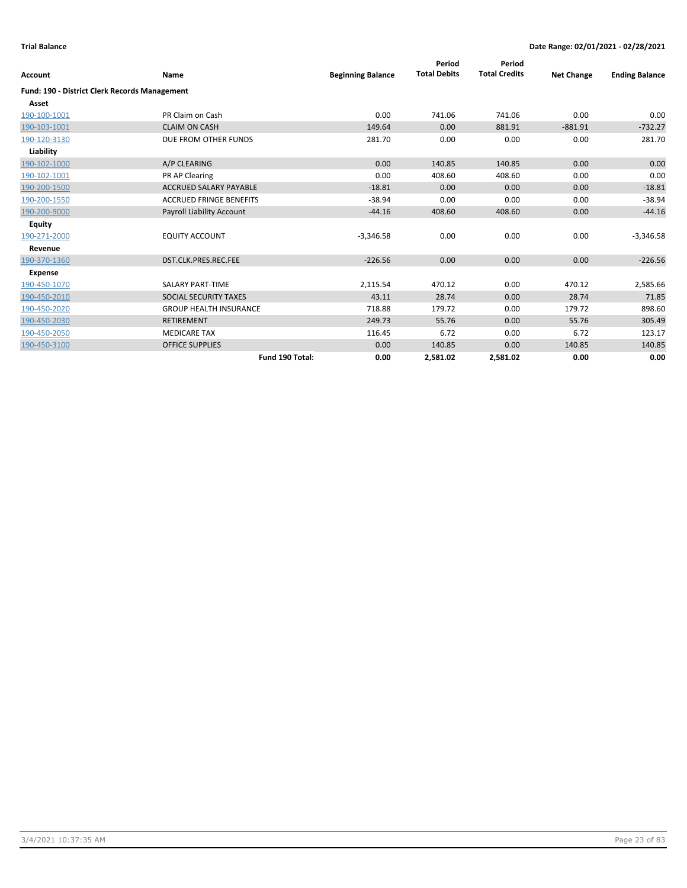**Trial Balance** | **Date Range: 02/01/2021 - 02/28/2021**

| Account | Name | Beginning Balance | Period Total Debits | Period Total Credits | Net Change | Ending Balance |
|---|---|---|---|---|---|---|
| **Fund: 190 - District Clerk Records Management** | | | | | | |
| **Asset** | | | | | | |
| 190-100-1001 | PR Claim on Cash | 0.00 | 741.06 | 741.06 | 0.00 | 0.00 |
| 190-103-1001 | CLAIM ON CASH | 149.64 | 0.00 | 881.91 | -881.91 | -732.27 |
| 190-120-3130 | DUE FROM OTHER FUNDS | 281.70 | 0.00 | 0.00 | 0.00 | 281.70 |
| **Liability** | | | | | | |
| 190-102-1000 | A/P CLEARING | 0.00 | 140.85 | 140.85 | 0.00 | 0.00 |
| 190-102-1001 | PR AP Clearing | 0.00 | 408.60 | 408.60 | 0.00 | 0.00 |
| 190-200-1500 | ACCRUED SALARY PAYABLE | -18.81 | 0.00 | 0.00 | 0.00 | -18.81 |
| 190-200-1550 | ACCRUED FRINGE BENEFITS | -38.94 | 0.00 | 0.00 | 0.00 | -38.94 |
| 190-200-9000 | Payroll Liability Account | -44.16 | 408.60 | 408.60 | 0.00 | -44.16 |
| **Equity** | | | | | | |
| 190-271-2000 | EQUITY ACCOUNT | -3,346.58 | 0.00 | 0.00 | 0.00 | -3,346.58 |
| **Revenue** | | | | | | |
| 190-370-1360 | DST.CLK.PRES.REC.FEE | -226.56 | 0.00 | 0.00 | 0.00 | -226.56 |
| **Expense** | | | | | | |
| 190-450-1070 | SALARY PART-TIME | 2,115.54 | 470.12 | 0.00 | 470.12 | 2,585.66 |
| 190-450-2010 | SOCIAL SECURITY TAXES | 43.11 | 28.74 | 0.00 | 28.74 | 71.85 |
| 190-450-2020 | GROUP HEALTH INSURANCE | 718.88 | 179.72 | 0.00 | 179.72 | 898.60 |
| 190-450-2030 | RETIREMENT | 249.73 | 55.76 | 0.00 | 55.76 | 305.49 |
| 190-450-2050 | MEDICARE TAX | 116.45 | 6.72 | 0.00 | 6.72 | 123.17 |
| 190-450-3100 | OFFICE SUPPLIES | 0.00 | 140.85 | 0.00 | 140.85 | 140.85 |
| | **Fund 190 Total:** | **0.00** | **2,581.02** | **2,581.02** | **0.00** | **0.00** |

3/4/2021 10:37:35 AM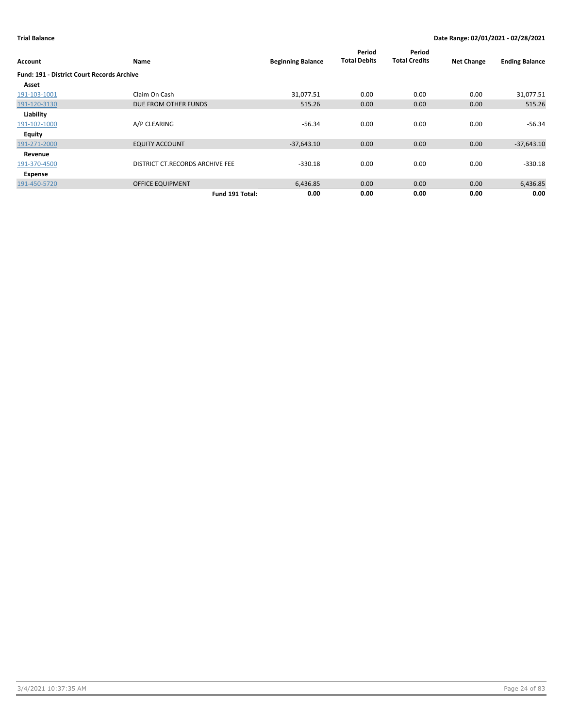**Trial Balance** **Date Range: 02/01/2021 - 02/28/2021**

| Account | Name | Beginning Balance | Period Total Debits | Period Total Credits | Net Change | Ending Balance |
|---|---|---|---|---|---|---|
| **Fund: 191 - District Court Records Archive** | | | | | | |
| **Asset** | | | | | | |
| 191-103-1001 | Claim On Cash | 31,077.51 | 0.00 | 0.00 | 0.00 | 31,077.51 |
| 191-120-3130 | DUE FROM OTHER FUNDS | 515.26 | 0.00 | 0.00 | 0.00 | 515.26 |
| **Liability** | | | | | | |
| 191-102-1000 | A/P CLEARING | -56.34 | 0.00 | 0.00 | 0.00 | -56.34 |
| **Equity** | | | | | | |
| 191-271-2000 | EQUITY ACCOUNT | -37,643.10 | 0.00 | 0.00 | 0.00 | -37,643.10 |
| **Revenue** | | | | | | |
| 191-370-4500 | DISTRICT CT.RECORDS ARCHIVE FEE | -330.18 | 0.00 | 0.00 | 0.00 | -330.18 |
| **Expense** | | | | | | |
| 191-450-5720 | OFFICE EQUIPMENT | 6,436.85 | 0.00 | 0.00 | 0.00 | 6,436.85 |
| | **Fund 191 Total:** | **0.00** | **0.00** | **0.00** | **0.00** | **0.00** |

3/4/2021 10:37:35 AM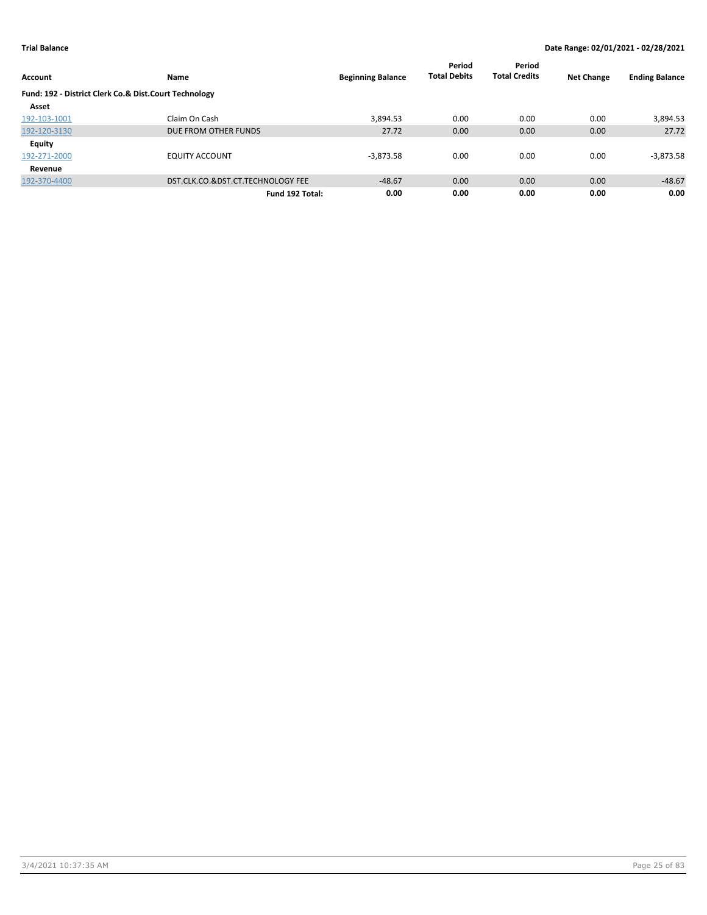**Trial Balance** | **Date Range: 02/01/2021 - 02/28/2021**

| Account | Name | Beginning Balance | Period Total Debits | Period Total Credits | Net Change | Ending Balance |
|---|---|---|---|---|---|---|
| **Fund: 192 - District Clerk Co.& Dist.Court Technology** | | | | | | |
| **Asset** | | | | | | |
| 192-103-1001 | Claim On Cash | 3,894.53 | 0.00 | 0.00 | 0.00 | 3,894.53 |
| 192-120-3130 | DUE FROM OTHER FUNDS | 27.72 | 0.00 | 0.00 | 0.00 | 27.72 |
| **Equity** | | | | | | |
| 192-271-2000 | EQUITY ACCOUNT | -3,873.58 | 0.00 | 0.00 | 0.00 | -3,873.58 |
| **Revenue** | | | | | | |
| 192-370-4400 | DST.CLK.CO.&DST.CT.TECHNOLOGY FEE | -48.67 | 0.00 | 0.00 | 0.00 | -48.67 |
| | **Fund 192 Total:** | **0.00** | **0.00** | **0.00** | **0.00** | **0.00** |

3/4/2021 10:37:35 AM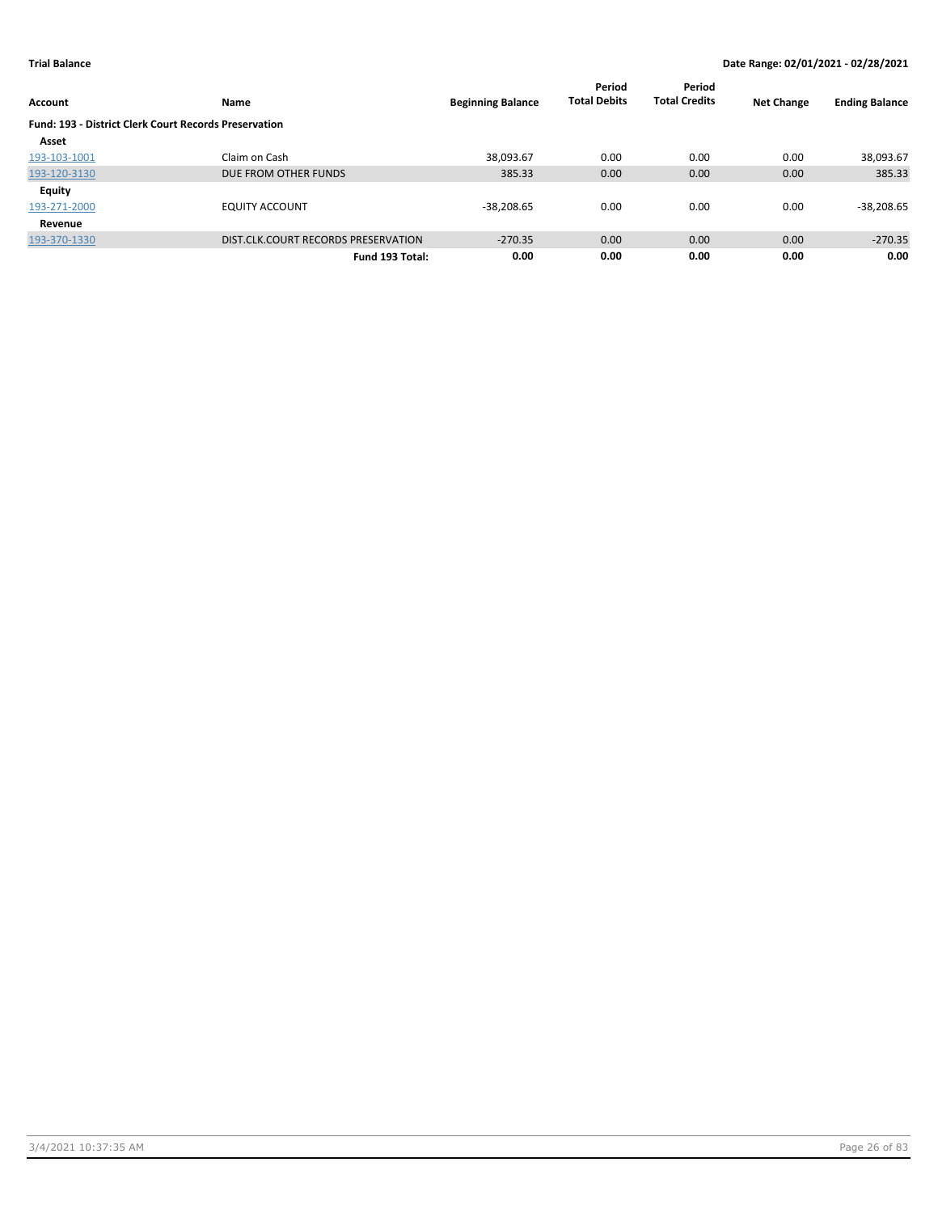**Trial Balance** **Date Range: 02/01/2021 - 02/28/2021**

| Account | Name | Beginning Balance | Period Total Debits | Period Total Credits | Net Change | Ending Balance |
|---|---|---|---|---|---|---|
| **Fund: 193 - District Clerk Court Records Preservation** | | | | | | |
| **Asset** | | | | | | |
| 193-103-1001 | Claim on Cash | 38,093.67 | 0.00 | 0.00 | 0.00 | 38,093.67 |
| 193-120-3130 | DUE FROM OTHER FUNDS | 385.33 | 0.00 | 0.00 | 0.00 | 385.33 |
| **Equity** | | | | | | |
| 193-271-2000 | EQUITY ACCOUNT | -38,208.65 | 0.00 | 0.00 | 0.00 | -38,208.65 |
| **Revenue** | | | | | | |
| 193-370-1330 | DIST.CLK.COURT RECORDS PRESERVATION | -270.35 | 0.00 | 0.00 | 0.00 | -270.35 |
| | **Fund 193 Total:** | **0.00** | **0.00** | **0.00** | **0.00** | **0.00** |

3/4/2021 10:37:35 AM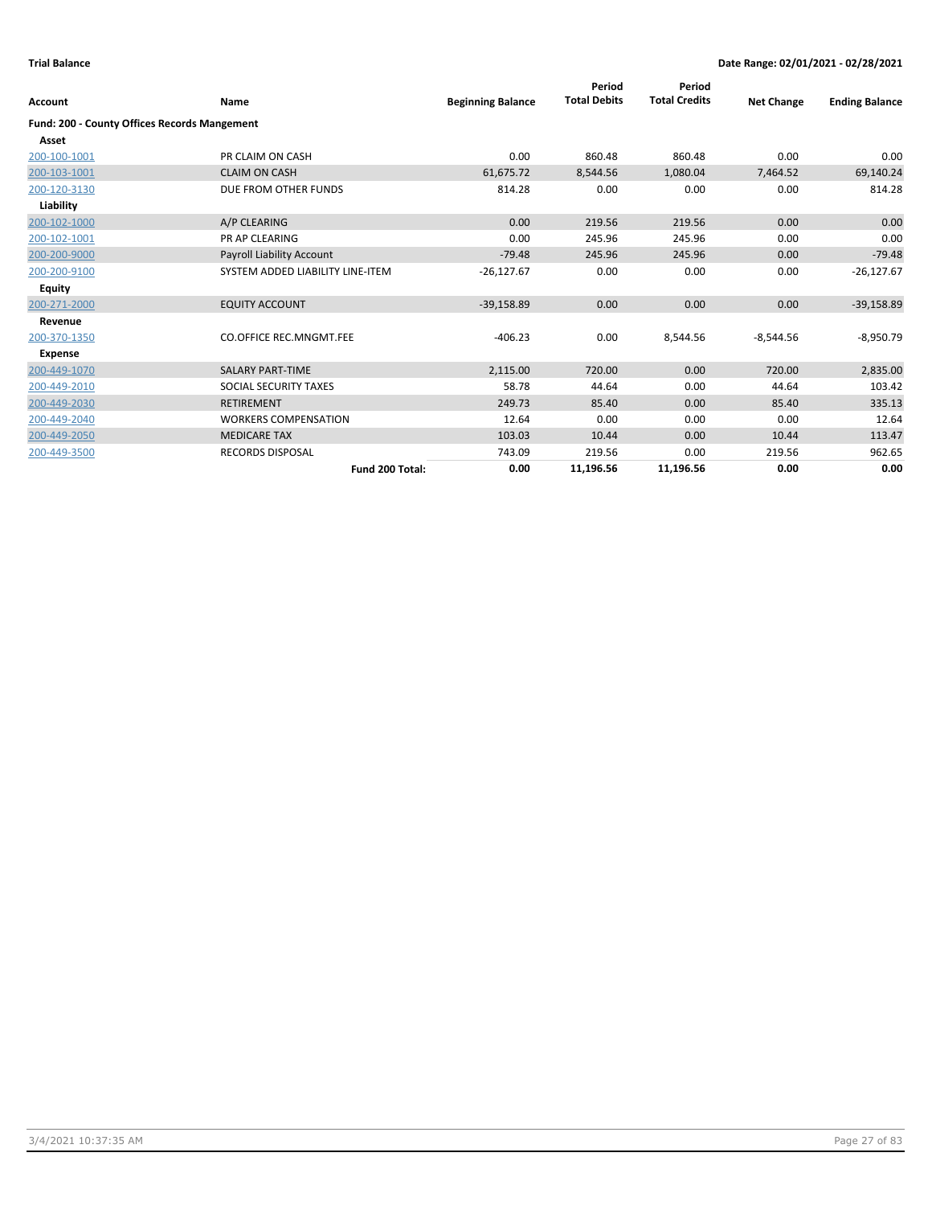**Trial Balance** **Date Range: 02/01/2021 - 02/28/2021**

| Account | Name | Beginning Balance | Period Total Debits | Period Total Credits | Net Change | Ending Balance |
|---|---|---|---|---|---|---|
| **Fund: 200 - County Offices Records Mangement** | | | | | | |
| **Asset** | | | | | | |
| 200-100-1001 | PR CLAIM ON CASH | 0.00 | 860.48 | 860.48 | 0.00 | 0.00 |
| 200-103-1001 | CLAIM ON CASH | 61,675.72 | 8,544.56 | 1,080.04 | 7,464.52 | 69,140.24 |
| 200-120-3130 | DUE FROM OTHER FUNDS | 814.28 | 0.00 | 0.00 | 0.00 | 814.28 |
| **Liability** | | | | | | |
| 200-102-1000 | A/P CLEARING | 0.00 | 219.56 | 219.56 | 0.00 | 0.00 |
| 200-102-1001 | PR AP CLEARING | 0.00 | 245.96 | 245.96 | 0.00 | 0.00 |
| 200-200-9000 | Payroll Liability Account | -79.48 | 245.96 | 245.96 | 0.00 | -79.48 |
| 200-200-9100 | SYSTEM ADDED LIABILITY LINE-ITEM | -26,127.67 | 0.00 | 0.00 | 0.00 | -26,127.67 |
| **Equity** | | | | | | |
| 200-271-2000 | EQUITY ACCOUNT | -39,158.89 | 0.00 | 0.00 | 0.00 | -39,158.89 |
| **Revenue** | | | | | | |
| 200-370-1350 | CO.OFFICE REC.MNGMT.FEE | -406.23 | 0.00 | 8,544.56 | -8,544.56 | -8,950.79 |
| **Expense** | | | | | | |
| 200-449-1070 | SALARY PART-TIME | 2,115.00 | 720.00 | 0.00 | 720.00 | 2,835.00 |
| 200-449-2010 | SOCIAL SECURITY TAXES | 58.78 | 44.64 | 0.00 | 44.64 | 103.42 |
| 200-449-2030 | RETIREMENT | 249.73 | 85.40 | 0.00 | 85.40 | 335.13 |
| 200-449-2040 | WORKERS COMPENSATION | 12.64 | 0.00 | 0.00 | 0.00 | 12.64 |
| 200-449-2050 | MEDICARE TAX | 103.03 | 10.44 | 0.00 | 10.44 | 113.47 |
| 200-449-3500 | RECORDS DISPOSAL | 743.09 | 219.56 | 0.00 | 219.56 | 962.65 |
| | **Fund 200 Total:** | **0.00** | **11,196.56** | **11,196.56** | **0.00** | **0.00** |

3/4/2021 10:37:35 AM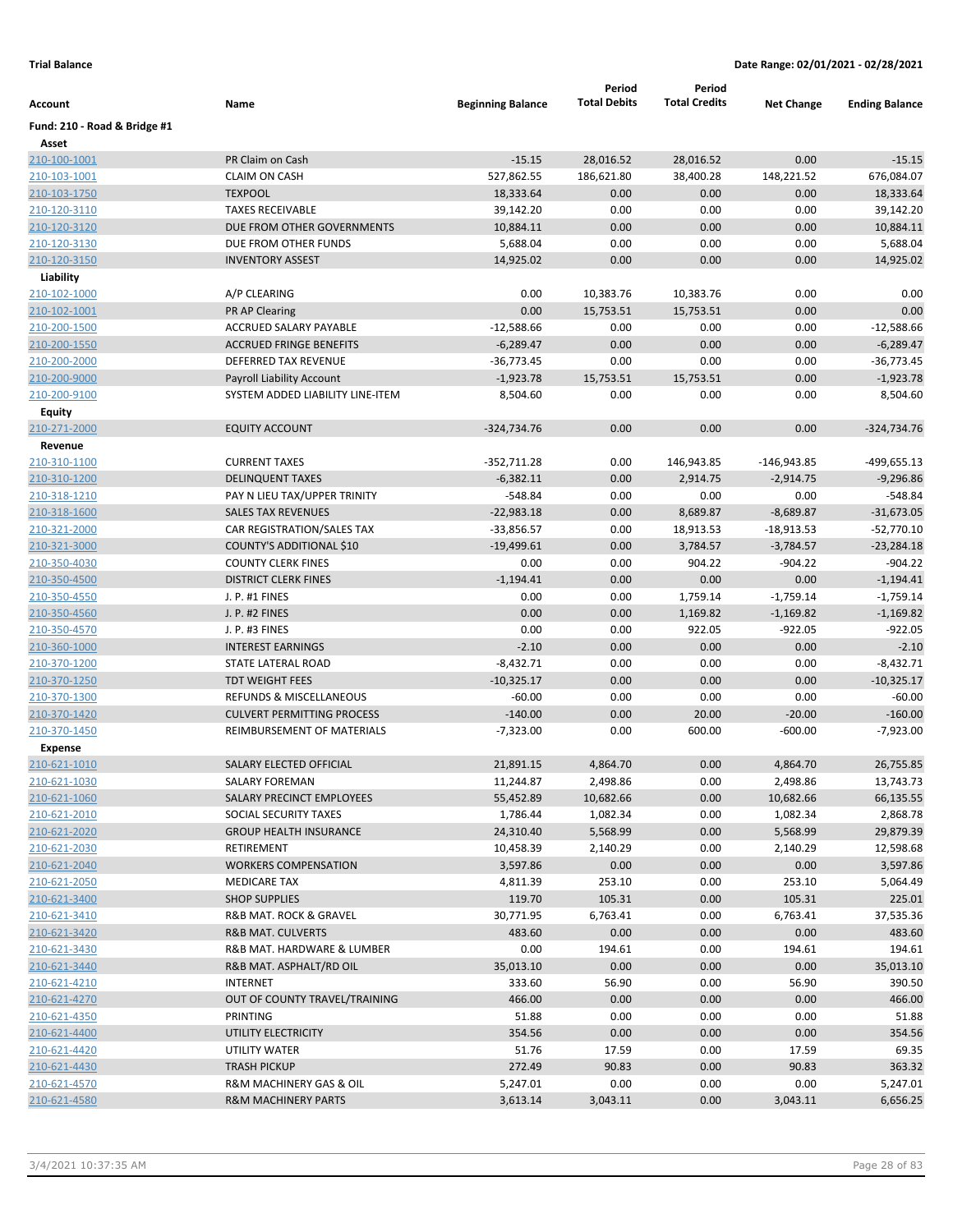**Trial Balance** **Date Range: 02/01/2021 - 02/28/2021**

| Account | Name | Beginning Balance | Period Total Debits | Period Total Credits | Net Change | Ending Balance |
|---|---|---|---|---|---|---|
| **Fund: 210 - Road & Bridge #1** | | | | | | |
| **Asset** | | | | | | |
| 210-100-1001 | PR Claim on Cash | -15.15 | 28,016.52 | 28,016.52 | 0.00 | -15.15 |
| 210-103-1001 | CLAIM ON CASH | 527,862.55 | 186,621.80 | 38,400.28 | 148,221.52 | 676,084.07 |
| 210-103-1750 | TEXPOOL | 18,333.64 | 0.00 | 0.00 | 0.00 | 18,333.64 |
| 210-120-3110 | TAXES RECEIVABLE | 39,142.20 | 0.00 | 0.00 | 0.00 | 39,142.20 |
| 210-120-3120 | DUE FROM OTHER GOVERNMENTS | 10,884.11 | 0.00 | 0.00 | 0.00 | 10,884.11 |
| 210-120-3130 | DUE FROM OTHER FUNDS | 5,688.04 | 0.00 | 0.00 | 0.00 | 5,688.04 |
| 210-120-3150 | INVENTORY ASSEST | 14,925.02 | 0.00 | 0.00 | 0.00 | 14,925.02 |
| **Liability** | | | | | | |
| 210-102-1000 | A/P CLEARING | 0.00 | 10,383.76 | 10,383.76 | 0.00 | 0.00 |
| 210-102-1001 | PR AP Clearing | 0.00 | 15,753.51 | 15,753.51 | 0.00 | 0.00 |
| 210-200-1500 | ACCRUED SALARY PAYABLE | -12,588.66 | 0.00 | 0.00 | 0.00 | -12,588.66 |
| 210-200-1550 | ACCRUED FRINGE BENEFITS | -6,289.47 | 0.00 | 0.00 | 0.00 | -6,289.47 |
| 210-200-2000 | DEFERRED TAX REVENUE | -36,773.45 | 0.00 | 0.00 | 0.00 | -36,773.45 |
| 210-200-9000 | Payroll Liability Account | -1,923.78 | 15,753.51 | 15,753.51 | 0.00 | -1,923.78 |
| 210-200-9100 | SYSTEM ADDED LIABILITY LINE-ITEM | 8,504.60 | 0.00 | 0.00 | 0.00 | 8,504.60 |
| **Equity** | | | | | | |
| 210-271-2000 | EQUITY ACCOUNT | -324,734.76 | 0.00 | 0.00 | 0.00 | -324,734.76 |
| **Revenue** | | | | | | |
| 210-310-1100 | CURRENT TAXES | -352,711.28 | 0.00 | 146,943.85 | -146,943.85 | -499,655.13 |
| 210-310-1200 | DELINQUENT TAXES | -6,382.11 | 0.00 | 2,914.75 | -2,914.75 | -9,296.86 |
| 210-318-1210 | PAY N LIEU TAX/UPPER TRINITY | -548.84 | 0.00 | 0.00 | 0.00 | -548.84 |
| 210-318-1600 | SALES TAX REVENUES | -22,983.18 | 0.00 | 8,689.87 | -8,689.87 | -31,673.05 |
| 210-321-2000 | CAR REGISTRATION/SALES TAX | -33,856.57 | 0.00 | 18,913.53 | -18,913.53 | -52,770.10 |
| 210-321-3000 | COUNTY'S ADDITIONAL $10 | -19,499.61 | 0.00 | 3,784.57 | -3,784.57 | -23,284.18 |
| 210-350-4030 | COUNTY CLERK FINES | 0.00 | 0.00 | 904.22 | -904.22 | -904.22 |
| 210-350-4500 | DISTRICT CLERK FINES | -1,194.41 | 0.00 | 0.00 | 0.00 | -1,194.41 |
| 210-350-4550 | J. P. #1 FINES | 0.00 | 0.00 | 1,759.14 | -1,759.14 | -1,759.14 |
| 210-350-4560 | J. P. #2 FINES | 0.00 | 0.00 | 1,169.82 | -1,169.82 | -1,169.82 |
| 210-350-4570 | J. P. #3 FINES | 0.00 | 0.00 | 922.05 | -922.05 | -922.05 |
| 210-360-1000 | INTEREST EARNINGS | -2.10 | 0.00 | 0.00 | 0.00 | -2.10 |
| 210-370-1200 | STATE LATERAL ROAD | -8,432.71 | 0.00 | 0.00 | 0.00 | -8,432.71 |
| 210-370-1250 | TDT WEIGHT FEES | -10,325.17 | 0.00 | 0.00 | 0.00 | -10,325.17 |
| 210-370-1300 | REFUNDS & MISCELLANEOUS | -60.00 | 0.00 | 0.00 | 0.00 | -60.00 |
| 210-370-1420 | CULVERT PERMITTING PROCESS | -140.00 | 0.00 | 20.00 | -20.00 | -160.00 |
| 210-370-1450 | REIMBURSEMENT OF MATERIALS | -7,323.00 | 0.00 | 600.00 | -600.00 | -7,923.00 |
| **Expense** | | | | | | |
| 210-621-1010 | SALARY ELECTED OFFICIAL | 21,891.15 | 4,864.70 | 0.00 | 4,864.70 | 26,755.85 |
| 210-621-1030 | SALARY FOREMAN | 11,244.87 | 2,498.86 | 0.00 | 2,498.86 | 13,743.73 |
| 210-621-1060 | SALARY PRECINCT EMPLOYEES | 55,452.89 | 10,682.66 | 0.00 | 10,682.66 | 66,135.55 |
| 210-621-2010 | SOCIAL SECURITY TAXES | 1,786.44 | 1,082.34 | 0.00 | 1,082.34 | 2,868.78 |
| 210-621-2020 | GROUP HEALTH INSURANCE | 24,310.40 | 5,568.99 | 0.00 | 5,568.99 | 29,879.39 |
| 210-621-2030 | RETIREMENT | 10,458.39 | 2,140.29 | 0.00 | 2,140.29 | 12,598.68 |
| 210-621-2040 | WORKERS COMPENSATION | 3,597.86 | 0.00 | 0.00 | 0.00 | 3,597.86 |
| 210-621-2050 | MEDICARE TAX | 4,811.39 | 253.10 | 0.00 | 253.10 | 5,064.49 |
| 210-621-3400 | SHOP SUPPLIES | 119.70 | 105.31 | 0.00 | 105.31 | 225.01 |
| 210-621-3410 | R&B MAT. ROCK & GRAVEL | 30,771.95 | 6,763.41 | 0.00 | 6,763.41 | 37,535.36 |
| 210-621-3420 | R&B MAT. CULVERTS | 483.60 | 0.00 | 0.00 | 0.00 | 483.60 |
| 210-621-3430 | R&B MAT. HARDWARE & LUMBER | 0.00 | 194.61 | 0.00 | 194.61 | 194.61 |
| 210-621-3440 | R&B MAT. ASPHALT/RD OIL | 35,013.10 | 0.00 | 0.00 | 0.00 | 35,013.10 |
| 210-621-4210 | INTERNET | 333.60 | 56.90 | 0.00 | 56.90 | 390.50 |
| 210-621-4270 | OUT OF COUNTY TRAVEL/TRAINING | 466.00 | 0.00 | 0.00 | 0.00 | 466.00 |
| 210-621-4350 | PRINTING | 51.88 | 0.00 | 0.00 | 0.00 | 51.88 |
| 210-621-4400 | UTILITY ELECTRICITY | 354.56 | 0.00 | 0.00 | 0.00 | 354.56 |
| 210-621-4420 | UTILITY WATER | 51.76 | 17.59 | 0.00 | 17.59 | 69.35 |
| 210-621-4430 | TRASH PICKUP | 272.49 | 90.83 | 0.00 | 90.83 | 363.32 |
| 210-621-4570 | R&M MACHINERY GAS & OIL | 5,247.01 | 0.00 | 0.00 | 0.00 | 5,247.01 |
| 210-621-4580 | R&M MACHINERY PARTS | 3,613.14 | 3,043.11 | 0.00 | 3,043.11 | 6,656.25 |

3/4/2021 10:37:35 AM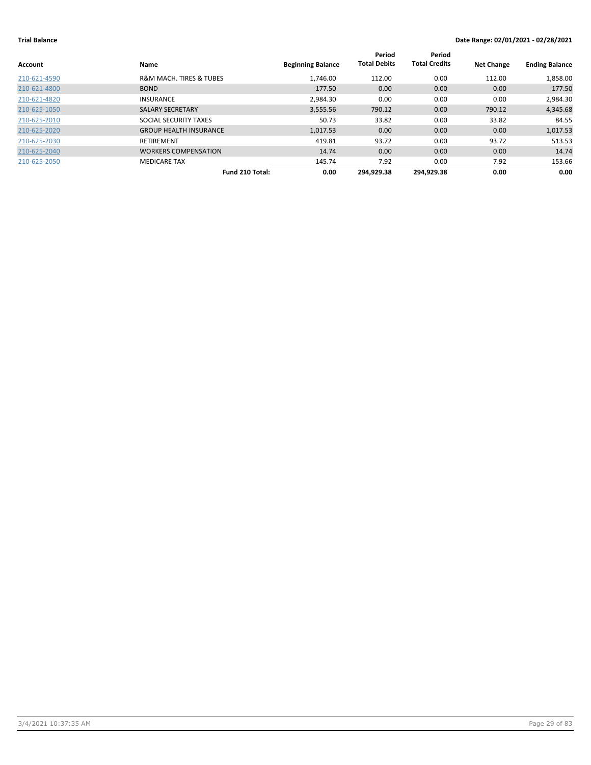**Trial Balance** **Date Range: 02/01/2021 - 02/28/2021**

| Account | Name | Beginning Balance | Period Total Debits | Period Total Credits | Net Change | Ending Balance |
|---|---|---|---|---|---|---|
| 210-621-4590 | R&M MACH. TIRES & TUBES | 1,746.00 | 112.00 | 0.00 | 112.00 | 1,858.00 |
| 210-621-4800 | BOND | 177.50 | 0.00 | 0.00 | 0.00 | 177.50 |
| 210-621-4820 | INSURANCE | 2,984.30 | 0.00 | 0.00 | 0.00 | 2,984.30 |
| 210-625-1050 | SALARY SECRETARY | 3,555.56 | 790.12 | 0.00 | 790.12 | 4,345.68 |
| 210-625-2010 | SOCIAL SECURITY TAXES | 50.73 | 33.82 | 0.00 | 33.82 | 84.55 |
| 210-625-2020 | GROUP HEALTH INSURANCE | 1,017.53 | 0.00 | 0.00 | 0.00 | 1,017.53 |
| 210-625-2030 | RETIREMENT | 419.81 | 93.72 | 0.00 | 93.72 | 513.53 |
| 210-625-2040 | WORKERS COMPENSATION | 14.74 | 0.00 | 0.00 | 0.00 | 14.74 |
| 210-625-2050 | MEDICARE TAX | 145.74 | 7.92 | 0.00 | 7.92 | 153.66 |
| | **Fund 210 Total:** | **0.00** | **294,929.38** | **294,929.38** | **0.00** | **0.00** |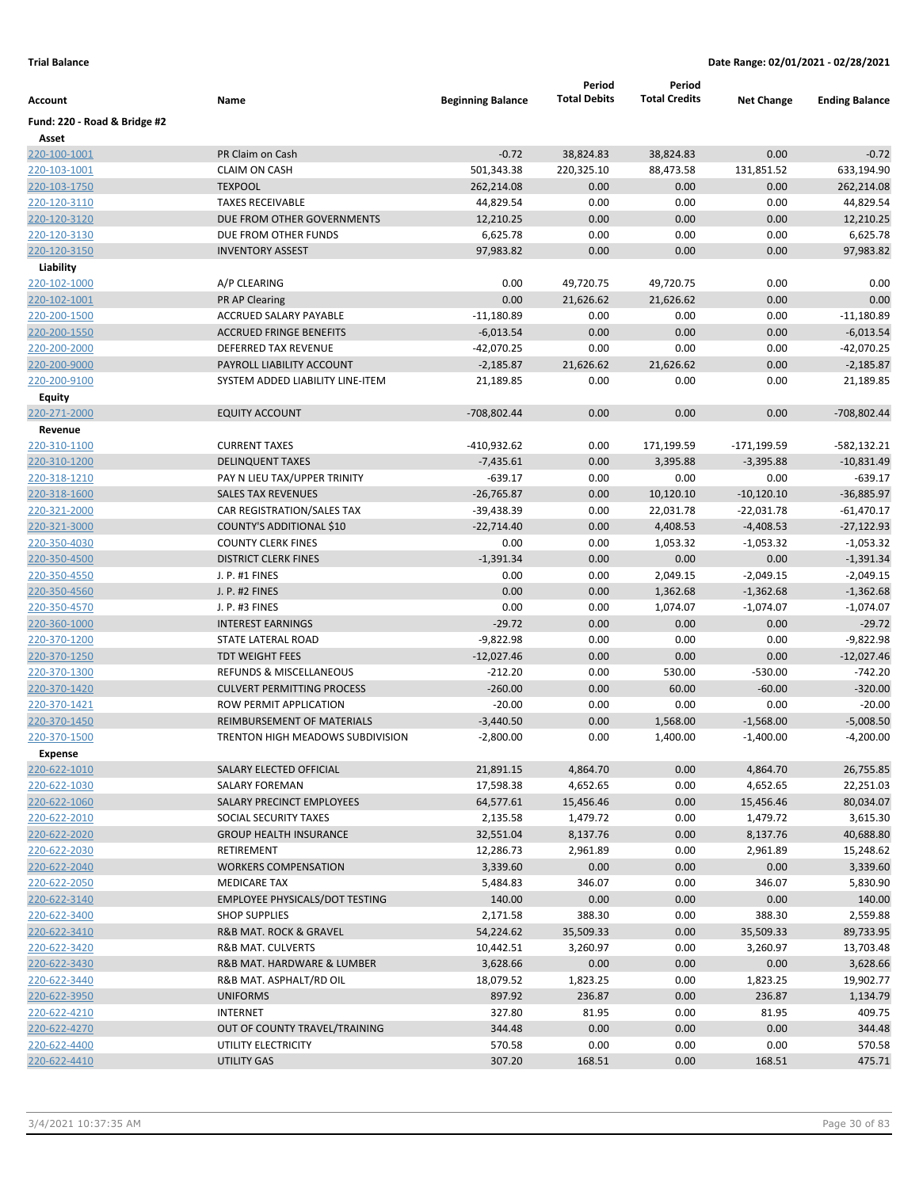**Trial Balance** **Date Range: 02/01/2021 - 02/28/2021**

| Account | Name | Beginning Balance | Period Total Debits | Period Total Credits | Net Change | Ending Balance |
|---|---|---|---|---|---|---|
| **Fund: 220 - Road & Bridge #2** | | | | | | |
| **Asset** | | | | | | |
| 220-100-1001 | PR Claim on Cash | -0.72 | 38,824.83 | 38,824.83 | 0.00 | -0.72 |
| 220-103-1001 | CLAIM ON CASH | 501,343.38 | 220,325.10 | 88,473.58 | 131,851.52 | 633,194.90 |
| 220-103-1750 | TEXPOOL | 262,214.08 | 0.00 | 0.00 | 0.00 | 262,214.08 |
| 220-120-3110 | TAXES RECEIVABLE | 44,829.54 | 0.00 | 0.00 | 0.00 | 44,829.54 |
| 220-120-3120 | DUE FROM OTHER GOVERNMENTS | 12,210.25 | 0.00 | 0.00 | 0.00 | 12,210.25 |
| 220-120-3130 | DUE FROM OTHER FUNDS | 6,625.78 | 0.00 | 0.00 | 0.00 | 6,625.78 |
| 220-120-3150 | INVENTORY ASSEST | 97,983.82 | 0.00 | 0.00 | 0.00 | 97,983.82 |
| **Liability** | | | | | | |
| 220-102-1000 | A/P CLEARING | 0.00 | 49,720.75 | 49,720.75 | 0.00 | 0.00 |
| 220-102-1001 | PR AP Clearing | 0.00 | 21,626.62 | 21,626.62 | 0.00 | 0.00 |
| 220-200-1500 | ACCRUED SALARY PAYABLE | -11,180.89 | 0.00 | 0.00 | 0.00 | -11,180.89 |
| 220-200-1550 | ACCRUED FRINGE BENEFITS | -6,013.54 | 0.00 | 0.00 | 0.00 | -6,013.54 |
| 220-200-2000 | DEFERRED TAX REVENUE | -42,070.25 | 0.00 | 0.00 | 0.00 | -42,070.25 |
| 220-200-9000 | PAYROLL LIABILITY ACCOUNT | -2,185.87 | 21,626.62 | 21,626.62 | 0.00 | -2,185.87 |
| 220-200-9100 | SYSTEM ADDED LIABILITY LINE-ITEM | 21,189.85 | 0.00 | 0.00 | 0.00 | 21,189.85 |
| **Equity** | | | | | | |
| 220-271-2000 | EQUITY ACCOUNT | -708,802.44 | 0.00 | 0.00 | 0.00 | -708,802.44 |
| **Revenue** | | | | | | |
| 220-310-1100 | CURRENT TAXES | -410,932.62 | 0.00 | 171,199.59 | -171,199.59 | -582,132.21 |
| 220-310-1200 | DELINQUENT TAXES | -7,435.61 | 0.00 | 3,395.88 | -3,395.88 | -10,831.49 |
| 220-318-1210 | PAY N LIEU TAX/UPPER TRINITY | -639.17 | 0.00 | 0.00 | 0.00 | -639.17 |
| 220-318-1600 | SALES TAX REVENUES | -26,765.87 | 0.00 | 10,120.10 | -10,120.10 | -36,885.97 |
| 220-321-2000 | CAR REGISTRATION/SALES TAX | -39,438.39 | 0.00 | 22,031.78 | -22,031.78 | -61,470.17 |
| 220-321-3000 | COUNTY'S ADDITIONAL $10 | -22,714.40 | 0.00 | 4,408.53 | -4,408.53 | -27,122.93 |
| 220-350-4030 | COUNTY CLERK FINES | 0.00 | 0.00 | 1,053.32 | -1,053.32 | -1,053.32 |
| 220-350-4500 | DISTRICT CLERK FINES | -1,391.34 | 0.00 | 0.00 | 0.00 | -1,391.34 |
| 220-350-4550 | J. P. #1 FINES | 0.00 | 0.00 | 2,049.15 | -2,049.15 | -2,049.15 |
| 220-350-4560 | J. P. #2 FINES | 0.00 | 0.00 | 1,362.68 | -1,362.68 | -1,362.68 |
| 220-350-4570 | J. P. #3 FINES | 0.00 | 0.00 | 1,074.07 | -1,074.07 | -1,074.07 |
| 220-360-1000 | INTEREST EARNINGS | -29.72 | 0.00 | 0.00 | 0.00 | -29.72 |
| 220-370-1200 | STATE LATERAL ROAD | -9,822.98 | 0.00 | 0.00 | 0.00 | -9,822.98 |
| 220-370-1250 | TDT WEIGHT FEES | -12,027.46 | 0.00 | 0.00 | 0.00 | -12,027.46 |
| 220-370-1300 | REFUNDS & MISCELLANEOUS | -212.20 | 0.00 | 530.00 | -530.00 | -742.20 |
| 220-370-1420 | CULVERT PERMITTING PROCESS | -260.00 | 0.00 | 60.00 | -60.00 | -320.00 |
| 220-370-1421 | ROW PERMIT APPLICATION | -20.00 | 0.00 | 0.00 | 0.00 | -20.00 |
| 220-370-1450 | REIMBURSEMENT OF MATERIALS | -3,440.50 | 0.00 | 1,568.00 | -1,568.00 | -5,008.50 |
| 220-370-1500 | TRENTON HIGH MEADOWS SUBDIVISION | -2,800.00 | 0.00 | 1,400.00 | -1,400.00 | -4,200.00 |
| **Expense** | | | | | | |
| 220-622-1010 | SALARY ELECTED OFFICIAL | 21,891.15 | 4,864.70 | 0.00 | 4,864.70 | 26,755.85 |
| 220-622-1030 | SALARY FOREMAN | 17,598.38 | 4,652.65 | 0.00 | 4,652.65 | 22,251.03 |
| 220-622-1060 | SALARY PRECINCT EMPLOYEES | 64,577.61 | 15,456.46 | 0.00 | 15,456.46 | 80,034.07 |
| 220-622-2010 | SOCIAL SECURITY TAXES | 2,135.58 | 1,479.72 | 0.00 | 1,479.72 | 3,615.30 |
| 220-622-2020 | GROUP HEALTH INSURANCE | 32,551.04 | 8,137.76 | 0.00 | 8,137.76 | 40,688.80 |
| 220-622-2030 | RETIREMENT | 12,286.73 | 2,961.89 | 0.00 | 2,961.89 | 15,248.62 |
| 220-622-2040 | WORKERS COMPENSATION | 3,339.60 | 0.00 | 0.00 | 0.00 | 3,339.60 |
| 220-622-2050 | MEDICARE TAX | 5,484.83 | 346.07 | 0.00 | 346.07 | 5,830.90 |
| 220-622-3140 | EMPLOYEE PHYSICALS/DOT TESTING | 140.00 | 0.00 | 0.00 | 0.00 | 140.00 |
| 220-622-3400 | SHOP SUPPLIES | 2,171.58 | 388.30 | 0.00 | 388.30 | 2,559.88 |
| 220-622-3410 | R&B MAT. ROCK & GRAVEL | 54,224.62 | 35,509.33 | 0.00 | 35,509.33 | 89,733.95 |
| 220-622-3420 | R&B MAT. CULVERTS | 10,442.51 | 3,260.97 | 0.00 | 3,260.97 | 13,703.48 |
| 220-622-3430 | R&B MAT. HARDWARE & LUMBER | 3,628.66 | 0.00 | 0.00 | 0.00 | 3,628.66 |
| 220-622-3440 | R&B MAT. ASPHALT/RD OIL | 18,079.52 | 1,823.25 | 0.00 | 1,823.25 | 19,902.77 |
| 220-622-3950 | UNIFORMS | 897.92 | 236.87 | 0.00 | 236.87 | 1,134.79 |
| 220-622-4210 | INTERNET | 327.80 | 81.95 | 0.00 | 81.95 | 409.75 |
| 220-622-4270 | OUT OF COUNTY TRAVEL/TRAINING | 344.48 | 0.00 | 0.00 | 0.00 | 344.48 |
| 220-622-4400 | UTILITY ELECTRICITY | 570.58 | 0.00 | 0.00 | 0.00 | 570.58 |
| 220-622-4410 | UTILITY GAS | 307.20 | 168.51 | 0.00 | 168.51 | 475.71 |

3/4/2021 10:37:35 AM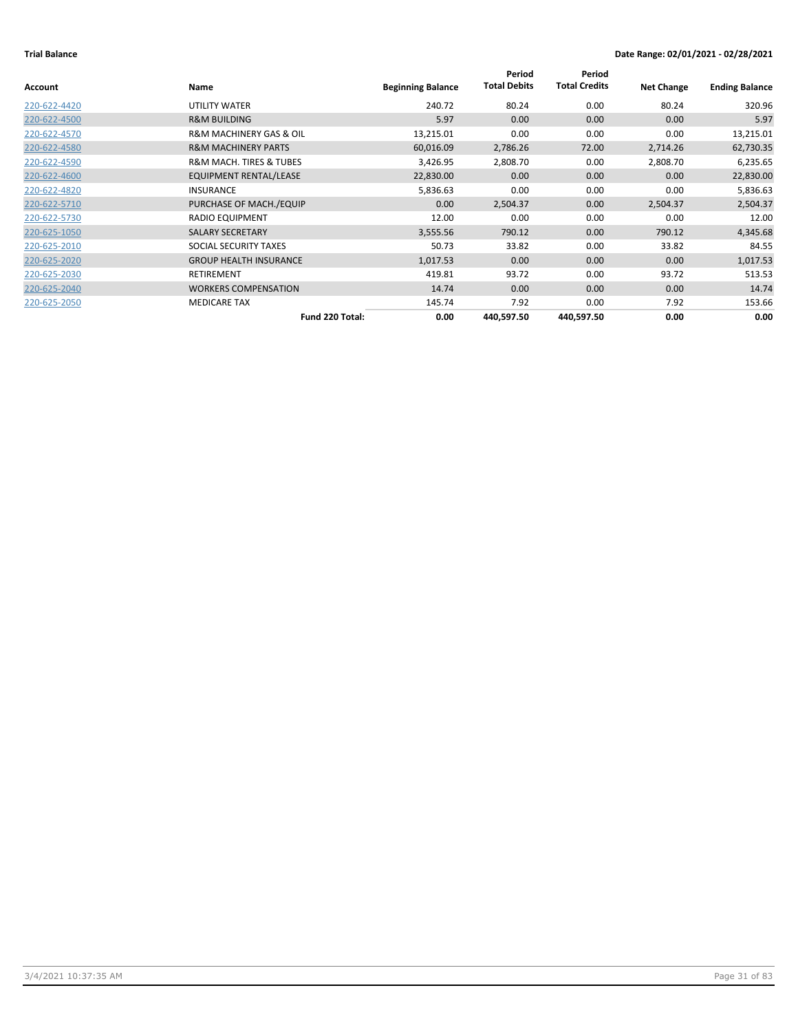**Trial Balance** **Date Range: 02/01/2021 - 02/28/2021**

| Account | Name | Beginning Balance | Period Total Debits | Period Total Credits | Net Change | Ending Balance |
|---|---|---|---|---|---|---|
| 220-622-4420 | UTILITY WATER | 240.72 | 80.24 | 0.00 | 80.24 | 320.96 |
| 220-622-4500 | R&M BUILDING | 5.97 | 0.00 | 0.00 | 0.00 | 5.97 |
| 220-622-4570 | R&M MACHINERY GAS & OIL | 13,215.01 | 0.00 | 0.00 | 0.00 | 13,215.01 |
| 220-622-4580 | R&M MACHINERY PARTS | 60,016.09 | 2,786.26 | 72.00 | 2,714.26 | 62,730.35 |
| 220-622-4590 | R&M MACH. TIRES & TUBES | 3,426.95 | 2,808.70 | 0.00 | 2,808.70 | 6,235.65 |
| 220-622-4600 | EQUIPMENT RENTAL/LEASE | 22,830.00 | 0.00 | 0.00 | 0.00 | 22,830.00 |
| 220-622-4820 | INSURANCE | 5,836.63 | 0.00 | 0.00 | 0.00 | 5,836.63 |
| 220-622-5710 | PURCHASE OF MACH./EQUIP | 0.00 | 2,504.37 | 0.00 | 2,504.37 | 2,504.37 |
| 220-622-5730 | RADIO EQUIPMENT | 12.00 | 0.00 | 0.00 | 0.00 | 12.00 |
| 220-625-1050 | SALARY SECRETARY | 3,555.56 | 790.12 | 0.00 | 790.12 | 4,345.68 |
| 220-625-2010 | SOCIAL SECURITY TAXES | 50.73 | 33.82 | 0.00 | 33.82 | 84.55 |
| 220-625-2020 | GROUP HEALTH INSURANCE | 1,017.53 | 0.00 | 0.00 | 0.00 | 1,017.53 |
| 220-625-2030 | RETIREMENT | 419.81 | 93.72 | 0.00 | 93.72 | 513.53 |
| 220-625-2040 | WORKERS COMPENSATION | 14.74 | 0.00 | 0.00 | 0.00 | 14.74 |
| 220-625-2050 | MEDICARE TAX | 145.74 | 7.92 | 0.00 | 7.92 | 153.66 |
| | **Fund 220 Total:** | **0.00** | **440,597.50** | **440,597.50** | **0.00** | **0.00** |

3/4/2021 10:37:35 AM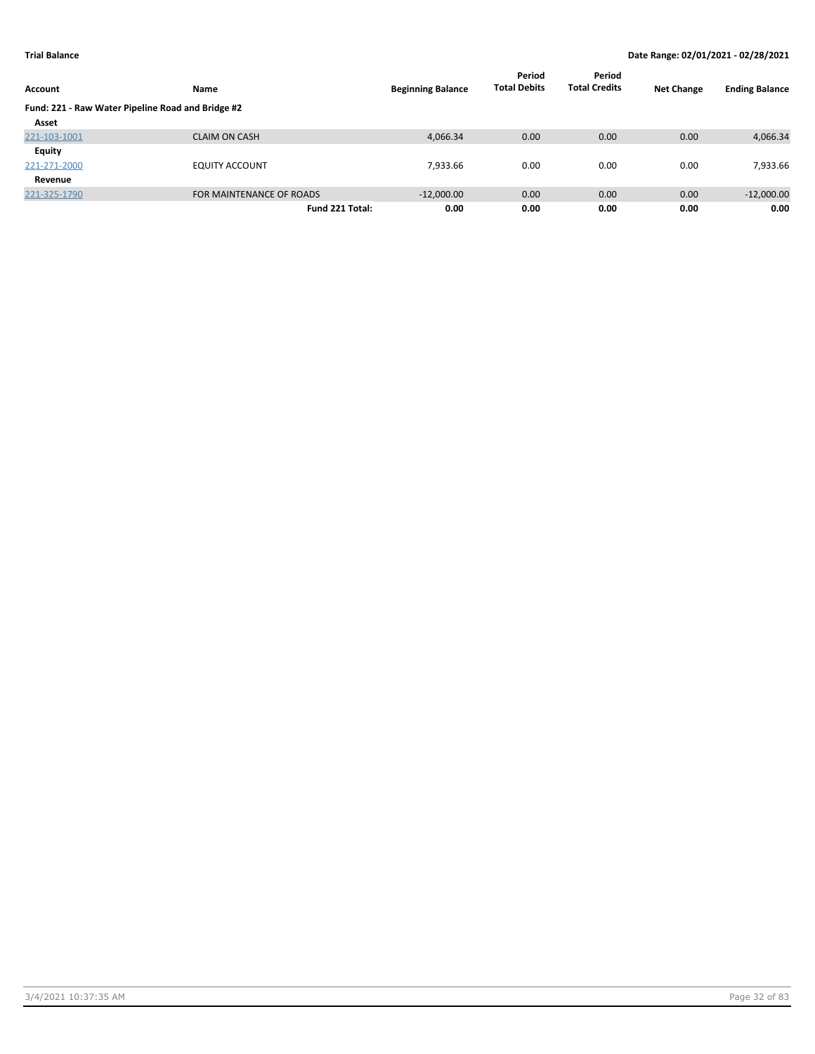**Trial Balance** **Date Range: 02/01/2021 - 02/28/2021**

| Account | Name | Beginning Balance | Period Total Debits | Period Total Credits | Net Change | Ending Balance |
|---|---|---|---|---|---|---|
| **Fund: 221 - Raw Water Pipeline Road and Bridge #2** | | | | | | |
| **Asset** | | | | | | |
| 221-103-1001 | CLAIM ON CASH | 4,066.34 | 0.00 | 0.00 | 0.00 | 4,066.34 |
| **Equity** | | | | | | |
| 221-271-2000 | EQUITY ACCOUNT | 7,933.66 | 0.00 | 0.00 | 0.00 | 7,933.66 |
| **Revenue** | | | | | | |
| 221-325-1790 | FOR MAINTENANCE OF ROADS | -12,000.00 | 0.00 | 0.00 | 0.00 | -12,000.00 |
| | **Fund 221 Total:** | **0.00** | **0.00** | **0.00** | **0.00** | **0.00** |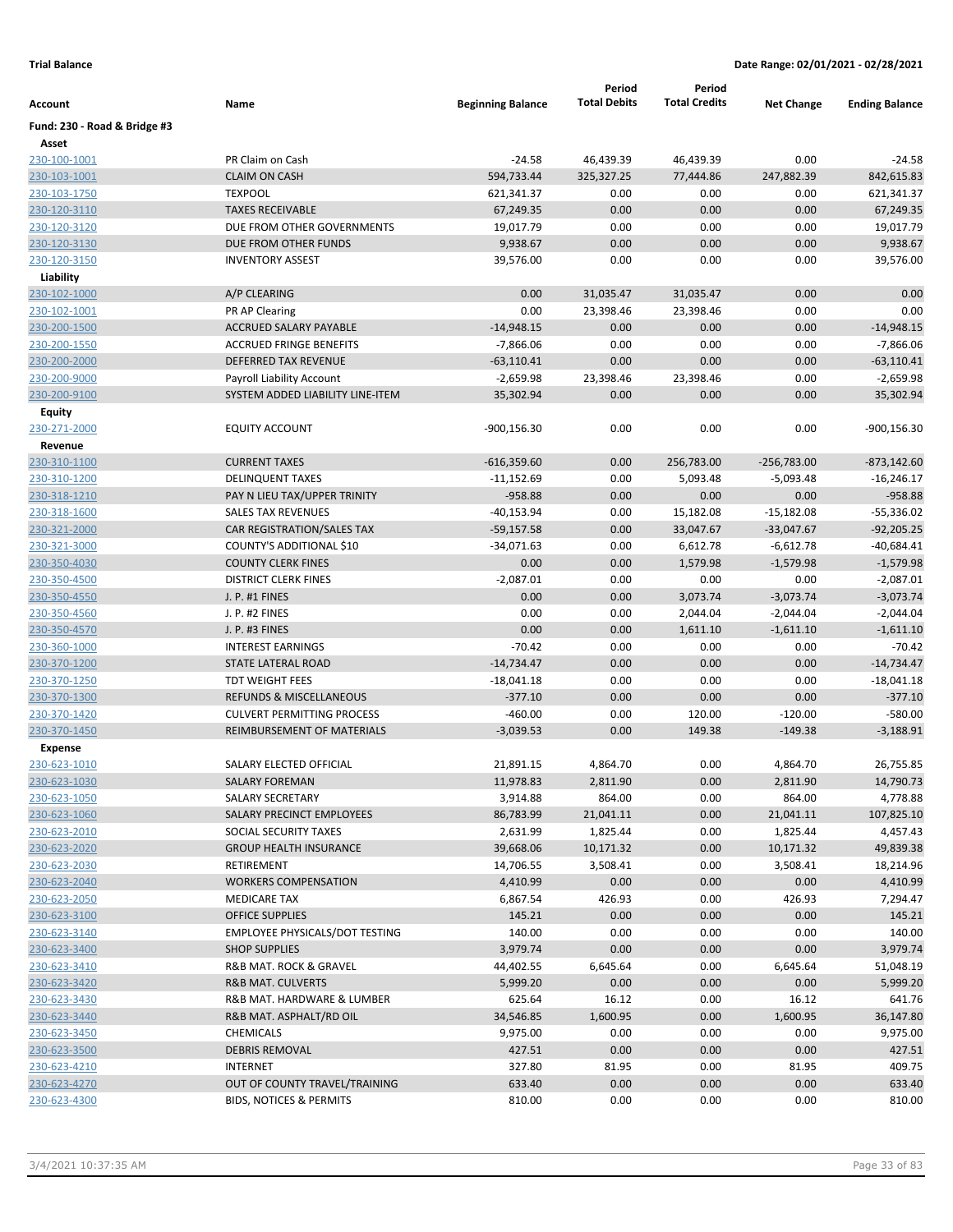**Trial Balance**

**Date Range: 02/01/2021 - 02/28/2021**

| Account | Name | Beginning Balance | Period Total Debits | Period Total Credits | Net Change | Ending Balance |
|---|---|---|---|---|---|---|
| **Fund: 230 - Road & Bridge #3** | | | | | | |
| **Asset** | | | | | | |
| 230-100-1001 | PR Claim on Cash | -24.58 | 46,439.39 | 46,439.39 | 0.00 | -24.58 |
| 230-103-1001 | CLAIM ON CASH | 594,733.44 | 325,327.25 | 77,444.86 | 247,882.39 | 842,615.83 |
| 230-103-1750 | TEXPOOL | 621,341.37 | 0.00 | 0.00 | 0.00 | 621,341.37 |
| 230-120-3110 | TAXES RECEIVABLE | 67,249.35 | 0.00 | 0.00 | 0.00 | 67,249.35 |
| 230-120-3120 | DUE FROM OTHER GOVERNMENTS | 19,017.79 | 0.00 | 0.00 | 0.00 | 19,017.79 |
| 230-120-3130 | DUE FROM OTHER FUNDS | 9,938.67 | 0.00 | 0.00 | 0.00 | 9,938.67 |
| 230-120-3150 | INVENTORY ASSEST | 39,576.00 | 0.00 | 0.00 | 0.00 | 39,576.00 |
| **Liability** | | | | | | |
| 230-102-1000 | A/P CLEARING | 0.00 | 31,035.47 | 31,035.47 | 0.00 | 0.00 |
| 230-102-1001 | PR AP Clearing | 0.00 | 23,398.46 | 23,398.46 | 0.00 | 0.00 |
| 230-200-1500 | ACCRUED SALARY PAYABLE | -14,948.15 | 0.00 | 0.00 | 0.00 | -14,948.15 |
| 230-200-1550 | ACCRUED FRINGE BENEFITS | -7,866.06 | 0.00 | 0.00 | 0.00 | -7,866.06 |
| 230-200-2000 | DEFERRED TAX REVENUE | -63,110.41 | 0.00 | 0.00 | 0.00 | -63,110.41 |
| 230-200-9000 | Payroll Liability Account | -2,659.98 | 23,398.46 | 23,398.46 | 0.00 | -2,659.98 |
| 230-200-9100 | SYSTEM ADDED LIABILITY LINE-ITEM | 35,302.94 | 0.00 | 0.00 | 0.00 | 35,302.94 |
| **Equity** | | | | | | |
| 230-271-2000 | EQUITY ACCOUNT | -900,156.30 | 0.00 | 0.00 | 0.00 | -900,156.30 |
| **Revenue** | | | | | | |
| 230-310-1100 | CURRENT TAXES | -616,359.60 | 0.00 | 256,783.00 | -256,783.00 | -873,142.60 |
| 230-310-1200 | DELINQUENT TAXES | -11,152.69 | 0.00 | 5,093.48 | -5,093.48 | -16,246.17 |
| 230-318-1210 | PAY N LIEU TAX/UPPER TRINITY | -958.88 | 0.00 | 0.00 | 0.00 | -958.88 |
| 230-318-1600 | SALES TAX REVENUES | -40,153.94 | 0.00 | 15,182.08 | -15,182.08 | -55,336.02 |
| 230-321-2000 | CAR REGISTRATION/SALES TAX | -59,157.58 | 0.00 | 33,047.67 | -33,047.67 | -92,205.25 |
| 230-321-3000 | COUNTY'S ADDITIONAL $10 | -34,071.63 | 0.00 | 6,612.78 | -6,612.78 | -40,684.41 |
| 230-350-4030 | COUNTY CLERK FINES | 0.00 | 0.00 | 1,579.98 | -1,579.98 | -1,579.98 |
| 230-350-4500 | DISTRICT CLERK FINES | -2,087.01 | 0.00 | 0.00 | 0.00 | -2,087.01 |
| 230-350-4550 | J. P. #1 FINES | 0.00 | 0.00 | 3,073.74 | -3,073.74 | -3,073.74 |
| 230-350-4560 | J. P. #2 FINES | 0.00 | 0.00 | 2,044.04 | -2,044.04 | -2,044.04 |
| 230-350-4570 | J. P. #3 FINES | 0.00 | 0.00 | 1,611.10 | -1,611.10 | -1,611.10 |
| 230-360-1000 | INTEREST EARNINGS | -70.42 | 0.00 | 0.00 | 0.00 | -70.42 |
| 230-370-1200 | STATE LATERAL ROAD | -14,734.47 | 0.00 | 0.00 | 0.00 | -14,734.47 |
| 230-370-1250 | TDT WEIGHT FEES | -18,041.18 | 0.00 | 0.00 | 0.00 | -18,041.18 |
| 230-370-1300 | REFUNDS & MISCELLANEOUS | -377.10 | 0.00 | 0.00 | 0.00 | -377.10 |
| 230-370-1420 | CULVERT PERMITTING PROCESS | -460.00 | 0.00 | 120.00 | -120.00 | -580.00 |
| 230-370-1450 | REIMBURSEMENT OF MATERIALS | -3,039.53 | 0.00 | 149.38 | -149.38 | -3,188.91 |
| **Expense** | | | | | | |
| 230-623-1010 | SALARY ELECTED OFFICIAL | 21,891.15 | 4,864.70 | 0.00 | 4,864.70 | 26,755.85 |
| 230-623-1030 | SALARY FOREMAN | 11,978.83 | 2,811.90 | 0.00 | 2,811.90 | 14,790.73 |
| 230-623-1050 | SALARY SECRETARY | 3,914.88 | 864.00 | 0.00 | 864.00 | 4,778.88 |
| 230-623-1060 | SALARY PRECINCT EMPLOYEES | 86,783.99 | 21,041.11 | 0.00 | 21,041.11 | 107,825.10 |
| 230-623-2010 | SOCIAL SECURITY TAXES | 2,631.99 | 1,825.44 | 0.00 | 1,825.44 | 4,457.43 |
| 230-623-2020 | GROUP HEALTH INSURANCE | 39,668.06 | 10,171.32 | 0.00 | 10,171.32 | 49,839.38 |
| 230-623-2030 | RETIREMENT | 14,706.55 | 3,508.41 | 0.00 | 3,508.41 | 18,214.96 |
| 230-623-2040 | WORKERS COMPENSATION | 4,410.99 | 0.00 | 0.00 | 0.00 | 4,410.99 |
| 230-623-2050 | MEDICARE TAX | 6,867.54 | 426.93 | 0.00 | 426.93 | 7,294.47 |
| 230-623-3100 | OFFICE SUPPLIES | 145.21 | 0.00 | 0.00 | 0.00 | 145.21 |
| 230-623-3140 | EMPLOYEE PHYSICALS/DOT TESTING | 140.00 | 0.00 | 0.00 | 0.00 | 140.00 |
| 230-623-3400 | SHOP SUPPLIES | 3,979.74 | 0.00 | 0.00 | 0.00 | 3,979.74 |
| 230-623-3410 | R&B MAT. ROCK & GRAVEL | 44,402.55 | 6,645.64 | 0.00 | 6,645.64 | 51,048.19 |
| 230-623-3420 | R&B MAT. CULVERTS | 5,999.20 | 0.00 | 0.00 | 0.00 | 5,999.20 |
| 230-623-3430 | R&B MAT. HARDWARE & LUMBER | 625.64 | 16.12 | 0.00 | 16.12 | 641.76 |
| 230-623-3440 | R&B MAT. ASPHALT/RD OIL | 34,546.85 | 1,600.95 | 0.00 | 1,600.95 | 36,147.80 |
| 230-623-3450 | CHEMICALS | 9,975.00 | 0.00 | 0.00 | 0.00 | 9,975.00 |
| 230-623-3500 | DEBRIS REMOVAL | 427.51 | 0.00 | 0.00 | 0.00 | 427.51 |
| 230-623-4210 | INTERNET | 327.80 | 81.95 | 0.00 | 81.95 | 409.75 |
| 230-623-4270 | OUT OF COUNTY TRAVEL/TRAINING | 633.40 | 0.00 | 0.00 | 0.00 | 633.40 |
| 230-623-4300 | BIDS, NOTICES & PERMITS | 810.00 | 0.00 | 0.00 | 0.00 | 810.00 |

3/4/2021 10:37:35 AM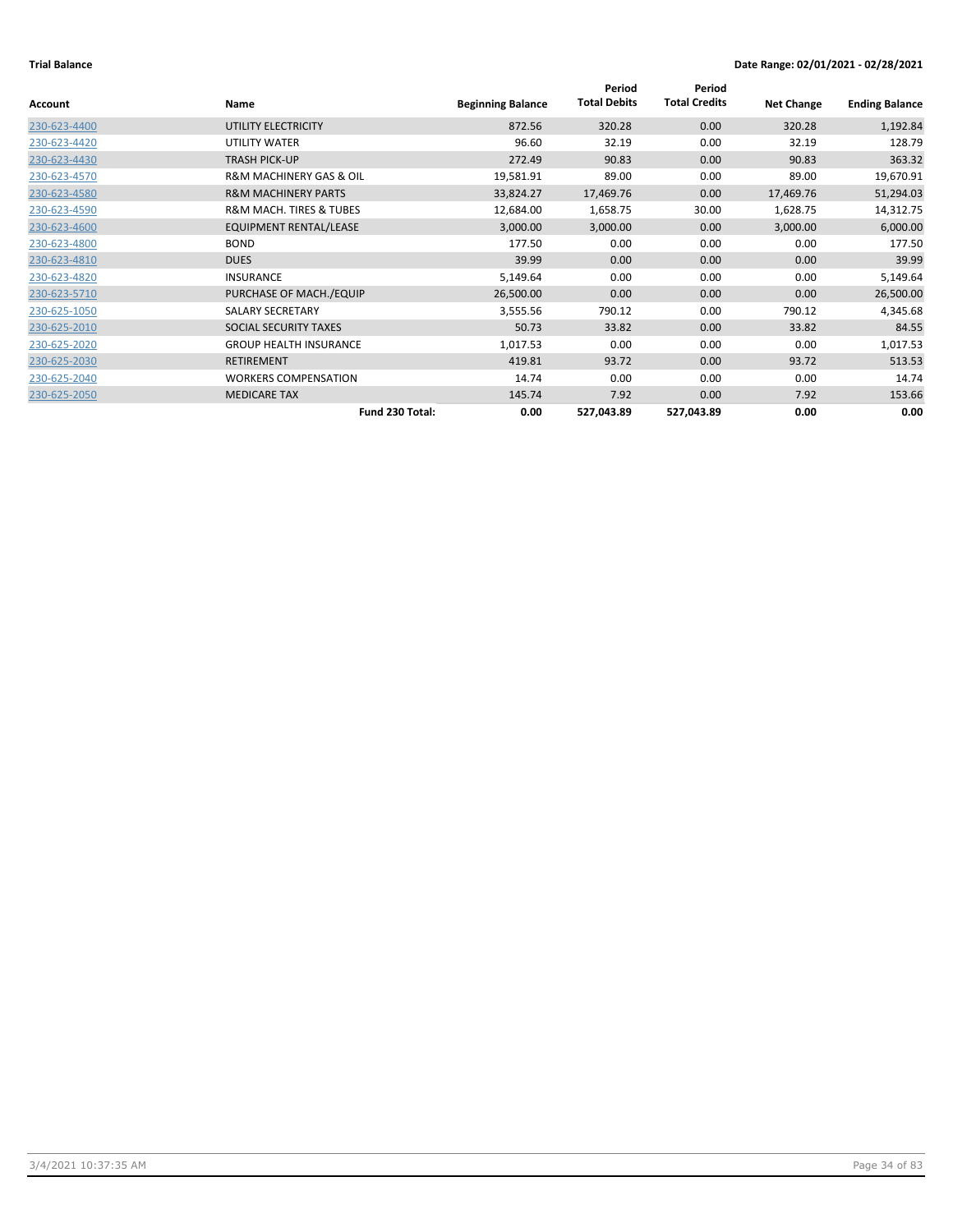**Trial Balance** **Date Range: 02/01/2021 - 02/28/2021**

| Account | Name | Beginning Balance | Period Total Debits | Period Total Credits | Net Change | Ending Balance |
|---|---|---|---|---|---|---|
| 230-623-4400 | UTILITY ELECTRICITY | 872.56 | 320.28 | 0.00 | 320.28 | 1,192.84 |
| 230-623-4420 | UTILITY WATER | 96.60 | 32.19 | 0.00 | 32.19 | 128.79 |
| 230-623-4430 | TRASH PICK-UP | 272.49 | 90.83 | 0.00 | 90.83 | 363.32 |
| 230-623-4570 | R&M MACHINERY GAS & OIL | 19,581.91 | 89.00 | 0.00 | 89.00 | 19,670.91 |
| 230-623-4580 | R&M MACHINERY PARTS | 33,824.27 | 17,469.76 | 0.00 | 17,469.76 | 51,294.03 |
| 230-623-4590 | R&M MACH. TIRES & TUBES | 12,684.00 | 1,658.75 | 30.00 | 1,628.75 | 14,312.75 |
| 230-623-4600 | EQUIPMENT RENTAL/LEASE | 3,000.00 | 3,000.00 | 0.00 | 3,000.00 | 6,000.00 |
| 230-623-4800 | BOND | 177.50 | 0.00 | 0.00 | 0.00 | 177.50 |
| 230-623-4810 | DUES | 39.99 | 0.00 | 0.00 | 0.00 | 39.99 |
| 230-623-4820 | INSURANCE | 5,149.64 | 0.00 | 0.00 | 0.00 | 5,149.64 |
| 230-623-5710 | PURCHASE OF MACH./EQUIP | 26,500.00 | 0.00 | 0.00 | 0.00 | 26,500.00 |
| 230-625-1050 | SALARY SECRETARY | 3,555.56 | 790.12 | 0.00 | 790.12 | 4,345.68 |
| 230-625-2010 | SOCIAL SECURITY TAXES | 50.73 | 33.82 | 0.00 | 33.82 | 84.55 |
| 230-625-2020 | GROUP HEALTH INSURANCE | 1,017.53 | 0.00 | 0.00 | 0.00 | 1,017.53 |
| 230-625-2030 | RETIREMENT | 419.81 | 93.72 | 0.00 | 93.72 | 513.53 |
| 230-625-2040 | WORKERS COMPENSATION | 14.74 | 0.00 | 0.00 | 0.00 | 14.74 |
| 230-625-2050 | MEDICARE TAX | 145.74 | 7.92 | 0.00 | 7.92 | 153.66 |
| | **Fund 230 Total:** | **0.00** | **527,043.89** | **527,043.89** | **0.00** | **0.00** |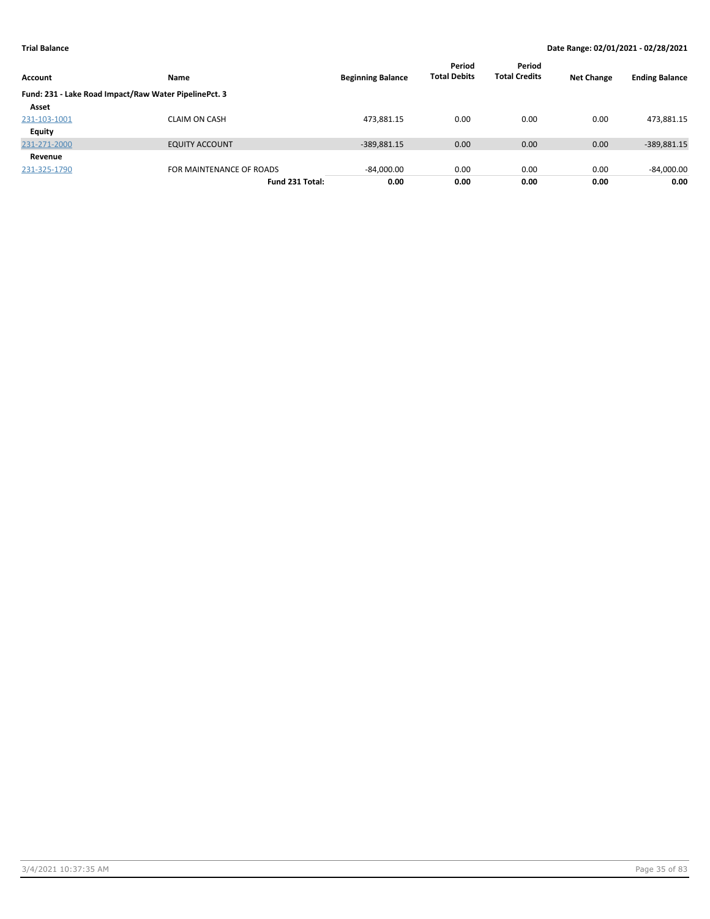**Trial Balance** **Date Range: 02/01/2021 - 02/28/2021**

| Account | Name | Beginning Balance | Period Total Debits | Period Total Credits | Net Change | Ending Balance |
|---|---|---|---|---|---|---|
| **Fund: 231 - Lake Road Impact/Raw Water PipelinePct. 3** | | | | | | |
| **Asset** | | | | | | |
| 231-103-1001 | CLAIM ON CASH | 473,881.15 | 0.00 | 0.00 | 0.00 | 473,881.15 |
| **Equity** | | | | | | |
| 231-271-2000 | EQUITY ACCOUNT | -389,881.15 | 0.00 | 0.00 | 0.00 | -389,881.15 |
| **Revenue** | | | | | | |
| 231-325-1790 | FOR MAINTENANCE OF ROADS | -84,000.00 | 0.00 | 0.00 | 0.00 | -84,000.00 |
| | **Fund 231 Total:** | **0.00** | **0.00** | **0.00** | **0.00** | **0.00** |

3/4/2021 10:37:35 AM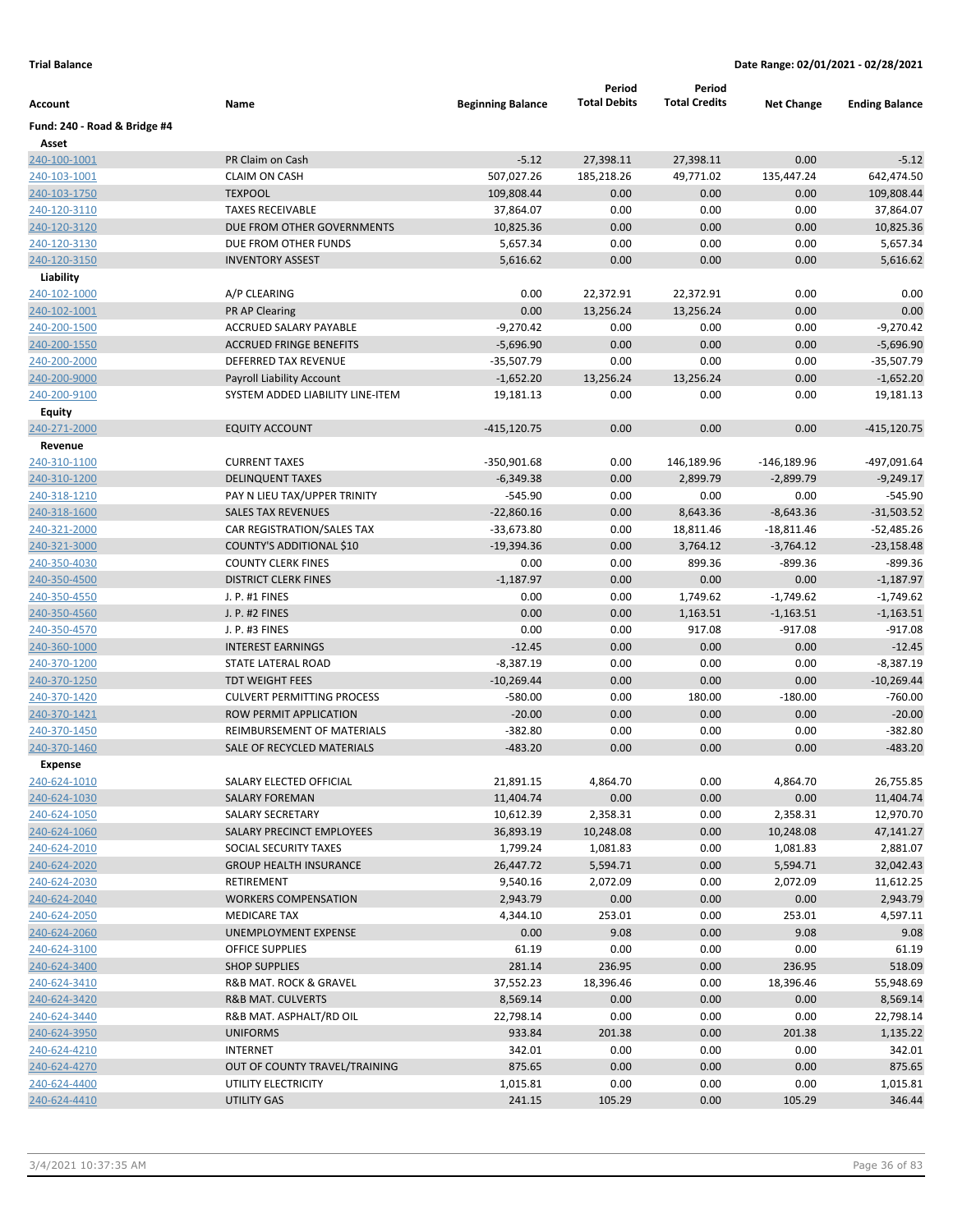**Trial Balance** | **Date Range: 02/01/2021 - 02/28/2021**

| Account | Name | Beginning Balance | Period Total Debits | Period Total Credits | Net Change | Ending Balance |
|---|---|---|---|---|---|---|
| **Fund: 240 - Road & Bridge #4** | | | | | | |
| **Asset** | | | | | | |
| 240-100-1001 | PR Claim on Cash | -5.12 | 27,398.11 | 27,398.11 | 0.00 | -5.12 |
| 240-103-1001 | CLAIM ON CASH | 507,027.26 | 185,218.26 | 49,771.02 | 135,447.24 | 642,474.50 |
| 240-103-1750 | TEXPOOL | 109,808.44 | 0.00 | 0.00 | 0.00 | 109,808.44 |
| 240-120-3110 | TAXES RECEIVABLE | 37,864.07 | 0.00 | 0.00 | 0.00 | 37,864.07 |
| 240-120-3120 | DUE FROM OTHER GOVERNMENTS | 10,825.36 | 0.00 | 0.00 | 0.00 | 10,825.36 |
| 240-120-3130 | DUE FROM OTHER FUNDS | 5,657.34 | 0.00 | 0.00 | 0.00 | 5,657.34 |
| 240-120-3150 | INVENTORY ASSEST | 5,616.62 | 0.00 | 0.00 | 0.00 | 5,616.62 |
| **Liability** | | | | | | |
| 240-102-1000 | A/P CLEARING | 0.00 | 22,372.91 | 22,372.91 | 0.00 | 0.00 |
| 240-102-1001 | PR AP Clearing | 0.00 | 13,256.24 | 13,256.24 | 0.00 | 0.00 |
| 240-200-1500 | ACCRUED SALARY PAYABLE | -9,270.42 | 0.00 | 0.00 | 0.00 | -9,270.42 |
| 240-200-1550 | ACCRUED FRINGE BENEFITS | -5,696.90 | 0.00 | 0.00 | 0.00 | -5,696.90 |
| 240-200-2000 | DEFERRED TAX REVENUE | -35,507.79 | 0.00 | 0.00 | 0.00 | -35,507.79 |
| 240-200-9000 | Payroll Liability Account | -1,652.20 | 13,256.24 | 13,256.24 | 0.00 | -1,652.20 |
| 240-200-9100 | SYSTEM ADDED LIABILITY LINE-ITEM | 19,181.13 | 0.00 | 0.00 | 0.00 | 19,181.13 |
| **Equity** | | | | | | |
| 240-271-2000 | EQUITY ACCOUNT | -415,120.75 | 0.00 | 0.00 | 0.00 | -415,120.75 |
| **Revenue** | | | | | | |
| 240-310-1100 | CURRENT TAXES | -350,901.68 | 0.00 | 146,189.96 | -146,189.96 | -497,091.64 |
| 240-310-1200 | DELINQUENT TAXES | -6,349.38 | 0.00 | 2,899.79 | -2,899.79 | -9,249.17 |
| 240-318-1210 | PAY N LIEU TAX/UPPER TRINITY | -545.90 | 0.00 | 0.00 | 0.00 | -545.90 |
| 240-318-1600 | SALES TAX REVENUES | -22,860.16 | 0.00 | 8,643.36 | -8,643.36 | -31,503.52 |
| 240-321-2000 | CAR REGISTRATION/SALES TAX | -33,673.80 | 0.00 | 18,811.46 | -18,811.46 | -52,485.26 |
| 240-321-3000 | COUNTY'S ADDITIONAL $10 | -19,394.36 | 0.00 | 3,764.12 | -3,764.12 | -23,158.48 |
| 240-350-4030 | COUNTY CLERK FINES | 0.00 | 0.00 | 899.36 | -899.36 | -899.36 |
| 240-350-4500 | DISTRICT CLERK FINES | -1,187.97 | 0.00 | 0.00 | 0.00 | -1,187.97 |
| 240-350-4550 | J. P. #1 FINES | 0.00 | 0.00 | 1,749.62 | -1,749.62 | -1,749.62 |
| 240-350-4560 | J. P. #2 FINES | 0.00 | 0.00 | 1,163.51 | -1,163.51 | -1,163.51 |
| 240-350-4570 | J. P. #3 FINES | 0.00 | 0.00 | 917.08 | -917.08 | -917.08 |
| 240-360-1000 | INTEREST EARNINGS | -12.45 | 0.00 | 0.00 | 0.00 | -12.45 |
| 240-370-1200 | STATE LATERAL ROAD | -8,387.19 | 0.00 | 0.00 | 0.00 | -8,387.19 |
| 240-370-1250 | TDT WEIGHT FEES | -10,269.44 | 0.00 | 0.00 | 0.00 | -10,269.44 |
| 240-370-1420 | CULVERT PERMITTING PROCESS | -580.00 | 0.00 | 180.00 | -180.00 | -760.00 |
| 240-370-1421 | ROW PERMIT APPLICATION | -20.00 | 0.00 | 0.00 | 0.00 | -20.00 |
| 240-370-1450 | REIMBURSEMENT OF MATERIALS | -382.80 | 0.00 | 0.00 | 0.00 | -382.80 |
| 240-370-1460 | SALE OF RECYCLED MATERIALS | -483.20 | 0.00 | 0.00 | 0.00 | -483.20 |
| **Expense** | | | | | | |
| 240-624-1010 | SALARY ELECTED OFFICIAL | 21,891.15 | 4,864.70 | 0.00 | 4,864.70 | 26,755.85 |
| 240-624-1030 | SALARY FOREMAN | 11,404.74 | 0.00 | 0.00 | 0.00 | 11,404.74 |
| 240-624-1050 | SALARY SECRETARY | 10,612.39 | 2,358.31 | 0.00 | 2,358.31 | 12,970.70 |
| 240-624-1060 | SALARY PRECINCT EMPLOYEES | 36,893.19 | 10,248.08 | 0.00 | 10,248.08 | 47,141.27 |
| 240-624-2010 | SOCIAL SECURITY TAXES | 1,799.24 | 1,081.83 | 0.00 | 1,081.83 | 2,881.07 |
| 240-624-2020 | GROUP HEALTH INSURANCE | 26,447.72 | 5,594.71 | 0.00 | 5,594.71 | 32,042.43 |
| 240-624-2030 | RETIREMENT | 9,540.16 | 2,072.09 | 0.00 | 2,072.09 | 11,612.25 |
| 240-624-2040 | WORKERS COMPENSATION | 2,943.79 | 0.00 | 0.00 | 0.00 | 2,943.79 |
| 240-624-2050 | MEDICARE TAX | 4,344.10 | 253.01 | 0.00 | 253.01 | 4,597.11 |
| 240-624-2060 | UNEMPLOYMENT EXPENSE | 0.00 | 9.08 | 0.00 | 9.08 | 9.08 |
| 240-624-3100 | OFFICE SUPPLIES | 61.19 | 0.00 | 0.00 | 0.00 | 61.19 |
| 240-624-3400 | SHOP SUPPLIES | 281.14 | 236.95 | 0.00 | 236.95 | 518.09 |
| 240-624-3410 | R&B MAT. ROCK & GRAVEL | 37,552.23 | 18,396.46 | 0.00 | 18,396.46 | 55,948.69 |
| 240-624-3420 | R&B MAT. CULVERTS | 8,569.14 | 0.00 | 0.00 | 0.00 | 8,569.14 |
| 240-624-3440 | R&B MAT. ASPHALT/RD OIL | 22,798.14 | 0.00 | 0.00 | 0.00 | 22,798.14 |
| 240-624-3950 | UNIFORMS | 933.84 | 201.38 | 0.00 | 201.38 | 1,135.22 |
| 240-624-4210 | INTERNET | 342.01 | 0.00 | 0.00 | 0.00 | 342.01 |
| 240-624-4270 | OUT OF COUNTY TRAVEL/TRAINING | 875.65 | 0.00 | 0.00 | 0.00 | 875.65 |
| 240-624-4400 | UTILITY ELECTRICITY | 1,015.81 | 0.00 | 0.00 | 0.00 | 1,015.81 |
| 240-624-4410 | UTILITY GAS | 241.15 | 105.29 | 0.00 | 105.29 | 346.44 |

3/4/2021 10:37:35 AM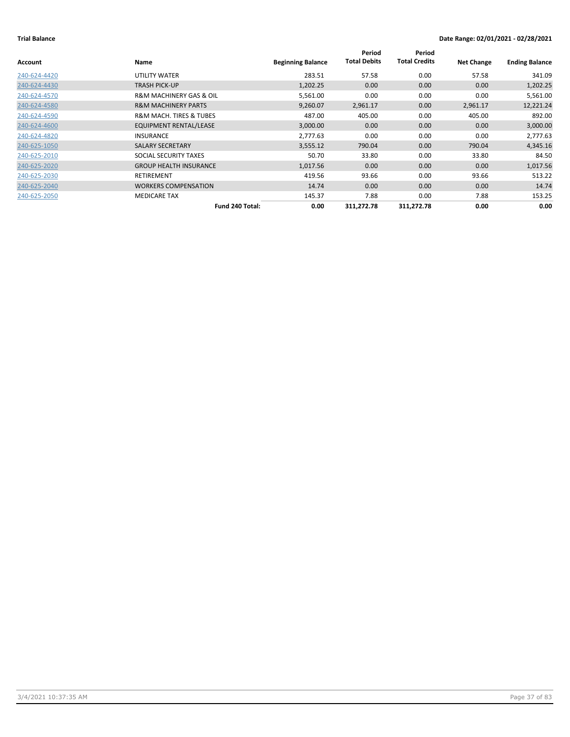**Trial Balance** **Date Range: 02/01/2021 - 02/28/2021**

| Account | Name | Beginning Balance | Period Total Debits | Period Total Credits | Net Change | Ending Balance |
|---|---|---|---|---|---|---|
| 240-624-4420 | UTILITY WATER | 283.51 | 57.58 | 0.00 | 57.58 | 341.09 |
| 240-624-4430 | TRASH PICK-UP | 1,202.25 | 0.00 | 0.00 | 0.00 | 1,202.25 |
| 240-624-4570 | R&M MACHINERY GAS & OIL | 5,561.00 | 0.00 | 0.00 | 0.00 | 5,561.00 |
| 240-624-4580 | R&M MACHINERY PARTS | 9,260.07 | 2,961.17 | 0.00 | 2,961.17 | 12,221.24 |
| 240-624-4590 | R&M MACH. TIRES & TUBES | 487.00 | 405.00 | 0.00 | 405.00 | 892.00 |
| 240-624-4600 | EQUIPMENT RENTAL/LEASE | 3,000.00 | 0.00 | 0.00 | 0.00 | 3,000.00 |
| 240-624-4820 | INSURANCE | 2,777.63 | 0.00 | 0.00 | 0.00 | 2,777.63 |
| 240-625-1050 | SALARY SECRETARY | 3,555.12 | 790.04 | 0.00 | 790.04 | 4,345.16 |
| 240-625-2010 | SOCIAL SECURITY TAXES | 50.70 | 33.80 | 0.00 | 33.80 | 84.50 |
| 240-625-2020 | GROUP HEALTH INSURANCE | 1,017.56 | 0.00 | 0.00 | 0.00 | 1,017.56 |
| 240-625-2030 | RETIREMENT | 419.56 | 93.66 | 0.00 | 93.66 | 513.22 |
| 240-625-2040 | WORKERS COMPENSATION | 14.74 | 0.00 | 0.00 | 0.00 | 14.74 |
| 240-625-2050 | MEDICARE TAX | 145.37 | 7.88 | 0.00 | 7.88 | 153.25 |
| | **Fund 240 Total:** | **0.00** | **311,272.78** | **311,272.78** | **0.00** | **0.00** |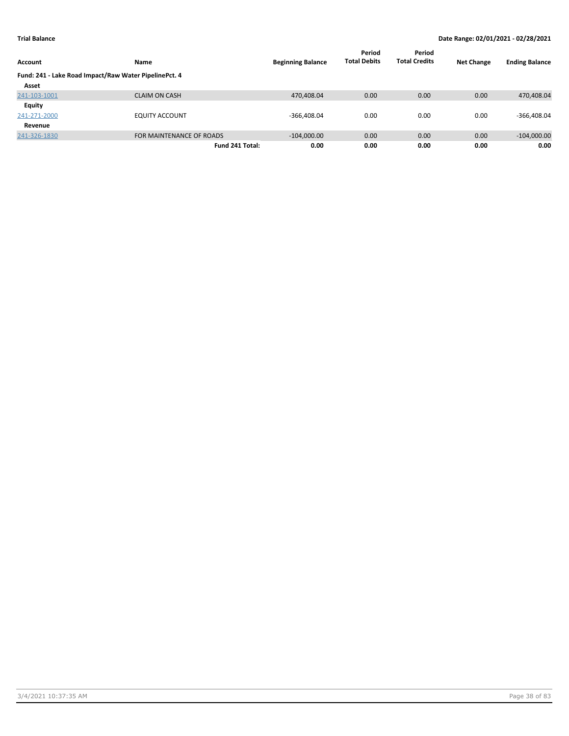**Trial Balance** | **Date Range: 02/01/2021 - 02/28/2021**

| Account | Name | Beginning Balance | Period Total Debits | Period Total Credits | Net Change | Ending Balance |
|---|---|---|---|---|---|---|
| **Fund: 241 - Lake Road Impact/Raw Water PipelinePct. 4** | | | | | | |
| **Asset** | | | | | | |
| 241-103-1001 | CLAIM ON CASH | 470,408.04 | 0.00 | 0.00 | 0.00 | 470,408.04 |
| **Equity** | | | | | | |
| 241-271-2000 | EQUITY ACCOUNT | -366,408.04 | 0.00 | 0.00 | 0.00 | -366,408.04 |
| **Revenue** | | | | | | |
| 241-326-1830 | FOR MAINTENANCE OF ROADS | -104,000.00 | 0.00 | 0.00 | 0.00 | -104,000.00 |
| | **Fund 241 Total:** | **0.00** | **0.00** | **0.00** | **0.00** | **0.00** |

3/4/2021 10:37:35 AM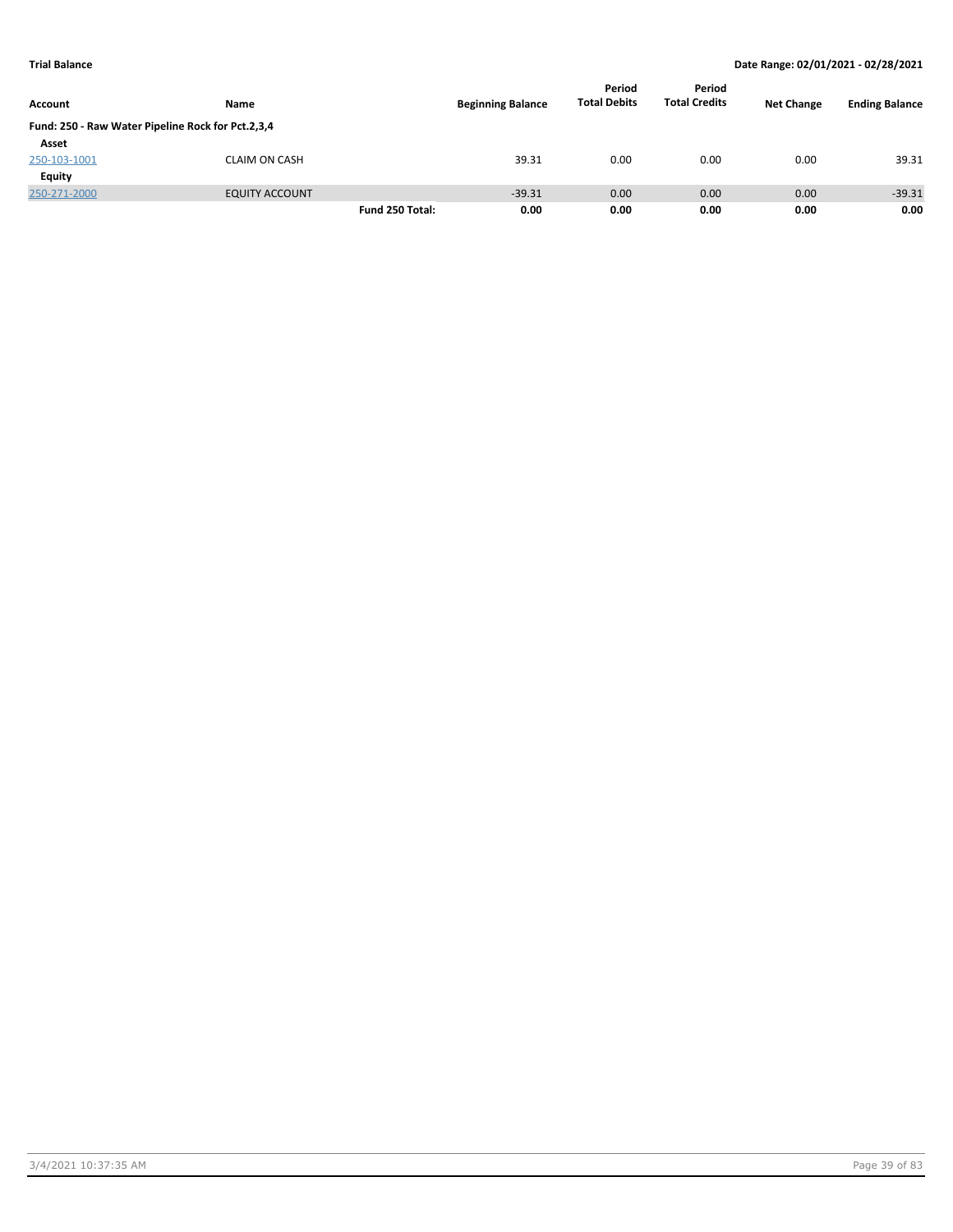**Trial Balance** | **Date Range: 02/01/2021 - 02/28/2021**

| Account | Name | | Beginning Balance | Period Total Debits | Period Total Credits | Net Change | Ending Balance |
|---|---|---|---|---|---|---|---|
| **Fund: 250 - Raw Water Pipeline Rock for Pct.2,3,4** | | | | | | | |
| **Asset** | | | | | | | |
| 250-103-1001 | CLAIM ON CASH | | 39.31 | 0.00 | 0.00 | 0.00 | 39.31 |
| **Equity** | | | | | | | |
| 250-271-2000 | EQUITY ACCOUNT | | -39.31 | 0.00 | 0.00 | 0.00 | -39.31 |
| | | **Fund 250 Total:** | **0.00** | **0.00** | **0.00** | **0.00** | **0.00** |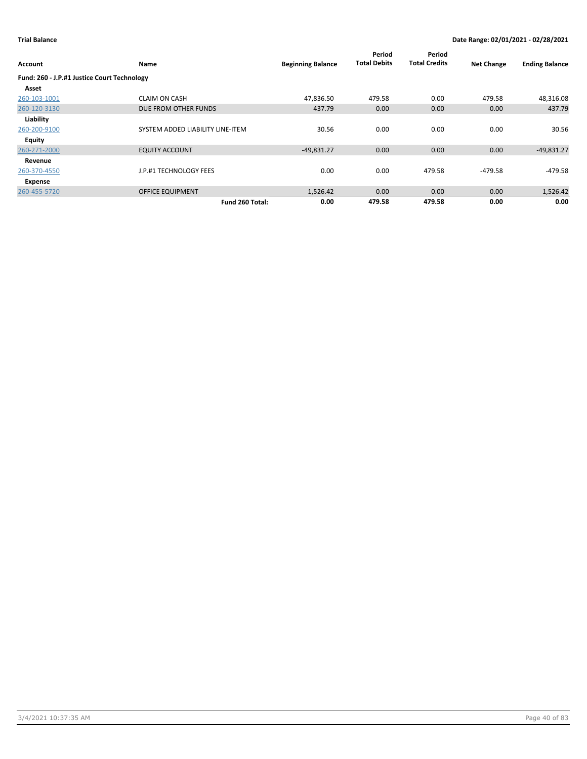**Trial Balance** — **Date Range: 02/01/2021 - 02/28/2021**

| Account | Name | Beginning Balance | Period Total Debits | Period Total Credits | Net Change | Ending Balance |
|---|---|---|---|---|---|---|
| **Fund: 260 - J.P.#1 Justice Court Technology** | | | | | | |
| **Asset** | | | | | | |
| 260-103-1001 | CLAIM ON CASH | 47,836.50 | 479.58 | 0.00 | 479.58 | 48,316.08 |
| 260-120-3130 | DUE FROM OTHER FUNDS | 437.79 | 0.00 | 0.00 | 0.00 | 437.79 |
| **Liability** | | | | | | |
| 260-200-9100 | SYSTEM ADDED LIABILITY LINE-ITEM | 30.56 | 0.00 | 0.00 | 0.00 | 30.56 |
| **Equity** | | | | | | |
| 260-271-2000 | EQUITY ACCOUNT | -49,831.27 | 0.00 | 0.00 | 0.00 | -49,831.27 |
| **Revenue** | | | | | | |
| 260-370-4550 | J.P.#1 TECHNOLOGY FEES | 0.00 | 0.00 | 479.58 | -479.58 | -479.58 |
| **Expense** | | | | | | |
| 260-455-5720 | OFFICE EQUIPMENT | 1,526.42 | 0.00 | 0.00 | 0.00 | 1,526.42 |
| | **Fund 260 Total:** | **0.00** | **479.58** | **479.58** | **0.00** | **0.00** |

3/4/2021 10:37:35 AM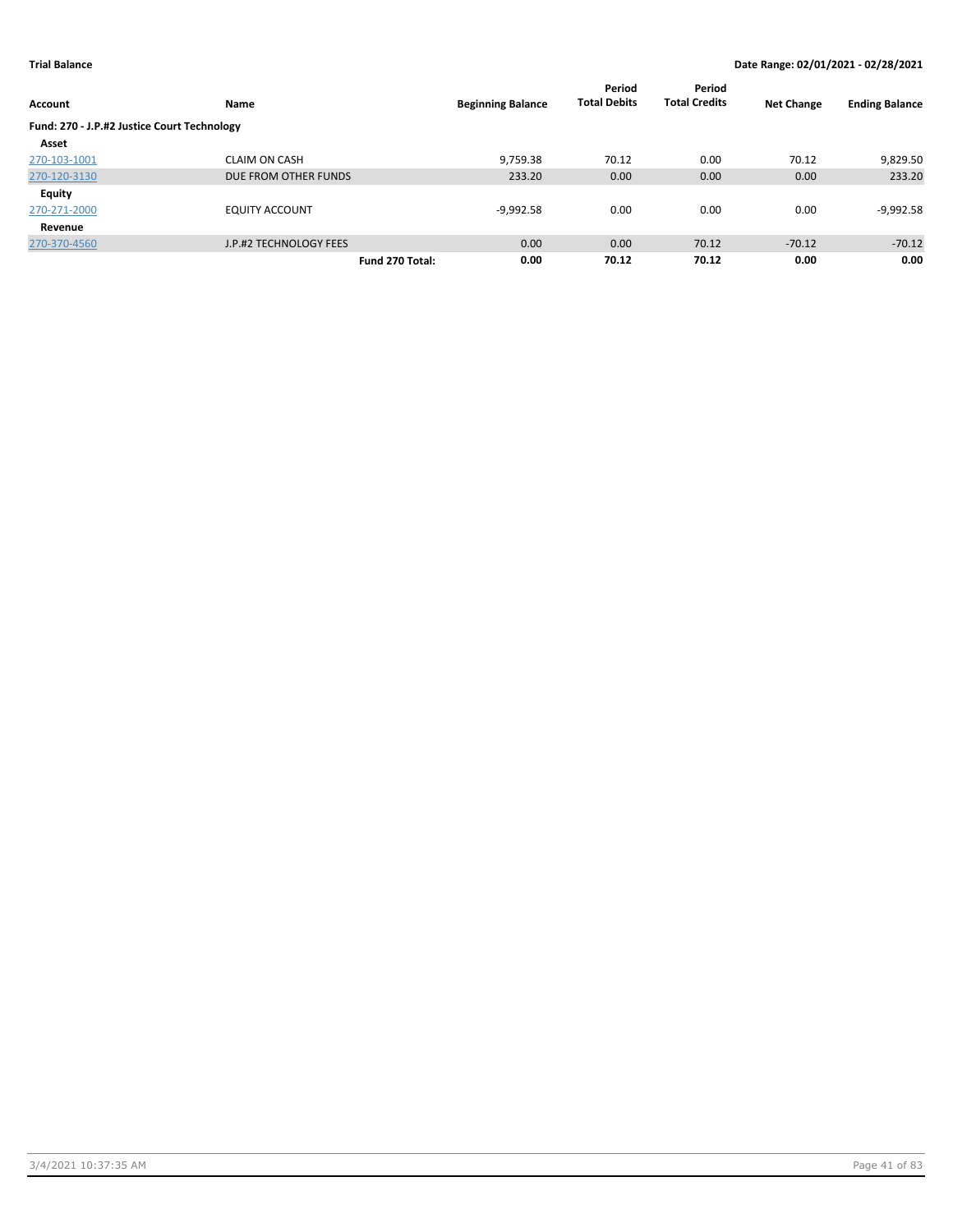**Trial Balance** | **Date Range: 02/01/2021 - 02/28/2021**

| Account | Name | Beginning Balance | Period Total Debits | Period Total Credits | Net Change | Ending Balance |
|---|---|---|---|---|---|---|
| **Fund: 270 - J.P.#2 Justice Court Technology** | | | | | | |
| **Asset** | | | | | | |
| 270-103-1001 | CLAIM ON CASH | 9,759.38 | 70.12 | 0.00 | 70.12 | 9,829.50 |
| 270-120-3130 | DUE FROM OTHER FUNDS | 233.20 | 0.00 | 0.00 | 0.00 | 233.20 |
| **Equity** | | | | | | |
| 270-271-2000 | EQUITY ACCOUNT | -9,992.58 | 0.00 | 0.00 | 0.00 | -9,992.58 |
| **Revenue** | | | | | | |
| 270-370-4560 | J.P.#2 TECHNOLOGY FEES | 0.00 | 0.00 | 70.12 | -70.12 | -70.12 |
| | **Fund 270 Total:** | **0.00** | **70.12** | **70.12** | **0.00** | **0.00** |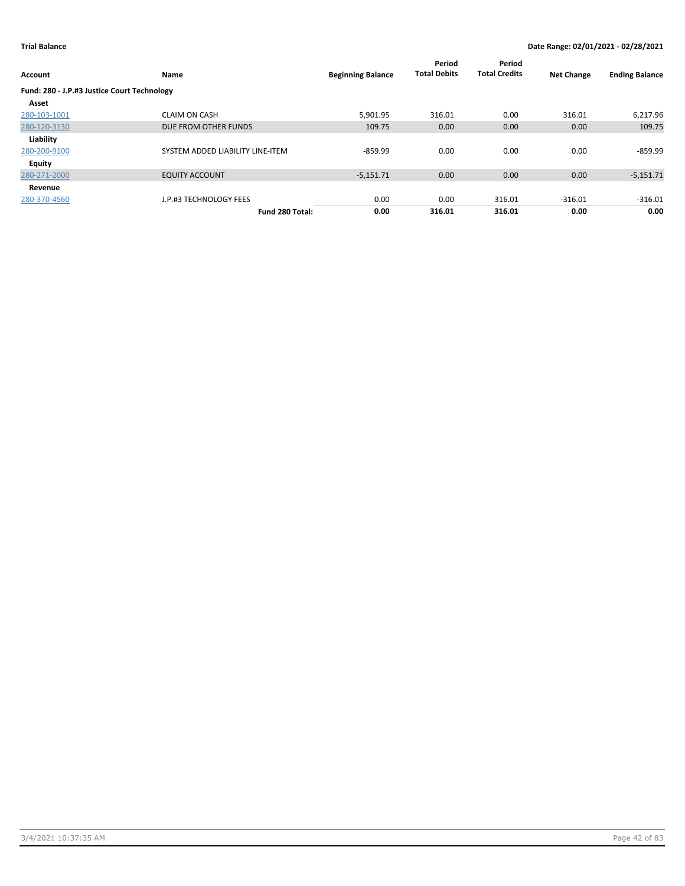**Trial Balance** | **Date Range: 02/01/2021 - 02/28/2021**

| Account | Name | Beginning Balance | Period Total Debits | Period Total Credits | Net Change | Ending Balance |
|---|---|---|---|---|---|---|
| **Fund: 280 - J.P.#3 Justice Court Technology** | | | | | | |
| **Asset** | | | | | | |
| 280-103-1001 | CLAIM ON CASH | 5,901.95 | 316.01 | 0.00 | 316.01 | 6,217.96 |
| 280-120-3130 | DUE FROM OTHER FUNDS | 109.75 | 0.00 | 0.00 | 0.00 | 109.75 |
| **Liability** | | | | | | |
| 280-200-9100 | SYSTEM ADDED LIABILITY LINE-ITEM | -859.99 | 0.00 | 0.00 | 0.00 | -859.99 |
| **Equity** | | | | | | |
| 280-271-2000 | EQUITY ACCOUNT | -5,151.71 | 0.00 | 0.00 | 0.00 | -5,151.71 |
| **Revenue** | | | | | | |
| 280-370-4560 | J.P.#3 TECHNOLOGY FEES | 0.00 | 0.00 | 316.01 | -316.01 | -316.01 |
| | **Fund 280 Total:** | **0.00** | **316.01** | **316.01** | **0.00** | **0.00** |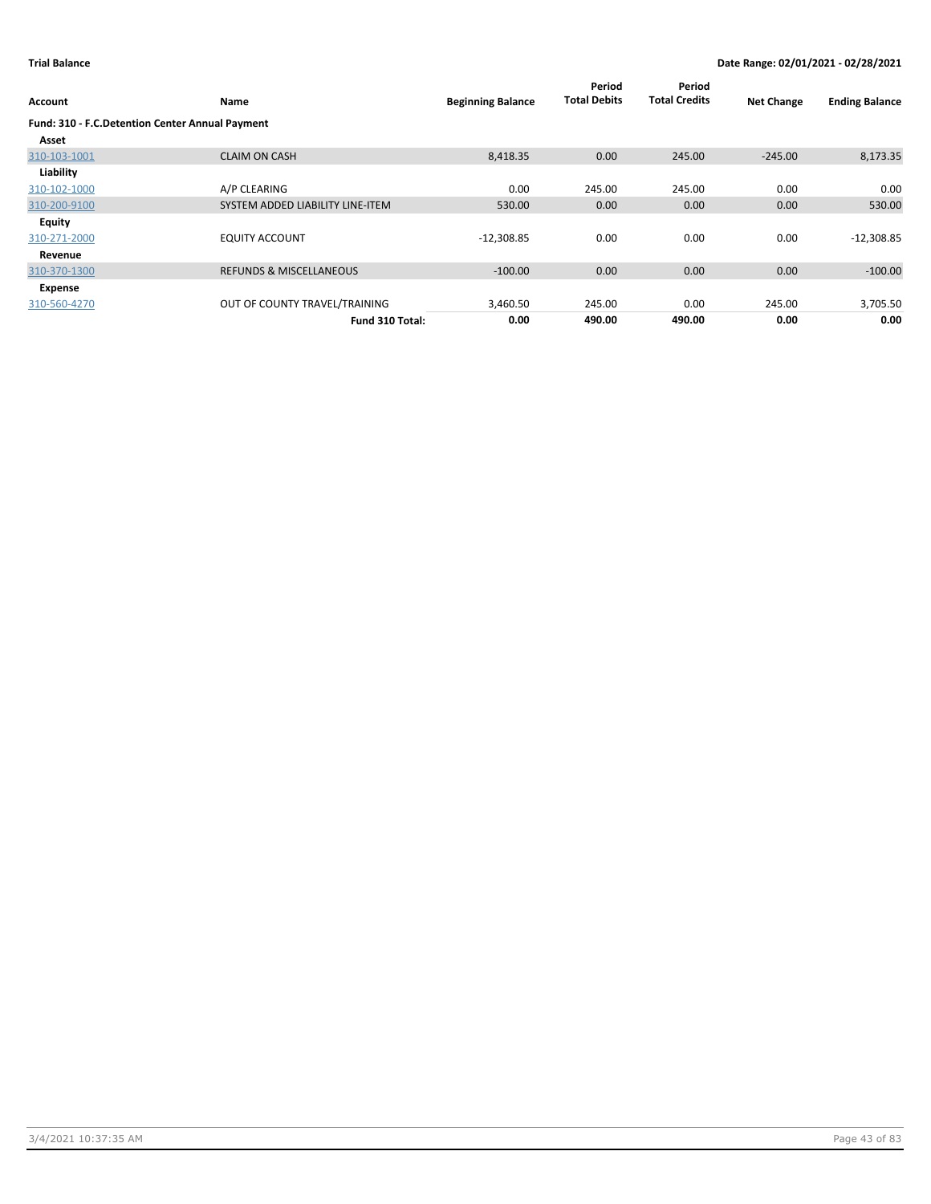**Trial Balance** **Date Range: 02/01/2021 - 02/28/2021**

| Account | Name | Beginning Balance | Period Total Debits | Period Total Credits | Net Change | Ending Balance |
|---|---|---|---|---|---|---|
| **Fund: 310 - F.C.Detention Center Annual Payment** | | | | | | |
| **Asset** | | | | | | |
| 310-103-1001 | CLAIM ON CASH | 8,418.35 | 0.00 | 245.00 | -245.00 | 8,173.35 |
| **Liability** | | | | | | |
| 310-102-1000 | A/P CLEARING | 0.00 | 245.00 | 245.00 | 0.00 | 0.00 |
| 310-200-9100 | SYSTEM ADDED LIABILITY LINE-ITEM | 530.00 | 0.00 | 0.00 | 0.00 | 530.00 |
| **Equity** | | | | | | |
| 310-271-2000 | EQUITY ACCOUNT | -12,308.85 | 0.00 | 0.00 | 0.00 | -12,308.85 |
| **Revenue** | | | | | | |
| 310-370-1300 | REFUNDS & MISCELLANEOUS | -100.00 | 0.00 | 0.00 | 0.00 | -100.00 |
| **Expense** | | | | | | |
| 310-560-4270 | OUT OF COUNTY TRAVEL/TRAINING | 3,460.50 | 245.00 | 0.00 | 245.00 | 3,705.50 |
| | **Fund 310 Total:** | **0.00** | **490.00** | **490.00** | **0.00** | **0.00** |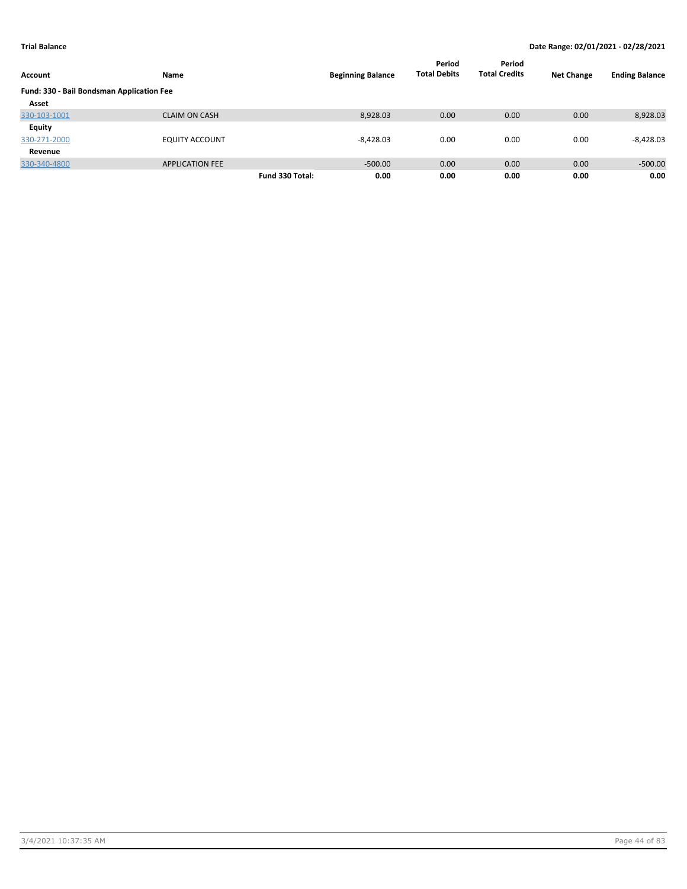**Trial Balance** | **Date Range: 02/01/2021 - 02/28/2021**

| Account | Name | | Beginning Balance | Period Total Debits | Period Total Credits | Net Change | Ending Balance |
|---|---|---|---|---|---|---|---|
| **Fund: 330 - Bail Bondsman Application Fee** | | | | | | | |
| **Asset** | | | | | | | |
| 330-103-1001 | CLAIM ON CASH | | 8,928.03 | 0.00 | 0.00 | 0.00 | 8,928.03 |
| **Equity** | | | | | | | |
| 330-271-2000 | EQUITY ACCOUNT | | -8,428.03 | 0.00 | 0.00 | 0.00 | -8,428.03 |
| **Revenue** | | | | | | | |
| 330-340-4800 | APPLICATION FEE | | -500.00 | 0.00 | 0.00 | 0.00 | -500.00 |
| | | **Fund 330 Total:** | **0.00** | **0.00** | **0.00** | **0.00** | **0.00** |

3/4/2021 10:37:35 AM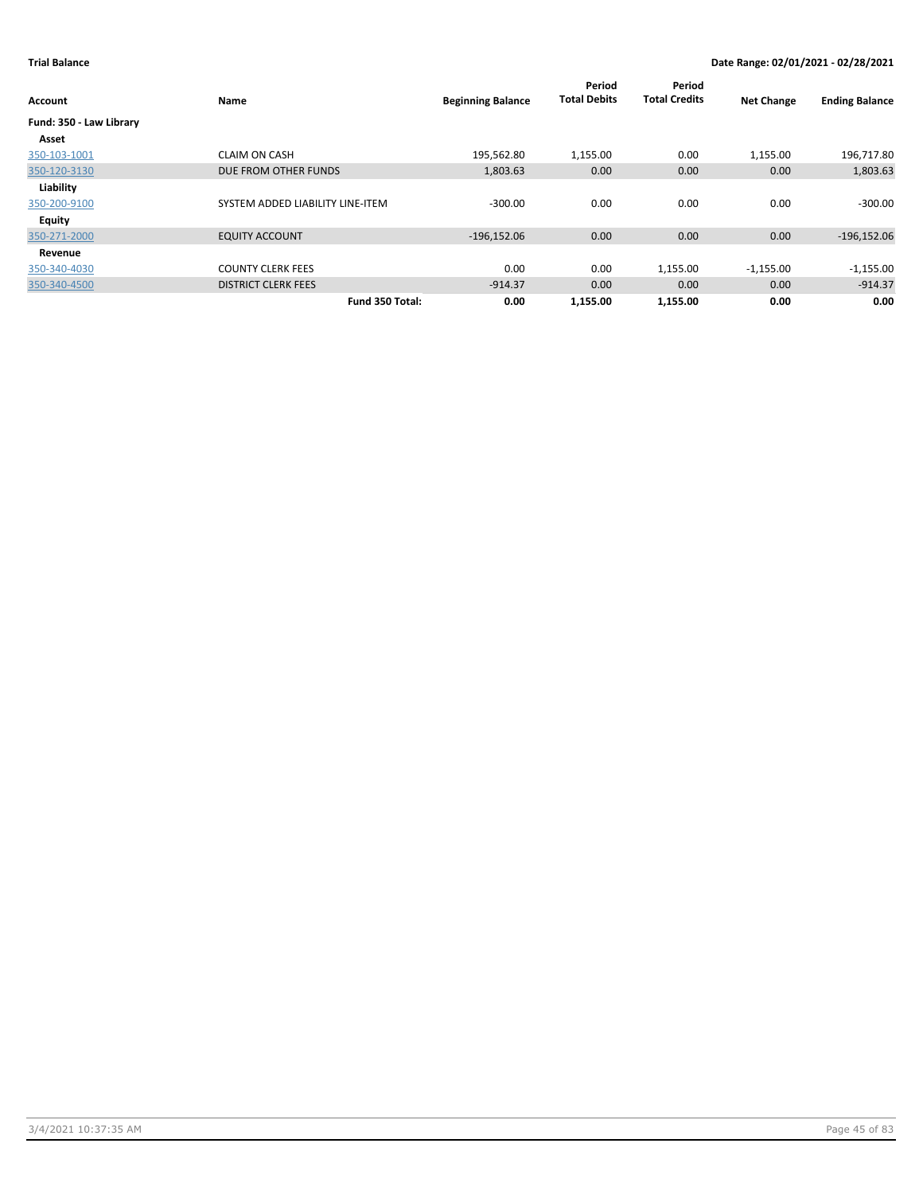**Trial Balance** **Date Range: 02/01/2021 - 02/28/2021**

| Account | Name | Beginning Balance | Period Total Debits | Period Total Credits | Net Change | Ending Balance |
|---|---|---|---|---|---|---|
| **Fund: 350 - Law Library** | | | | | | |
| **Asset** | | | | | | |
| 350-103-1001 | CLAIM ON CASH | 195,562.80 | 1,155.00 | 0.00 | 1,155.00 | 196,717.80 |
| 350-120-3130 | DUE FROM OTHER FUNDS | 1,803.63 | 0.00 | 0.00 | 0.00 | 1,803.63 |
| **Liability** | | | | | | |
| 350-200-9100 | SYSTEM ADDED LIABILITY LINE-ITEM | -300.00 | 0.00 | 0.00 | 0.00 | -300.00 |
| **Equity** | | | | | | |
| 350-271-2000 | EQUITY ACCOUNT | -196,152.06 | 0.00 | 0.00 | 0.00 | -196,152.06 |
| **Revenue** | | | | | | |
| 350-340-4030 | COUNTY CLERK FEES | 0.00 | 0.00 | 1,155.00 | -1,155.00 | -1,155.00 |
| 350-340-4500 | DISTRICT CLERK FEES | -914.37 | 0.00 | 0.00 | 0.00 | -914.37 |
| | **Fund 350 Total:** | **0.00** | **1,155.00** | **1,155.00** | **0.00** | **0.00** |

3/4/2021 10:37:35 AM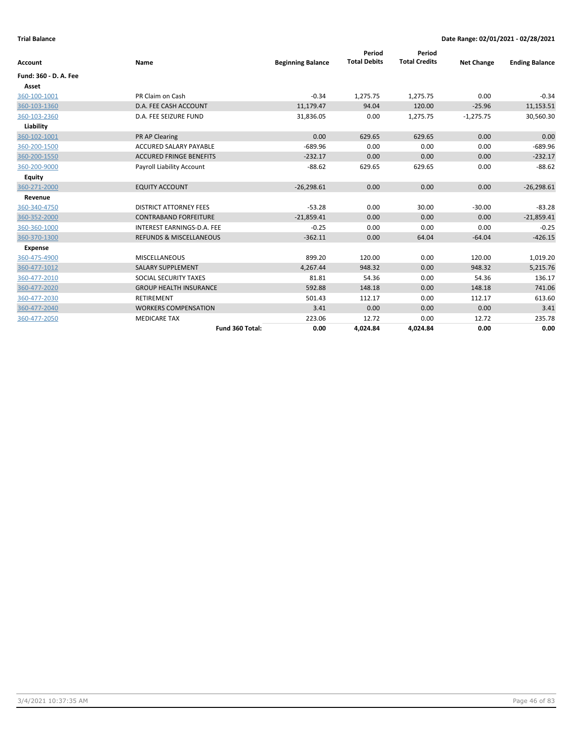**Trial Balance** | **Date Range: 02/01/2021 - 02/28/2021**

| Account | Name | Beginning Balance | Period Total Debits | Period Total Credits | Net Change | Ending Balance |
|---|---|---|---|---|---|---|
| **Fund: 360 - D. A. Fee** | | | | | | |
| **Asset** | | | | | | |
| 360-100-1001 | PR Claim on Cash | -0.34 | 1,275.75 | 1,275.75 | 0.00 | -0.34 |
| 360-103-1360 | D.A. FEE CASH ACCOUNT | 11,179.47 | 94.04 | 120.00 | -25.96 | 11,153.51 |
| 360-103-2360 | D.A. FEE SEIZURE FUND | 31,836.05 | 0.00 | 1,275.75 | -1,275.75 | 30,560.30 |
| **Liability** | | | | | | |
| 360-102-1001 | PR AP Clearing | 0.00 | 629.65 | 629.65 | 0.00 | 0.00 |
| 360-200-1500 | ACCURED SALARY PAYABLE | -689.96 | 0.00 | 0.00 | 0.00 | -689.96 |
| 360-200-1550 | ACCURED FRINGE BENEFITS | -232.17 | 0.00 | 0.00 | 0.00 | -232.17 |
| 360-200-9000 | Payroll Liability Account | -88.62 | 629.65 | 629.65 | 0.00 | -88.62 |
| **Equity** | | | | | | |
| 360-271-2000 | EQUITY ACCOUNT | -26,298.61 | 0.00 | 0.00 | 0.00 | -26,298.61 |
| **Revenue** | | | | | | |
| 360-340-4750 | DISTRICT ATTORNEY FEES | -53.28 | 0.00 | 30.00 | -30.00 | -83.28 |
| 360-352-2000 | CONTRABAND FORFEITURE | -21,859.41 | 0.00 | 0.00 | 0.00 | -21,859.41 |
| 360-360-1000 | INTEREST EARNINGS-D.A. FEE | -0.25 | 0.00 | 0.00 | 0.00 | -0.25 |
| 360-370-1300 | REFUNDS & MISCELLANEOUS | -362.11 | 0.00 | 64.04 | -64.04 | -426.15 |
| **Expense** | | | | | | |
| 360-475-4900 | MISCELLANEOUS | 899.20 | 120.00 | 0.00 | 120.00 | 1,019.20 |
| 360-477-1012 | SALARY SUPPLEMENT | 4,267.44 | 948.32 | 0.00 | 948.32 | 5,215.76 |
| 360-477-2010 | SOCIAL SECURITY TAXES | 81.81 | 54.36 | 0.00 | 54.36 | 136.17 |
| 360-477-2020 | GROUP HEALTH INSURANCE | 592.88 | 148.18 | 0.00 | 148.18 | 741.06 |
| 360-477-2030 | RETIREMENT | 501.43 | 112.17 | 0.00 | 112.17 | 613.60 |
| 360-477-2040 | WORKERS COMPENSATION | 3.41 | 0.00 | 0.00 | 0.00 | 3.41 |
| 360-477-2050 | MEDICARE TAX | 223.06 | 12.72 | 0.00 | 12.72 | 235.78 |
| | **Fund 360 Total:** | **0.00** | **4,024.84** | **4,024.84** | **0.00** | **0.00** |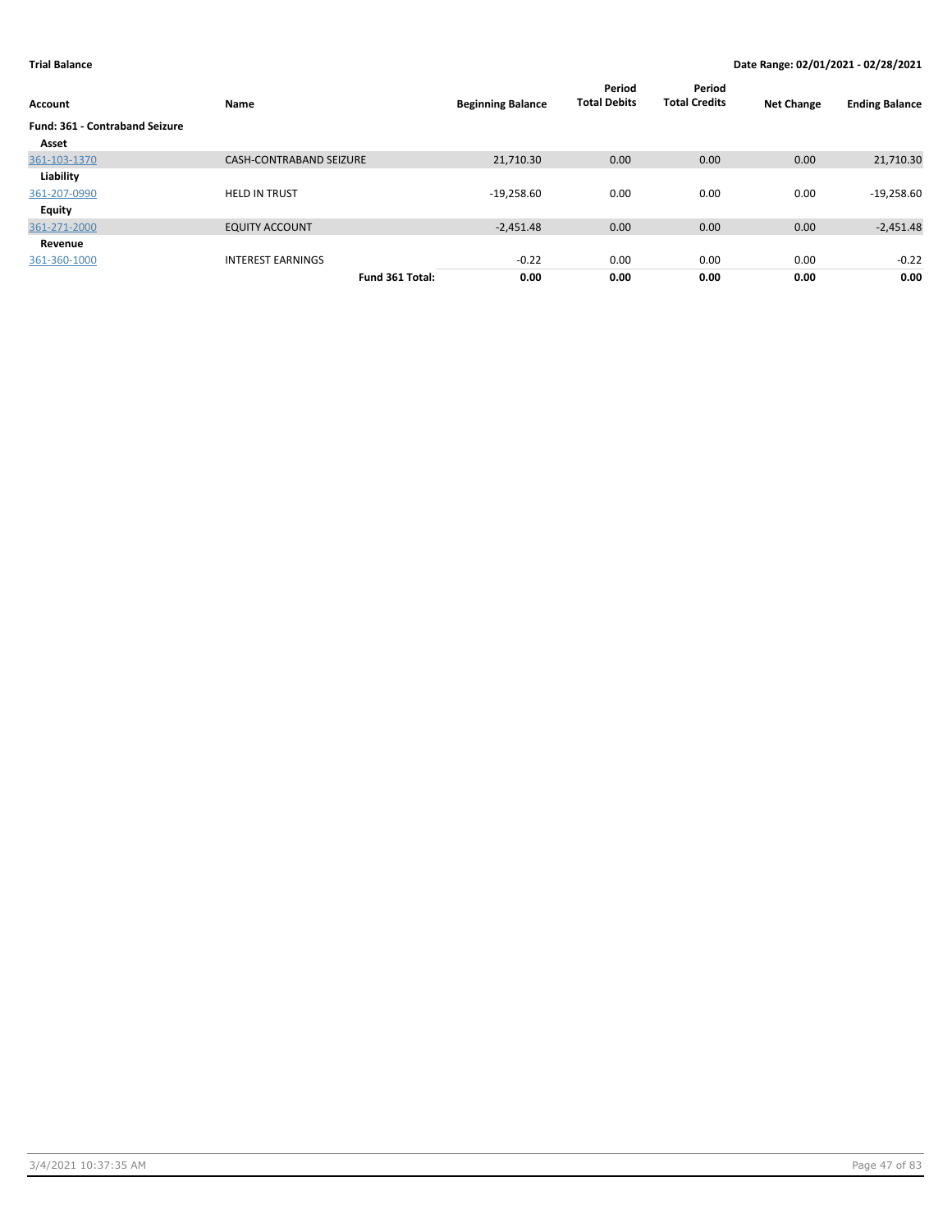**Trial Balance** **Date Range: 02/01/2021 - 02/28/2021**

| Account | Name | Beginning Balance | Period Total Debits | Period Total Credits | Net Change | Ending Balance |
|---|---|---|---|---|---|---|
| **Fund: 361 - Contraband Seizure** | | | | | | |
| **Asset** | | | | | | |
| 361-103-1370 | CASH-CONTRABAND SEIZURE | 21,710.30 | 0.00 | 0.00 | 0.00 | 21,710.30 |
| **Liability** | | | | | | |
| 361-207-0990 | HELD IN TRUST | -19,258.60 | 0.00 | 0.00 | 0.00 | -19,258.60 |
| **Equity** | | | | | | |
| 361-271-2000 | EQUITY ACCOUNT | -2,451.48 | 0.00 | 0.00 | 0.00 | -2,451.48 |
| **Revenue** | | | | | | |
| 361-360-1000 | INTEREST EARNINGS | -0.22 | 0.00 | 0.00 | 0.00 | -0.22 |
| | **Fund 361 Total:** | **0.00** | **0.00** | **0.00** | **0.00** | **0.00** |

3/4/2021 10:37:35 AM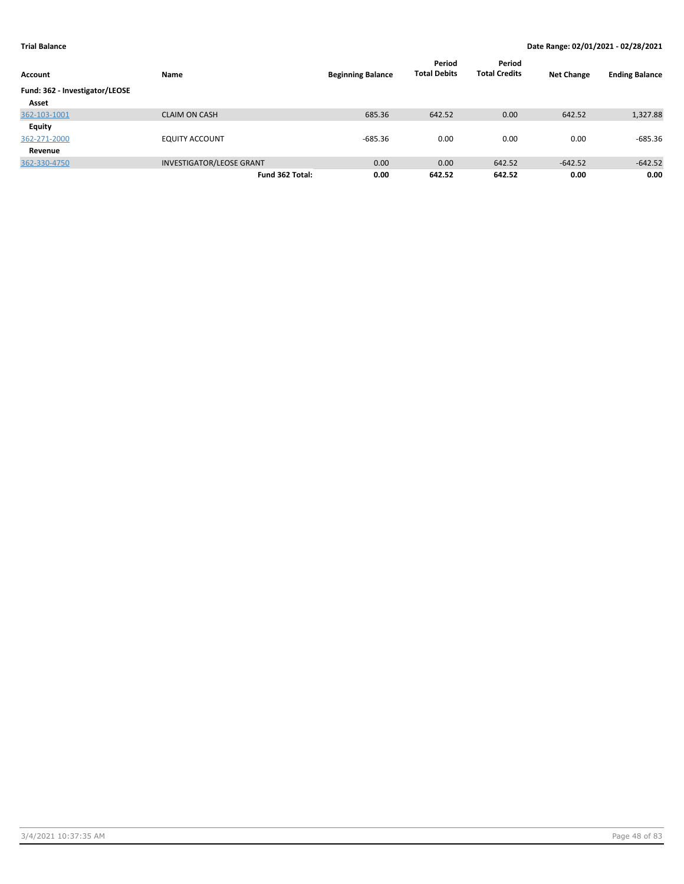**Trial Balance** **Date Range: 02/01/2021 - 02/28/2021**

| Account | Name | Beginning Balance | Period Total Debits | Period Total Credits | Net Change | Ending Balance |
|---|---|---|---|---|---|---|
| **Fund: 362 - Investigator/LEOSE** | | | | | | |
| **Asset** | | | | | | |
| 362-103-1001 | CLAIM ON CASH | 685.36 | 642.52 | 0.00 | 642.52 | 1,327.88 |
| **Equity** | | | | | | |
| 362-271-2000 | EQUITY ACCOUNT | -685.36 | 0.00 | 0.00 | 0.00 | -685.36 |
| **Revenue** | | | | | | |
| 362-330-4750 | INVESTIGATOR/LEOSE GRANT | 0.00 | 0.00 | 642.52 | -642.52 | -642.52 |
| | **Fund 362 Total:** | **0.00** | **642.52** | **642.52** | **0.00** | **0.00** |

3/4/2021 10:37:35 AM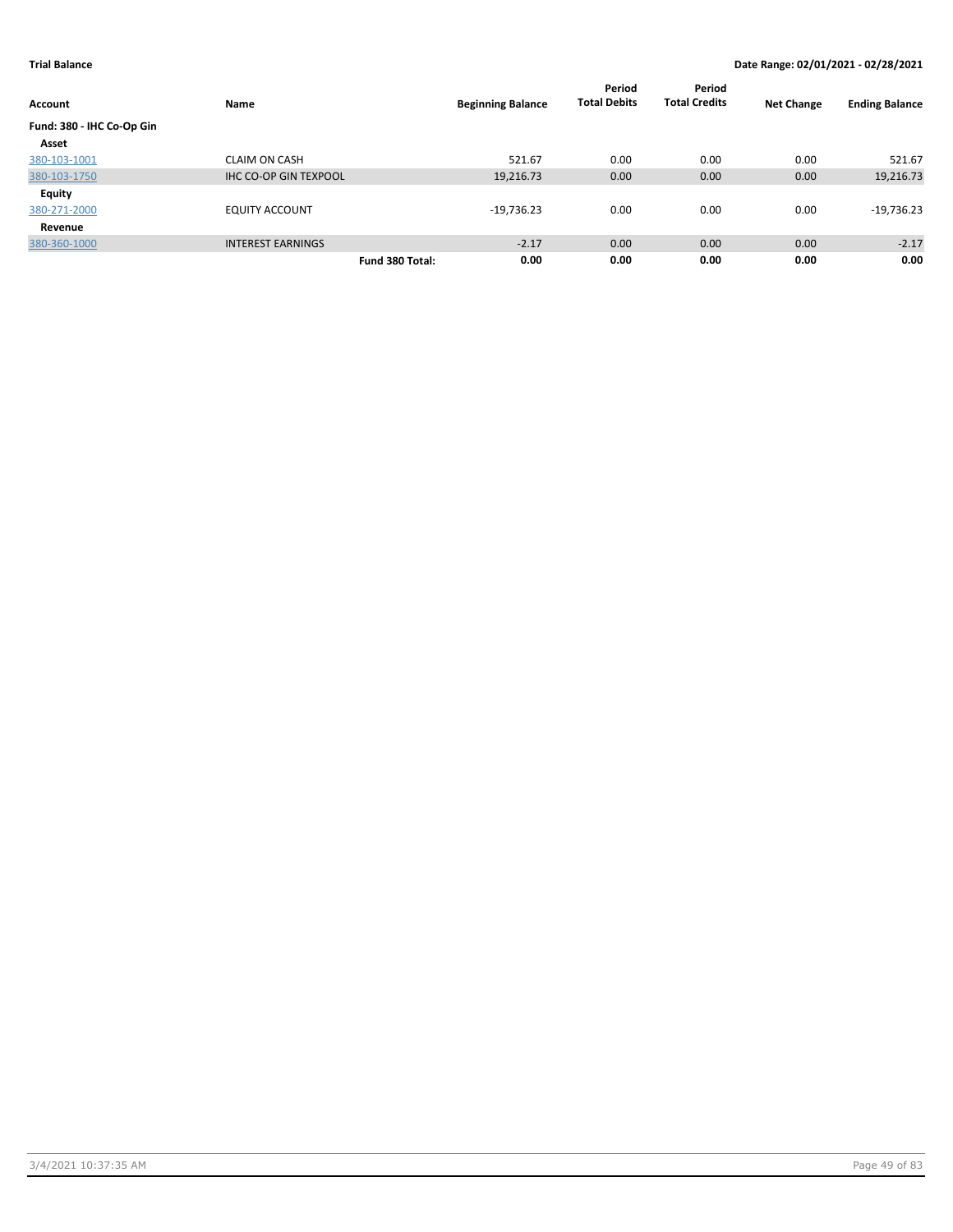**Trial Balance** | **Date Range: 02/01/2021 - 02/28/2021**

| Account | Name | Beginning Balance | Period Total Debits | Period Total Credits | Net Change | Ending Balance |
|---|---|---|---|---|---|---|
| **Fund: 380 - IHC Co-Op Gin** | | | | | | |
| **Asset** | | | | | | |
| 380-103-1001 | CLAIM ON CASH | 521.67 | 0.00 | 0.00 | 0.00 | 521.67 |
| 380-103-1750 | IHC CO-OP GIN TEXPOOL | 19,216.73 | 0.00 | 0.00 | 0.00 | 19,216.73 |
| **Equity** | | | | | | |
| 380-271-2000 | EQUITY ACCOUNT | -19,736.23 | 0.00 | 0.00 | 0.00 | -19,736.23 |
| **Revenue** | | | | | | |
| 380-360-1000 | INTEREST EARNINGS | -2.17 | 0.00 | 0.00 | 0.00 | -2.17 |
| | **Fund 380 Total:** | **0.00** | **0.00** | **0.00** | **0.00** | **0.00** |

3/4/2021 10:37:35 AM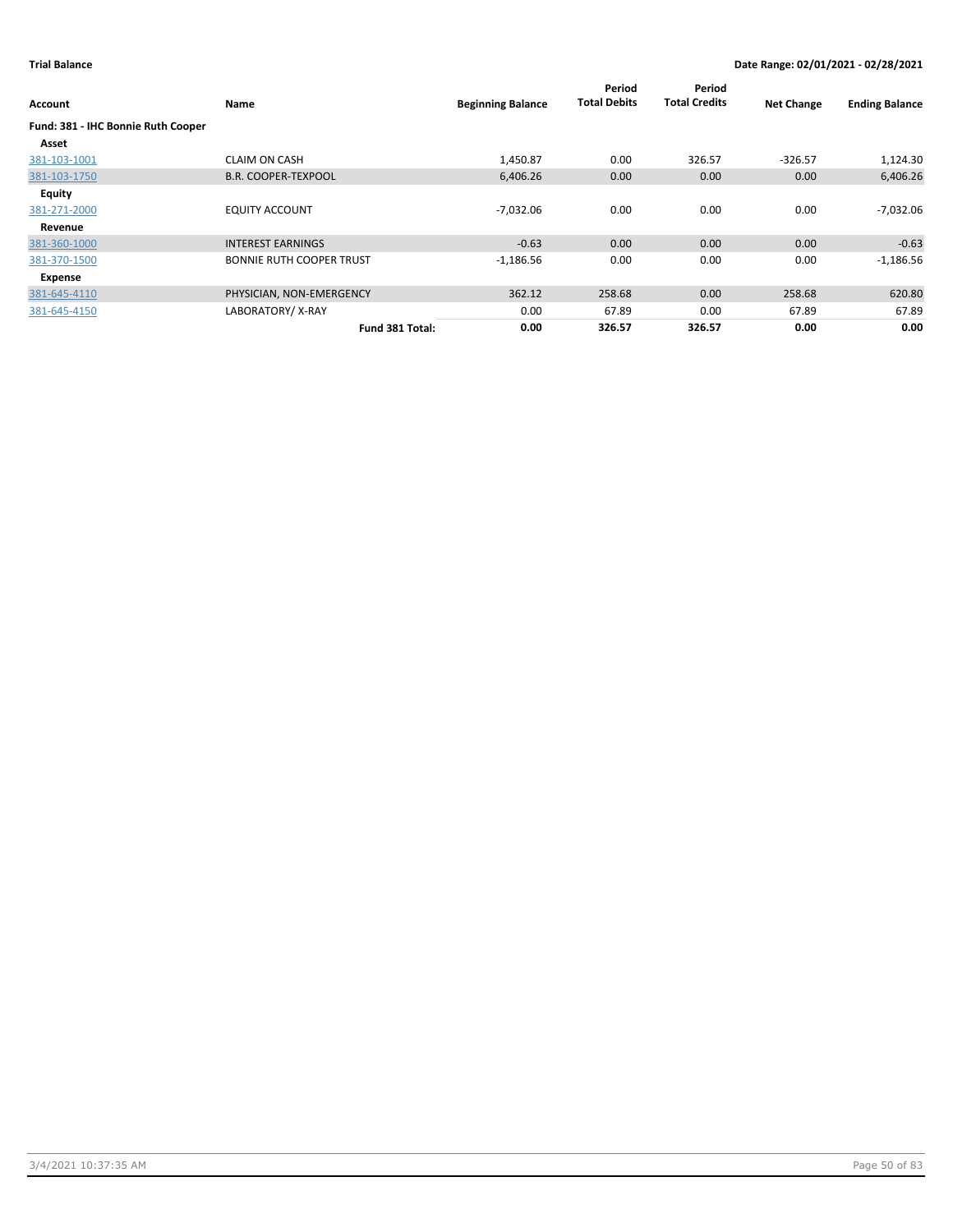**Trial Balance**

**Date Range: 02/01/2021 - 02/28/2021**

| Account | Name | Beginning Balance | Period Total Debits | Period Total Credits | Net Change | Ending Balance |
|---|---|---|---|---|---|---|
| **Fund: 381 - IHC Bonnie Ruth Cooper** | | | | | | |
| **Asset** | | | | | | |
| 381-103-1001 | CLAIM ON CASH | 1,450.87 | 0.00 | 326.57 | -326.57 | 1,124.30 |
| 381-103-1750 | B.R. COOPER-TEXPOOL | 6,406.26 | 0.00 | 0.00 | 0.00 | 6,406.26 |
| **Equity** | | | | | | |
| 381-271-2000 | EQUITY ACCOUNT | -7,032.06 | 0.00 | 0.00 | 0.00 | -7,032.06 |
| **Revenue** | | | | | | |
| 381-360-1000 | INTEREST EARNINGS | -0.63 | 0.00 | 0.00 | 0.00 | -0.63 |
| 381-370-1500 | BONNIE RUTH COOPER TRUST | -1,186.56 | 0.00 | 0.00 | 0.00 | -1,186.56 |
| **Expense** | | | | | | |
| 381-645-4110 | PHYSICIAN, NON-EMERGENCY | 362.12 | 258.68 | 0.00 | 258.68 | 620.80 |
| 381-645-4150 | LABORATORY/ X-RAY | 0.00 | 67.89 | 0.00 | 67.89 | 67.89 |
| | **Fund 381 Total:** | **0.00** | **326.57** | **326.57** | **0.00** | **0.00** |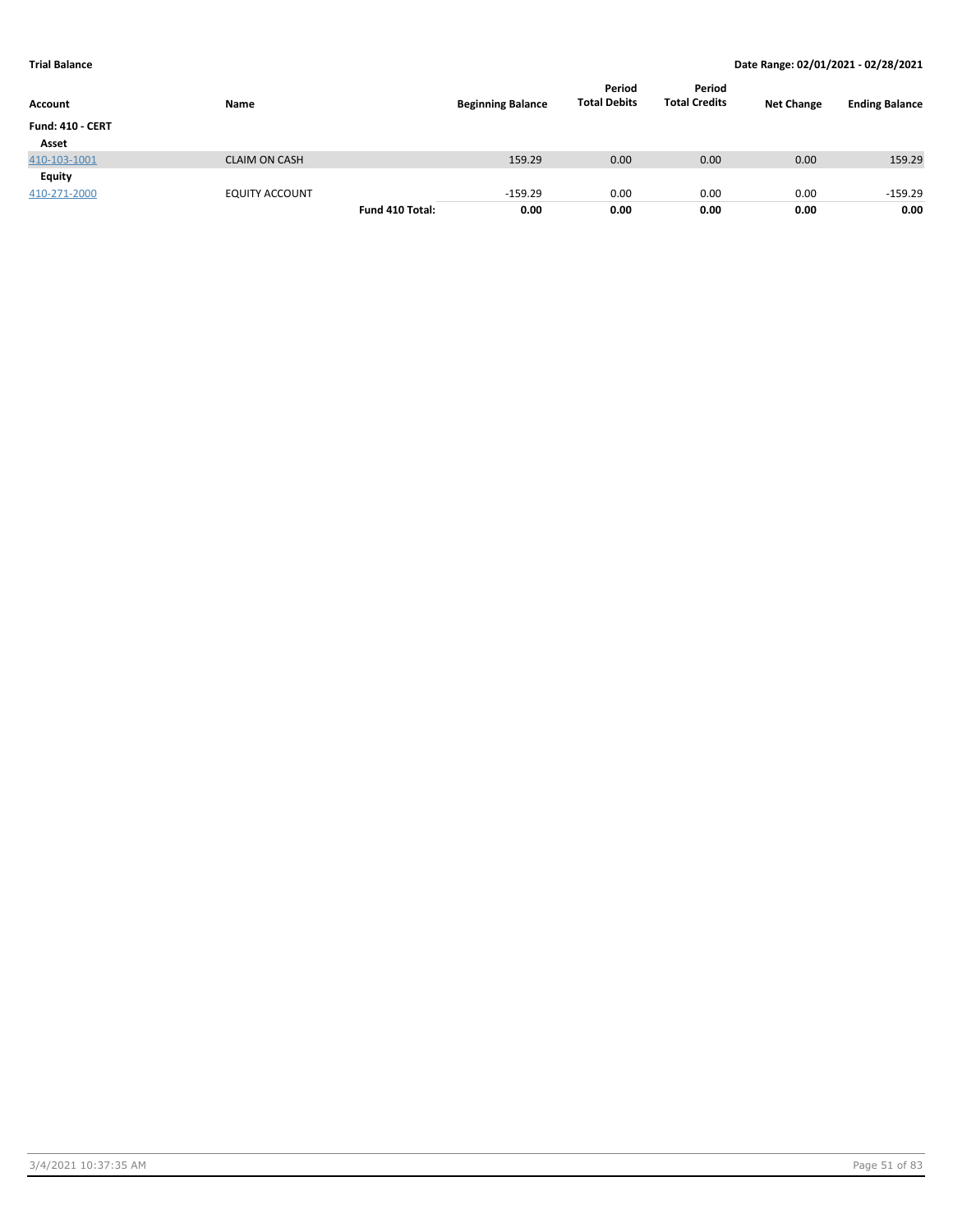**Trial Balance** **Date Range: 02/01/2021 - 02/28/2021**

| Account | Name | | Beginning Balance | Period Total Debits | Period Total Credits | Net Change | Ending Balance |
|---|---|---|---|---|---|---|---|
| **Fund: 410 - CERT** | | | | | | | |
| **Asset** | | | | | | | |
| 410-103-1001 | CLAIM ON CASH | | 159.29 | 0.00 | 0.00 | 0.00 | 159.29 |
| **Equity** | | | | | | | |
| 410-271-2000 | EQUITY ACCOUNT | | -159.29 | 0.00 | 0.00 | 0.00 | -159.29 |
| | | **Fund 410 Total:** | **0.00** | **0.00** | **0.00** | **0.00** | **0.00** |

3/4/2021 10:37:35 AM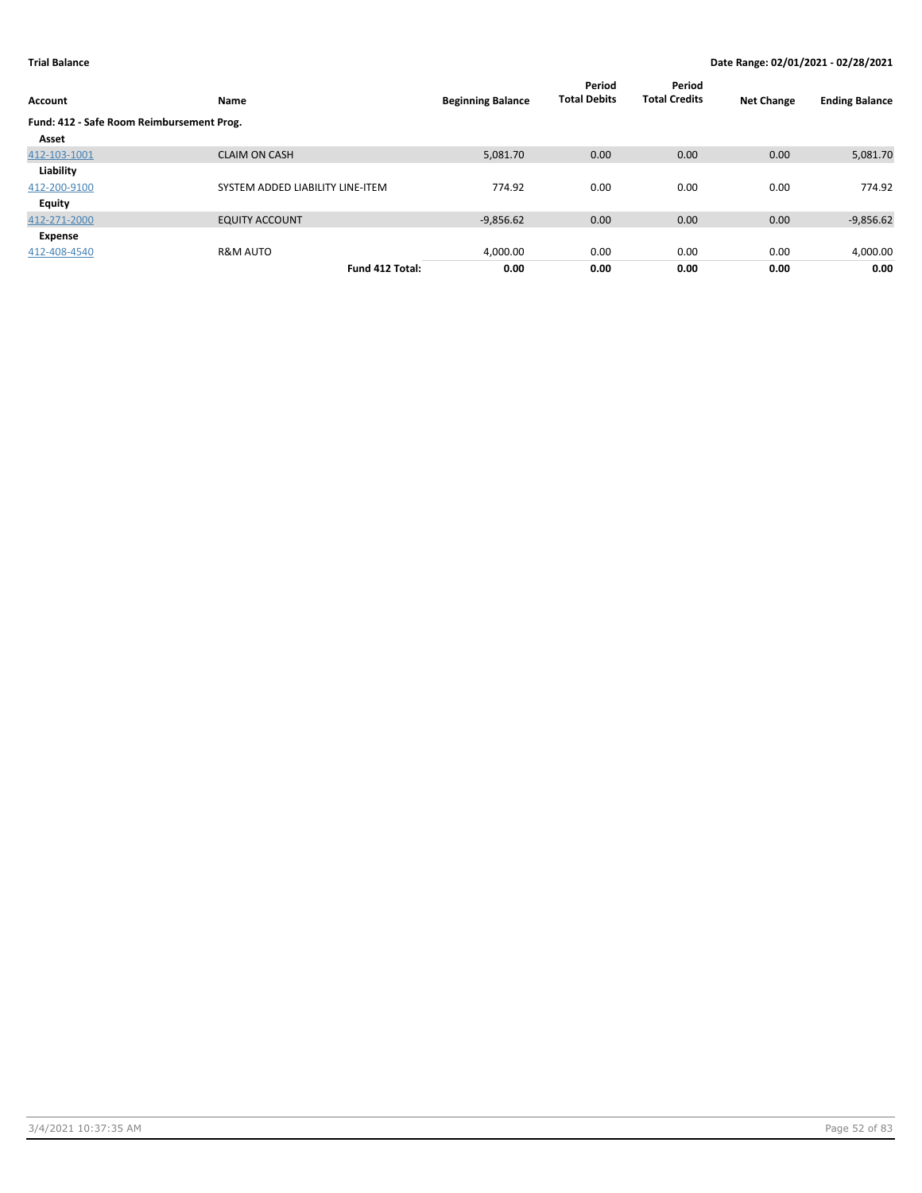**Trial Balance** **Date Range: 02/01/2021 - 02/28/2021**

| Account | Name | Beginning Balance | Period Total Debits | Period Total Credits | Net Change | Ending Balance |
|---|---|---|---|---|---|---|
| **Fund: 412 - Safe Room Reimbursement Prog.** | | | | | | |
| **Asset** | | | | | | |
| 412-103-1001 | CLAIM ON CASH | 5,081.70 | 0.00 | 0.00 | 0.00 | 5,081.70 |
| **Liability** | | | | | | |
| 412-200-9100 | SYSTEM ADDED LIABILITY LINE-ITEM | 774.92 | 0.00 | 0.00 | 0.00 | 774.92 |
| **Equity** | | | | | | |
| 412-271-2000 | EQUITY ACCOUNT | -9,856.62 | 0.00 | 0.00 | 0.00 | -9,856.62 |
| **Expense** | | | | | | |
| 412-408-4540 | R&M AUTO | 4,000.00 | 0.00 | 0.00 | 0.00 | 4,000.00 |
| | **Fund 412 Total:** | **0.00** | **0.00** | **0.00** | **0.00** | **0.00** |

3/4/2021 10:37:35 AM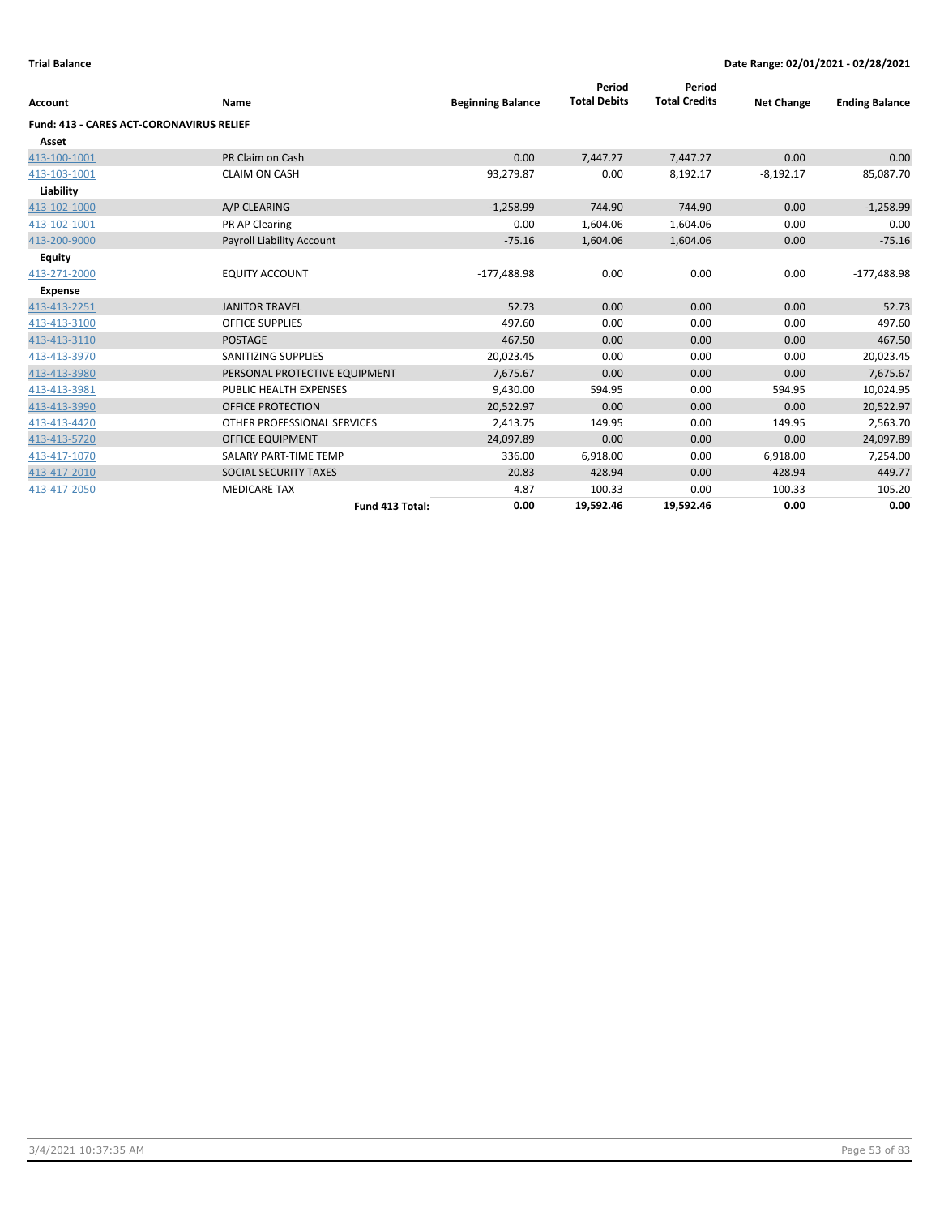**Trial Balance** **Date Range: 02/01/2021 - 02/28/2021**

| Account | Name | Beginning Balance | Period Total Debits | Period Total Credits | Net Change | Ending Balance |
|---|---|---|---|---|---|---|
| **Fund: 413 - CARES ACT-CORONAVIRUS RELIEF** | | | | | | |
| **Asset** | | | | | | |
| 413-100-1001 | PR Claim on Cash | 0.00 | 7,447.27 | 7,447.27 | 0.00 | 0.00 |
| 413-103-1001 | CLAIM ON CASH | 93,279.87 | 0.00 | 8,192.17 | -8,192.17 | 85,087.70 |
| **Liability** | | | | | | |
| 413-102-1000 | A/P CLEARING | -1,258.99 | 744.90 | 744.90 | 0.00 | -1,258.99 |
| 413-102-1001 | PR AP Clearing | 0.00 | 1,604.06 | 1,604.06 | 0.00 | 0.00 |
| 413-200-9000 | Payroll Liability Account | -75.16 | 1,604.06 | 1,604.06 | 0.00 | -75.16 |
| **Equity** | | | | | | |
| 413-271-2000 | EQUITY ACCOUNT | -177,488.98 | 0.00 | 0.00 | 0.00 | -177,488.98 |
| **Expense** | | | | | | |
| 413-413-2251 | JANITOR TRAVEL | 52.73 | 0.00 | 0.00 | 0.00 | 52.73 |
| 413-413-3100 | OFFICE SUPPLIES | 497.60 | 0.00 | 0.00 | 0.00 | 497.60 |
| 413-413-3110 | POSTAGE | 467.50 | 0.00 | 0.00 | 0.00 | 467.50 |
| 413-413-3970 | SANITIZING SUPPLIES | 20,023.45 | 0.00 | 0.00 | 0.00 | 20,023.45 |
| 413-413-3980 | PERSONAL PROTECTIVE EQUIPMENT | 7,675.67 | 0.00 | 0.00 | 0.00 | 7,675.67 |
| 413-413-3981 | PUBLIC HEALTH EXPENSES | 9,430.00 | 594.95 | 0.00 | 594.95 | 10,024.95 |
| 413-413-3990 | OFFICE PROTECTION | 20,522.97 | 0.00 | 0.00 | 0.00 | 20,522.97 |
| 413-413-4420 | OTHER PROFESSIONAL SERVICES | 2,413.75 | 149.95 | 0.00 | 149.95 | 2,563.70 |
| 413-413-5720 | OFFICE EQUIPMENT | 24,097.89 | 0.00 | 0.00 | 0.00 | 24,097.89 |
| 413-417-1070 | SALARY PART-TIME TEMP | 336.00 | 6,918.00 | 0.00 | 6,918.00 | 7,254.00 |
| 413-417-2010 | SOCIAL SECURITY TAXES | 20.83 | 428.94 | 0.00 | 428.94 | 449.77 |
| 413-417-2050 | MEDICARE TAX | 4.87 | 100.33 | 0.00 | 100.33 | 105.20 |
| | **Fund 413 Total:** | **0.00** | **19,592.46** | **19,592.46** | **0.00** | **0.00** |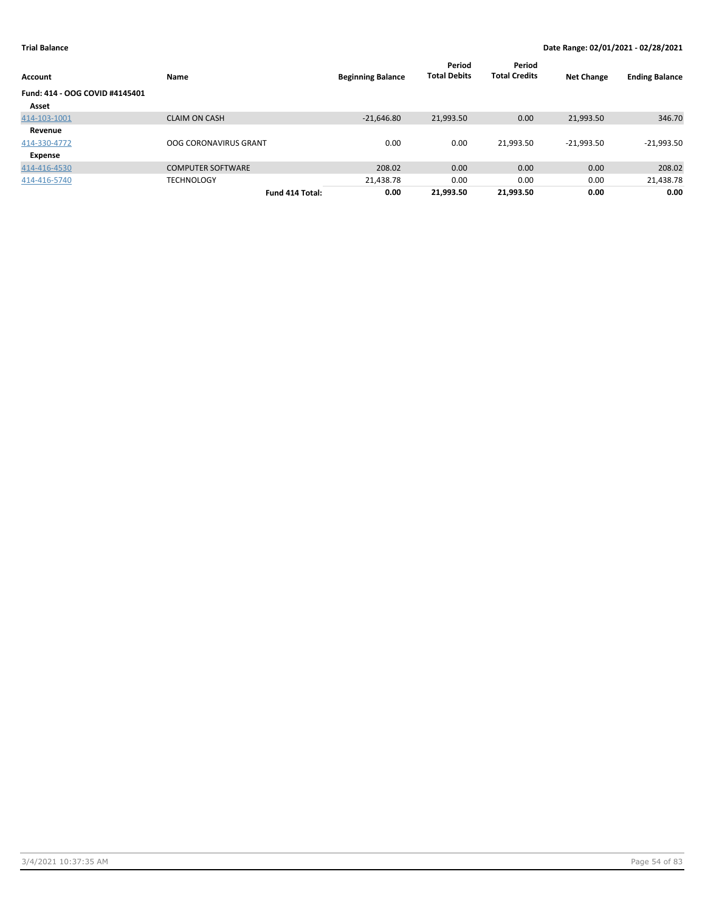**Trial Balance** — **Date Range: 02/01/2021 - 02/28/2021**

| Account | Name | Beginning Balance | Period Total Debits | Period Total Credits | Net Change | Ending Balance |
|---|---|---|---|---|---|---|
| **Fund: 414 - OOG COVID #4145401** | | | | | | |
| **Asset** | | | | | | |
| 414-103-1001 | CLAIM ON CASH | -21,646.80 | 21,993.50 | 0.00 | 21,993.50 | 346.70 |
| **Revenue** | | | | | | |
| 414-330-4772 | OOG CORONAVIRUS GRANT | 0.00 | 0.00 | 21,993.50 | -21,993.50 | -21,993.50 |
| **Expense** | | | | | | |
| 414-416-4530 | COMPUTER SOFTWARE | 208.02 | 0.00 | 0.00 | 0.00 | 208.02 |
| 414-416-5740 | TECHNOLOGY | 21,438.78 | 0.00 | 0.00 | 0.00 | 21,438.78 |
| | **Fund 414 Total:** | **0.00** | **21,993.50** | **21,993.50** | **0.00** | **0.00** |

3/4/2021 10:37:35 AM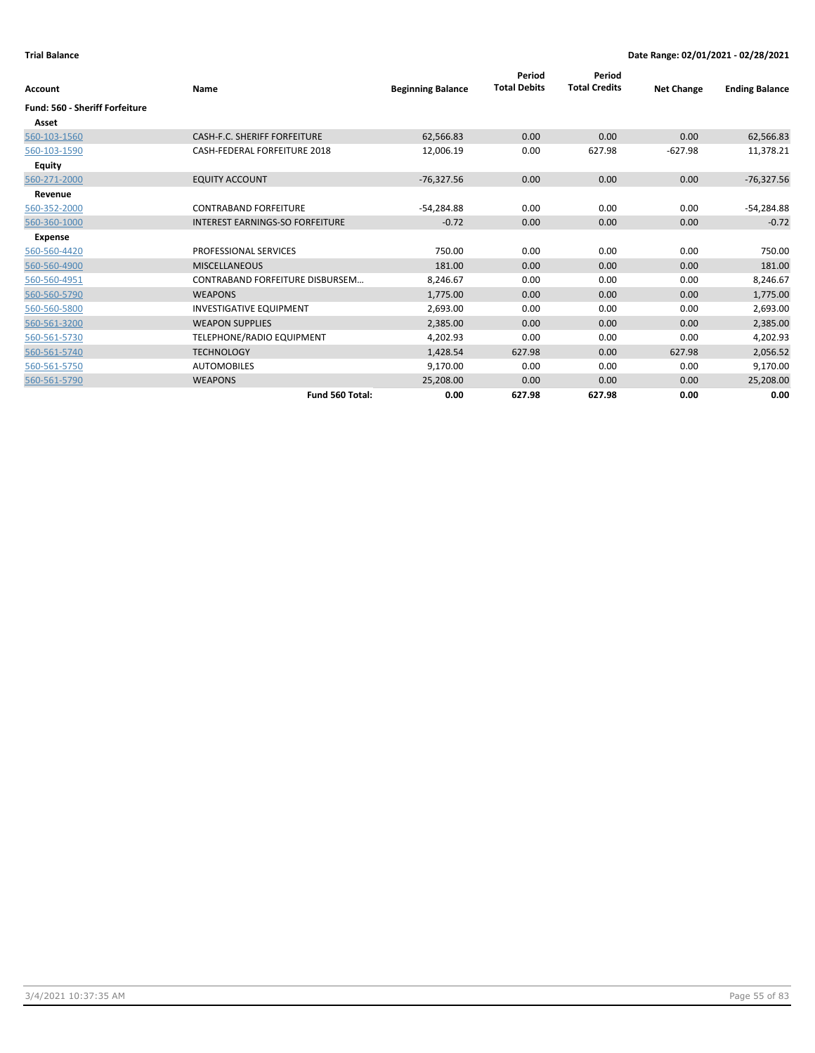**Trial Balance** **Date Range: 02/01/2021 - 02/28/2021**

| Account | Name | Beginning Balance | Period Total Debits | Period Total Credits | Net Change | Ending Balance |
|---|---|---|---|---|---|---|
| **Fund: 560 - Sheriff Forfeiture** | | | | | | |
| **Asset** | | | | | | |
| 560-103-1560 | CASH-F.C. SHERIFF FORFEITURE | 62,566.83 | 0.00 | 0.00 | 0.00 | 62,566.83 |
| 560-103-1590 | CASH-FEDERAL FORFEITURE 2018 | 12,006.19 | 0.00 | 627.98 | -627.98 | 11,378.21 |
| **Equity** | | | | | | |
| 560-271-2000 | EQUITY ACCOUNT | -76,327.56 | 0.00 | 0.00 | 0.00 | -76,327.56 |
| **Revenue** | | | | | | |
| 560-352-2000 | CONTRABAND FORFEITURE | -54,284.88 | 0.00 | 0.00 | 0.00 | -54,284.88 |
| 560-360-1000 | INTEREST EARNINGS-SO FORFEITURE | -0.72 | 0.00 | 0.00 | 0.00 | -0.72 |
| **Expense** | | | | | | |
| 560-560-4420 | PROFESSIONAL SERVICES | 750.00 | 0.00 | 0.00 | 0.00 | 750.00 |
| 560-560-4900 | MISCELLANEOUS | 181.00 | 0.00 | 0.00 | 0.00 | 181.00 |
| 560-560-4951 | CONTRABAND FORFEITURE DISBURSEM… | 8,246.67 | 0.00 | 0.00 | 0.00 | 8,246.67 |
| 560-560-5790 | WEAPONS | 1,775.00 | 0.00 | 0.00 | 0.00 | 1,775.00 |
| 560-560-5800 | INVESTIGATIVE EQUIPMENT | 2,693.00 | 0.00 | 0.00 | 0.00 | 2,693.00 |
| 560-561-3200 | WEAPON SUPPLIES | 2,385.00 | 0.00 | 0.00 | 0.00 | 2,385.00 |
| 560-561-5730 | TELEPHONE/RADIO EQUIPMENT | 4,202.93 | 0.00 | 0.00 | 0.00 | 4,202.93 |
| 560-561-5740 | TECHNOLOGY | 1,428.54 | 627.98 | 0.00 | 627.98 | 2,056.52 |
| 560-561-5750 | AUTOMOBILES | 9,170.00 | 0.00 | 0.00 | 0.00 | 9,170.00 |
| 560-561-5790 | WEAPONS | 25,208.00 | 0.00 | 0.00 | 0.00 | 25,208.00 |
| | **Fund 560 Total:** | **0.00** | **627.98** | **627.98** | **0.00** | **0.00** |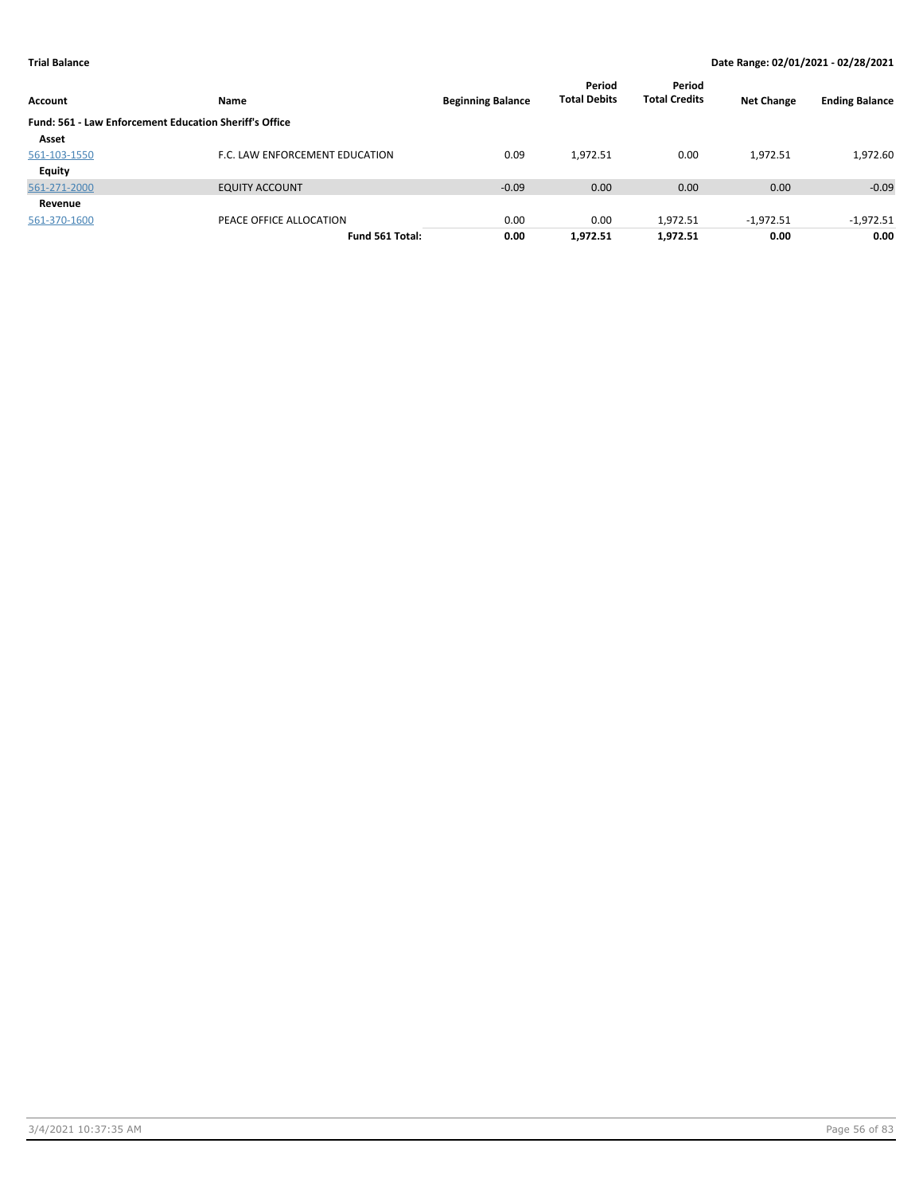**Trial Balance** | **Date Range: 02/01/2021 - 02/28/2021**

| Account | Name | Beginning Balance | Period Total Debits | Period Total Credits | Net Change | Ending Balance |
|---|---|---|---|---|---|---|
| **Fund: 561 - Law Enforcement Education Sheriff's Office** | | | | | | |
| **Asset** | | | | | | |
| 561-103-1550 | F.C. LAW ENFORCEMENT EDUCATION | 0.09 | 1,972.51 | 0.00 | 1,972.51 | 1,972.60 |
| **Equity** | | | | | | |
| 561-271-2000 | EQUITY ACCOUNT | -0.09 | 0.00 | 0.00 | 0.00 | -0.09 |
| **Revenue** | | | | | | |
| 561-370-1600 | PEACE OFFICE ALLOCATION | 0.00 | 0.00 | 1,972.51 | -1,972.51 | -1,972.51 |
| | **Fund 561 Total:** | **0.00** | **1,972.51** | **1,972.51** | **0.00** | **0.00** |

3/4/2021 10:37:35 AM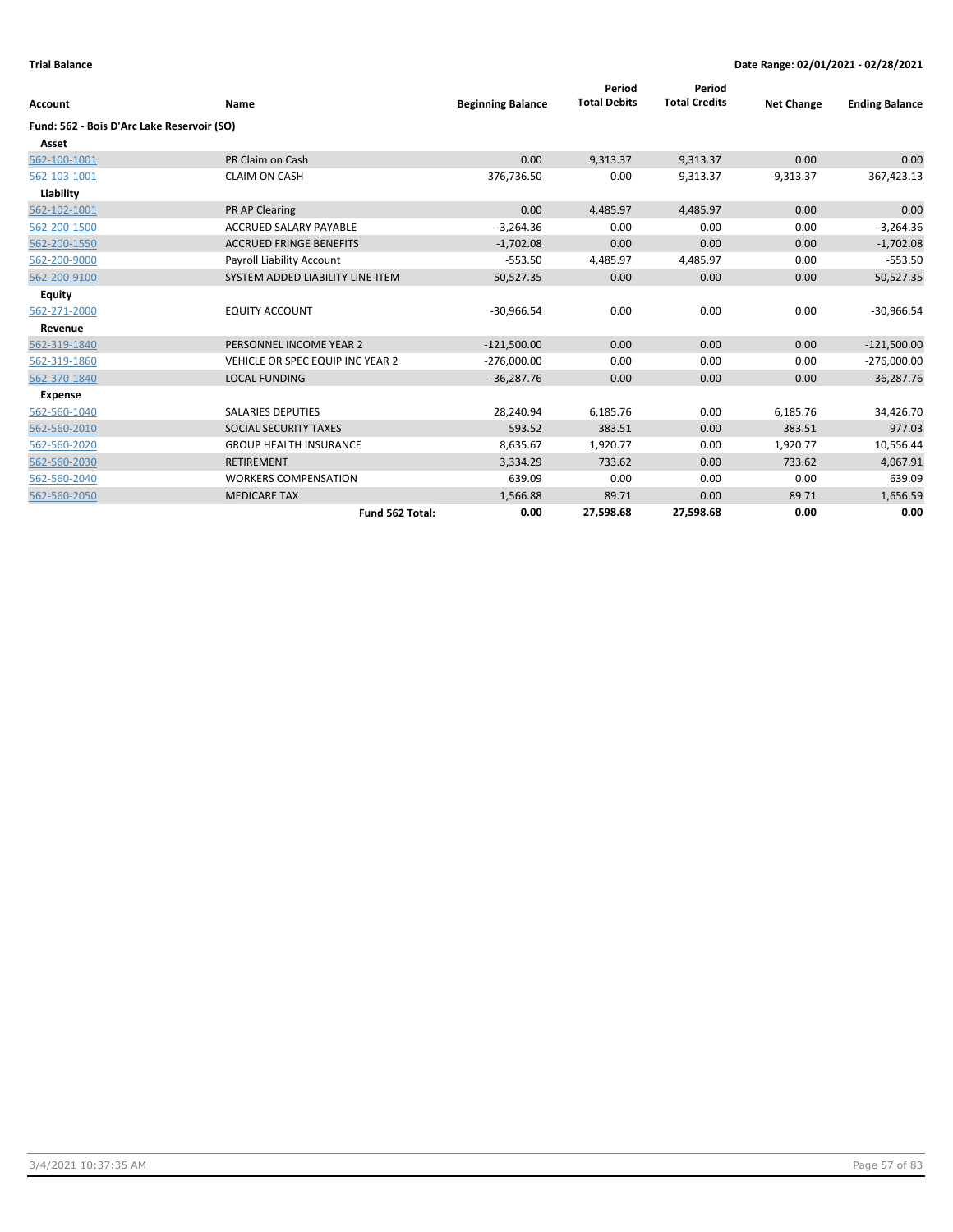**Trial Balance** | **Date Range: 02/01/2021 - 02/28/2021**

| Account | Name | Beginning Balance | Period Total Debits | Period Total Credits | Net Change | Ending Balance |
|---|---|---|---|---|---|---|
| **Fund: 562 - Bois D'Arc Lake Reservoir (SO)** | | | | | | |
| **Asset** | | | | | | |
| 562-100-1001 | PR Claim on Cash | 0.00 | 9,313.37 | 9,313.37 | 0.00 | 0.00 |
| 562-103-1001 | CLAIM ON CASH | 376,736.50 | 0.00 | 9,313.37 | -9,313.37 | 367,423.13 |
| **Liability** | | | | | | |
| 562-102-1001 | PR AP Clearing | 0.00 | 4,485.97 | 4,485.97 | 0.00 | 0.00 |
| 562-200-1500 | ACCRUED SALARY PAYABLE | -3,264.36 | 0.00 | 0.00 | 0.00 | -3,264.36 |
| 562-200-1550 | ACCRUED FRINGE BENEFITS | -1,702.08 | 0.00 | 0.00 | 0.00 | -1,702.08 |
| 562-200-9000 | Payroll Liability Account | -553.50 | 4,485.97 | 4,485.97 | 0.00 | -553.50 |
| 562-200-9100 | SYSTEM ADDED LIABILITY LINE-ITEM | 50,527.35 | 0.00 | 0.00 | 0.00 | 50,527.35 |
| **Equity** | | | | | | |
| 562-271-2000 | EQUITY ACCOUNT | -30,966.54 | 0.00 | 0.00 | 0.00 | -30,966.54 |
| **Revenue** | | | | | | |
| 562-319-1840 | PERSONNEL INCOME YEAR 2 | -121,500.00 | 0.00 | 0.00 | 0.00 | -121,500.00 |
| 562-319-1860 | VEHICLE OR SPEC EQUIP INC YEAR 2 | -276,000.00 | 0.00 | 0.00 | 0.00 | -276,000.00 |
| 562-370-1840 | LOCAL FUNDING | -36,287.76 | 0.00 | 0.00 | 0.00 | -36,287.76 |
| **Expense** | | | | | | |
| 562-560-1040 | SALARIES DEPUTIES | 28,240.94 | 6,185.76 | 0.00 | 6,185.76 | 34,426.70 |
| 562-560-2010 | SOCIAL SECURITY TAXES | 593.52 | 383.51 | 0.00 | 383.51 | 977.03 |
| 562-560-2020 | GROUP HEALTH INSURANCE | 8,635.67 | 1,920.77 | 0.00 | 1,920.77 | 10,556.44 |
| 562-560-2030 | RETIREMENT | 3,334.29 | 733.62 | 0.00 | 733.62 | 4,067.91 |
| 562-560-2040 | WORKERS COMPENSATION | 639.09 | 0.00 | 0.00 | 0.00 | 639.09 |
| 562-560-2050 | MEDICARE TAX | 1,566.88 | 89.71 | 0.00 | 89.71 | 1,656.59 |
| | **Fund 562 Total:** | **0.00** | **27,598.68** | **27,598.68** | **0.00** | **0.00** |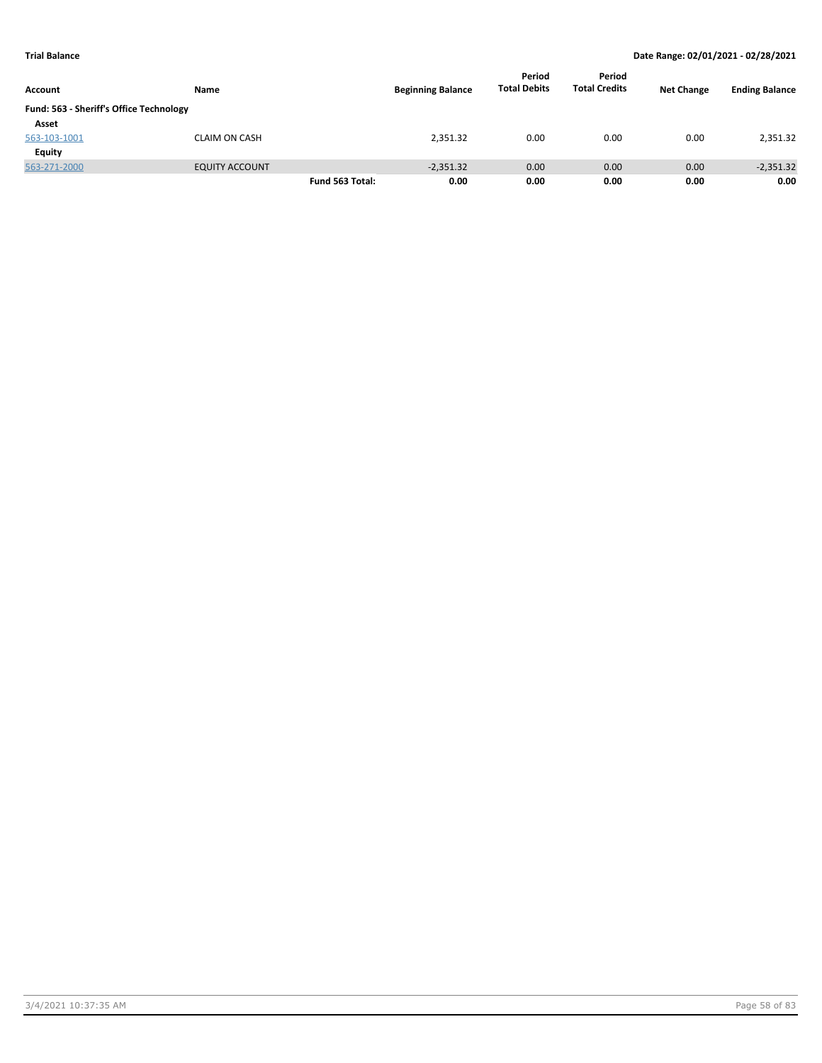**Trial Balance** **Date Range: 02/01/2021 - 02/28/2021**

| Account | Name | | Beginning Balance | Period Total Debits | Period Total Credits | Net Change | Ending Balance |
|---|---|---|---|---|---|---|---|
| **Fund: 563 - Sheriff's Office Technology** | | | | | | | |
| **Asset** | | | | | | | |
| 563-103-1001 | CLAIM ON CASH | | 2,351.32 | 0.00 | 0.00 | 0.00 | 2,351.32 |
| **Equity** | | | | | | | |
| 563-271-2000 | EQUITY ACCOUNT | | -2,351.32 | 0.00 | 0.00 | 0.00 | -2,351.32 |
| | | **Fund 563 Total:** | **0.00** | **0.00** | **0.00** | **0.00** | **0.00** |

3/4/2021 10:37:35 AM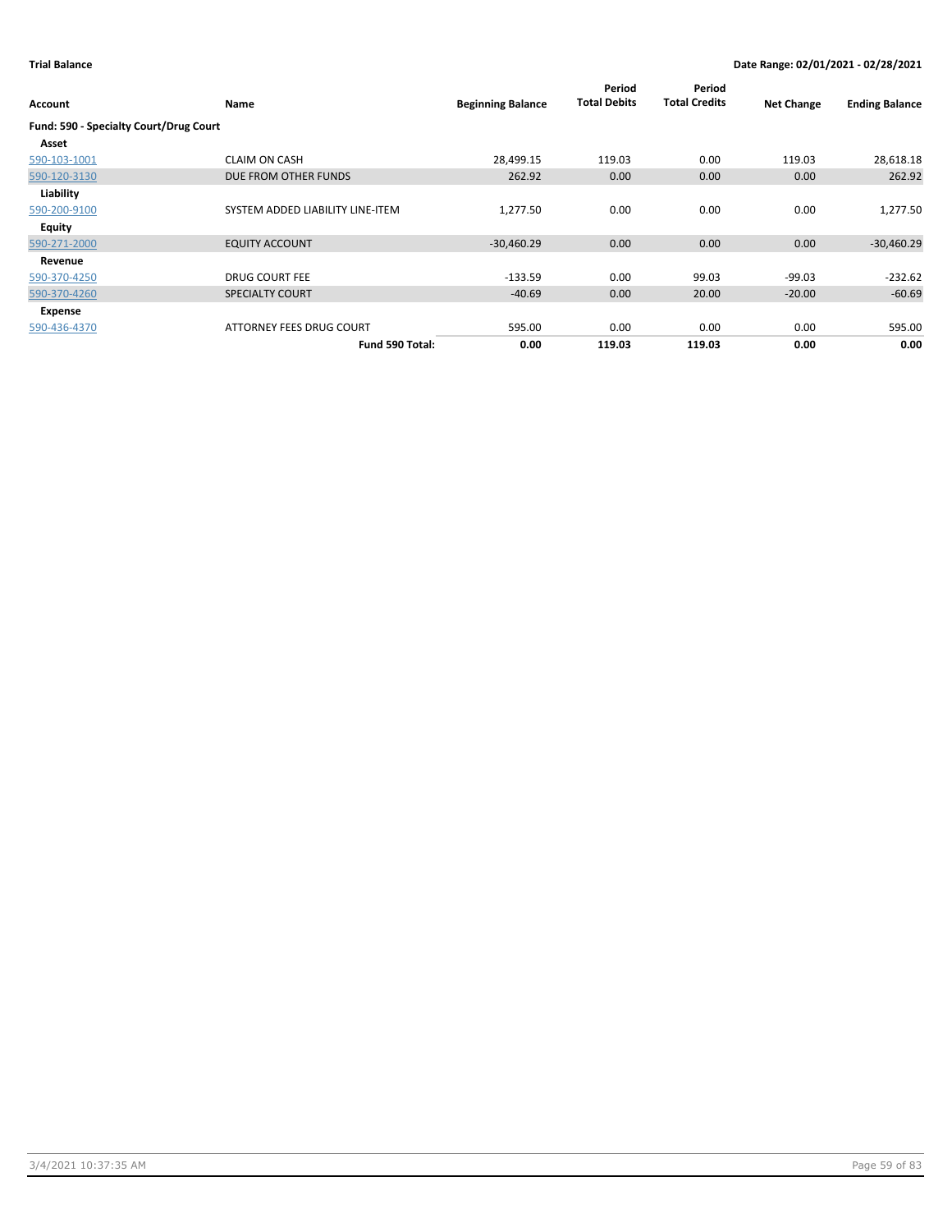**Trial Balance** **Date Range: 02/01/2021 - 02/28/2021**

| Account | Name | Beginning Balance | Period Total Debits | Period Total Credits | Net Change | Ending Balance |
|---|---|---|---|---|---|---|
| **Fund: 590 - Specialty Court/Drug Court** | | | | | | |
| **Asset** | | | | | | |
| 590-103-1001 | CLAIM ON CASH | 28,499.15 | 119.03 | 0.00 | 119.03 | 28,618.18 |
| 590-120-3130 | DUE FROM OTHER FUNDS | 262.92 | 0.00 | 0.00 | 0.00 | 262.92 |
| **Liability** | | | | | | |
| 590-200-9100 | SYSTEM ADDED LIABILITY LINE-ITEM | 1,277.50 | 0.00 | 0.00 | 0.00 | 1,277.50 |
| **Equity** | | | | | | |
| 590-271-2000 | EQUITY ACCOUNT | -30,460.29 | 0.00 | 0.00 | 0.00 | -30,460.29 |
| **Revenue** | | | | | | |
| 590-370-4250 | DRUG COURT FEE | -133.59 | 0.00 | 99.03 | -99.03 | -232.62 |
| 590-370-4260 | SPECIALTY COURT | -40.69 | 0.00 | 20.00 | -20.00 | -60.69 |
| **Expense** | | | | | | |
| 590-436-4370 | ATTORNEY FEES DRUG COURT | 595.00 | 0.00 | 0.00 | 0.00 | 595.00 |
| | **Fund 590 Total:** | **0.00** | **119.03** | **119.03** | **0.00** | **0.00** |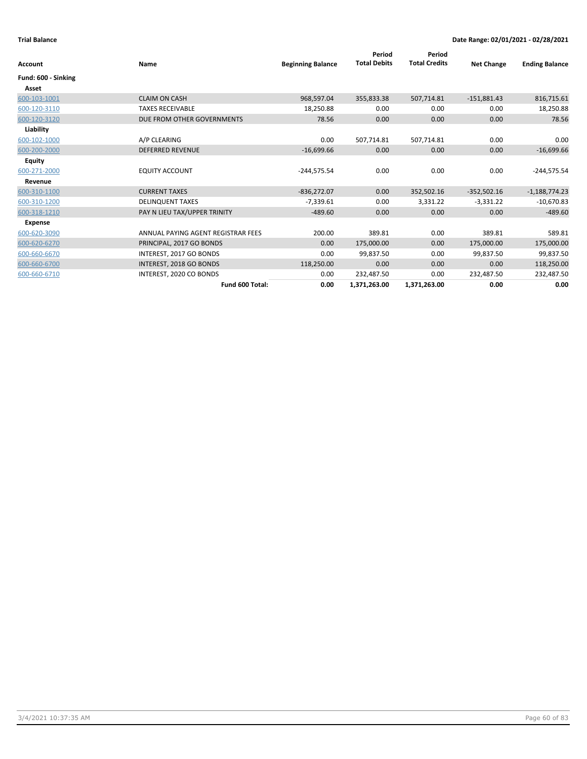**Trial Balance** — **Date Range: 02/01/2021 - 02/28/2021**

| Account | Name | Beginning Balance | Period Total Debits | Period Total Credits | Net Change | Ending Balance |
|---|---|---|---|---|---|---|
| **Fund: 600 - Sinking** | | | | | | |
| **Asset** | | | | | | |
| 600-103-1001 | CLAIM ON CASH | 968,597.04 | 355,833.38 | 507,714.81 | -151,881.43 | 816,715.61 |
| 600-120-3110 | TAXES RECEIVABLE | 18,250.88 | 0.00 | 0.00 | 0.00 | 18,250.88 |
| 600-120-3120 | DUE FROM OTHER GOVERNMENTS | 78.56 | 0.00 | 0.00 | 0.00 | 78.56 |
| **Liability** | | | | | | |
| 600-102-1000 | A/P CLEARING | 0.00 | 507,714.81 | 507,714.81 | 0.00 | 0.00 |
| 600-200-2000 | DEFERRED REVENUE | -16,699.66 | 0.00 | 0.00 | 0.00 | -16,699.66 |
| **Equity** | | | | | | |
| 600-271-2000 | EQUITY ACCOUNT | -244,575.54 | 0.00 | 0.00 | 0.00 | -244,575.54 |
| **Revenue** | | | | | | |
| 600-310-1100 | CURRENT TAXES | -836,272.07 | 0.00 | 352,502.16 | -352,502.16 | -1,188,774.23 |
| 600-310-1200 | DELINQUENT TAXES | -7,339.61 | 0.00 | 3,331.22 | -3,331.22 | -10,670.83 |
| 600-318-1210 | PAY N LIEU TAX/UPPER TRINITY | -489.60 | 0.00 | 0.00 | 0.00 | -489.60 |
| **Expense** | | | | | | |
| 600-620-3090 | ANNUAL PAYING AGENT REGISTRAR FEES | 200.00 | 389.81 | 0.00 | 389.81 | 589.81 |
| 600-620-6270 | PRINCIPAL, 2017 GO BONDS | 0.00 | 175,000.00 | 0.00 | 175,000.00 | 175,000.00 |
| 600-660-6670 | INTEREST, 2017 GO BONDS | 0.00 | 99,837.50 | 0.00 | 99,837.50 | 99,837.50 |
| 600-660-6700 | INTEREST, 2018 GO BONDS | 118,250.00 | 0.00 | 0.00 | 0.00 | 118,250.00 |
| 600-660-6710 | INTEREST, 2020 CO BONDS | 0.00 | 232,487.50 | 0.00 | 232,487.50 | 232,487.50 |
| | **Fund 600 Total:** | **0.00** | **1,371,263.00** | **1,371,263.00** | **0.00** | **0.00** |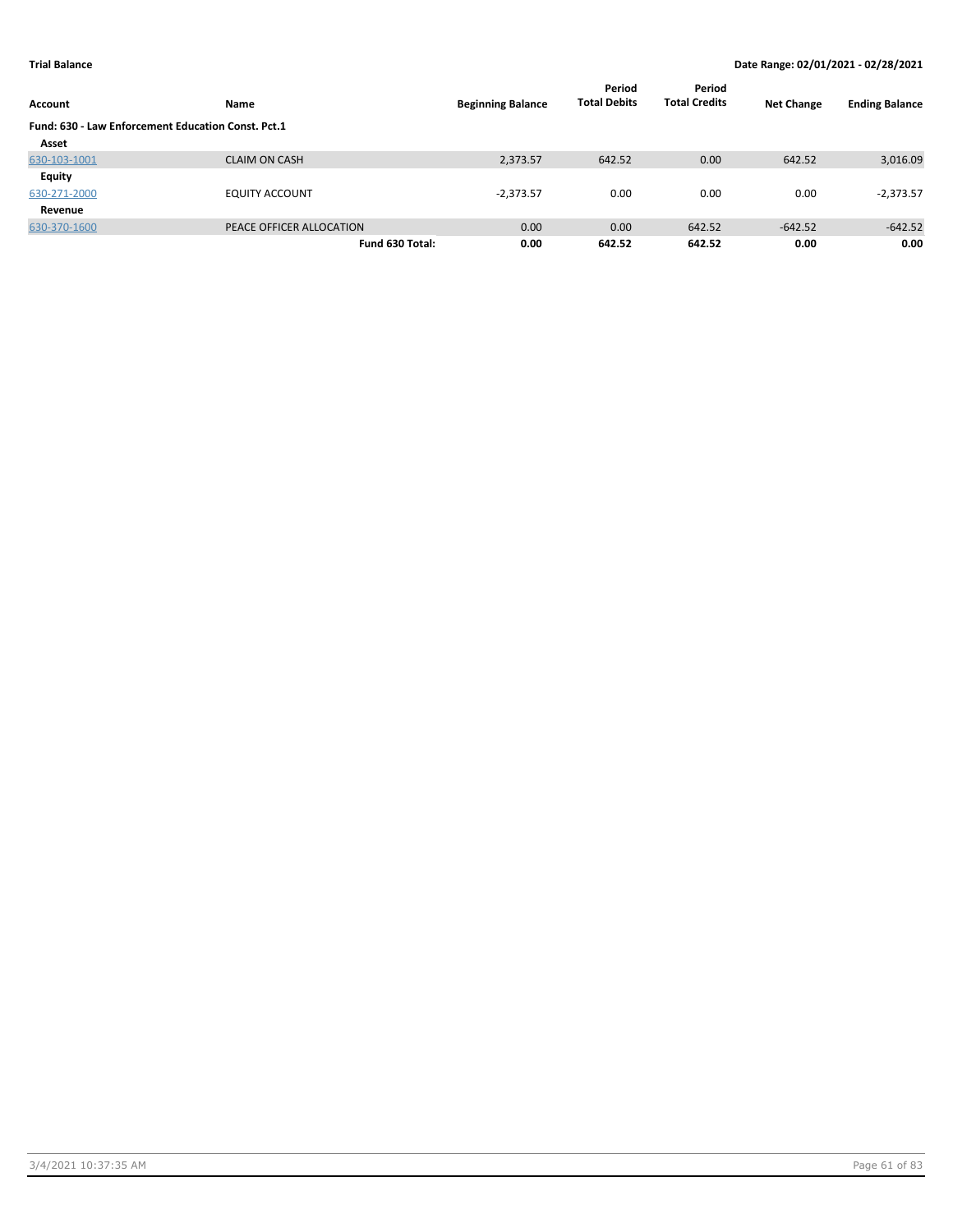**Trial Balance** **Date Range: 02/01/2021 - 02/28/2021**

| Account | Name | Beginning Balance | Period Total Debits | Period Total Credits | Net Change | Ending Balance |
|---|---|---|---|---|---|---|
| **Fund: 630 - Law Enforcement Education Const. Pct.1** | | | | | | |
| **Asset** | | | | | | |
| 630-103-1001 | CLAIM ON CASH | 2,373.57 | 642.52 | 0.00 | 642.52 | 3,016.09 |
| **Equity** | | | | | | |
| 630-271-2000 | EQUITY ACCOUNT | -2,373.57 | 0.00 | 0.00 | 0.00 | -2,373.57 |
| **Revenue** | | | | | | |
| 630-370-1600 | PEACE OFFICER ALLOCATION | 0.00 | 0.00 | 642.52 | -642.52 | -642.52 |
| | **Fund 630 Total:** | **0.00** | **642.52** | **642.52** | **0.00** | **0.00** |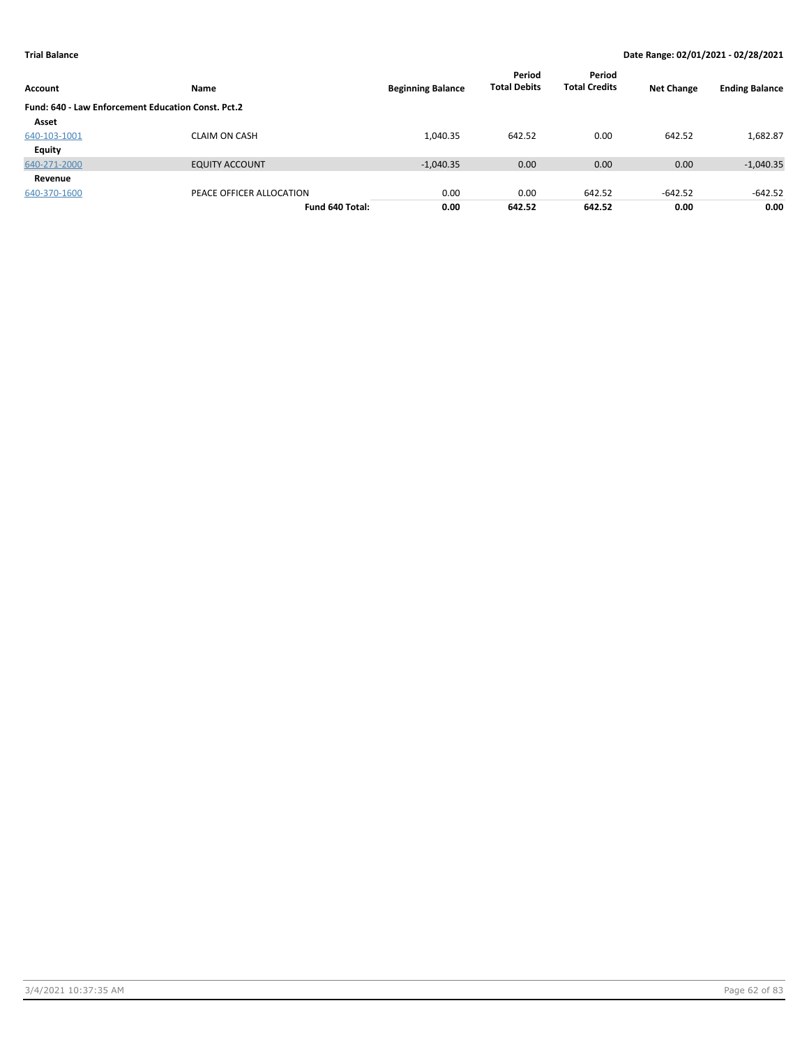**Trial Balance** **Date Range: 02/01/2021 - 02/28/2021**

| Account | Name | Beginning Balance | Period Total Debits | Period Total Credits | Net Change | Ending Balance |
|---|---|---|---|---|---|---|
| **Fund: 640 - Law Enforcement Education Const. Pct.2** | | | | | | |
| **Asset** | | | | | | |
| 640-103-1001 | CLAIM ON CASH | 1,040.35 | 642.52 | 0.00 | 642.52 | 1,682.87 |
| **Equity** | | | | | | |
| 640-271-2000 | EQUITY ACCOUNT | -1,040.35 | 0.00 | 0.00 | 0.00 | -1,040.35 |
| **Revenue** | | | | | | |
| 640-370-1600 | PEACE OFFICER ALLOCATION | 0.00 | 0.00 | 642.52 | -642.52 | -642.52 |
| | **Fund 640 Total:** | **0.00** | **642.52** | **642.52** | **0.00** | **0.00** |

3/4/2021 10:37:35 AM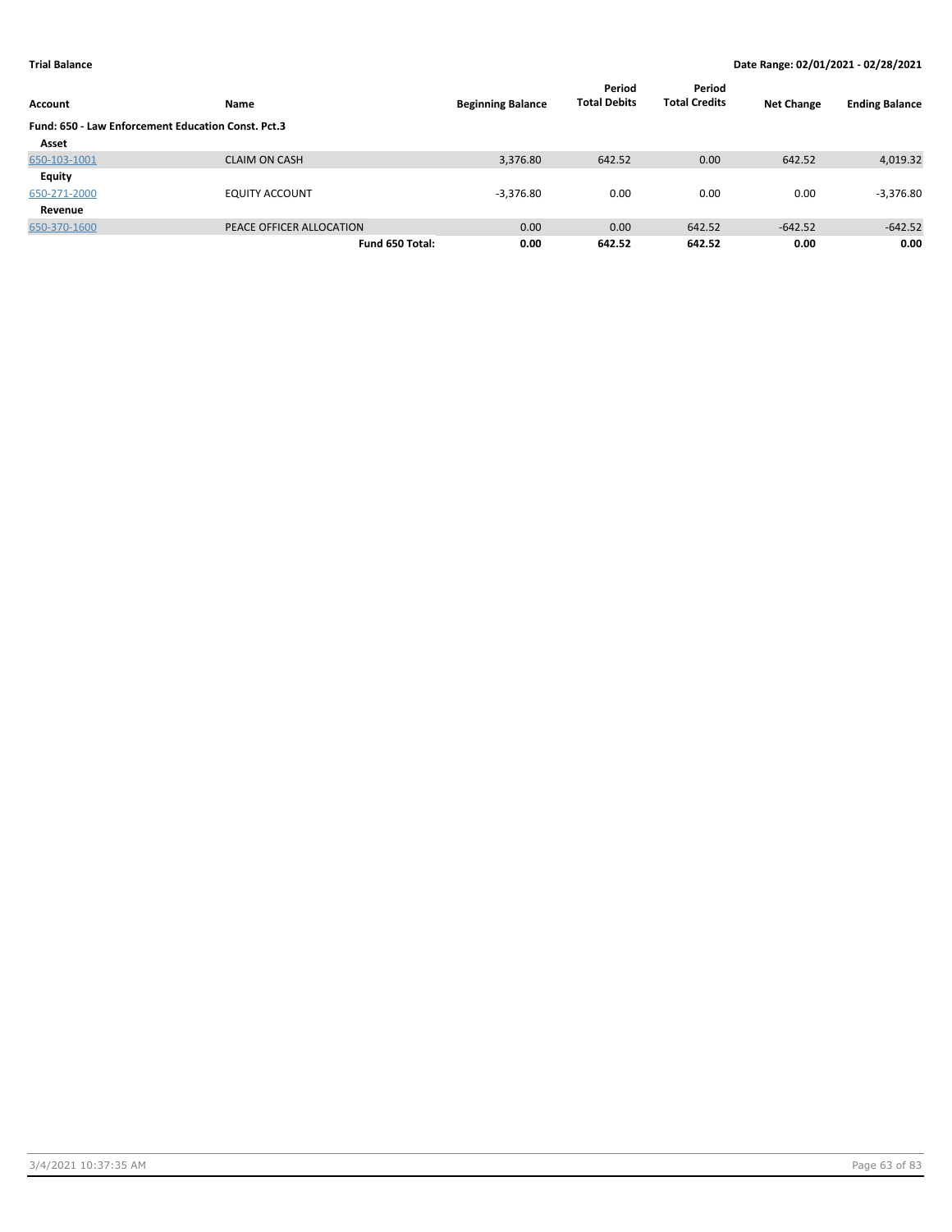**Trial Balance** | **Date Range: 02/01/2021 - 02/28/2021**

| Account | Name | Beginning Balance | Period Total Debits | Period Total Credits | Net Change | Ending Balance |
|---|---|---|---|---|---|---|
| **Fund: 650 - Law Enforcement Education Const. Pct.3** | | | | | | |
| **Asset** | | | | | | |
| 650-103-1001 | CLAIM ON CASH | 3,376.80 | 642.52 | 0.00 | 642.52 | 4,019.32 |
| **Equity** | | | | | | |
| 650-271-2000 | EQUITY ACCOUNT | -3,376.80 | 0.00 | 0.00 | 0.00 | -3,376.80 |
| **Revenue** | | | | | | |
| 650-370-1600 | PEACE OFFICER ALLOCATION | 0.00 | 0.00 | 642.52 | -642.52 | -642.52 |
| | **Fund 650 Total:** | **0.00** | **642.52** | **642.52** | **0.00** | **0.00** |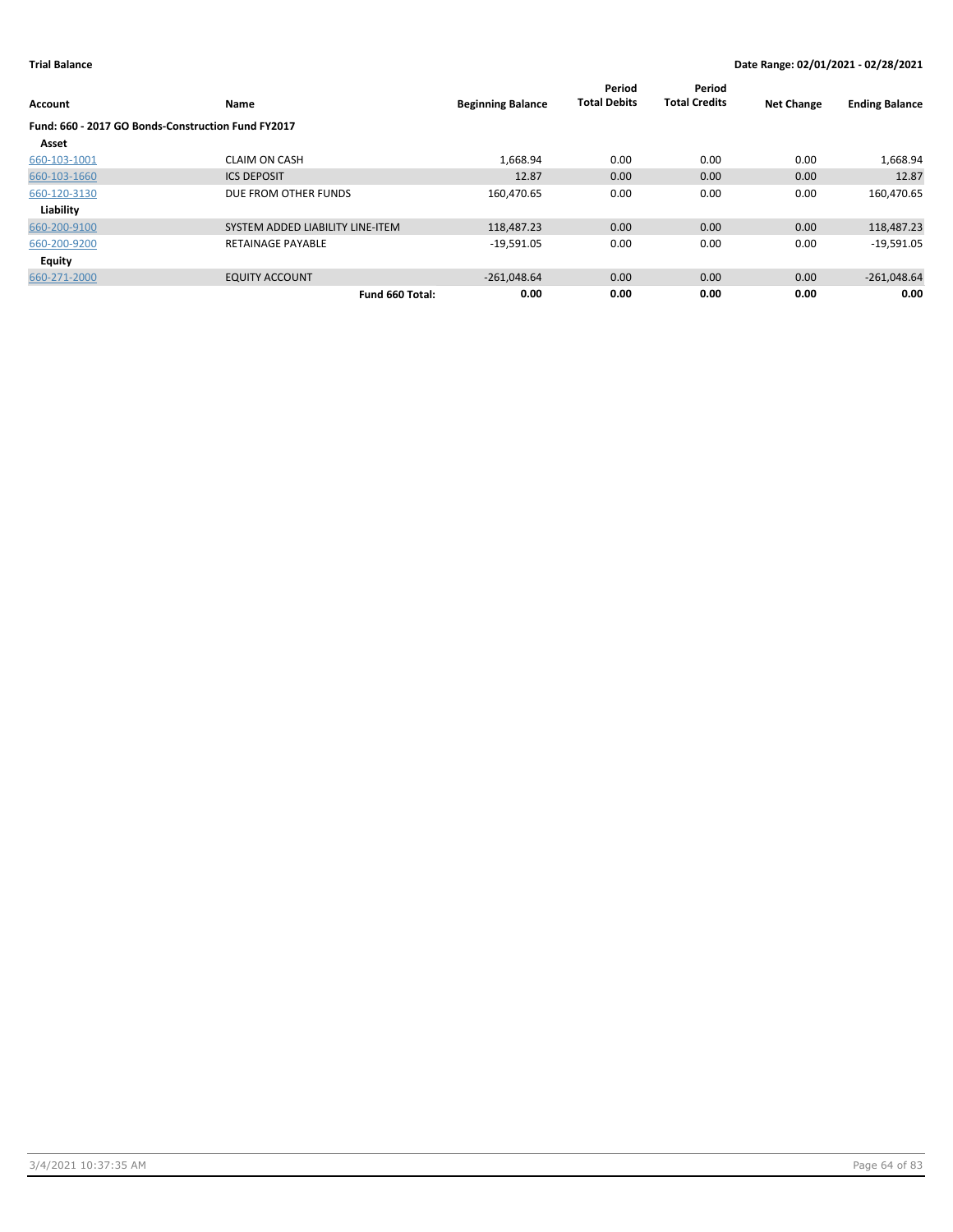**Trial Balance** — **Date Range: 02/01/2021 - 02/28/2021**

| Account | Name | Beginning Balance | Period Total Debits | Period Total Credits | Net Change | Ending Balance |
|---|---|---|---|---|---|---|
| **Fund: 660 - 2017 GO Bonds-Construction Fund FY2017** | | | | | | |
| **Asset** | | | | | | |
| 660-103-1001 | CLAIM ON CASH | 1,668.94 | 0.00 | 0.00 | 0.00 | 1,668.94 |
| 660-103-1660 | ICS DEPOSIT | 12.87 | 0.00 | 0.00 | 0.00 | 12.87 |
| 660-120-3130 | DUE FROM OTHER FUNDS | 160,470.65 | 0.00 | 0.00 | 0.00 | 160,470.65 |
| **Liability** | | | | | | |
| 660-200-9100 | SYSTEM ADDED LIABILITY LINE-ITEM | 118,487.23 | 0.00 | 0.00 | 0.00 | 118,487.23 |
| 660-200-9200 | RETAINAGE PAYABLE | -19,591.05 | 0.00 | 0.00 | 0.00 | -19,591.05 |
| **Equity** | | | | | | |
| 660-271-2000 | EQUITY ACCOUNT | -261,048.64 | 0.00 | 0.00 | 0.00 | -261,048.64 |
| | **Fund 660 Total:** | **0.00** | **0.00** | **0.00** | **0.00** | **0.00** |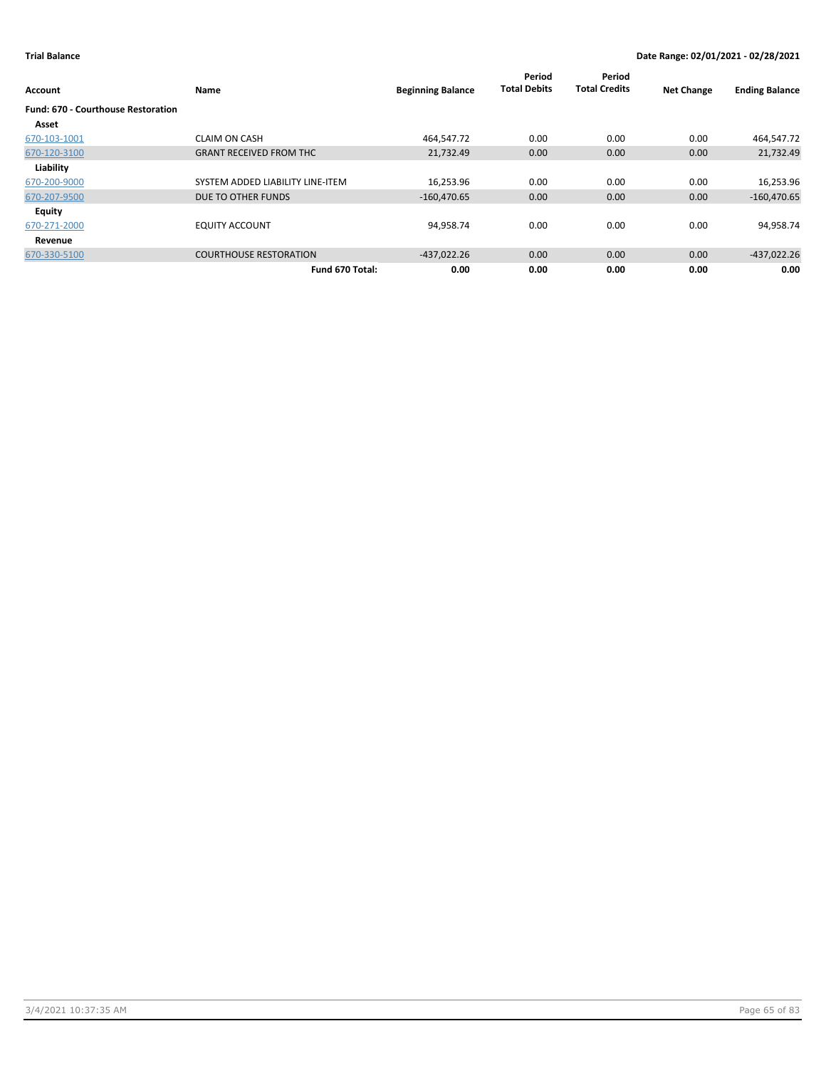**Trial Balance** | **Date Range: 02/01/2021 - 02/28/2021**

| Account | Name | Beginning Balance | Period Total Debits | Period Total Credits | Net Change | Ending Balance |
|---|---|---|---|---|---|---|
| **Fund: 670 - Courthouse Restoration** | | | | | | |
| **Asset** | | | | | | |
| 670-103-1001 | CLAIM ON CASH | 464,547.72 | 0.00 | 0.00 | 0.00 | 464,547.72 |
| 670-120-3100 | GRANT RECEIVED FROM THC | 21,732.49 | 0.00 | 0.00 | 0.00 | 21,732.49 |
| **Liability** | | | | | | |
| 670-200-9000 | SYSTEM ADDED LIABILITY LINE-ITEM | 16,253.96 | 0.00 | 0.00 | 0.00 | 16,253.96 |
| 670-207-9500 | DUE TO OTHER FUNDS | -160,470.65 | 0.00 | 0.00 | 0.00 | -160,470.65 |
| **Equity** | | | | | | |
| 670-271-2000 | EQUITY ACCOUNT | 94,958.74 | 0.00 | 0.00 | 0.00 | 94,958.74 |
| **Revenue** | | | | | | |
| 670-330-5100 | COURTHOUSE RESTORATION | -437,022.26 | 0.00 | 0.00 | 0.00 | -437,022.26 |
| | **Fund 670 Total:** | **0.00** | **0.00** | **0.00** | **0.00** | **0.00** |

3/4/2021 10:37:35 AM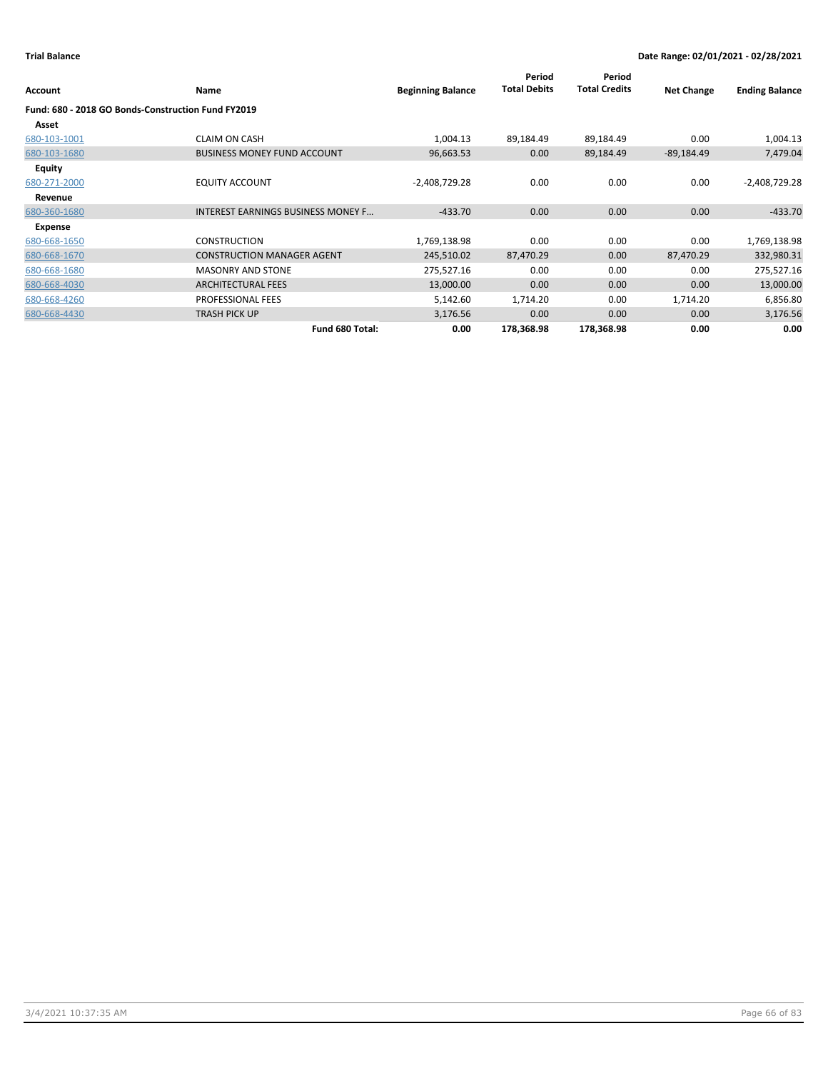**Trial Balance** | **Date Range: 02/01/2021 - 02/28/2021**

| Account | Name | Beginning Balance | Period Total Debits | Period Total Credits | Net Change | Ending Balance |
|---|---|---|---|---|---|---|
| **Fund: 680 - 2018 GO Bonds-Construction Fund FY2019** | | | | | | |
| **Asset** | | | | | | |
| 680-103-1001 | CLAIM ON CASH | 1,004.13 | 89,184.49 | 89,184.49 | 0.00 | 1,004.13 |
| 680-103-1680 | BUSINESS MONEY FUND ACCOUNT | 96,663.53 | 0.00 | 89,184.49 | -89,184.49 | 7,479.04 |
| **Equity** | | | | | | |
| 680-271-2000 | EQUITY ACCOUNT | -2,408,729.28 | 0.00 | 0.00 | 0.00 | -2,408,729.28 |
| **Revenue** | | | | | | |
| 680-360-1680 | INTEREST EARNINGS BUSINESS MONEY F... | -433.70 | 0.00 | 0.00 | 0.00 | -433.70 |
| **Expense** | | | | | | |
| 680-668-1650 | CONSTRUCTION | 1,769,138.98 | 0.00 | 0.00 | 0.00 | 1,769,138.98 |
| 680-668-1670 | CONSTRUCTION MANAGER AGENT | 245,510.02 | 87,470.29 | 0.00 | 87,470.29 | 332,980.31 |
| 680-668-1680 | MASONRY AND STONE | 275,527.16 | 0.00 | 0.00 | 0.00 | 275,527.16 |
| 680-668-4030 | ARCHITECTURAL FEES | 13,000.00 | 0.00 | 0.00 | 0.00 | 13,000.00 |
| 680-668-4260 | PROFESSIONAL FEES | 5,142.60 | 1,714.20 | 0.00 | 1,714.20 | 6,856.80 |
| 680-668-4430 | TRASH PICK UP | 3,176.56 | 0.00 | 0.00 | 0.00 | 3,176.56 |
| | **Fund 680 Total:** | **0.00** | **178,368.98** | **178,368.98** | **0.00** | **0.00** |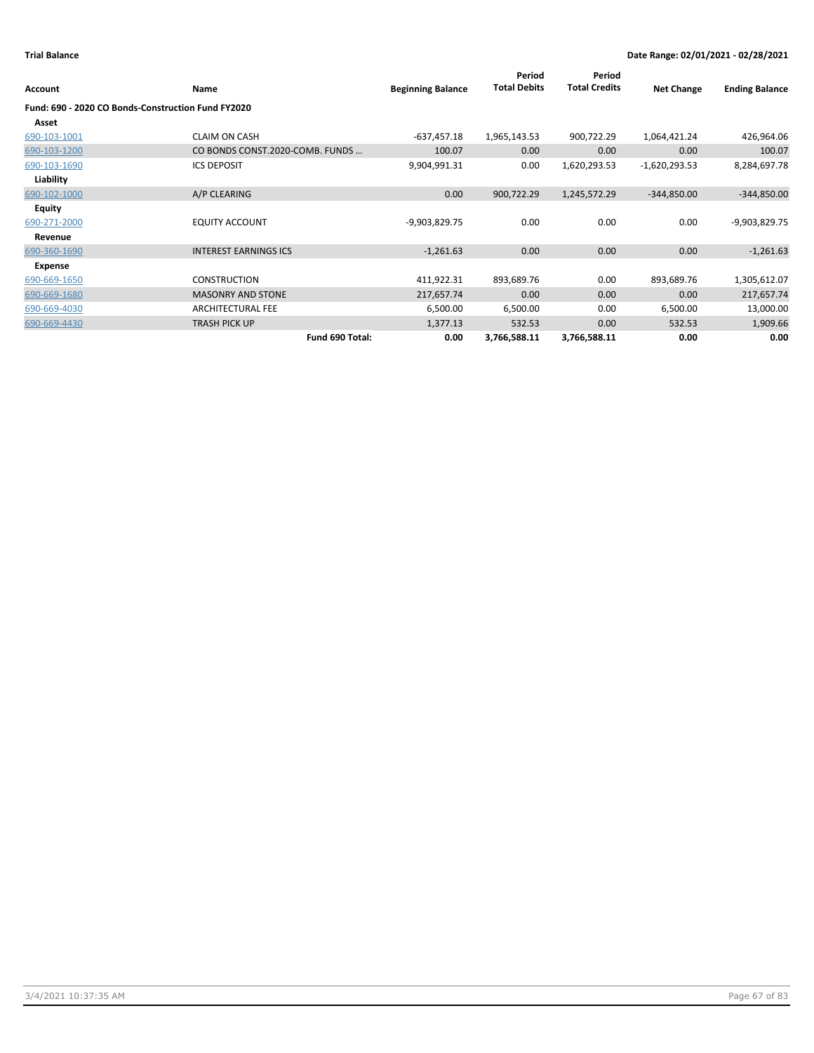**Trial Balance** **Date Range: 02/01/2021 - 02/28/2021**

| Account | Name | Beginning Balance | Period Total Debits | Period Total Credits | Net Change | Ending Balance |
|---|---|---|---|---|---|---|
| **Fund: 690 - 2020 CO Bonds-Construction Fund FY2020** | | | | | | |
| **Asset** | | | | | | |
| 690-103-1001 | CLAIM ON CASH | -637,457.18 | 1,965,143.53 | 900,722.29 | 1,064,421.24 | 426,964.06 |
| 690-103-1200 | CO BONDS CONST.2020-COMB. FUNDS ... | 100.07 | 0.00 | 0.00 | 0.00 | 100.07 |
| 690-103-1690 | ICS DEPOSIT | 9,904,991.31 | 0.00 | 1,620,293.53 | -1,620,293.53 | 8,284,697.78 |
| **Liability** | | | | | | |
| 690-102-1000 | A/P CLEARING | 0.00 | 900,722.29 | 1,245,572.29 | -344,850.00 | -344,850.00 |
| **Equity** | | | | | | |
| 690-271-2000 | EQUITY ACCOUNT | -9,903,829.75 | 0.00 | 0.00 | 0.00 | -9,903,829.75 |
| **Revenue** | | | | | | |
| 690-360-1690 | INTEREST EARNINGS ICS | -1,261.63 | 0.00 | 0.00 | 0.00 | -1,261.63 |
| **Expense** | | | | | | |
| 690-669-1650 | CONSTRUCTION | 411,922.31 | 893,689.76 | 0.00 | 893,689.76 | 1,305,612.07 |
| 690-669-1680 | MASONRY AND STONE | 217,657.74 | 0.00 | 0.00 | 0.00 | 217,657.74 |
| 690-669-4030 | ARCHITECTURAL FEE | 6,500.00 | 6,500.00 | 0.00 | 6,500.00 | 13,000.00 |
| 690-669-4430 | TRASH PICK UP | 1,377.13 | 532.53 | 0.00 | 532.53 | 1,909.66 |
| | **Fund 690 Total:** | **0.00** | **3,766,588.11** | **3,766,588.11** | **0.00** | **0.00** |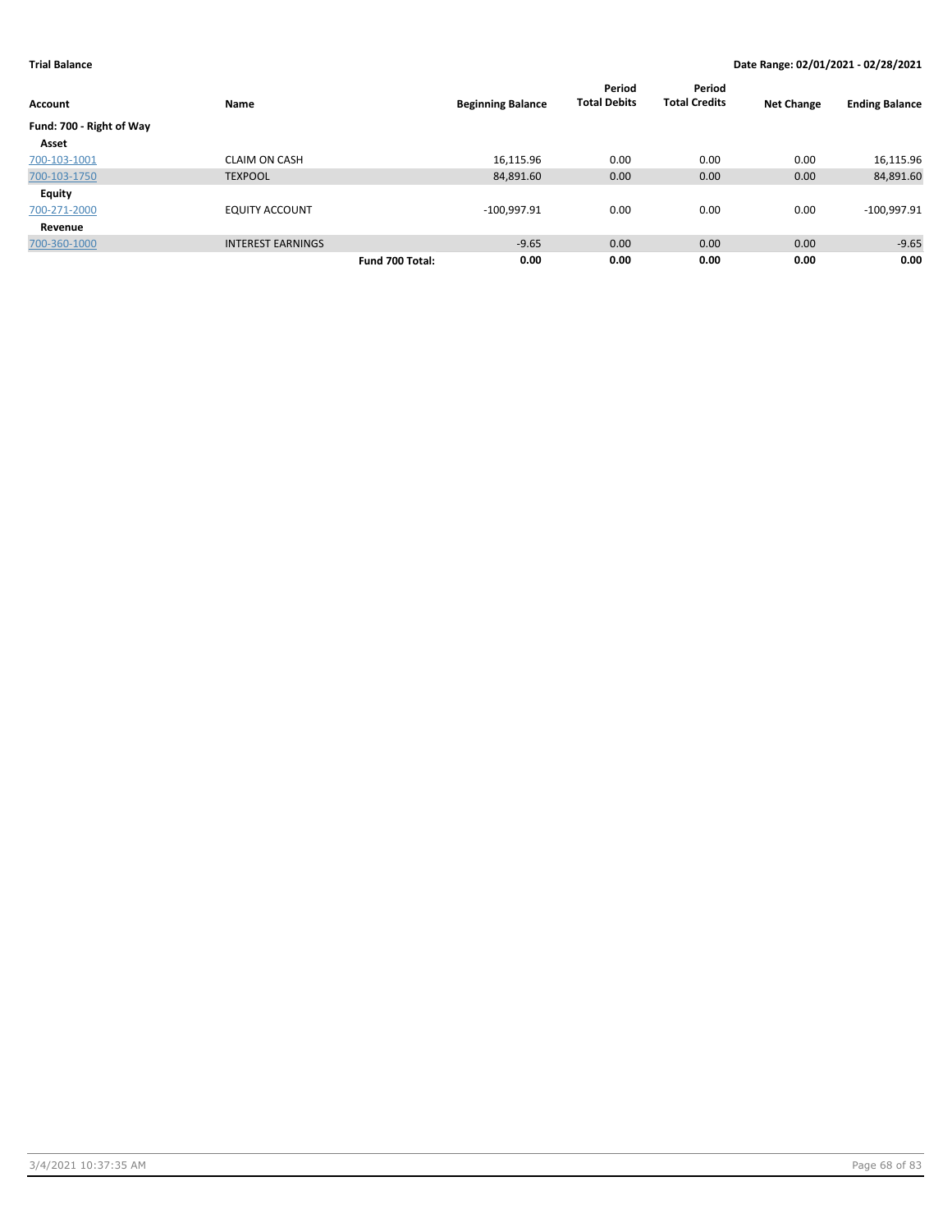**Trial Balance** **Date Range: 02/01/2021 - 02/28/2021**

| Account | Name | | Beginning Balance | Period Total Debits | Period Total Credits | Net Change | Ending Balance |
|---|---|---|---|---|---|---|---|
| **Fund: 700 - Right of Way** | | | | | | | |
| **Asset** | | | | | | | |
| 700-103-1001 | CLAIM ON CASH | | 16,115.96 | 0.00 | 0.00 | 0.00 | 16,115.96 |
| 700-103-1750 | TEXPOOL | | 84,891.60 | 0.00 | 0.00 | 0.00 | 84,891.60 |
| **Equity** | | | | | | | |
| 700-271-2000 | EQUITY ACCOUNT | | -100,997.91 | 0.00 | 0.00 | 0.00 | -100,997.91 |
| **Revenue** | | | | | | | |
| 700-360-1000 | INTEREST EARNINGS | | -9.65 | 0.00 | 0.00 | 0.00 | -9.65 |
| | | **Fund 700 Total:** | **0.00** | **0.00** | **0.00** | **0.00** | **0.00** |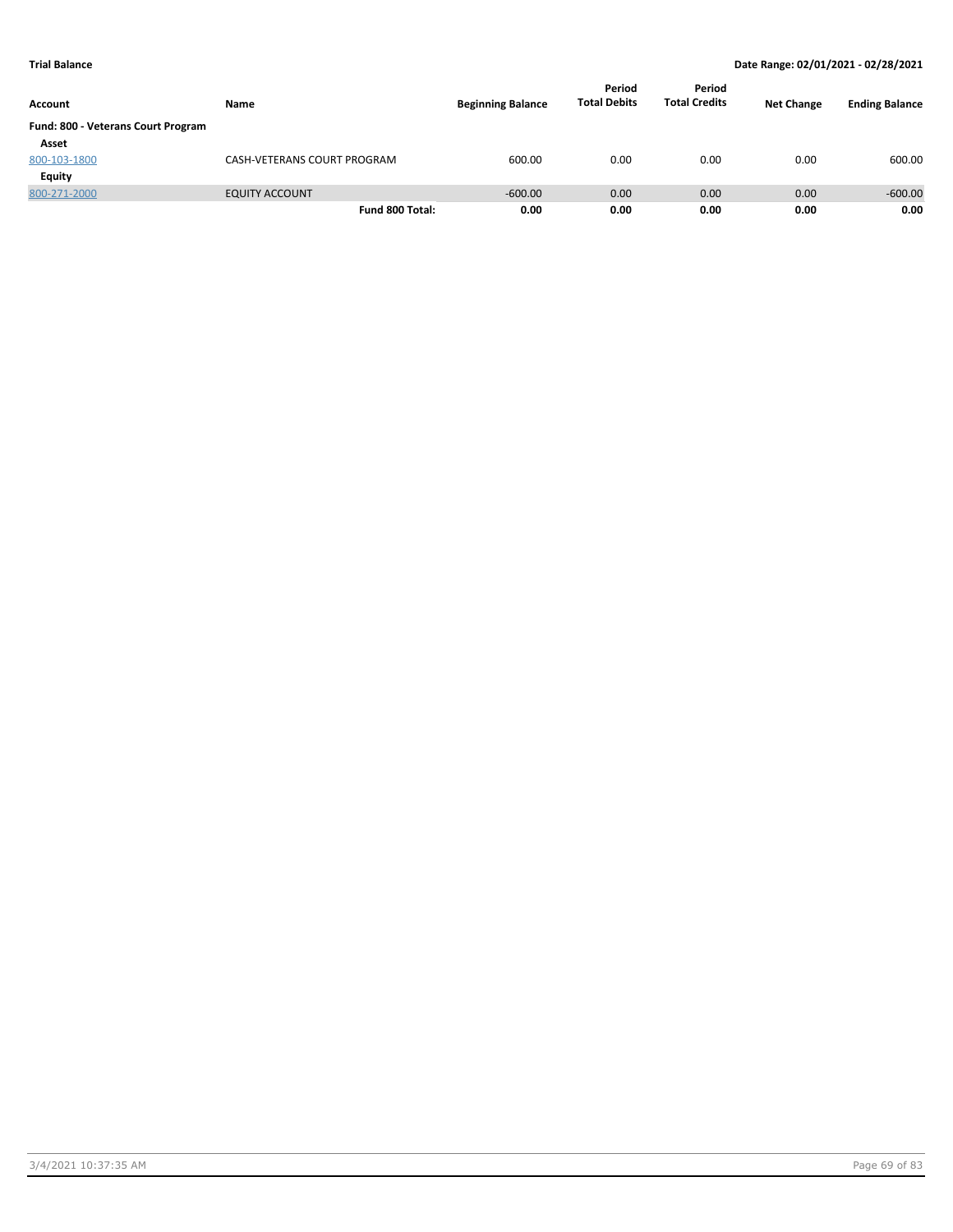**Trial Balance** — **Date Range: 02/01/2021 - 02/28/2021**

| Account | Name | Beginning Balance | Period Total Debits | Period Total Credits | Net Change | Ending Balance |
|---|---|---|---|---|---|---|
| **Fund: 800 - Veterans Court Program** | | | | | | |
| **Asset** | | | | | | |
| 800-103-1800 | CASH-VETERANS COURT PROGRAM | 600.00 | 0.00 | 0.00 | 0.00 | 600.00 |
| **Equity** | | | | | | |
| 800-271-2000 | EQUITY ACCOUNT | -600.00 | 0.00 | 0.00 | 0.00 | -600.00 |
| | **Fund 800 Total:** | **0.00** | **0.00** | **0.00** | **0.00** | **0.00** |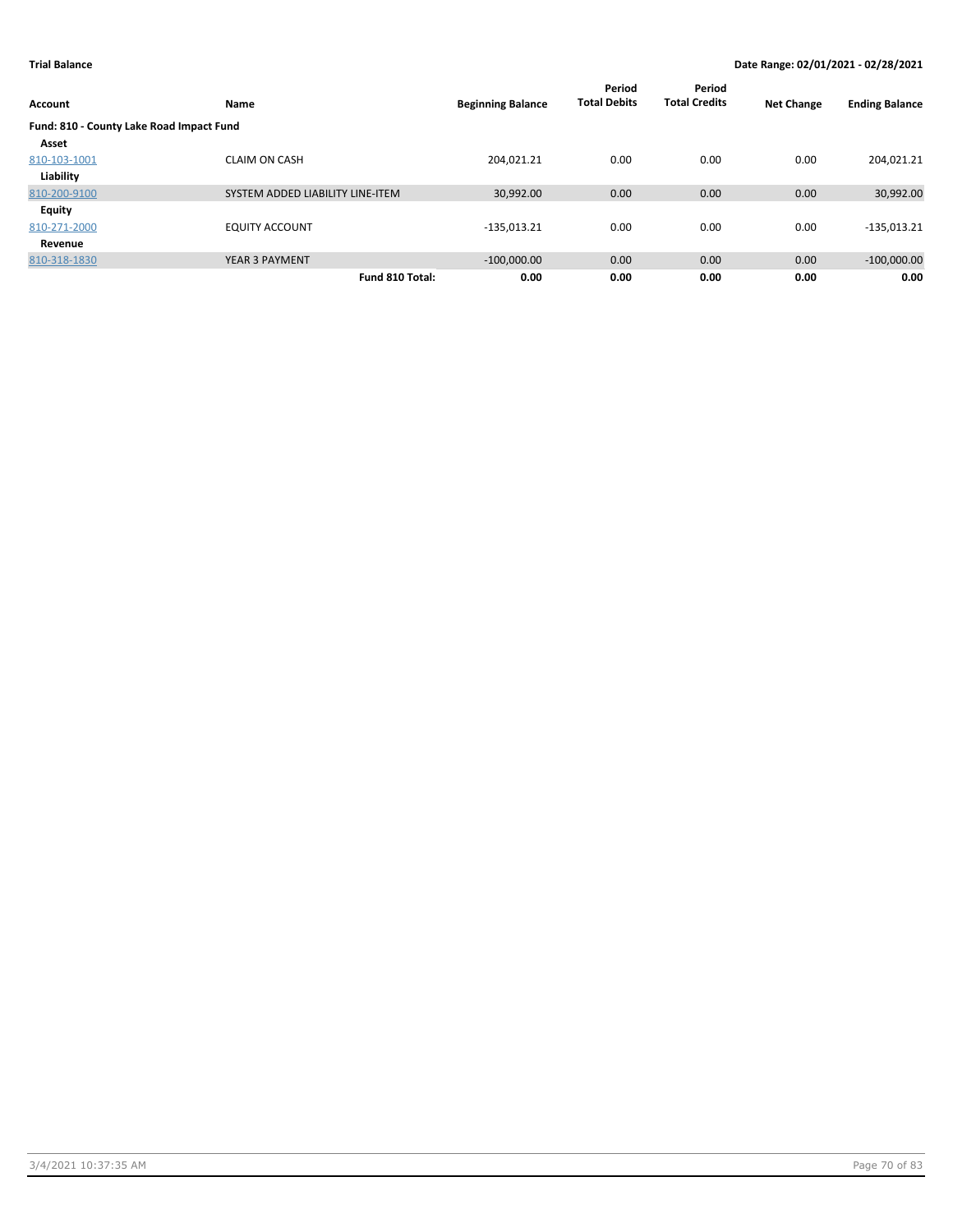**Trial Balance**

**Date Range: 02/01/2021 - 02/28/2021**

| Account | Name | Beginning Balance | Period Total Debits | Period Total Credits | Net Change | Ending Balance |
|---|---|---|---|---|---|---|
| **Fund: 810 - County Lake Road Impact Fund** | | | | | | |
| **Asset** | | | | | | |
| 810-103-1001 | CLAIM ON CASH | 204,021.21 | 0.00 | 0.00 | 0.00 | 204,021.21 |
| **Liability** | | | | | | |
| 810-200-9100 | SYSTEM ADDED LIABILITY LINE-ITEM | 30,992.00 | 0.00 | 0.00 | 0.00 | 30,992.00 |
| **Equity** | | | | | | |
| 810-271-2000 | EQUITY ACCOUNT | -135,013.21 | 0.00 | 0.00 | 0.00 | -135,013.21 |
| **Revenue** | | | | | | |
| 810-318-1830 | YEAR 3 PAYMENT | -100,000.00 | 0.00 | 0.00 | 0.00 | -100,000.00 |
| | **Fund 810 Total:** | **0.00** | **0.00** | **0.00** | **0.00** | **0.00** |

3/4/2021 10:37:35 AM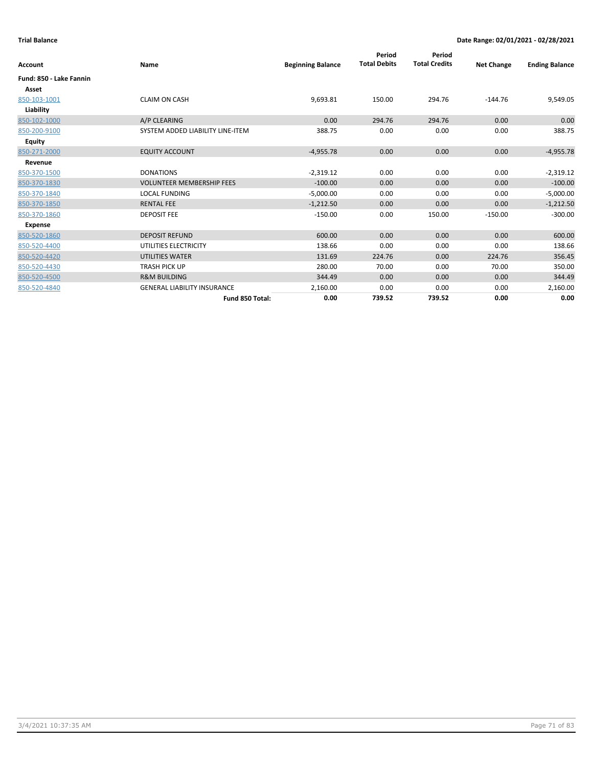**Trial Balance** **Date Range: 02/01/2021 - 02/28/2021**

| Account | Name | Beginning Balance | Period Total Debits | Period Total Credits | Net Change | Ending Balance |
|---|---|---|---|---|---|---|
| **Fund: 850 - Lake Fannin** | | | | | | |
| **Asset** | | | | | | |
| 850-103-1001 | CLAIM ON CASH | 9,693.81 | 150.00 | 294.76 | -144.76 | 9,549.05 |
| **Liability** | | | | | | |
| 850-102-1000 | A/P CLEARING | 0.00 | 294.76 | 294.76 | 0.00 | 0.00 |
| 850-200-9100 | SYSTEM ADDED LIABILITY LINE-ITEM | 388.75 | 0.00 | 0.00 | 0.00 | 388.75 |
| **Equity** | | | | | | |
| 850-271-2000 | EQUITY ACCOUNT | -4,955.78 | 0.00 | 0.00 | 0.00 | -4,955.78 |
| **Revenue** | | | | | | |
| 850-370-1500 | DONATIONS | -2,319.12 | 0.00 | 0.00 | 0.00 | -2,319.12 |
| 850-370-1830 | VOLUNTEER MEMBERSHIP FEES | -100.00 | 0.00 | 0.00 | 0.00 | -100.00 |
| 850-370-1840 | LOCAL FUNDING | -5,000.00 | 0.00 | 0.00 | 0.00 | -5,000.00 |
| 850-370-1850 | RENTAL FEE | -1,212.50 | 0.00 | 0.00 | 0.00 | -1,212.50 |
| 850-370-1860 | DEPOSIT FEE | -150.00 | 0.00 | 150.00 | -150.00 | -300.00 |
| **Expense** | | | | | | |
| 850-520-1860 | DEPOSIT REFUND | 600.00 | 0.00 | 0.00 | 0.00 | 600.00 |
| 850-520-4400 | UTILITIES ELECTRICITY | 138.66 | 0.00 | 0.00 | 0.00 | 138.66 |
| 850-520-4420 | UTILITIES WATER | 131.69 | 224.76 | 0.00 | 224.76 | 356.45 |
| 850-520-4430 | TRASH PICK UP | 280.00 | 70.00 | 0.00 | 70.00 | 350.00 |
| 850-520-4500 | R&M BUILDING | 344.49 | 0.00 | 0.00 | 0.00 | 344.49 |
| 850-520-4840 | GENERAL LIABILITY INSURANCE | 2,160.00 | 0.00 | 0.00 | 0.00 | 2,160.00 |
| | **Fund 850 Total:** | **0.00** | **739.52** | **739.52** | **0.00** | **0.00** |

3/4/2021 10:37:35 AM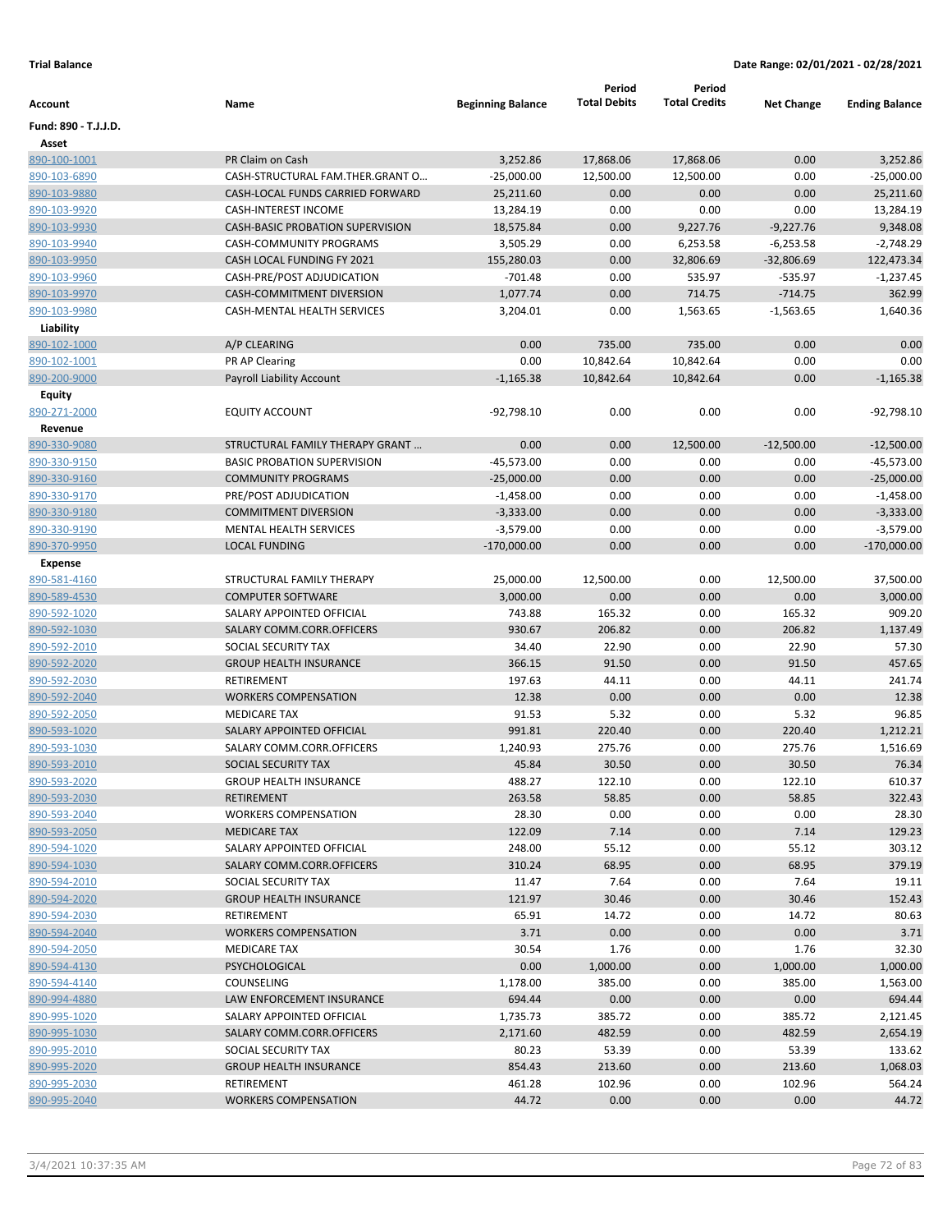**Trial Balance** **Date Range: 02/01/2021 - 02/28/2021**

| Account | Name | Beginning Balance | Period Total Debits | Period Total Credits | Net Change | Ending Balance |
|---|---|---|---|---|---|---|
| **Fund: 890 - T.J.J.D.** | | | | | | |
| **Asset** | | | | | | |
| 890-100-1001 | PR Claim on Cash | 3,252.86 | 17,868.06 | 17,868.06 | 0.00 | 3,252.86 |
| 890-103-6890 | CASH-STRUCTURAL FAM.THER.GRANT O... | -25,000.00 | 12,500.00 | 12,500.00 | 0.00 | -25,000.00 |
| 890-103-9880 | CASH-LOCAL FUNDS CARRIED FORWARD | 25,211.60 | 0.00 | 0.00 | 0.00 | 25,211.60 |
| 890-103-9920 | CASH-INTEREST INCOME | 13,284.19 | 0.00 | 0.00 | 0.00 | 13,284.19 |
| 890-103-9930 | CASH-BASIC PROBATION SUPERVISION | 18,575.84 | 0.00 | 9,227.76 | -9,227.76 | 9,348.08 |
| 890-103-9940 | CASH-COMMUNITY PROGRAMS | 3,505.29 | 0.00 | 6,253.58 | -6,253.58 | -2,748.29 |
| 890-103-9950 | CASH LOCAL FUNDING FY 2021 | 155,280.03 | 0.00 | 32,806.69 | -32,806.69 | 122,473.34 |
| 890-103-9960 | CASH-PRE/POST ADJUDICATION | -701.48 | 0.00 | 535.97 | -535.97 | -1,237.45 |
| 890-103-9970 | CASH-COMMITMENT DIVERSION | 1,077.74 | 0.00 | 714.75 | -714.75 | 362.99 |
| 890-103-9980 | CASH-MENTAL HEALTH SERVICES | 3,204.01 | 0.00 | 1,563.65 | -1,563.65 | 1,640.36 |
| **Liability** | | | | | | |
| 890-102-1000 | A/P CLEARING | 0.00 | 735.00 | 735.00 | 0.00 | 0.00 |
| 890-102-1001 | PR AP Clearing | 0.00 | 10,842.64 | 10,842.64 | 0.00 | 0.00 |
| 890-200-9000 | Payroll Liability Account | -1,165.38 | 10,842.64 | 10,842.64 | 0.00 | -1,165.38 |
| **Equity** | | | | | | |
| 890-271-2000 | EQUITY ACCOUNT | -92,798.10 | 0.00 | 0.00 | 0.00 | -92,798.10 |
| **Revenue** | | | | | | |
| 890-330-9080 | STRUCTURAL FAMILY THERAPY GRANT ... | 0.00 | 0.00 | 12,500.00 | -12,500.00 | -12,500.00 |
| 890-330-9150 | BASIC PROBATION SUPERVISION | -45,573.00 | 0.00 | 0.00 | 0.00 | -45,573.00 |
| 890-330-9160 | COMMUNITY PROGRAMS | -25,000.00 | 0.00 | 0.00 | 0.00 | -25,000.00 |
| 890-330-9170 | PRE/POST ADJUDICATION | -1,458.00 | 0.00 | 0.00 | 0.00 | -1,458.00 |
| 890-330-9180 | COMMITMENT DIVERSION | -3,333.00 | 0.00 | 0.00 | 0.00 | -3,333.00 |
| 890-330-9190 | MENTAL HEALTH SERVICES | -3,579.00 | 0.00 | 0.00 | 0.00 | -3,579.00 |
| 890-370-9950 | LOCAL FUNDING | -170,000.00 | 0.00 | 0.00 | 0.00 | -170,000.00 |
| **Expense** | | | | | | |
| 890-581-4160 | STRUCTURAL FAMILY THERAPY | 25,000.00 | 12,500.00 | 0.00 | 12,500.00 | 37,500.00 |
| 890-589-4530 | COMPUTER SOFTWARE | 3,000.00 | 0.00 | 0.00 | 0.00 | 3,000.00 |
| 890-592-1020 | SALARY APPOINTED OFFICIAL | 743.88 | 165.32 | 0.00 | 165.32 | 909.20 |
| 890-592-1030 | SALARY COMM.CORR.OFFICERS | 930.67 | 206.82 | 0.00 | 206.82 | 1,137.49 |
| 890-592-2010 | SOCIAL SECURITY TAX | 34.40 | 22.90 | 0.00 | 22.90 | 57.30 |
| 890-592-2020 | GROUP HEALTH INSURANCE | 366.15 | 91.50 | 0.00 | 91.50 | 457.65 |
| 890-592-2030 | RETIREMENT | 197.63 | 44.11 | 0.00 | 44.11 | 241.74 |
| 890-592-2040 | WORKERS COMPENSATION | 12.38 | 0.00 | 0.00 | 0.00 | 12.38 |
| 890-592-2050 | MEDICARE TAX | 91.53 | 5.32 | 0.00 | 5.32 | 96.85 |
| 890-593-1020 | SALARY APPOINTED OFFICIAL | 991.81 | 220.40 | 0.00 | 220.40 | 1,212.21 |
| 890-593-1030 | SALARY COMM.CORR.OFFICERS | 1,240.93 | 275.76 | 0.00 | 275.76 | 1,516.69 |
| 890-593-2010 | SOCIAL SECURITY TAX | 45.84 | 30.50 | 0.00 | 30.50 | 76.34 |
| 890-593-2020 | GROUP HEALTH INSURANCE | 488.27 | 122.10 | 0.00 | 122.10 | 610.37 |
| 890-593-2030 | RETIREMENT | 263.58 | 58.85 | 0.00 | 58.85 | 322.43 |
| 890-593-2040 | WORKERS COMPENSATION | 28.30 | 0.00 | 0.00 | 0.00 | 28.30 |
| 890-593-2050 | MEDICARE TAX | 122.09 | 7.14 | 0.00 | 7.14 | 129.23 |
| 890-594-1020 | SALARY APPOINTED OFFICIAL | 248.00 | 55.12 | 0.00 | 55.12 | 303.12 |
| 890-594-1030 | SALARY COMM.CORR.OFFICERS | 310.24 | 68.95 | 0.00 | 68.95 | 379.19 |
| 890-594-2010 | SOCIAL SECURITY TAX | 11.47 | 7.64 | 0.00 | 7.64 | 19.11 |
| 890-594-2020 | GROUP HEALTH INSURANCE | 121.97 | 30.46 | 0.00 | 30.46 | 152.43 |
| 890-594-2030 | RETIREMENT | 65.91 | 14.72 | 0.00 | 14.72 | 80.63 |
| 890-594-2040 | WORKERS COMPENSATION | 3.71 | 0.00 | 0.00 | 0.00 | 3.71 |
| 890-594-2050 | MEDICARE TAX | 30.54 | 1.76 | 0.00 | 1.76 | 32.30 |
| 890-594-4130 | PSYCHOLOGICAL | 0.00 | 1,000.00 | 0.00 | 1,000.00 | 1,000.00 |
| 890-594-4140 | COUNSELING | 1,178.00 | 385.00 | 0.00 | 385.00 | 1,563.00 |
| 890-994-4880 | LAW ENFORCEMENT INSURANCE | 694.44 | 0.00 | 0.00 | 0.00 | 694.44 |
| 890-995-1020 | SALARY APPOINTED OFFICIAL | 1,735.73 | 385.72 | 0.00 | 385.72 | 2,121.45 |
| 890-995-1030 | SALARY COMM.CORR.OFFICERS | 2,171.60 | 482.59 | 0.00 | 482.59 | 2,654.19 |
| 890-995-2010 | SOCIAL SECURITY TAX | 80.23 | 53.39 | 0.00 | 53.39 | 133.62 |
| 890-995-2020 | GROUP HEALTH INSURANCE | 854.43 | 213.60 | 0.00 | 213.60 | 1,068.03 |
| 890-995-2030 | RETIREMENT | 461.28 | 102.96 | 0.00 | 102.96 | 564.24 |
| 890-995-2040 | WORKERS COMPENSATION | 44.72 | 0.00 | 0.00 | 0.00 | 44.72 |

3/4/2021 10:37:35 AM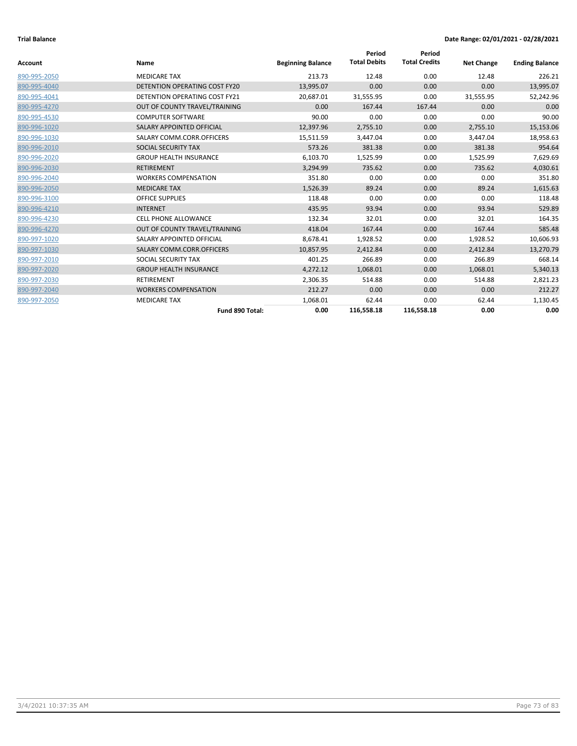**Trial Balance** | **Date Range: 02/01/2021 - 02/28/2021**

| Account | Name | Beginning Balance | Period Total Debits | Period Total Credits | Net Change | Ending Balance |
|---|---|---|---|---|---|---|
| 890-995-2050 | MEDICARE TAX | 213.73 | 12.48 | 0.00 | 12.48 | 226.21 |
| 890-995-4040 | DETENTION OPERATING COST FY20 | 13,995.07 | 0.00 | 0.00 | 0.00 | 13,995.07 |
| 890-995-4041 | DETENTION OPERATING COST FY21 | 20,687.01 | 31,555.95 | 0.00 | 31,555.95 | 52,242.96 |
| 890-995-4270 | OUT OF COUNTY TRAVEL/TRAINING | 0.00 | 167.44 | 167.44 | 0.00 | 0.00 |
| 890-995-4530 | COMPUTER SOFTWARE | 90.00 | 0.00 | 0.00 | 0.00 | 90.00 |
| 890-996-1020 | SALARY APPOINTED OFFICIAL | 12,397.96 | 2,755.10 | 0.00 | 2,755.10 | 15,153.06 |
| 890-996-1030 | SALARY COMM.CORR.OFFICERS | 15,511.59 | 3,447.04 | 0.00 | 3,447.04 | 18,958.63 |
| 890-996-2010 | SOCIAL SECURITY TAX | 573.26 | 381.38 | 0.00 | 381.38 | 954.64 |
| 890-996-2020 | GROUP HEALTH INSURANCE | 6,103.70 | 1,525.99 | 0.00 | 1,525.99 | 7,629.69 |
| 890-996-2030 | RETIREMENT | 3,294.99 | 735.62 | 0.00 | 735.62 | 4,030.61 |
| 890-996-2040 | WORKERS COMPENSATION | 351.80 | 0.00 | 0.00 | 0.00 | 351.80 |
| 890-996-2050 | MEDICARE TAX | 1,526.39 | 89.24 | 0.00 | 89.24 | 1,615.63 |
| 890-996-3100 | OFFICE SUPPLIES | 118.48 | 0.00 | 0.00 | 0.00 | 118.48 |
| 890-996-4210 | INTERNET | 435.95 | 93.94 | 0.00 | 93.94 | 529.89 |
| 890-996-4230 | CELL PHONE ALLOWANCE | 132.34 | 32.01 | 0.00 | 32.01 | 164.35 |
| 890-996-4270 | OUT OF COUNTY TRAVEL/TRAINING | 418.04 | 167.44 | 0.00 | 167.44 | 585.48 |
| 890-997-1020 | SALARY APPOINTED OFFICIAL | 8,678.41 | 1,928.52 | 0.00 | 1,928.52 | 10,606.93 |
| 890-997-1030 | SALARY COMM.CORR.OFFICERS | 10,857.95 | 2,412.84 | 0.00 | 2,412.84 | 13,270.79 |
| 890-997-2010 | SOCIAL SECURITY TAX | 401.25 | 266.89 | 0.00 | 266.89 | 668.14 |
| 890-997-2020 | GROUP HEALTH INSURANCE | 4,272.12 | 1,068.01 | 0.00 | 1,068.01 | 5,340.13 |
| 890-997-2030 | RETIREMENT | 2,306.35 | 514.88 | 0.00 | 514.88 | 2,821.23 |
| 890-997-2040 | WORKERS COMPENSATION | 212.27 | 0.00 | 0.00 | 0.00 | 212.27 |
| 890-997-2050 | MEDICARE TAX | 1,068.01 | 62.44 | 0.00 | 62.44 | 1,130.45 |
| | **Fund 890 Total:** | **0.00** | **116,558.18** | **116,558.18** | **0.00** | **0.00** |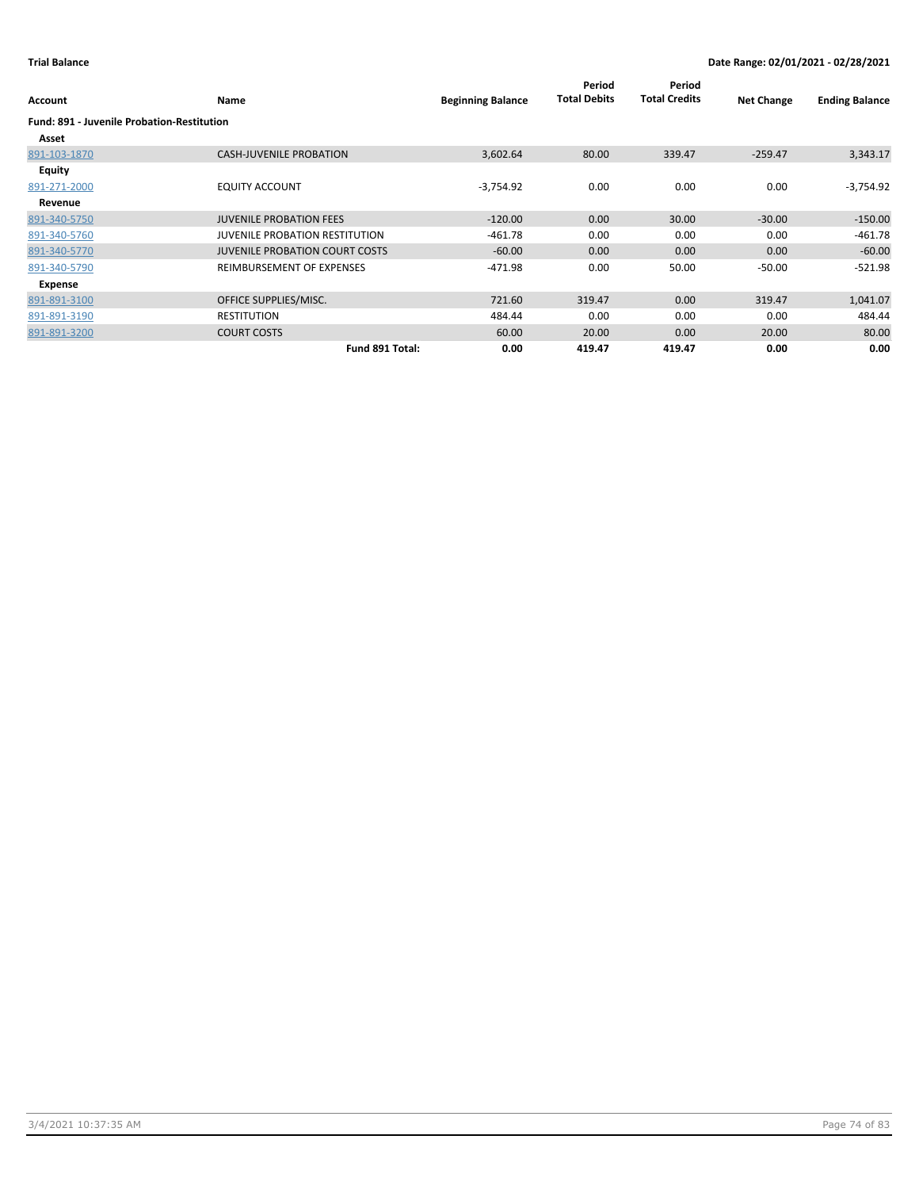**Trial Balance** — Date Range: 02/01/2021 - 02/28/2021

| Account | Name | Beginning Balance | Period Total Debits | Period Total Credits | Net Change | Ending Balance |
|---|---|---|---|---|---|---|
| **Fund: 891 - Juvenile Probation-Restitution** | | | | | | |
| **Asset** | | | | | | |
| 891-103-1870 | CASH-JUVENILE PROBATION | 3,602.64 | 80.00 | 339.47 | -259.47 | 3,343.17 |
| **Equity** | | | | | | |
| 891-271-2000 | EQUITY ACCOUNT | -3,754.92 | 0.00 | 0.00 | 0.00 | -3,754.92 |
| **Revenue** | | | | | | |
| 891-340-5750 | JUVENILE PROBATION FEES | -120.00 | 0.00 | 30.00 | -30.00 | -150.00 |
| 891-340-5760 | JUVENILE PROBATION RESTITUTION | -461.78 | 0.00 | 0.00 | 0.00 | -461.78 |
| 891-340-5770 | JUVENILE PROBATION COURT COSTS | -60.00 | 0.00 | 0.00 | 0.00 | -60.00 |
| 891-340-5790 | REIMBURSEMENT OF EXPENSES | -471.98 | 0.00 | 50.00 | -50.00 | -521.98 |
| **Expense** | | | | | | |
| 891-891-3100 | OFFICE SUPPLIES/MISC. | 721.60 | 319.47 | 0.00 | 319.47 | 1,041.07 |
| 891-891-3190 | RESTITUTION | 484.44 | 0.00 | 0.00 | 0.00 | 484.44 |
| 891-891-3200 | COURT COSTS | 60.00 | 20.00 | 0.00 | 20.00 | 80.00 |
| | **Fund 891 Total:** | **0.00** | **419.47** | **419.47** | **0.00** | **0.00** |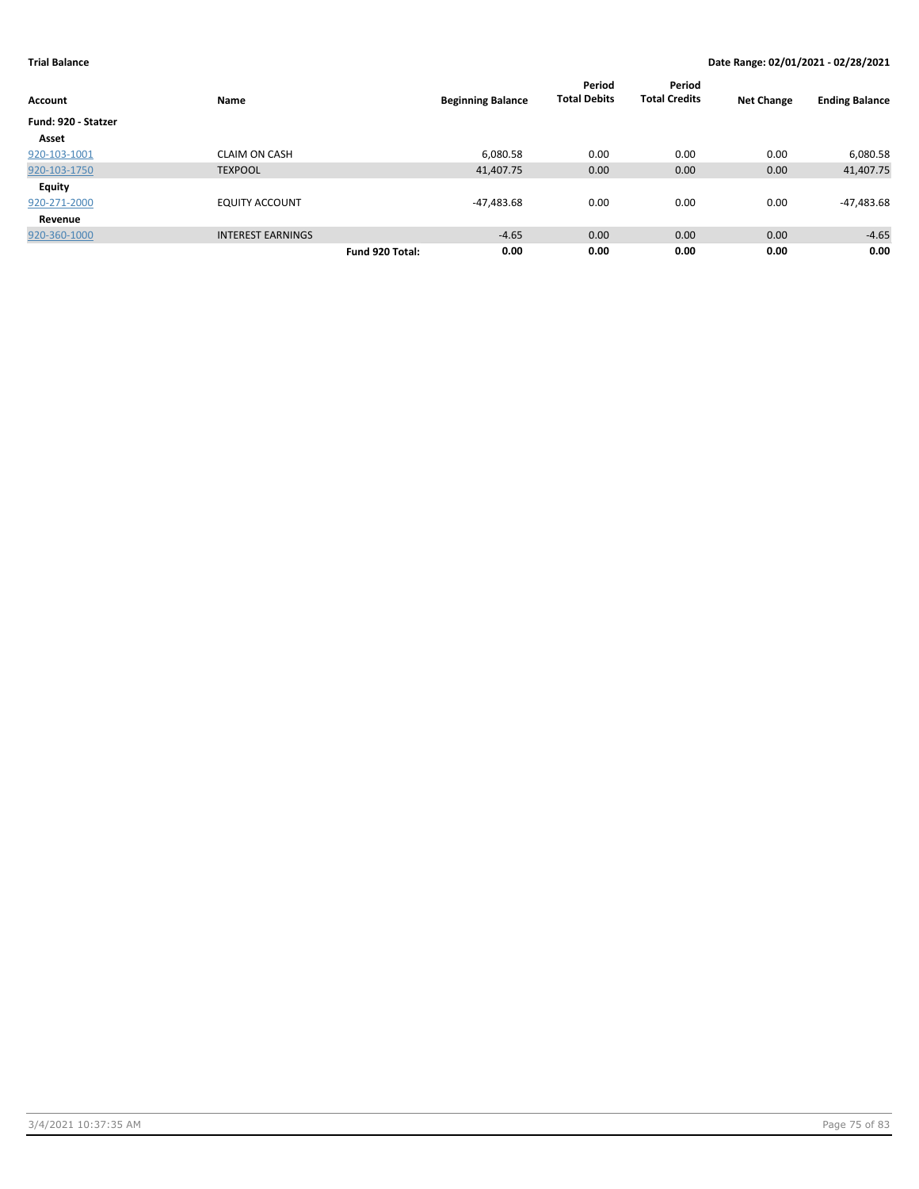**Trial Balance** | **Date Range: 02/01/2021 - 02/28/2021**

| Account | Name | | Beginning Balance | Period Total Debits | Period Total Credits | Net Change | Ending Balance |
|---|---|---|---|---|---|---|---|
| **Fund: 920 - Statzer** | | | | | | | |
| **Asset** | | | | | | | |
| 920-103-1001 | CLAIM ON CASH | | 6,080.58 | 0.00 | 0.00 | 0.00 | 6,080.58 |
| 920-103-1750 | TEXPOOL | | 41,407.75 | 0.00 | 0.00 | 0.00 | 41,407.75 |
| **Equity** | | | | | | | |
| 920-271-2000 | EQUITY ACCOUNT | | -47,483.68 | 0.00 | 0.00 | 0.00 | -47,483.68 |
| **Revenue** | | | | | | | |
| 920-360-1000 | INTEREST EARNINGS | | -4.65 | 0.00 | 0.00 | 0.00 | -4.65 |
| | | **Fund 920 Total:** | **0.00** | **0.00** | **0.00** | **0.00** | **0.00** |

3/4/2021 10:37:35 AM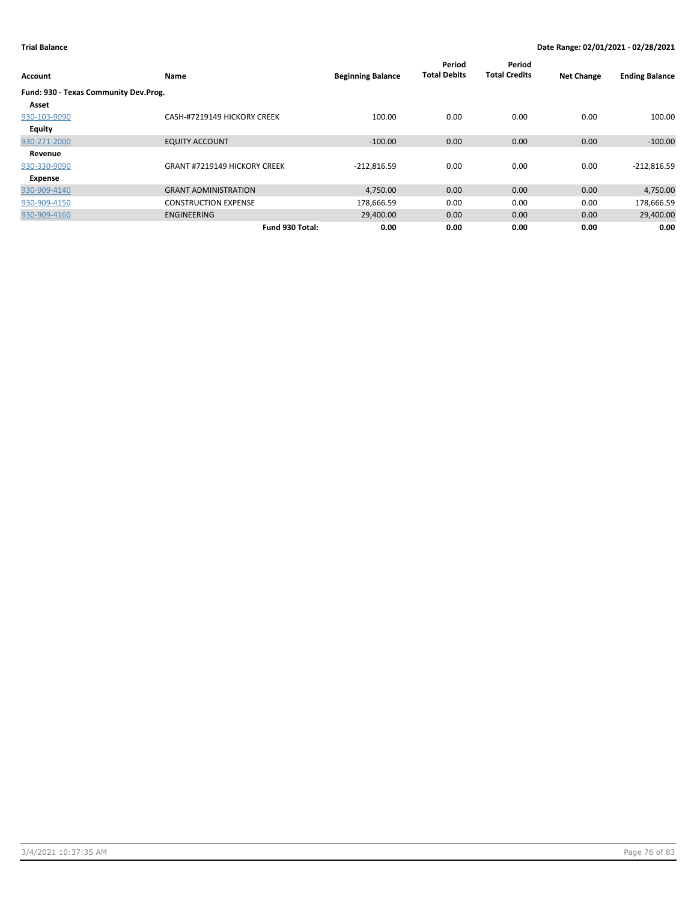**Trial Balance** | **Date Range: 02/01/2021 - 02/28/2021**

| Account | Name | Beginning Balance | Period Total Debits | Period Total Credits | Net Change | Ending Balance |
|---|---|---|---|---|---|---|
| **Fund: 930 - Texas Community Dev.Prog.** | | | | | | |
| **Asset** | | | | | | |
| 930-103-9090 | CASH-#7219149 HICKORY CREEK | 100.00 | 0.00 | 0.00 | 0.00 | 100.00 |
| **Equity** | | | | | | |
| 930-271-2000 | EQUITY ACCOUNT | -100.00 | 0.00 | 0.00 | 0.00 | -100.00 |
| **Revenue** | | | | | | |
| 930-330-9090 | GRANT #7219149 HICKORY CREEK | -212,816.59 | 0.00 | 0.00 | 0.00 | -212,816.59 |
| **Expense** | | | | | | |
| 930-909-4140 | GRANT ADMINISTRATION | 4,750.00 | 0.00 | 0.00 | 0.00 | 4,750.00 |
| 930-909-4150 | CONSTRUCTION EXPENSE | 178,666.59 | 0.00 | 0.00 | 0.00 | 178,666.59 |
| 930-909-4160 | ENGINEERING | 29,400.00 | 0.00 | 0.00 | 0.00 | 29,400.00 |
| | **Fund 930 Total:** | **0.00** | **0.00** | **0.00** | **0.00** | **0.00** |

3/4/2021 10:37:35 AM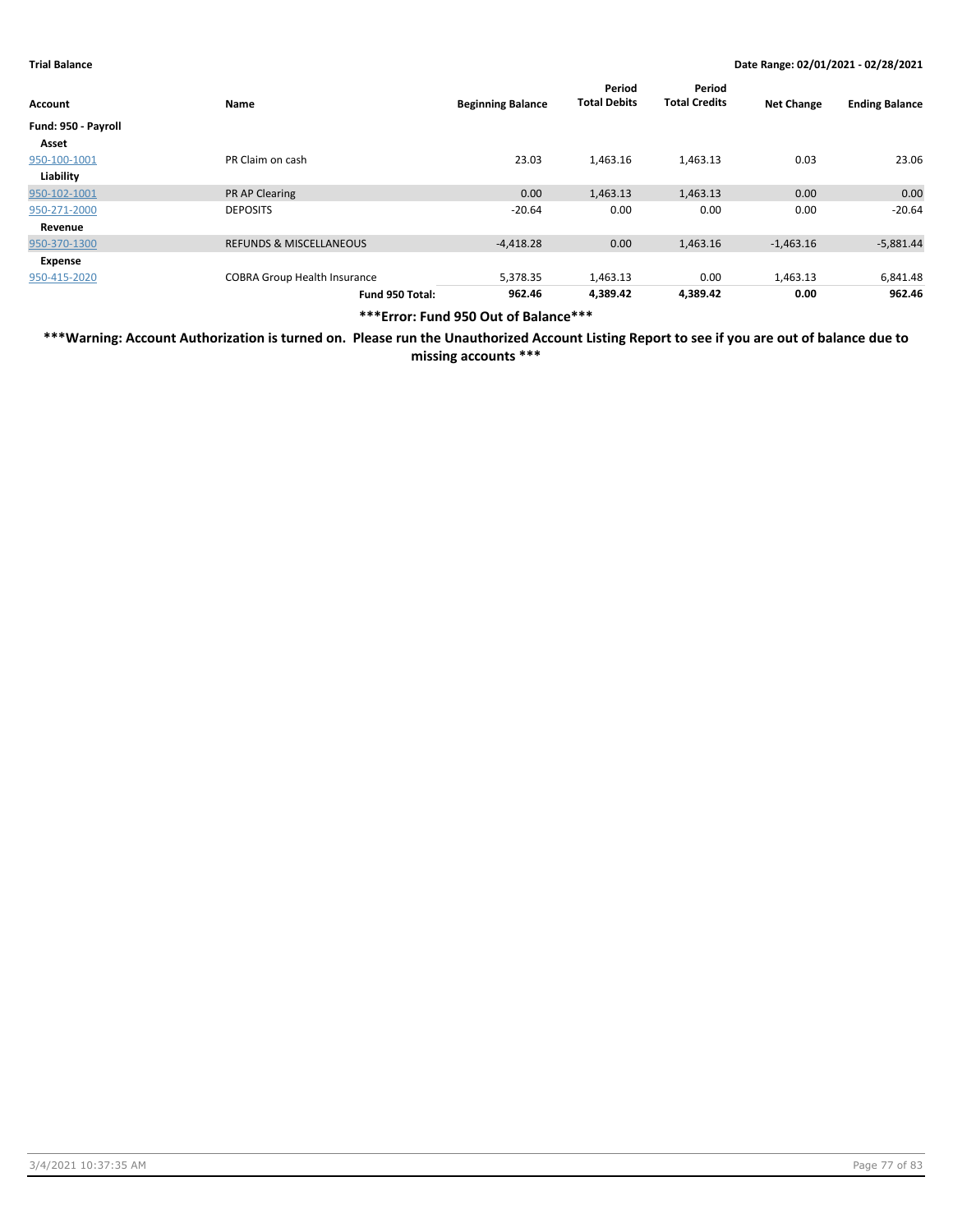| Account | Name | Beginning Balance | Period Total Debits | Period Total Credits | Net Change | Ending Balance |
|---|---|---|---|---|---|---|
| **Fund: 950 - Payroll** | | | | | | |
| **Asset** | | | | | | |
| 950-100-1001 | PR Claim on cash | 23.03 | 1,463.16 | 1,463.13 | 0.03 | 23.06 |
| **Liability** | | | | | | |
| 950-102-1001 | PR AP Clearing | 0.00 | 1,463.13 | 1,463.13 | 0.00 | 0.00 |
| 950-271-2000 | DEPOSITS | -20.64 | 0.00 | 0.00 | 0.00 | -20.64 |
| **Revenue** | | | | | | |
| 950-370-1300 | REFUNDS & MISCELLANEOUS | -4,418.28 | 0.00 | 1,463.16 | -1,463.16 | -5,881.44 |
| **Expense** | | | | | | |
| 950-415-2020 | COBRA Group Health Insurance | 5,378.35 | 1,463.13 | 0.00 | 1,463.13 | 6,841.48 |
| | **Fund 950 Total:** | **962.46** | **4,389.42** | **4,389.42** | **0.00** | **962.46** |

**\*\*\*Error: Fund 950 Out of Balance\*\*\***

**\*\*\*Warning: Account Authorization is turned on. Please run the Unauthorized Account Listing Report to see if you are out of balance due to missing accounts \*\*\***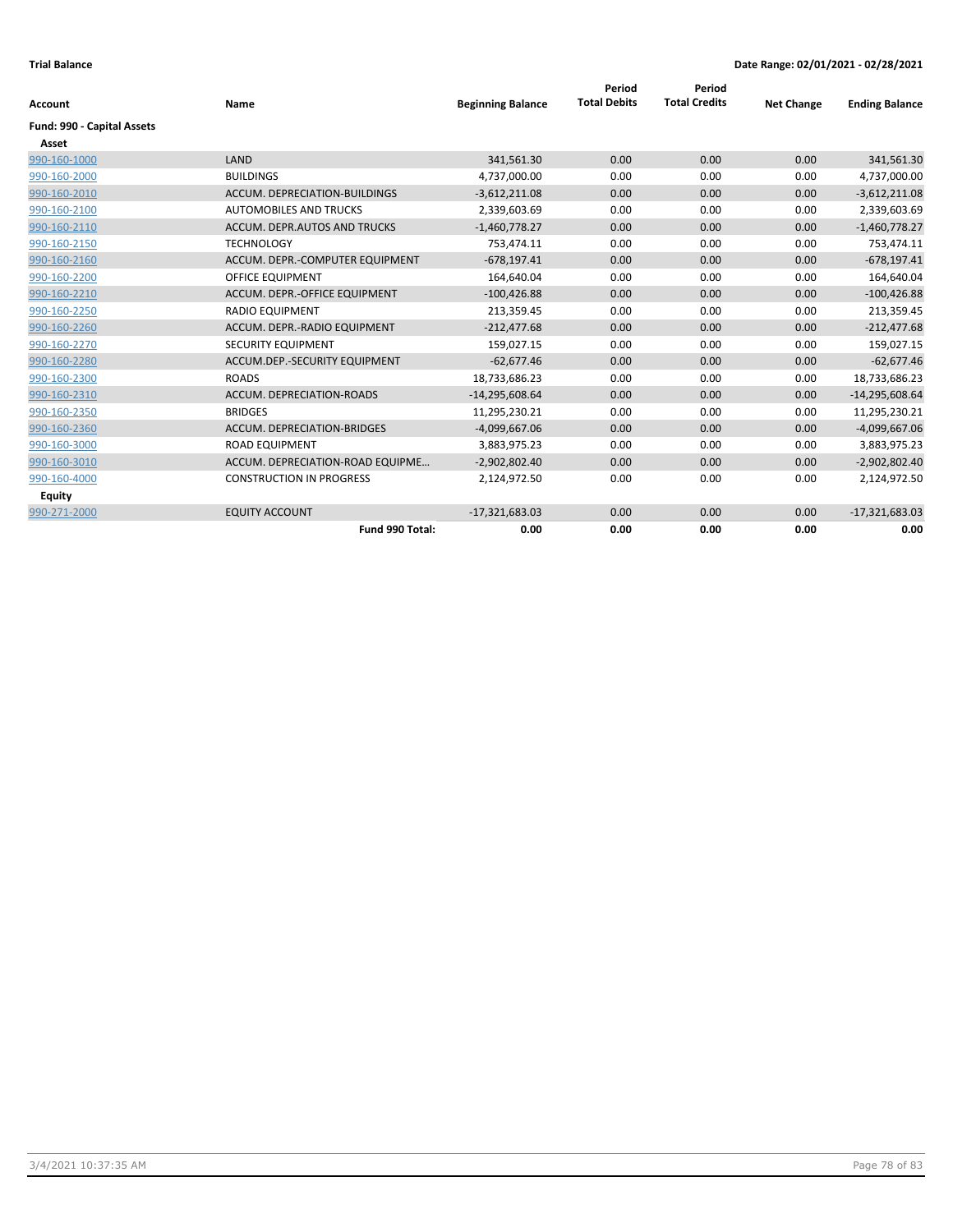**Trial Balance** **Date Range: 02/01/2021 - 02/28/2021**

| Account | Name | Beginning Balance | Period Total Debits | Period Total Credits | Net Change | Ending Balance |
|---|---|---|---|---|---|---|
| **Fund: 990 - Capital Assets** | | | | | | |
| **Asset** | | | | | | |
| 990-160-1000 | LAND | 341,561.30 | 0.00 | 0.00 | 0.00 | 341,561.30 |
| 990-160-2000 | BUILDINGS | 4,737,000.00 | 0.00 | 0.00 | 0.00 | 4,737,000.00 |
| 990-160-2010 | ACCUM. DEPRECIATION-BUILDINGS | -3,612,211.08 | 0.00 | 0.00 | 0.00 | -3,612,211.08 |
| 990-160-2100 | AUTOMOBILES AND TRUCKS | 2,339,603.69 | 0.00 | 0.00 | 0.00 | 2,339,603.69 |
| 990-160-2110 | ACCUM. DEPR.AUTOS AND TRUCKS | -1,460,778.27 | 0.00 | 0.00 | 0.00 | -1,460,778.27 |
| 990-160-2150 | TECHNOLOGY | 753,474.11 | 0.00 | 0.00 | 0.00 | 753,474.11 |
| 990-160-2160 | ACCUM. DEPR.-COMPUTER EQUIPMENT | -678,197.41 | 0.00 | 0.00 | 0.00 | -678,197.41 |
| 990-160-2200 | OFFICE EQUIPMENT | 164,640.04 | 0.00 | 0.00 | 0.00 | 164,640.04 |
| 990-160-2210 | ACCUM. DEPR.-OFFICE EQUIPMENT | -100,426.88 | 0.00 | 0.00 | 0.00 | -100,426.88 |
| 990-160-2250 | RADIO EQUIPMENT | 213,359.45 | 0.00 | 0.00 | 0.00 | 213,359.45 |
| 990-160-2260 | ACCUM. DEPR.-RADIO EQUIPMENT | -212,477.68 | 0.00 | 0.00 | 0.00 | -212,477.68 |
| 990-160-2270 | SECURITY EQUIPMENT | 159,027.15 | 0.00 | 0.00 | 0.00 | 159,027.15 |
| 990-160-2280 | ACCUM.DEP.-SECURITY EQUIPMENT | -62,677.46 | 0.00 | 0.00 | 0.00 | -62,677.46 |
| 990-160-2300 | ROADS | 18,733,686.23 | 0.00 | 0.00 | 0.00 | 18,733,686.23 |
| 990-160-2310 | ACCUM. DEPRECIATION-ROADS | -14,295,608.64 | 0.00 | 0.00 | 0.00 | -14,295,608.64 |
| 990-160-2350 | BRIDGES | 11,295,230.21 | 0.00 | 0.00 | 0.00 | 11,295,230.21 |
| 990-160-2360 | ACCUM. DEPRECIATION-BRIDGES | -4,099,667.06 | 0.00 | 0.00 | 0.00 | -4,099,667.06 |
| 990-160-3000 | ROAD EQUIPMENT | 3,883,975.23 | 0.00 | 0.00 | 0.00 | 3,883,975.23 |
| 990-160-3010 | ACCUM. DEPRECIATION-ROAD EQUIPME... | -2,902,802.40 | 0.00 | 0.00 | 0.00 | -2,902,802.40 |
| 990-160-4000 | CONSTRUCTION IN PROGRESS | 2,124,972.50 | 0.00 | 0.00 | 0.00 | 2,124,972.50 |
| **Equity** | | | | | | |
| 990-271-2000 | EQUITY ACCOUNT | -17,321,683.03 | 0.00 | 0.00 | 0.00 | -17,321,683.03 |
| | **Fund 990 Total:** | **0.00** | **0.00** | **0.00** | **0.00** | **0.00** |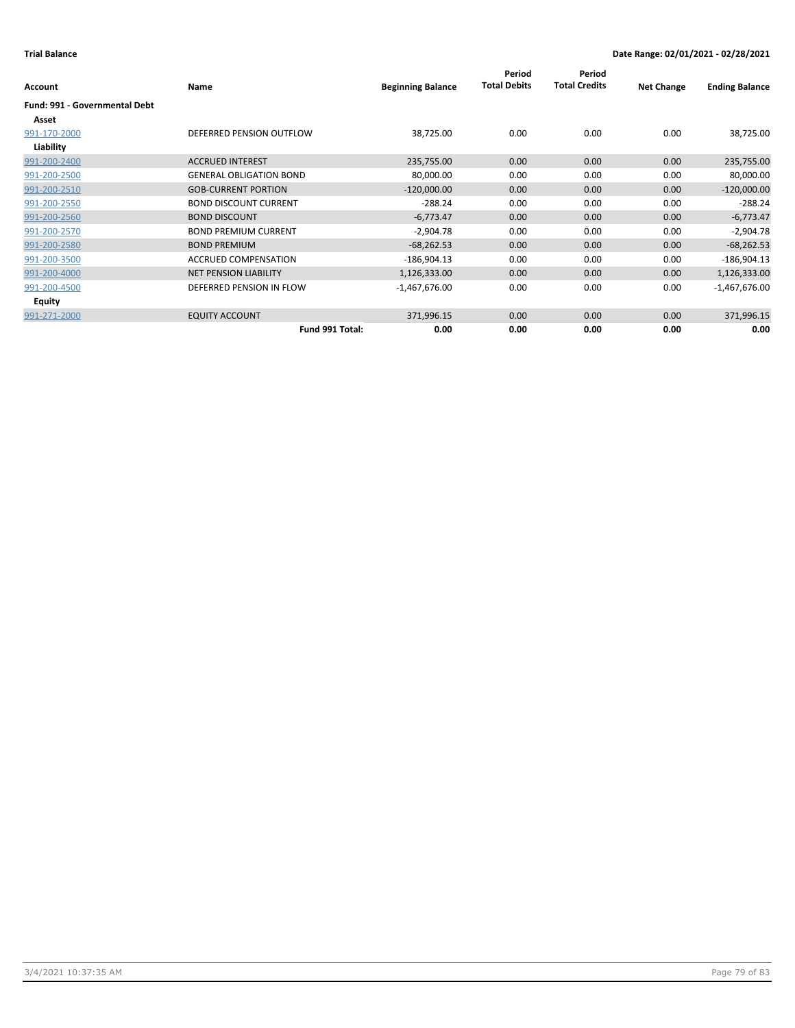**Trial Balance** | **Date Range: 02/01/2021 - 02/28/2021**

| Account | Name | Beginning Balance | Period Total Debits | Period Total Credits | Net Change | Ending Balance |
|---|---|---|---|---|---|---|
| **Fund: 991 - Governmental Debt** | | | | | | |
| **Asset** | | | | | | |
| 991-170-2000 | DEFERRED PENSION OUTFLOW | 38,725.00 | 0.00 | 0.00 | 0.00 | 38,725.00 |
| **Liability** | | | | | | |
| 991-200-2400 | ACCRUED INTEREST | 235,755.00 | 0.00 | 0.00 | 0.00 | 235,755.00 |
| 991-200-2500 | GENERAL OBLIGATION BOND | 80,000.00 | 0.00 | 0.00 | 0.00 | 80,000.00 |
| 991-200-2510 | GOB-CURRENT PORTION | -120,000.00 | 0.00 | 0.00 | 0.00 | -120,000.00 |
| 991-200-2550 | BOND DISCOUNT CURRENT | -288.24 | 0.00 | 0.00 | 0.00 | -288.24 |
| 991-200-2560 | BOND DISCOUNT | -6,773.47 | 0.00 | 0.00 | 0.00 | -6,773.47 |
| 991-200-2570 | BOND PREMIUM CURRENT | -2,904.78 | 0.00 | 0.00 | 0.00 | -2,904.78 |
| 991-200-2580 | BOND PREMIUM | -68,262.53 | 0.00 | 0.00 | 0.00 | -68,262.53 |
| 991-200-3500 | ACCRUED COMPENSATION | -186,904.13 | 0.00 | 0.00 | 0.00 | -186,904.13 |
| 991-200-4000 | NET PENSION LIABILITY | 1,126,333.00 | 0.00 | 0.00 | 0.00 | 1,126,333.00 |
| 991-200-4500 | DEFERRED PENSION IN FLOW | -1,467,676.00 | 0.00 | 0.00 | 0.00 | -1,467,676.00 |
| **Equity** | | | | | | |
| 991-271-2000 | EQUITY ACCOUNT | 371,996.15 | 0.00 | 0.00 | 0.00 | 371,996.15 |
| | **Fund 991 Total:** | **0.00** | **0.00** | **0.00** | **0.00** | **0.00** |

3/4/2021 10:37:35 AM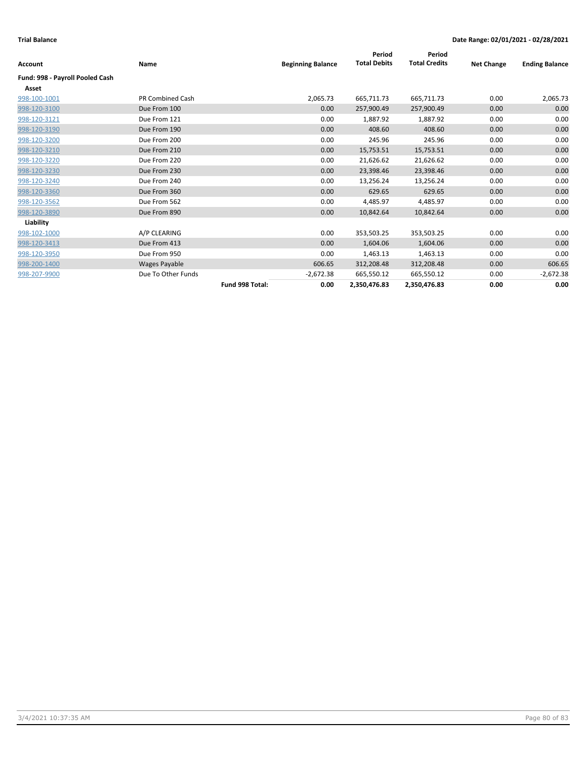**Trial Balance** **Date Range: 02/01/2021 - 02/28/2021**

| Account | Name | | Beginning Balance | Period Total Debits | Period Total Credits | Net Change | Ending Balance |
|---|---|---|---|---|---|---|---|
| **Fund: 998 - Payroll Pooled Cash** | | | | | | | |
| **Asset** | | | | | | | |
| 998-100-1001 | PR Combined Cash | | 2,065.73 | 665,711.73 | 665,711.73 | 0.00 | 2,065.73 |
| 998-120-3100 | Due From 100 | | 0.00 | 257,900.49 | 257,900.49 | 0.00 | 0.00 |
| 998-120-3121 | Due From 121 | | 0.00 | 1,887.92 | 1,887.92 | 0.00 | 0.00 |
| 998-120-3190 | Due From 190 | | 0.00 | 408.60 | 408.60 | 0.00 | 0.00 |
| 998-120-3200 | Due From 200 | | 0.00 | 245.96 | 245.96 | 0.00 | 0.00 |
| 998-120-3210 | Due From 210 | | 0.00 | 15,753.51 | 15,753.51 | 0.00 | 0.00 |
| 998-120-3220 | Due From 220 | | 0.00 | 21,626.62 | 21,626.62 | 0.00 | 0.00 |
| 998-120-3230 | Due From 230 | | 0.00 | 23,398.46 | 23,398.46 | 0.00 | 0.00 |
| 998-120-3240 | Due From 240 | | 0.00 | 13,256.24 | 13,256.24 | 0.00 | 0.00 |
| 998-120-3360 | Due From 360 | | 0.00 | 629.65 | 629.65 | 0.00 | 0.00 |
| 998-120-3562 | Due From 562 | | 0.00 | 4,485.97 | 4,485.97 | 0.00 | 0.00 |
| 998-120-3890 | Due From 890 | | 0.00 | 10,842.64 | 10,842.64 | 0.00 | 0.00 |
| **Liability** | | | | | | | |
| 998-102-1000 | A/P CLEARING | | 0.00 | 353,503.25 | 353,503.25 | 0.00 | 0.00 |
| 998-120-3413 | Due From 413 | | 0.00 | 1,604.06 | 1,604.06 | 0.00 | 0.00 |
| 998-120-3950 | Due From 950 | | 0.00 | 1,463.13 | 1,463.13 | 0.00 | 0.00 |
| 998-200-1400 | Wages Payable | | 606.65 | 312,208.48 | 312,208.48 | 0.00 | 606.65 |
| 998-207-9900 | Due To Other Funds | | -2,672.38 | 665,550.12 | 665,550.12 | 0.00 | -2,672.38 |
| | | **Fund 998 Total:** | **0.00** | **2,350,476.83** | **2,350,476.83** | **0.00** | **0.00** |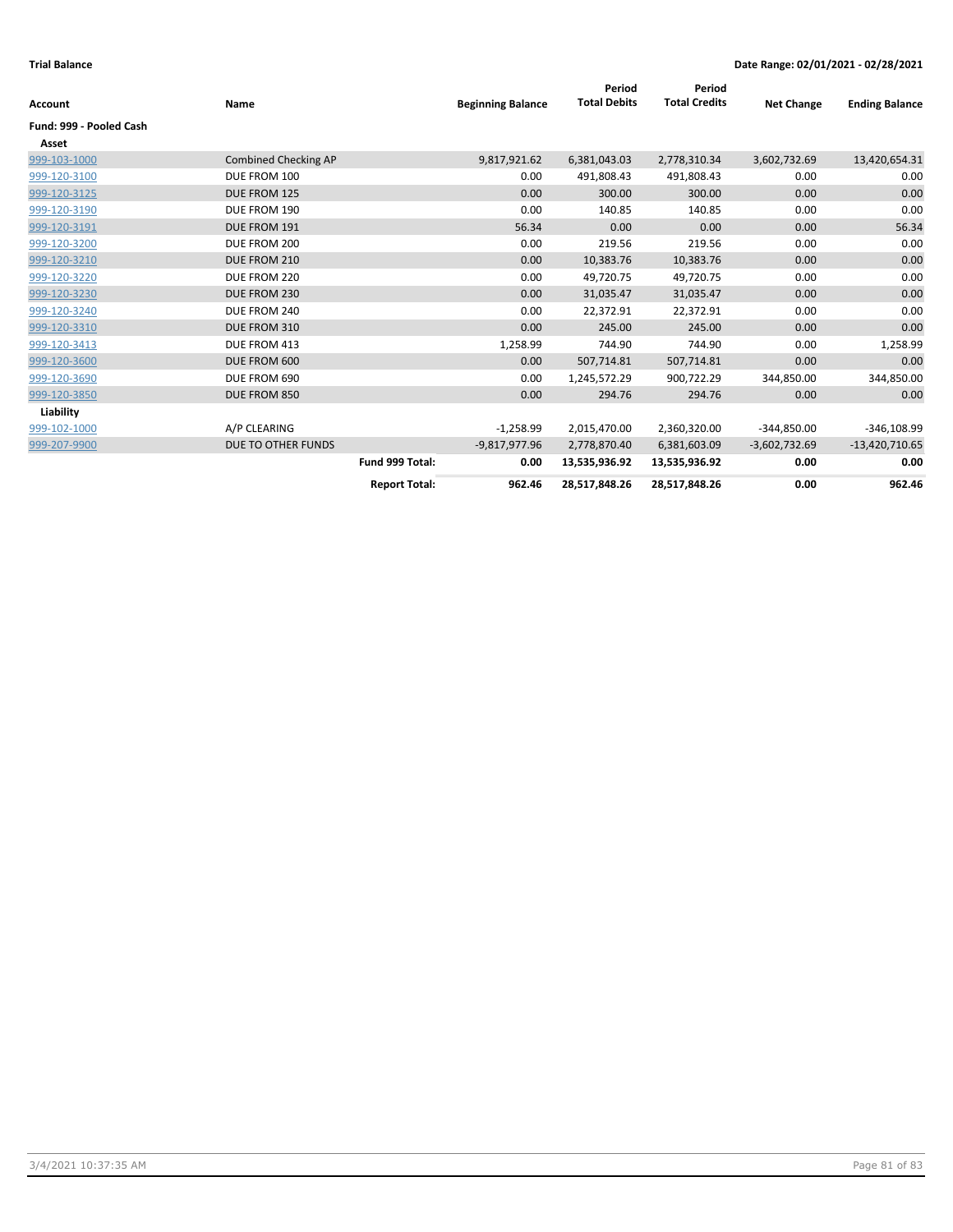**Trial Balance** | **Date Range: 02/01/2021 - 02/28/2021**

| Account | Name | Beginning Balance | Period Total Debits | Period Total Credits | Net Change | Ending Balance |
|---|---|---|---|---|---|---|
| **Fund: 999 - Pooled Cash** | | | | | | |
| **Asset** | | | | | | |
| 999-103-1000 | Combined Checking AP | 9,817,921.62 | 6,381,043.03 | 2,778,310.34 | 3,602,732.69 | 13,420,654.31 |
| 999-120-3100 | DUE FROM 100 | 0.00 | 491,808.43 | 491,808.43 | 0.00 | 0.00 |
| 999-120-3125 | DUE FROM 125 | 0.00 | 300.00 | 300.00 | 0.00 | 0.00 |
| 999-120-3190 | DUE FROM 190 | 0.00 | 140.85 | 140.85 | 0.00 | 0.00 |
| 999-120-3191 | DUE FROM 191 | 56.34 | 0.00 | 0.00 | 0.00 | 56.34 |
| 999-120-3200 | DUE FROM 200 | 0.00 | 219.56 | 219.56 | 0.00 | 0.00 |
| 999-120-3210 | DUE FROM 210 | 0.00 | 10,383.76 | 10,383.76 | 0.00 | 0.00 |
| 999-120-3220 | DUE FROM 220 | 0.00 | 49,720.75 | 49,720.75 | 0.00 | 0.00 |
| 999-120-3230 | DUE FROM 230 | 0.00 | 31,035.47 | 31,035.47 | 0.00 | 0.00 |
| 999-120-3240 | DUE FROM 240 | 0.00 | 22,372.91 | 22,372.91 | 0.00 | 0.00 |
| 999-120-3310 | DUE FROM 310 | 0.00 | 245.00 | 245.00 | 0.00 | 0.00 |
| 999-120-3413 | DUE FROM 413 | 1,258.99 | 744.90 | 744.90 | 0.00 | 1,258.99 |
| 999-120-3600 | DUE FROM 600 | 0.00 | 507,714.81 | 507,714.81 | 0.00 | 0.00 |
| 999-120-3690 | DUE FROM 690 | 0.00 | 1,245,572.29 | 900,722.29 | 344,850.00 | 344,850.00 |
| 999-120-3850 | DUE FROM 850 | 0.00 | 294.76 | 294.76 | 0.00 | 0.00 |
| **Liability** | | | | | | |
| 999-102-1000 | A/P CLEARING | -1,258.99 | 2,015,470.00 | 2,360,320.00 | -344,850.00 | -346,108.99 |
| 999-207-9900 | DUE TO OTHER FUNDS | -9,817,977.96 | 2,778,870.40 | 6,381,603.09 | -3,602,732.69 | -13,420,710.65 |
| | **Fund 999 Total:** | **0.00** | **13,535,936.92** | **13,535,936.92** | **0.00** | **0.00** |
| | **Report Total:** | **962.46** | **28,517,848.26** | **28,517,848.26** | **0.00** | **962.46** |

3/4/2021 10:37:35 AM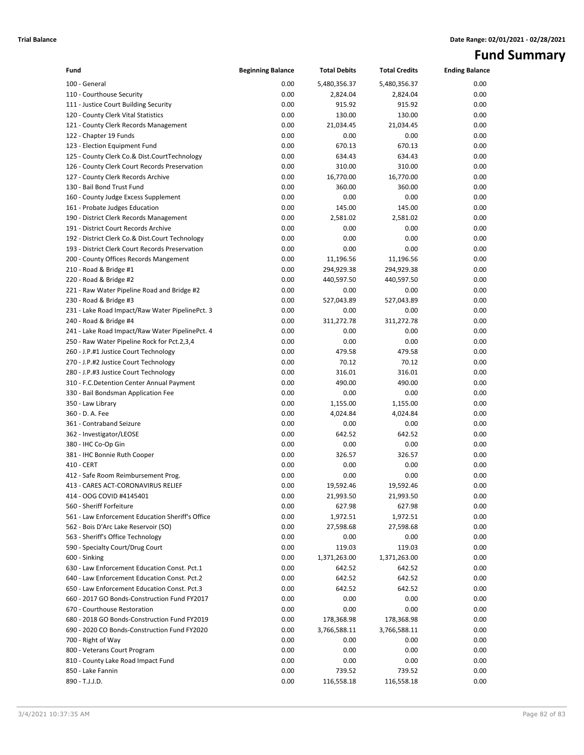**Trial Balance** **Date Range: 02/01/2021 - 02/28/2021**

# Fund Summary

| Fund | Beginning Balance | Total Debits | Total Credits | Ending Balance |
|---|---|---|---|---|
| 100 - General | 0.00 | 5,480,356.37 | 5,480,356.37 | 0.00 |
| 110 - Courthouse Security | 0.00 | 2,824.04 | 2,824.04 | 0.00 |
| 111 - Justice Court Building Security | 0.00 | 915.92 | 915.92 | 0.00 |
| 120 - County Clerk Vital Statistics | 0.00 | 130.00 | 130.00 | 0.00 |
| 121 - County Clerk Records Management | 0.00 | 21,034.45 | 21,034.45 | 0.00 |
| 122 - Chapter 19 Funds | 0.00 | 0.00 | 0.00 | 0.00 |
| 123 - Election Equipment Fund | 0.00 | 670.13 | 670.13 | 0.00 |
| 125 - County Clerk Co.& Dist.CourtTechnology | 0.00 | 634.43 | 634.43 | 0.00 |
| 126 - County Clerk Court Records Preservation | 0.00 | 310.00 | 310.00 | 0.00 |
| 127 - County Clerk Records Archive | 0.00 | 16,770.00 | 16,770.00 | 0.00 |
| 130 - Bail Bond Trust Fund | 0.00 | 360.00 | 360.00 | 0.00 |
| 160 - County Judge Excess Supplement | 0.00 | 0.00 | 0.00 | 0.00 |
| 161 - Probate Judges Education | 0.00 | 145.00 | 145.00 | 0.00 |
| 190 - District Clerk Records Management | 0.00 | 2,581.02 | 2,581.02 | 0.00 |
| 191 - District Court Records Archive | 0.00 | 0.00 | 0.00 | 0.00 |
| 192 - District Clerk Co.& Dist.Court Technology | 0.00 | 0.00 | 0.00 | 0.00 |
| 193 - District Clerk Court Records Preservation | 0.00 | 0.00 | 0.00 | 0.00 |
| 200 - County Offices Records Mangement | 0.00 | 11,196.56 | 11,196.56 | 0.00 |
| 210 - Road & Bridge #1 | 0.00 | 294,929.38 | 294,929.38 | 0.00 |
| 220 - Road & Bridge #2 | 0.00 | 440,597.50 | 440,597.50 | 0.00 |
| 221 - Raw Water Pipeline Road and Bridge #2 | 0.00 | 0.00 | 0.00 | 0.00 |
| 230 - Road & Bridge #3 | 0.00 | 527,043.89 | 527,043.89 | 0.00 |
| 231 - Lake Road Impact/Raw Water PipelinePct. 3 | 0.00 | 0.00 | 0.00 | 0.00 |
| 240 - Road & Bridge #4 | 0.00 | 311,272.78 | 311,272.78 | 0.00 |
| 241 - Lake Road Impact/Raw Water PipelinePct. 4 | 0.00 | 0.00 | 0.00 | 0.00 |
| 250 - Raw Water Pipeline Rock for Pct.2,3,4 | 0.00 | 0.00 | 0.00 | 0.00 |
| 260 - J.P.#1 Justice Court Technology | 0.00 | 479.58 | 479.58 | 0.00 |
| 270 - J.P.#2 Justice Court Technology | 0.00 | 70.12 | 70.12 | 0.00 |
| 280 - J.P.#3 Justice Court Technology | 0.00 | 316.01 | 316.01 | 0.00 |
| 310 - F.C.Detention Center Annual Payment | 0.00 | 490.00 | 490.00 | 0.00 |
| 330 - Bail Bondsman Application Fee | 0.00 | 0.00 | 0.00 | 0.00 |
| 350 - Law Library | 0.00 | 1,155.00 | 1,155.00 | 0.00 |
| 360 - D. A. Fee | 0.00 | 4,024.84 | 4,024.84 | 0.00 |
| 361 - Contraband Seizure | 0.00 | 0.00 | 0.00 | 0.00 |
| 362 - Investigator/LEOSE | 0.00 | 642.52 | 642.52 | 0.00 |
| 380 - IHC Co-Op Gin | 0.00 | 0.00 | 0.00 | 0.00 |
| 381 - IHC Bonnie Ruth Cooper | 0.00 | 326.57 | 326.57 | 0.00 |
| 410 - CERT | 0.00 | 0.00 | 0.00 | 0.00 |
| 412 - Safe Room Reimbursement Prog. | 0.00 | 0.00 | 0.00 | 0.00 |
| 413 - CARES ACT-CORONAVIRUS RELIEF | 0.00 | 19,592.46 | 19,592.46 | 0.00 |
| 414 - OOG COVID #4145401 | 0.00 | 21,993.50 | 21,993.50 | 0.00 |
| 560 - Sheriff Forfeiture | 0.00 | 627.98 | 627.98 | 0.00 |
| 561 - Law Enforcement Education Sheriff's Office | 0.00 | 1,972.51 | 1,972.51 | 0.00 |
| 562 - Bois D'Arc Lake Reservoir (SO) | 0.00 | 27,598.68 | 27,598.68 | 0.00 |
| 563 - Sheriff's Office Technology | 0.00 | 0.00 | 0.00 | 0.00 |
| 590 - Specialty Court/Drug Court | 0.00 | 119.03 | 119.03 | 0.00 |
| 600 - Sinking | 0.00 | 1,371,263.00 | 1,371,263.00 | 0.00 |
| 630 - Law Enforcement Education Const. Pct.1 | 0.00 | 642.52 | 642.52 | 0.00 |
| 640 - Law Enforcement Education Const. Pct.2 | 0.00 | 642.52 | 642.52 | 0.00 |
| 650 - Law Enforcement Education Const. Pct.3 | 0.00 | 642.52 | 642.52 | 0.00 |
| 660 - 2017 GO Bonds-Construction Fund FY2017 | 0.00 | 0.00 | 0.00 | 0.00 |
| 670 - Courthouse Restoration | 0.00 | 0.00 | 0.00 | 0.00 |
| 680 - 2018 GO Bonds-Construction Fund FY2019 | 0.00 | 178,368.98 | 178,368.98 | 0.00 |
| 690 - 2020 CO Bonds-Construction Fund FY2020 | 0.00 | 3,766,588.11 | 3,766,588.11 | 0.00 |
| 700 - Right of Way | 0.00 | 0.00 | 0.00 | 0.00 |
| 800 - Veterans Court Program | 0.00 | 0.00 | 0.00 | 0.00 |
| 810 - County Lake Road Impact Fund | 0.00 | 0.00 | 0.00 | 0.00 |
| 850 - Lake Fannin | 0.00 | 739.52 | 739.52 | 0.00 |
| 890 - T.J.J.D. | 0.00 | 116,558.18 | 116,558.18 | 0.00 |

3/4/2021 10:37:35 AM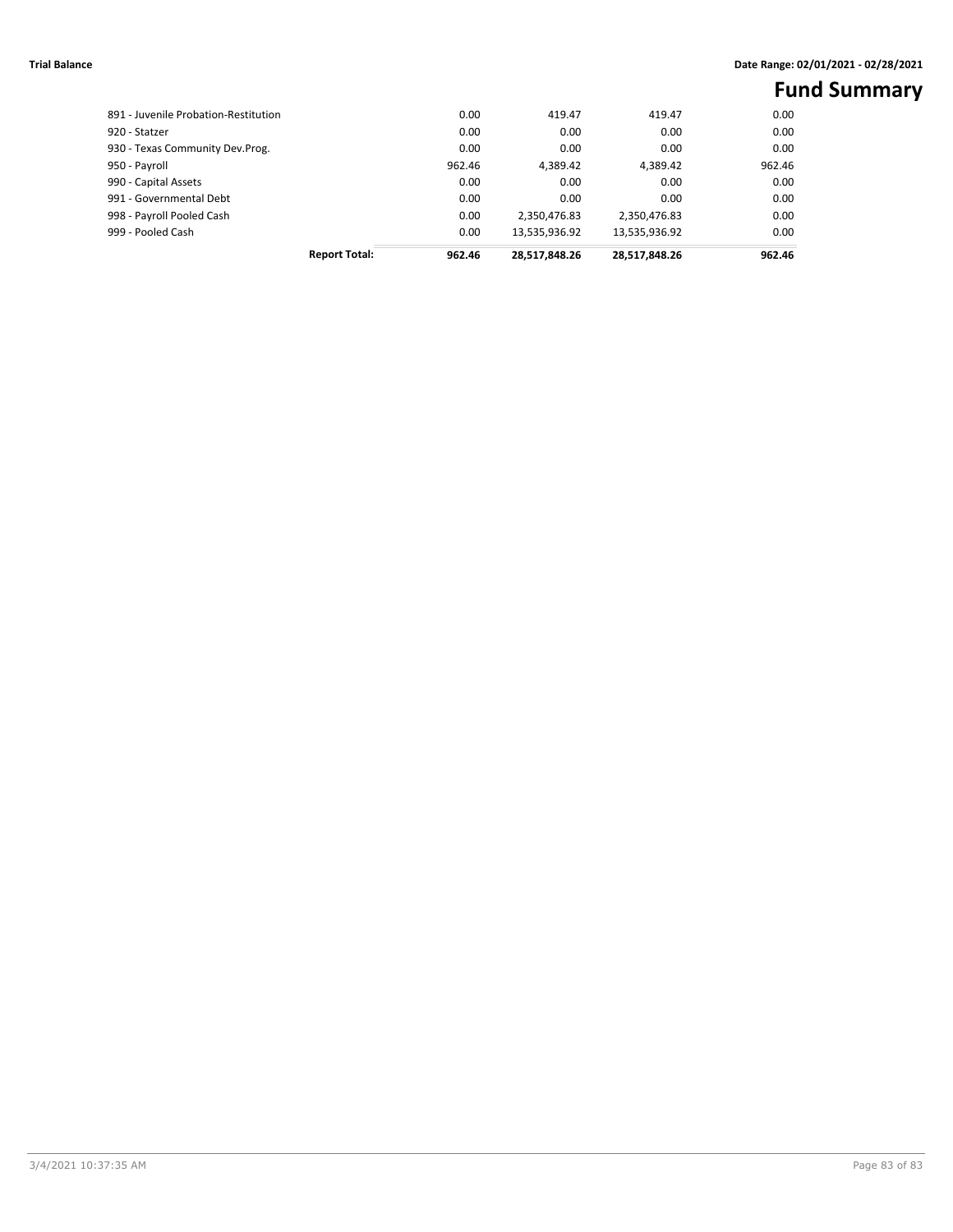# Fund Summary

| | | | | |
|---|---|---|---|---|
| 891 - Juvenile Probation-Restitution | 0.00 | 419.47 | 419.47 | 0.00 |
| 920 - Statzer | 0.00 | 0.00 | 0.00 | 0.00 |
| 930 - Texas Community Dev.Prog. | 0.00 | 0.00 | 0.00 | 0.00 |
| 950 - Payroll | 962.46 | 4,389.42 | 4,389.42 | 962.46 |
| 990 - Capital Assets | 0.00 | 0.00 | 0.00 | 0.00 |
| 991 - Governmental Debt | 0.00 | 0.00 | 0.00 | 0.00 |
| 998 - Payroll Pooled Cash | 0.00 | 2,350,476.83 | 2,350,476.83 | 0.00 |
| 999 - Pooled Cash | 0.00 | 13,535,936.92 | 13,535,936.92 | 0.00 |
| **Report Total:** | **962.46** | **28,517,848.26** | **28,517,848.26** | **962.46** |